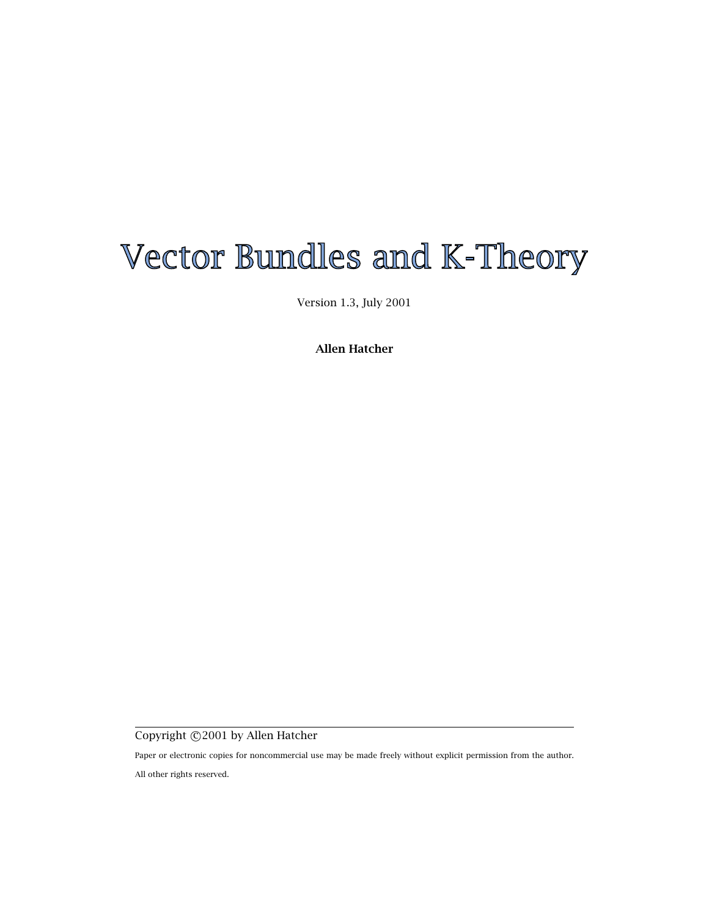# Vector Bundles and K-Theory

Version 1.3, July 2001

**Allen Hatcher**

Copyright ©2001 by Allen Hatcher

Paper or electronic copies for noncommercial use may be made freely without explicit permission from the author.

All other rights reserved.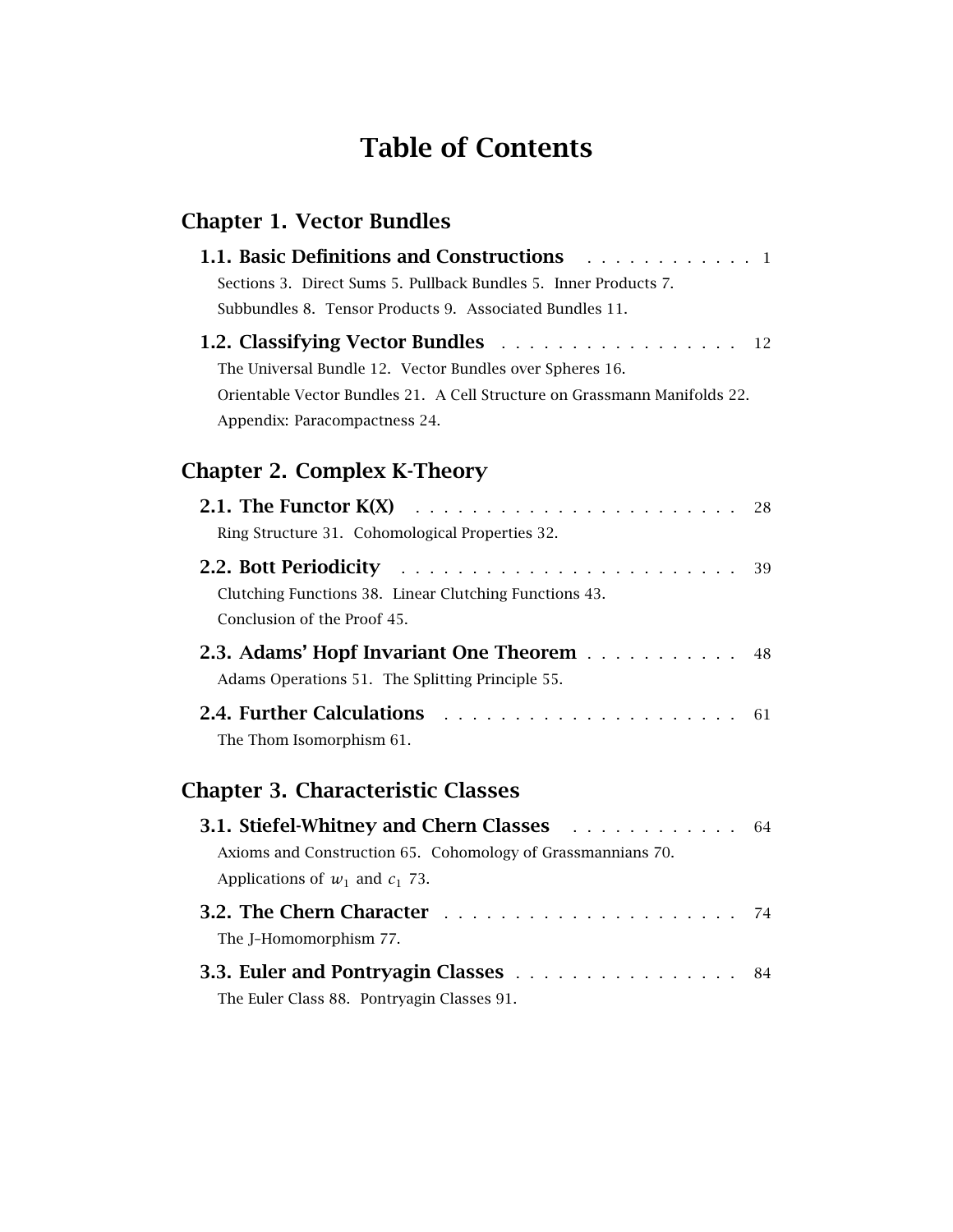# Table of Contents

## Chapter 1. Vector Bundles

**1.1. Basic Definitions and Constructions** . . . . . . . . . . . . 1

Sections 3. Direct Sums 5. Pullback Bundles 5. Inner Products 7.
Subbundles 8. Tensor Products 9. Associated Bundles 11.

**1.2. Classifying Vector Bundles** . . . . . . . . . . . . . . . . . 12

The Universal Bundle 12. Vector Bundles over Spheres 16.
Orientable Vector Bundles 21. A Cell Structure on Grassmann Manifolds 22.
Appendix: Paracompactness 24.

## Chapter 2. Complex K-Theory

**2.1. The Functor K(X)** . . . . . . . . . . . . . . . . . . . . . . . 28

Ring Structure 31. Cohomological Properties 32.

**2.2. Bott Periodicity** . . . . . . . . . . . . . . . . . . . . . . . . 39

Clutching Functions 38. Linear Clutching Functions 43.
Conclusion of the Proof 45.

**2.3. Adams' Hopf Invariant One Theorem** . . . . . . . . . . . 48

Adams Operations 51. The Splitting Principle 55.

**2.4. Further Calculations** . . . . . . . . . . . . . . . . . . . . . 61

The Thom Isomorphism 61.

## Chapter 3. Characteristic Classes

**3.1. Stiefel-Whitney and Chern Classes** . . . . . . . . . . . . 64

Axioms and Construction 65. Cohomology of Grassmannians 70.
Applications of $w_1$ and $c_1$ 73.

**3.2. The Chern Character** . . . . . . . . . . . . . . . . . . . . 74

The J–Homomorphism 77.

**3.3. Euler and Pontryagin Classes** . . . . . . . . . . . . . . . . 84

The Euler Class 88. Pontryagin Classes 91.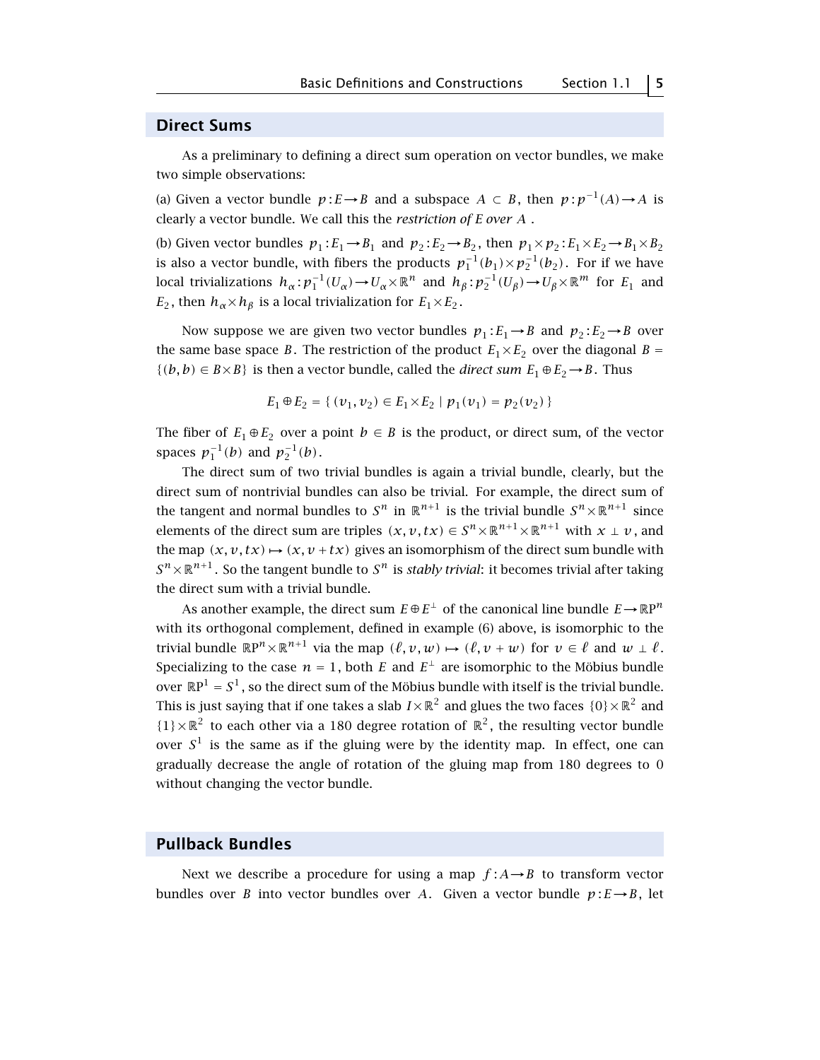## Direct Sums

As a preliminary to defining a direct sum operation on vector bundles, we make two simple observations:

(a) Given a vector bundle $p:E\to B$ and a subspace $A \subset B$, then $p:p^{-1}(A)\to A$ is clearly a vector bundle. We call this the *restriction of E over A* .

(b) Given vector bundles $p_1:E_1\to B_1$ and $p_2:E_2\to B_2$, then $p_1\times p_2:E_1\times E_2\to B_1\times B_2$ is also a vector bundle, with fibers the products $p_1^{-1}(b_1)\times p_2^{-1}(b_2)$. For if we have local trivializations $h_\alpha:p_1^{-1}(U_\alpha)\to U_\alpha\times\mathbb{R}^n$ and $h_\beta:p_2^{-1}(U_\beta)\to U_\beta\times\mathbb{R}^m$ for $E_1$ and $E_2$, then $h_\alpha\times h_\beta$ is a local trivialization for $E_1\times E_2$.

Now suppose we are given two vector bundles $p_1:E_1\to B$ and $p_2:E_2\to B$ over the same base space $B$. The restriction of the product $E_1\times E_2$ over the diagonal $B = \{(b,b)\in B\times B\}$ is then a vector bundle, called the *direct sum* $E_1\oplus E_2\to B$. Thus

$$E_1\oplus E_2 = \{\,(v_1,v_2)\in E_1\times E_2 \mid p_1(v_1) = p_2(v_2)\,\}$$

The fiber of $E_1\oplus E_2$ over a point $b\in B$ is the product, or direct sum, of the vector spaces $p_1^{-1}(b)$ and $p_2^{-1}(b)$.

The direct sum of two trivial bundles is again a trivial bundle, clearly, but the direct sum of nontrivial bundles can also be trivial. For example, the direct sum of the tangent and normal bundles to $S^n$ in $\mathbb{R}^{n+1}$ is the trivial bundle $S^n\times\mathbb{R}^{n+1}$ since elements of the direct sum are triples $(x,v,tx)\in S^n\times\mathbb{R}^{n+1}\times\mathbb{R}^{n+1}$ with $x\perp v$, and the map $(x,v,tx)\mapsto(x,v+tx)$ gives an isomorphism of the direct sum bundle with $S^n\times\mathbb{R}^{n+1}$. So the tangent bundle to $S^n$ is *stably trivial*: it becomes trivial after taking the direct sum with a trivial bundle.

As another example, the direct sum $E\oplus E^\perp$ of the canonical line bundle $E\to\mathbb{R}\mathrm{P}^n$ with its orthogonal complement, defined in example (6) above, is isomorphic to the trivial bundle $\mathbb{R}\mathrm{P}^n\times\mathbb{R}^{n+1}$ via the map $(\ell,v,w)\mapsto(\ell,v+w)$ for $v\in\ell$ and $w\perp\ell$. Specializing to the case $n=1$, both $E$ and $E^\perp$ are isomorphic to the Möbius bundle over $\mathbb{R}\mathrm{P}^1 = S^1$, so the direct sum of the Möbius bundle with itself is the trivial bundle. This is just saying that if one takes a slab $I\times\mathbb{R}^2$ and glues the two faces $\{0\}\times\mathbb{R}^2$ and $\{1\}\times\mathbb{R}^2$ to each other via a 180 degree rotation of $\mathbb{R}^2$, the resulting vector bundle over $S^1$ is the same as if the gluing were by the identity map. In effect, one can gradually decrease the angle of rotation of the gluing map from 180 degrees to 0 without changing the vector bundle.

## Pullback Bundles

Next we describe a procedure for using a map $f:A\to B$ to transform vector bundles over $B$ into vector bundles over $A$. Given a vector bundle $p:E\to B$, let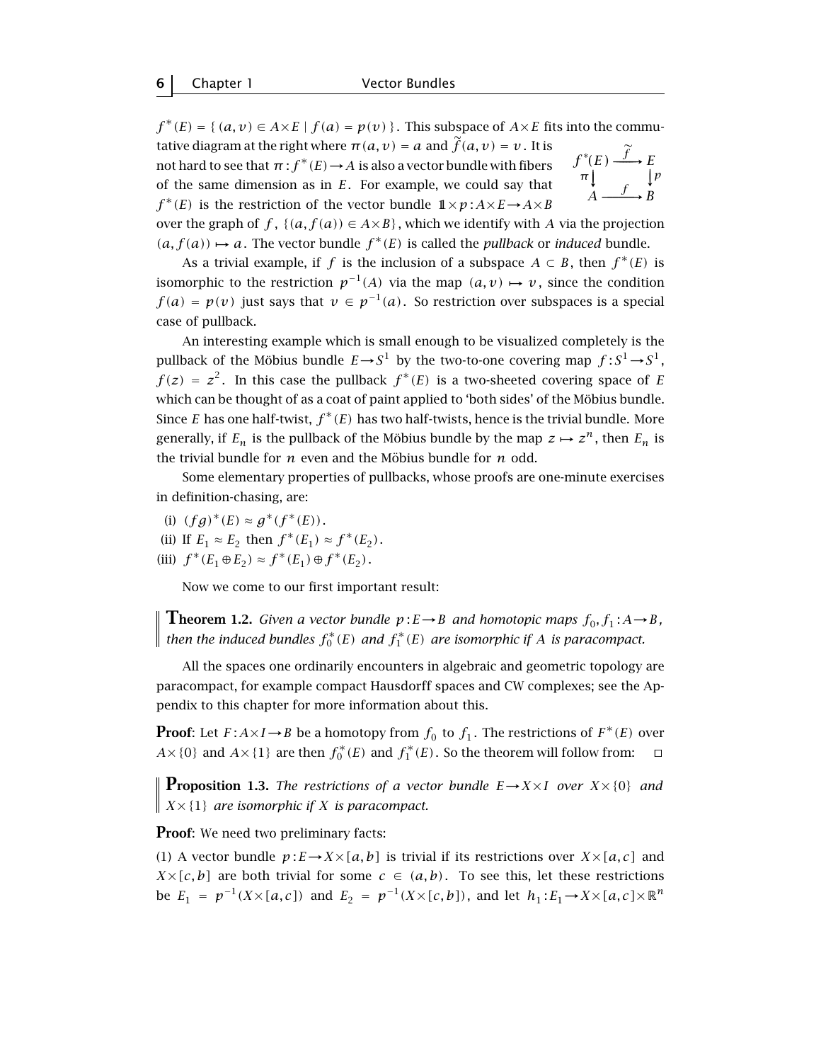$f^*(E) = \{\, (a,v) \in A \times E \mid f(a) = p(v) \,\}$. This subspace of $A \times E$ fits into the commutative diagram at the right where $\pi(a,v) = a$ and $\widetilde{f}(a,v) = v$. It is not hard to see that $\pi : f^*(E) \to A$ is also a vector bundle with fibers of the same dimension as in $E$. For example, we could say that $f^*(E)$ is the restriction of the vector bundle $\mathbb{1} \times p : A \times E \to A \times B$ over the graph of $f$, $\{(a, f(a)) \in A \times B\}$, which we identify with $A$ via the projection $(a, f(a)) \mapsto a$. The vector bundle $f^*(E)$ is called the *pullback* or *induced* bundle.

$$\begin{array}{ccc} f^*(E) & \xrightarrow{\ \widetilde{f}\ } & E \\ \pi \downarrow & & \downarrow p \\ A & \xrightarrow{\ f\ } & B \end{array}$$

As a trivial example, if $f$ is the inclusion of a subspace $A \subset B$, then $f^*(E)$ is isomorphic to the restriction $p^{-1}(A)$ via the map $(a,v) \mapsto v$, since the condition $f(a) = p(v)$ just says that $v \in p^{-1}(a)$. So restriction over subspaces is a special case of pullback.

An interesting example which is small enough to be visualized completely is the pullback of the Möbius bundle $E \to S^1$ by the two-to-one covering map $f : S^1 \to S^1$, $f(z) = z^2$. In this case the pullback $f^*(E)$ is a two-sheeted covering space of $E$ which can be thought of as a coat of paint applied to 'both sides' of the Möbius bundle. Since $E$ has one half-twist, $f^*(E)$ has two half-twists, hence is the trivial bundle. More generally, if $E_n$ is the pullback of the Möbius bundle by the map $z \mapsto z^n$, then $E_n$ is the trivial bundle for $n$ even and the Möbius bundle for $n$ odd.

Some elementary properties of pullbacks, whose proofs are one-minute exercises in definition-chasing, are:

(i) $(fg)^*(E) \approx g^*(f^*(E))$.

(ii) If $E_1 \approx E_2$ then $f^*(E_1) \approx f^*(E_2)$.

(iii) $f^*(E_1 \oplus E_2) \approx f^*(E_1) \oplus f^*(E_2)$.

Now we come to our first important result:

**Theorem 1.2.** *Given a vector bundle $p : E \to B$ and homotopic maps $f_0, f_1 : A \to B$, then the induced bundles $f_0^*(E)$ and $f_1^*(E)$ are isomorphic if $A$ is paracompact.*

All the spaces one ordinarily encounters in algebraic and geometric topology are paracompact, for example compact Hausdorff spaces and CW complexes; see the Appendix to this chapter for more information about this.

**Proof**: Let $F : A \times I \to B$ be a homotopy from $f_0$ to $f_1$. The restrictions of $F^*(E)$ over $A \times \{0\}$ and $A \times \{1\}$ are then $f_0^*(E)$ and $f_1^*(E)$. So the theorem will follow from: $\square$

**Proposition 1.3.** *The restrictions of a vector bundle $E \to X \times I$ over $X \times \{0\}$ and $X \times \{1\}$ are isomorphic if $X$ is paracompact.*

**Proof**: We need two preliminary facts:

(1) A vector bundle $p : E \to X \times [a,b]$ is trivial if its restrictions over $X \times [a,c]$ and $X \times [c,b]$ are both trivial for some $c \in (a,b)$. To see this, let these restrictions be $E_1 = p^{-1}(X \times [a,c])$ and $E_2 = p^{-1}(X \times [c,b])$, and let $h_1 : E_1 \to X \times [a,c] \times \mathbb{R}^n$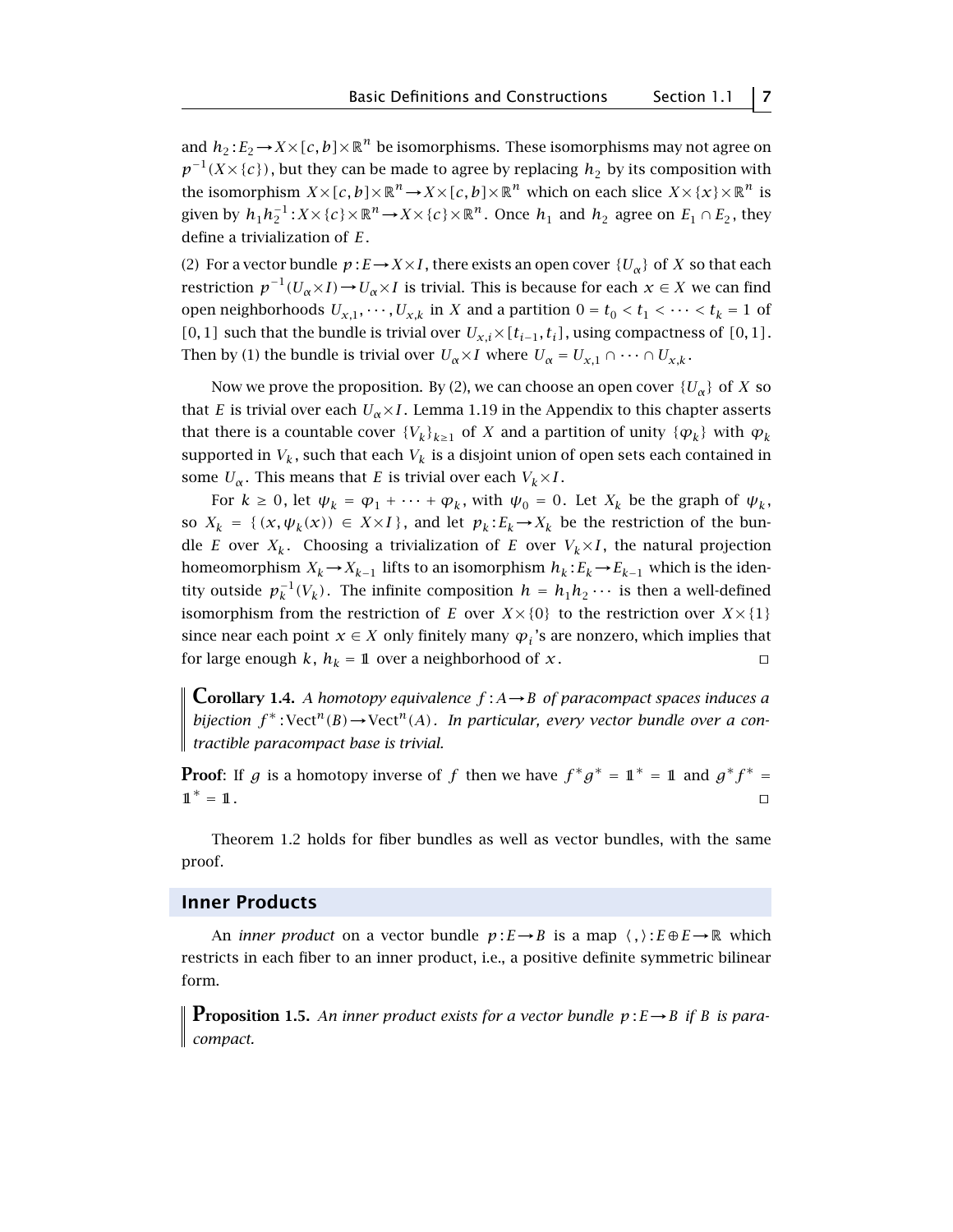and $h_2 : E_2 \to X \times [c,b] \times \mathbb{R}^n$ be isomorphisms. These isomorphisms may not agree on $p^{-1}(X \times \{c\})$, but they can be made to agree by replacing $h_2$ by its composition with the isomorphism $X \times [c,b] \times \mathbb{R}^n \to X \times [c,b] \times \mathbb{R}^n$ which on each slice $X \times \{x\} \times \mathbb{R}^n$ is given by $h_1 h_2^{-1} : X \times \{c\} \times \mathbb{R}^n \to X \times \{c\} \times \mathbb{R}^n$. Once $h_1$ and $h_2$ agree on $E_1 \cap E_2$, they define a trivialization of $E$.

(2) For a vector bundle $p : E \to X \times I$, there exists an open cover $\{U_\alpha\}$ of $X$ so that each restriction $p^{-1}(U_\alpha \times I) \to U_\alpha \times I$ is trivial. This is because for each $x \in X$ we can find open neighborhoods $U_{x,1}, \cdots, U_{x,k}$ in $X$ and a partition $0 = t_0 < t_1 < \cdots < t_k = 1$ of $[0,1]$ such that the bundle is trivial over $U_{x,i} \times [t_{i-1}, t_i]$, using compactness of $[0,1]$. Then by (1) the bundle is trivial over $U_\alpha \times I$ where $U_\alpha = U_{x,1} \cap \cdots \cap U_{x,k}$.

Now we prove the proposition. By (2), we can choose an open cover $\{U_\alpha\}$ of $X$ so that $E$ is trivial over each $U_\alpha \times I$. Lemma 1.19 in the Appendix to this chapter asserts that there is a countable cover $\{V_k\}_{k \ge 1}$ of $X$ and a partition of unity $\{\varphi_k\}$ with $\varphi_k$ supported in $V_k$, such that each $V_k$ is a disjoint union of open sets each contained in some $U_\alpha$. This means that $E$ is trivial over each $V_k \times I$.

For $k \ge 0$, let $\psi_k = \varphi_1 + \cdots + \varphi_k$, with $\psi_0 = 0$. Let $X_k$ be the graph of $\psi_k$, so $X_k = \{(x, \psi_k(x)) \in X \times I\}$, and let $p_k : E_k \to X_k$ be the restriction of the bundle $E$ over $X_k$. Choosing a trivialization of $E$ over $V_k \times I$, the natural projection homeomorphism $X_k \to X_{k-1}$ lifts to an isomorphism $h_k : E_k \to E_{k-1}$ which is the identity outside $p_k^{-1}(V_k)$. The infinite composition $h = h_1 h_2 \cdots$ is then a well-defined isomorphism from the restriction of $E$ over $X \times \{0\}$ to the restriction over $X \times \{1\}$ since near each point $x \in X$ only finitely many $\varphi_i$'s are nonzero, which implies that for large enough $k$, $h_k = 1\!\!1$ over a neighborhood of $x$. □

**Corollary 1.4.** *A homotopy equivalence $f : A \to B$ of paracompact spaces induces a bijection $f^* : \mathrm{Vect}^n(B) \to \mathrm{Vect}^n(A)$. In particular, every vector bundle over a contractible paracompact base is trivial.*

**Proof**: If $g$ is a homotopy inverse of $f$ then we have $f^* g^* = 1\!\!1^* = 1\!\!1$ and $g^* f^* = 1\!\!1^* = 1\!\!1$. □

Theorem 1.2 holds for fiber bundles as well as vector bundles, with the same proof.

## Inner Products

An *inner product* on a vector bundle $p : E \to B$ is a map $\langle\, , \rangle : E \oplus E \to \mathbb{R}$ which restricts in each fiber to an inner product, i.e., a positive definite symmetric bilinear form.

**Proposition 1.5.** *An inner product exists for a vector bundle $p : E \to B$ if $B$ is paracompact.*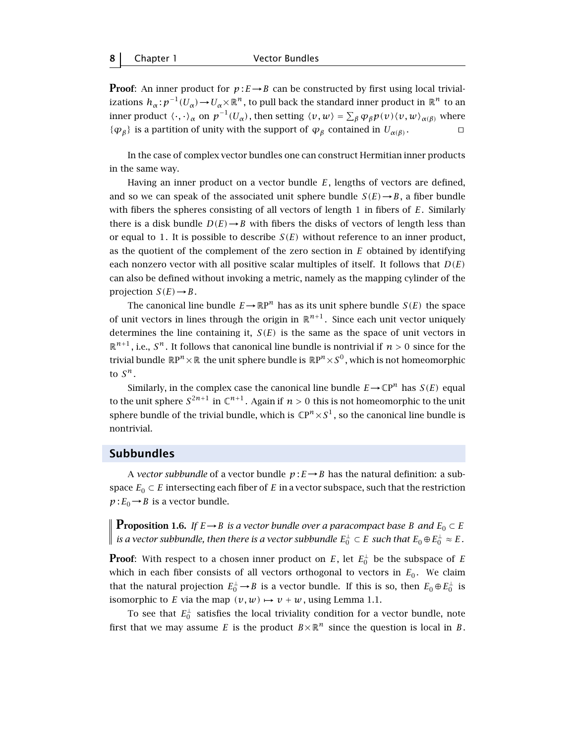**Proof**: An inner product for $p : E \to B$ can be constructed by first using local trivializations $h_\alpha : p^{-1}(U_\alpha) \to U_\alpha \times \mathbb{R}^n$, to pull back the standard inner product in $\mathbb{R}^n$ to an inner product $\langle \cdot, \cdot \rangle_\alpha$ on $p^{-1}(U_\alpha)$, then setting $\langle v, w \rangle = \sum_\beta \varphi_\beta p(v) \langle v, w \rangle_{\alpha(\beta)}$ where $\{\varphi_\beta\}$ is a partition of unity with the support of $\varphi_\beta$ contained in $U_{\alpha(\beta)}$. ◻

In the case of complex vector bundles one can construct Hermitian inner products in the same way.

Having an inner product on a vector bundle $E$, lengths of vectors are defined, and so we can speak of the associated unit sphere bundle $S(E) \to B$, a fiber bundle with fibers the spheres consisting of all vectors of length 1 in fibers of $E$. Similarly there is a disk bundle $D(E) \to B$ with fibers the disks of vectors of length less than or equal to 1. It is possible to describe $S(E)$ without reference to an inner product, as the quotient of the complement of the zero section in $E$ obtained by identifying each nonzero vector with all positive scalar multiples of itself. It follows that $D(E)$ can also be defined without invoking a metric, namely as the mapping cylinder of the projection $S(E) \to B$.

The canonical line bundle $E \to \mathbb{R}\mathrm{P}^n$ has as its unit sphere bundle $S(E)$ the space of unit vectors in lines through the origin in $\mathbb{R}^{n+1}$. Since each unit vector uniquely determines the line containing it, $S(E)$ is the same as the space of unit vectors in $\mathbb{R}^{n+1}$, i.e., $S^n$. It follows that canonical line bundle is nontrivial if $n > 0$ since for the trivial bundle $\mathbb{R}\mathrm{P}^n \times \mathbb{R}$ the unit sphere bundle is $\mathbb{R}\mathrm{P}^n \times S^0$, which is not homeomorphic to $S^n$.

Similarly, in the complex case the canonical line bundle $E \to \mathbb{C}\mathrm{P}^n$ has $S(E)$ equal to the unit sphere $S^{2n+1}$ in $\mathbb{C}^{n+1}$. Again if $n > 0$ this is not homeomorphic to the unit sphere bundle of the trivial bundle, which is $\mathbb{C}\mathrm{P}^n \times S^1$, so the canonical line bundle is nontrivial.

## Subbundles

A *vector subbundle* of a vector bundle $p : E \to B$ has the natural definition: a subspace $E_0 \subset E$ intersecting each fiber of $E$ in a vector subspace, such that the restriction $p : E_0 \to B$ is a vector bundle.

**Proposition 1.6.** *If $E \to B$ is a vector bundle over a paracompact base $B$ and $E_0 \subset E$ is a vector subbundle, then there is a vector subbundle $E_0^\perp \subset E$ such that $E_0 \oplus E_0^\perp \approx E$.*

**Proof**: With respect to a chosen inner product on $E$, let $E_0^\perp$ be the subspace of $E$ which in each fiber consists of all vectors orthogonal to vectors in $E_0$. We claim that the natural projection $E_0^\perp \to B$ is a vector bundle. If this is so, then $E_0 \oplus E_0^\perp$ is isomorphic to $E$ via the map $(v, w) \mapsto v + w$, using Lemma 1.1.

To see that $E_0^\perp$ satisfies the local triviality condition for a vector bundle, note first that we may assume $E$ is the product $B \times \mathbb{R}^n$ since the question is local in $B$.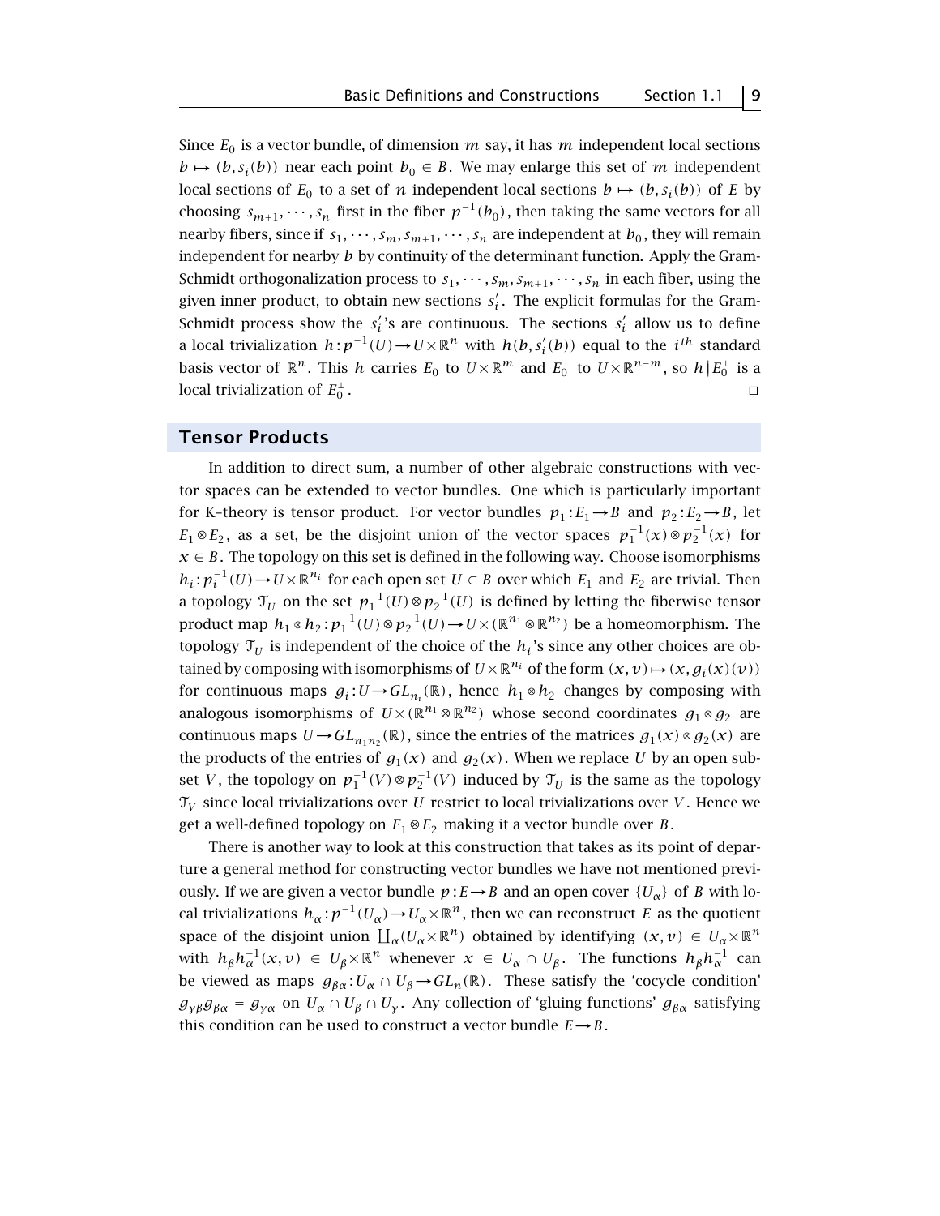Since $E_0$ is a vector bundle, of dimension $m$ say, it has $m$ independent local sections $b \mapsto (b, s_i(b))$ near each point $b_0 \in B$. We may enlarge this set of $m$ independent local sections of $E_0$ to a set of $n$ independent local sections $b \mapsto (b, s_i(b))$ of $E$ by choosing $s_{m+1}, \cdots, s_n$ first in the fiber $p^{-1}(b_0)$, then taking the same vectors for all nearby fibers, since if $s_1, \cdots, s_m, s_{m+1}, \cdots, s_n$ are independent at $b_0$, they will remain independent for nearby $b$ by continuity of the determinant function. Apply the Gram-Schmidt orthogonalization process to $s_1, \cdots, s_m, s_{m+1}, \cdots, s_n$ in each fiber, using the given inner product, to obtain new sections $s_i'$. The explicit formulas for the Gram-Schmidt process show the $s_i'$'s are continuous. The sections $s_i'$ allow us to define a local trivialization $h : p^{-1}(U) \to U \times \mathbb{R}^n$ with $h(b, s_i'(b))$ equal to the $i^{th}$ standard basis vector of $\mathbb{R}^n$. This $h$ carries $E_0$ to $U \times \mathbb{R}^m$ and $E_0^{\perp}$ to $U \times \mathbb{R}^{n-m}$, so $h | E_0^{\perp}$ is a local trivialization of $E_0^{\perp}$. ◻

## Tensor Products

In addition to direct sum, a number of other algebraic constructions with vector spaces can be extended to vector bundles. One which is particularly important for K–theory is tensor product. For vector bundles $p_1 : E_1 \to B$ and $p_2 : E_2 \to B$, let $E_1 \otimes E_2$, as a set, be the disjoint union of the vector spaces $p_1^{-1}(x) \otimes p_2^{-1}(x)$ for $x \in B$. The topology on this set is defined in the following way. Choose isomorphisms $h_i : p_i^{-1}(U) \to U \times \mathbb{R}^{n_i}$ for each open set $U \subset B$ over which $E_1$ and $E_2$ are trivial. Then a topology $\mathcal{T}_U$ on the set $p_1^{-1}(U) \otimes p_2^{-1}(U)$ is defined by letting the fiberwise tensor product map $h_1 \otimes h_2 : p_1^{-1}(U) \otimes p_2^{-1}(U) \to U \times (\mathbb{R}^{n_1} \otimes \mathbb{R}^{n_2})$ be a homeomorphism. The topology $\mathcal{T}_U$ is independent of the choice of the $h_i$'s since any other choices are obtained by composing with isomorphisms of $U \times \mathbb{R}^{n_i}$ of the form $(x, v) \mapsto (x, g_i(x)(v))$ for continuous maps $g_i : U \to GL_{n_i}(\mathbb{R})$, hence $h_1 \otimes h_2$ changes by composing with analogous isomorphisms of $U \times (\mathbb{R}^{n_1} \otimes \mathbb{R}^{n_2})$ whose second coordinates $g_1 \otimes g_2$ are continuous maps $U \to GL_{n_1 n_2}(\mathbb{R})$, since the entries of the matrices $g_1(x) \otimes g_2(x)$ are the products of the entries of $g_1(x)$ and $g_2(x)$. When we replace $U$ by an open subset $V$, the topology on $p_1^{-1}(V) \otimes p_2^{-1}(V)$ induced by $\mathcal{T}_U$ is the same as the topology $\mathcal{T}_V$ since local trivializations over $U$ restrict to local trivializations over $V$. Hence we get a well-defined topology on $E_1 \otimes E_2$ making it a vector bundle over $B$.

There is another way to look at this construction that takes as its point of departure a general method for constructing vector bundles we have not mentioned previously. If we are given a vector bundle $p : E \to B$ and an open cover $\{U_\alpha\}$ of $B$ with local trivializations $h_\alpha : p^{-1}(U_\alpha) \to U_\alpha \times \mathbb{R}^n$, then we can reconstruct $E$ as the quotient space of the disjoint union $\coprod_\alpha (U_\alpha \times \mathbb{R}^n)$ obtained by identifying $(x, v) \in U_\alpha \times \mathbb{R}^n$ with $h_\beta h_\alpha^{-1}(x, v) \in U_\beta \times \mathbb{R}^n$ whenever $x \in U_\alpha \cap U_\beta$. The functions $h_\beta h_\alpha^{-1}$ can be viewed as maps $g_{\beta\alpha} : U_\alpha \cap U_\beta \to GL_n(\mathbb{R})$. These satisfy the 'cocycle condition' $g_{\gamma\beta} g_{\beta\alpha} = g_{\gamma\alpha}$ on $U_\alpha \cap U_\beta \cap U_\gamma$. Any collection of 'gluing functions' $g_{\beta\alpha}$ satisfying this condition can be used to construct a vector bundle $E \to B$.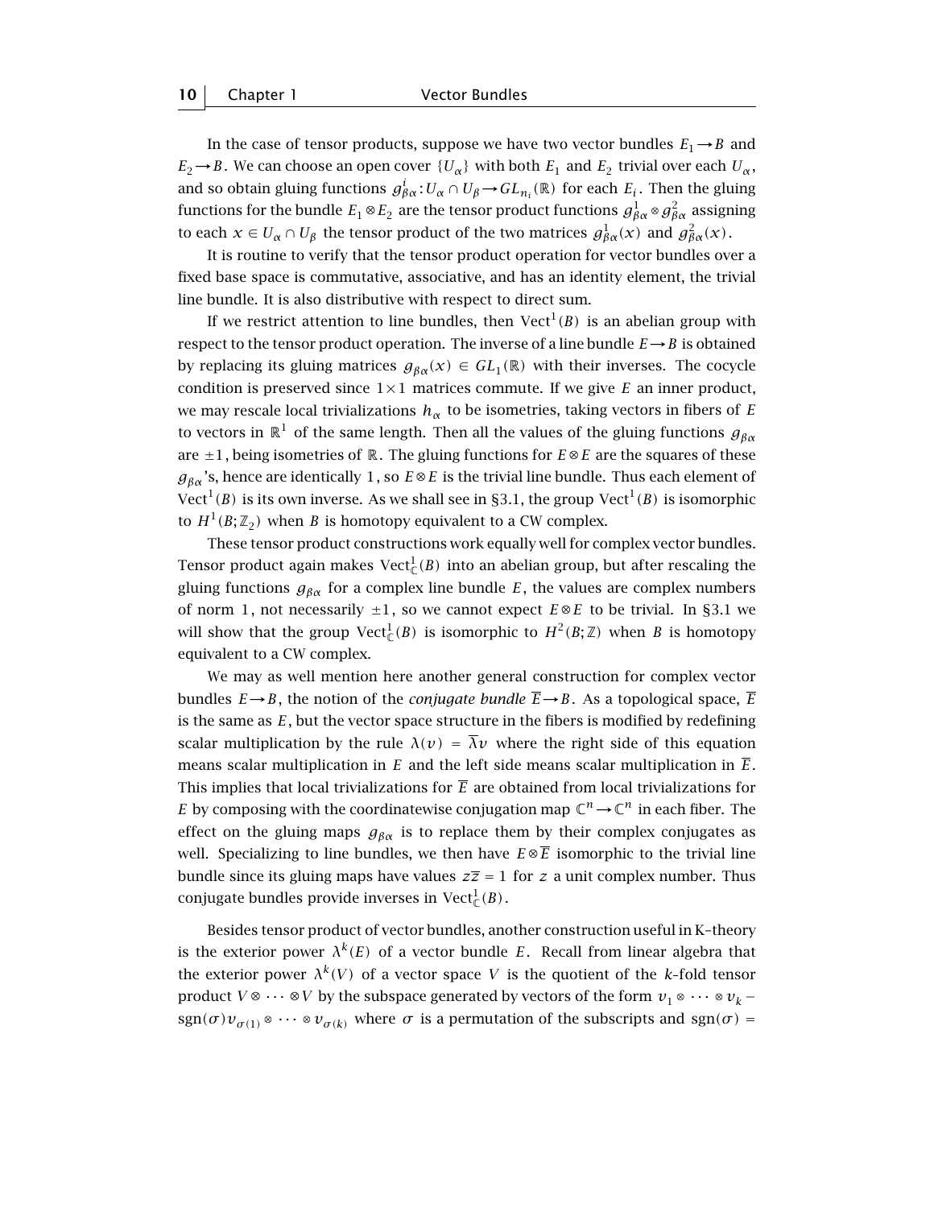In the case of tensor products, suppose we have two vector bundles $E_1 \to B$ and $E_2 \to B$. We can choose an open cover $\{U_\alpha\}$ with both $E_1$ and $E_2$ trivial over each $U_\alpha$, and so obtain gluing functions $g^i_{\beta\alpha}: U_\alpha \cap U_\beta \to GL_{n_i}(\mathbb{R})$ for each $E_i$. Then the gluing functions for the bundle $E_1 \otimes E_2$ are the tensor product functions $g^1_{\beta\alpha} \otimes g^2_{\beta\alpha}$ assigning to each $x \in U_\alpha \cap U_\beta$ the tensor product of the two matrices $g^1_{\beta\alpha}(x)$ and $g^2_{\beta\alpha}(x)$.

It is routine to verify that the tensor product operation for vector bundles over a fixed base space is commutative, associative, and has an identity element, the trivial line bundle. It is also distributive with respect to direct sum.

If we restrict attention to line bundles, then $\mathrm{Vect}^1(B)$ is an abelian group with respect to the tensor product operation. The inverse of a line bundle $E \to B$ is obtained by replacing its gluing matrices $g_{\beta\alpha}(x) \in GL_1(\mathbb{R})$ with their inverses. The cocycle condition is preserved since $1 \times 1$ matrices commute. If we give $E$ an inner product, we may rescale local trivializations $h_\alpha$ to be isometries, taking vectors in fibers of $E$ to vectors in $\mathbb{R}^1$ of the same length. Then all the values of the gluing functions $g_{\beta\alpha}$ are $\pm 1$, being isometries of $\mathbb{R}$. The gluing functions for $E \otimes E$ are the squares of these $g_{\beta\alpha}$'s, hence are identically $1$, so $E \otimes E$ is the trivial line bundle. Thus each element of $\mathrm{Vect}^1(B)$ is its own inverse. As we shall see in §3.1, the group $\mathrm{Vect}^1(B)$ is isomorphic to $H^1(B;\mathbb{Z}_2)$ when $B$ is homotopy equivalent to a CW complex.

These tensor product constructions work equally well for complex vector bundles. Tensor product again makes $\mathrm{Vect}^1_{\mathbb{C}}(B)$ into an abelian group, but after rescaling the gluing functions $g_{\beta\alpha}$ for a complex line bundle $E$, the values are complex numbers of norm $1$, not necessarily $\pm 1$, so we cannot expect $E \otimes E$ to be trivial. In §3.1 we will show that the group $\mathrm{Vect}^1_{\mathbb{C}}(B)$ is isomorphic to $H^2(B;\mathbb{Z})$ when $B$ is homotopy equivalent to a CW complex.

We may as well mention here another general construction for complex vector bundles $E \to B$, the notion of the *conjugate bundle* $\overline{E} \to B$. As a topological space, $\overline{E}$ is the same as $E$, but the vector space structure in the fibers is modified by redefining scalar multiplication by the rule $\lambda(v) = \overline{\lambda}v$ where the right side of this equation means scalar multiplication in $E$ and the left side means scalar multiplication in $\overline{E}$. This implies that local trivializations for $\overline{E}$ are obtained from local trivializations for $E$ by composing with the coordinatewise conjugation map $\mathbb{C}^n \to \mathbb{C}^n$ in each fiber. The effect on the gluing maps $g_{\beta\alpha}$ is to replace them by their complex conjugates as well. Specializing to line bundles, we then have $E \otimes \overline{E}$ isomorphic to the trivial line bundle since its gluing maps have values $z\overline{z} = 1$ for $z$ a unit complex number. Thus conjugate bundles provide inverses in $\mathrm{Vect}^1_{\mathbb{C}}(B)$.

Besides tensor product of vector bundles, another construction useful in K–theory is the exterior power $\lambda^k(E)$ of a vector bundle $E$. Recall from linear algebra that the exterior power $\lambda^k(V)$ of a vector space $V$ is the quotient of the $k$-fold tensor product $V \otimes \cdots \otimes V$ by the subspace generated by vectors of the form $v_1 \otimes \cdots \otimes v_k - \mathrm{sgn}(\sigma) v_{\sigma(1)} \otimes \cdots \otimes v_{\sigma(k)}$ where $\sigma$ is a permutation of the subscripts and $\mathrm{sgn}(\sigma) =$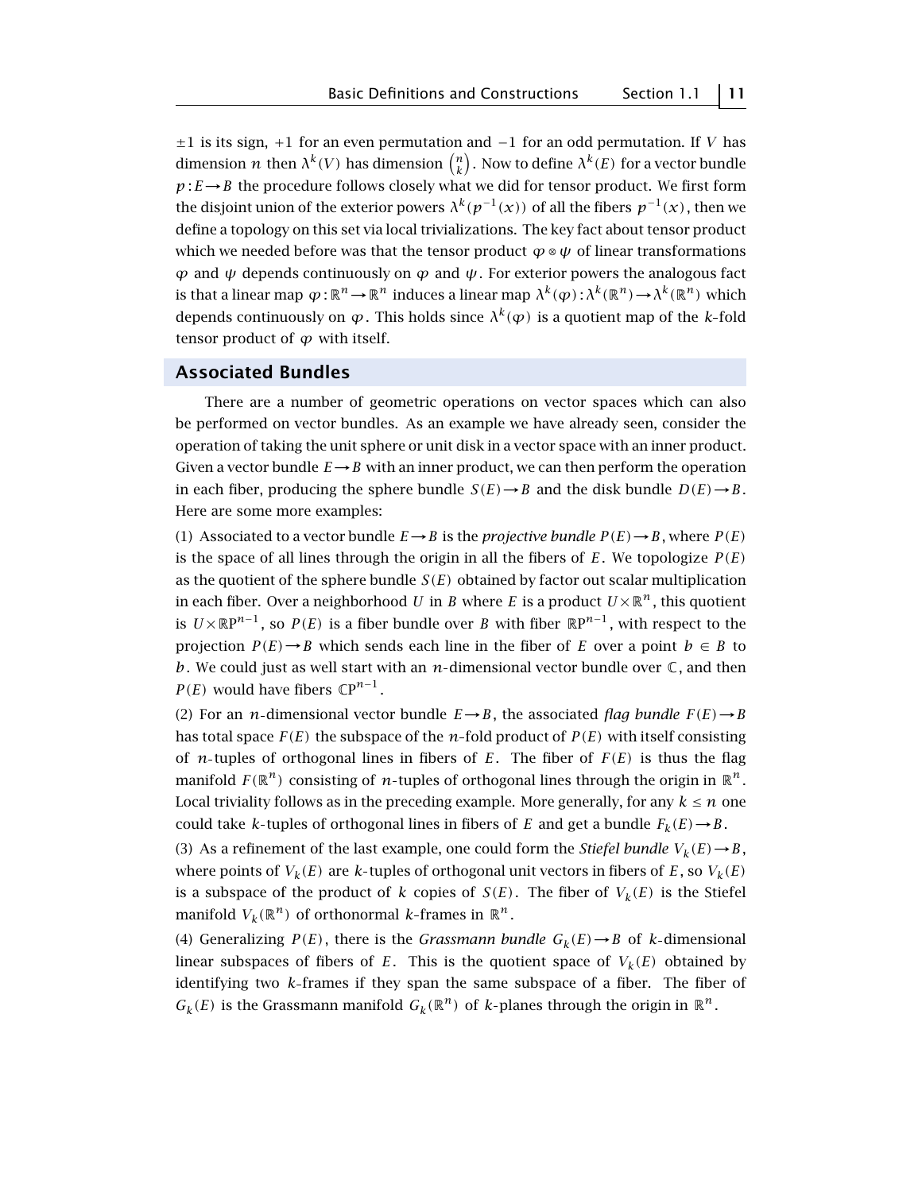$\pm 1$ is its sign, $+1$ for an even permutation and $-1$ for an odd permutation. If $V$ has dimension $n$ then $\lambda^k(V)$ has dimension $\binom{n}{k}$. Now to define $\lambda^k(E)$ for a vector bundle $p : E \to B$ the procedure follows closely what we did for tensor product. We first form the disjoint union of the exterior powers $\lambda^k(p^{-1}(x))$ of all the fibers $p^{-1}(x)$, then we define a topology on this set via local trivializations. The key fact about tensor product which we needed before was that the tensor product $\varphi \otimes \psi$ of linear transformations $\varphi$ and $\psi$ depends continuously on $\varphi$ and $\psi$. For exterior powers the analogous fact is that a linear map $\varphi : \mathbb{R}^n \to \mathbb{R}^n$ induces a linear map $\lambda^k(\varphi) : \lambda^k(\mathbb{R}^n) \to \lambda^k(\mathbb{R}^n)$ which depends continuously on $\varphi$. This holds since $\lambda^k(\varphi)$ is a quotient map of the $k$-fold tensor product of $\varphi$ with itself.

## Associated Bundles

There are a number of geometric operations on vector spaces which can also be performed on vector bundles. As an example we have already seen, consider the operation of taking the unit sphere or unit disk in a vector space with an inner product. Given a vector bundle $E \to B$ with an inner product, we can then perform the operation in each fiber, producing the sphere bundle $S(E) \to B$ and the disk bundle $D(E) \to B$. Here are some more examples:

(1) Associated to a vector bundle $E \to B$ is the *projective bundle* $P(E) \to B$, where $P(E)$ is the space of all lines through the origin in all the fibers of $E$. We topologize $P(E)$ as the quotient of the sphere bundle $S(E)$ obtained by factor out scalar multiplication in each fiber. Over a neighborhood $U$ in $B$ where $E$ is a product $U \times \mathbb{R}^n$, this quotient is $U \times \mathbb{R}P^{n-1}$, so $P(E)$ is a fiber bundle over $B$ with fiber $\mathbb{R}P^{n-1}$, with respect to the projection $P(E) \to B$ which sends each line in the fiber of $E$ over a point $b \in B$ to $b$. We could just as well start with an $n$-dimensional vector bundle over $\mathbb{C}$, and then $P(E)$ would have fibers $\mathbb{C}P^{n-1}$.

(2) For an $n$-dimensional vector bundle $E \to B$, the associated *flag bundle* $F(E) \to B$ has total space $F(E)$ the subspace of the $n$-fold product of $P(E)$ with itself consisting of $n$-tuples of orthogonal lines in fibers of $E$. The fiber of $F(E)$ is thus the flag manifold $F(\mathbb{R}^n)$ consisting of $n$-tuples of orthogonal lines through the origin in $\mathbb{R}^n$. Local triviality follows as in the preceding example. More generally, for any $k \le n$ one could take $k$-tuples of orthogonal lines in fibers of $E$ and get a bundle $F_k(E) \to B$.

(3) As a refinement of the last example, one could form the *Stiefel bundle* $V_k(E) \to B$, where points of $V_k(E)$ are $k$-tuples of orthogonal unit vectors in fibers of $E$, so $V_k(E)$ is a subspace of the product of $k$ copies of $S(E)$. The fiber of $V_k(E)$ is the Stiefel manifold $V_k(\mathbb{R}^n)$ of orthonormal $k$-frames in $\mathbb{R}^n$.

(4) Generalizing $P(E)$, there is the *Grassmann bundle* $G_k(E) \to B$ of $k$-dimensional linear subspaces of fibers of $E$. This is the quotient space of $V_k(E)$ obtained by identifying two $k$-frames if they span the same subspace of a fiber. The fiber of $G_k(E)$ is the Grassmann manifold $G_k(\mathbb{R}^n)$ of $k$-planes through the origin in $\mathbb{R}^n$.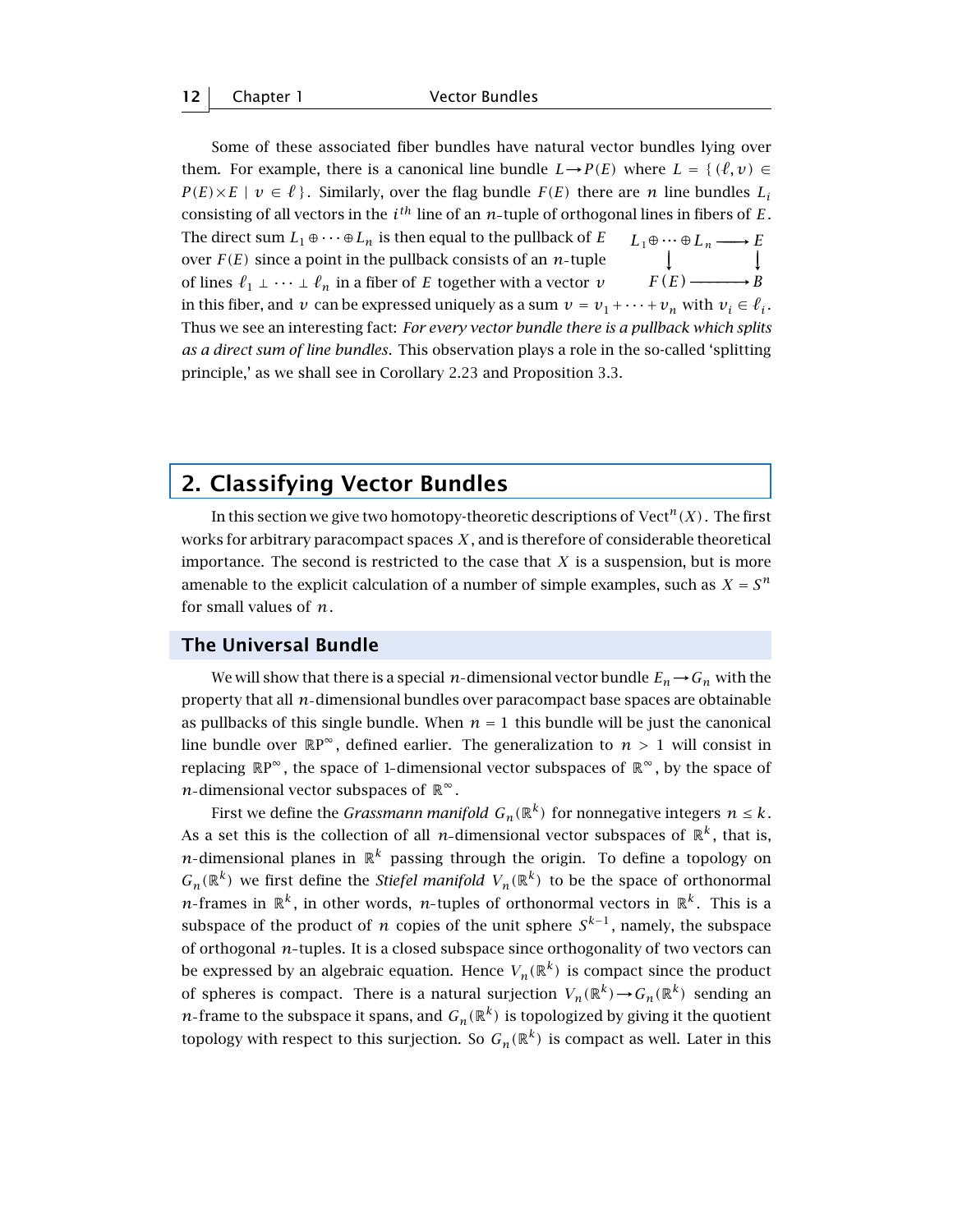Some of these associated fiber bundles have natural vector bundles lying over them. For example, there is a canonical line bundle $L \to P(E)$ where $L = \{(\ell, v) \in P(E) \times E \mid v \in \ell\}$. Similarly, over the flag bundle $F(E)$ there are $n$ line bundles $L_i$ consisting of all vectors in the $i^{th}$ line of an $n$-tuple of orthogonal lines in fibers of $E$. The direct sum $L_1 \oplus \cdots \oplus L_n$ is then equal to the pullback of $E$ over $F(E)$ since a point in the pullback consists of an $n$-tuple of lines $\ell_1 \perp \cdots \perp \ell_n$ in a fiber of $E$ together with a vector $v$ in this fiber, and $v$ can be expressed uniquely as a sum $v = v_1 + \cdots + v_n$ with $v_i \in \ell_i$. Thus we see an interesting fact: *For every vector bundle there is a pullback which splits as a direct sum of line bundles.* This observation plays a role in the so-called 'splitting principle,' as we shall see in Corollary 2.23 and Proposition 3.3.

$$\begin{array}{ccc} L_1 \oplus \cdots \oplus L_n & \longrightarrow & E \\ \downarrow & & \downarrow \\ F(E) & \longrightarrow & B \end{array}$$

## 2. Classifying Vector Bundles

In this section we give two homotopy-theoretic descriptions of $\mathrm{Vect}^n(X)$. The first works for arbitrary paracompact spaces $X$, and is therefore of considerable theoretical importance. The second is restricted to the case that $X$ is a suspension, but is more amenable to the explicit calculation of a number of simple examples, such as $X = S^n$ for small values of $n$.

### The Universal Bundle

We will show that there is a special $n$-dimensional vector bundle $E_n \to G_n$ with the property that all $n$-dimensional bundles over paracompact base spaces are obtainable as pullbacks of this single bundle. When $n = 1$ this bundle will be just the canonical line bundle over $\mathbb{R}P^\infty$, defined earlier. The generalization to $n > 1$ will consist in replacing $\mathbb{R}P^\infty$, the space of 1-dimensional vector subspaces of $\mathbb{R}^\infty$, by the space of $n$-dimensional vector subspaces of $\mathbb{R}^\infty$.

First we define the *Grassmann manifold* $G_n(\mathbb{R}^k)$ for nonnegative integers $n \le k$. As a set this is the collection of all $n$-dimensional vector subspaces of $\mathbb{R}^k$, that is, $n$-dimensional planes in $\mathbb{R}^k$ passing through the origin. To define a topology on $G_n(\mathbb{R}^k)$ we first define the *Stiefel manifold* $V_n(\mathbb{R}^k)$ to be the space of orthonormal $n$-frames in $\mathbb{R}^k$, in other words, $n$-tuples of orthonormal vectors in $\mathbb{R}^k$. This is a subspace of the product of $n$ copies of the unit sphere $S^{k-1}$, namely, the subspace of orthogonal $n$-tuples. It is a closed subspace since orthogonality of two vectors can be expressed by an algebraic equation. Hence $V_n(\mathbb{R}^k)$ is compact since the product of spheres is compact. There is a natural surjection $V_n(\mathbb{R}^k) \to G_n(\mathbb{R}^k)$ sending an $n$-frame to the subspace it spans, and $G_n(\mathbb{R}^k)$ is topologized by giving it the quotient topology with respect to this surjection. So $G_n(\mathbb{R}^k)$ is compact as well. Later in this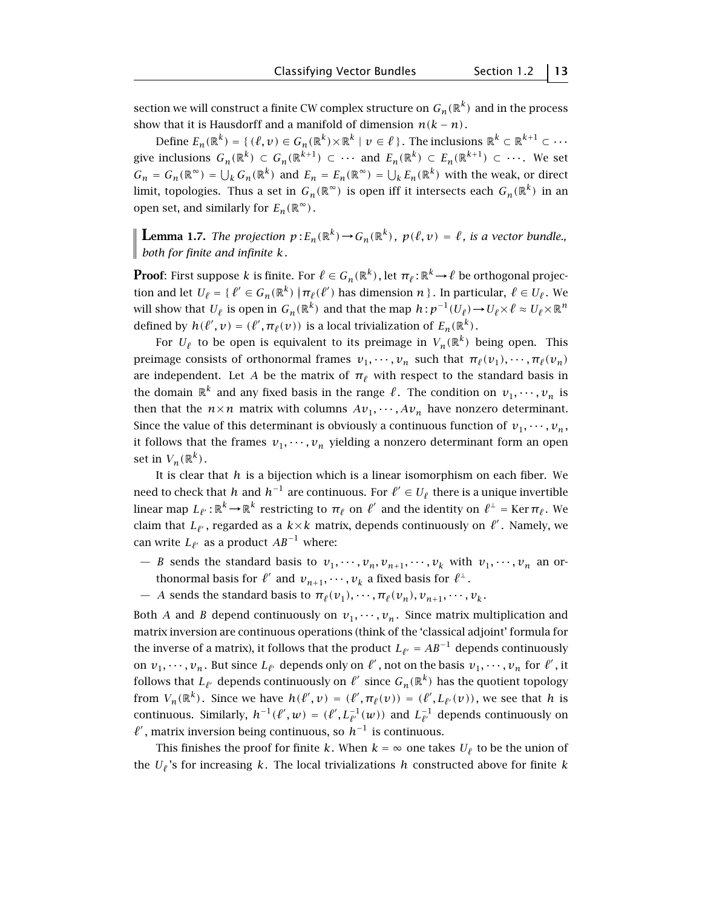section we will construct a finite CW complex structure on $G_n(\mathbb{R}^k)$ and in the process show that it is Hausdorff and a manifold of dimension $n(k-n)$.

Define $E_n(\mathbb{R}^k) = \{(\ell, v) \in G_n(\mathbb{R}^k) \times \mathbb{R}^k \mid v \in \ell\}$. The inclusions $\mathbb{R}^k \subset \mathbb{R}^{k+1} \subset \cdots$ give inclusions $G_n(\mathbb{R}^k) \subset G_n(\mathbb{R}^{k+1}) \subset \cdots$ and $E_n(\mathbb{R}^k) \subset E_n(\mathbb{R}^{k+1}) \subset \cdots$. We set $G_n = G_n(\mathbb{R}^\infty) = \bigcup_k G_n(\mathbb{R}^k)$ and $E_n = E_n(\mathbb{R}^\infty) = \bigcup_k E_n(\mathbb{R}^k)$ with the weak, or direct limit, topologies. Thus a set in $G_n(\mathbb{R}^\infty)$ is open iff it intersects each $G_n(\mathbb{R}^k)$ in an open set, and similarly for $E_n(\mathbb{R}^\infty)$.

**Lemma 1.7.** *The projection $p: E_n(\mathbb{R}^k) \to G_n(\mathbb{R}^k)$, $p(\ell, v) = \ell$, is a vector bundle., both for finite and infinite $k$.*

**Proof**: First suppose $k$ is finite. For $\ell \in G_n(\mathbb{R}^k)$, let $\pi_\ell: \mathbb{R}^k \to \ell$ be orthogonal projection and let $U_\ell = \{\ell' \in G_n(\mathbb{R}^k) \mid \pi_\ell(\ell') \text{ has dimension } n\}$. In particular, $\ell \in U_\ell$. We will show that $U_\ell$ is open in $G_n(\mathbb{R}^k)$ and that the map $h: p^{-1}(U_\ell) \to U_\ell \times \ell \approx U_\ell \times \mathbb{R}^n$ defined by $h(\ell', v) = (\ell', \pi_\ell(v))$ is a local trivialization of $E_n(\mathbb{R}^k)$.

For $U_\ell$ to be open is equivalent to its preimage in $V_n(\mathbb{R}^k)$ being open. This preimage consists of orthonormal frames $v_1, \cdots, v_n$ such that $\pi_\ell(v_1), \cdots, \pi_\ell(v_n)$ are independent. Let $A$ be the matrix of $\pi_\ell$ with respect to the standard basis in the domain $\mathbb{R}^k$ and any fixed basis in the range $\ell$. The condition on $v_1, \cdots, v_n$ is then that the $n \times n$ matrix with columns $Av_1, \cdots, Av_n$ have nonzero determinant. Since the value of this determinant is obviously a continuous function of $v_1, \cdots, v_n$, it follows that the frames $v_1, \cdots, v_n$ yielding a nonzero determinant form an open set in $V_n(\mathbb{R}^k)$.

It is clear that $h$ is a bijection which is a linear isomorphism on each fiber. We need to check that $h$ and $h^{-1}$ are continuous. For $\ell' \in U_\ell$ there is a unique invertible linear map $L_{\ell'}: \mathbb{R}^k \to \mathbb{R}^k$ restricting to $\pi_\ell$ on $\ell'$ and the identity on $\ell^\perp = \operatorname{Ker} \pi_\ell$. We claim that $L_{\ell'}$, regarded as a $k \times k$ matrix, depends continuously on $\ell'$. Namely, we can write $L_{\ell'}$ as a product $AB^{-1}$ where:

— $B$ sends the standard basis to $v_1, \cdots, v_n, v_{n+1}, \cdots, v_k$ with $v_1, \cdots, v_n$ an orthonormal basis for $\ell'$ and $v_{n+1}, \cdots, v_k$ a fixed basis for $\ell^\perp$.

— $A$ sends the standard basis to $\pi_\ell(v_1), \cdots, \pi_\ell(v_n), v_{n+1}, \cdots, v_k$.

Both $A$ and $B$ depend continuously on $v_1, \cdots, v_n$. Since matrix multiplication and matrix inversion are continuous operations (think of the 'classical adjoint' formula for the inverse of a matrix), it follows that the product $L_{\ell'} = AB^{-1}$ depends continuously on $v_1, \cdots, v_n$. But since $L_{\ell'}$ depends only on $\ell'$, not on the basis $v_1, \cdots, v_n$ for $\ell'$, it follows that $L_{\ell'}$ depends continuously on $\ell'$ since $G_n(\mathbb{R}^k)$ has the quotient topology from $V_n(\mathbb{R}^k)$. Since we have $h(\ell', v) = (\ell', \pi_\ell(v)) = (\ell', L_{\ell'}(v))$, we see that $h$ is continuous. Similarly, $h^{-1}(\ell', w) = (\ell', L_{\ell'}^{-1}(w))$ and $L_{\ell'}^{-1}$ depends continuously on $\ell'$, matrix inversion being continuous, so $h^{-1}$ is continuous.

This finishes the proof for finite $k$. When $k = \infty$ one takes $U_\ell$ to be the union of the $U_\ell$'s for increasing $k$. The local trivializations $h$ constructed above for finite $k$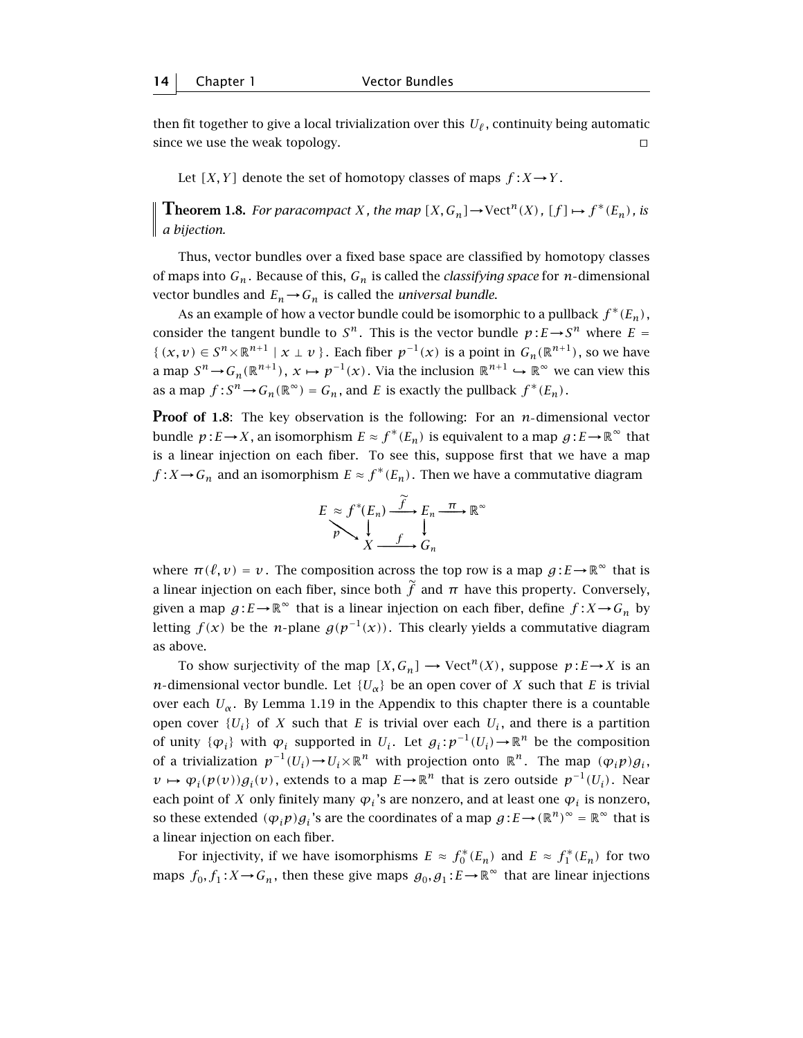then fit together to give a local trivialization over this $U_\ell$, continuity being automatic since we use the weak topology. □

Let $[X,Y]$ denote the set of homotopy classes of maps $f:X\to Y$.

**Theorem 1.8.** *For paracompact $X$, the map $[X,G_n]\to \mathrm{Vect}^n(X)$, $[f]\mapsto f^*(E_n)$, is a bijection.*

Thus, vector bundles over a fixed base space are classified by homotopy classes of maps into $G_n$. Because of this, $G_n$ is called the *classifying space* for $n$-dimensional vector bundles and $E_n\to G_n$ is called the *universal bundle*.

As an example of how a vector bundle could be isomorphic to a pullback $f^*(E_n)$, consider the tangent bundle to $S^n$. This is the vector bundle $p:E\to S^n$ where $E = \{(x,v)\in S^n\times\mathbb{R}^{n+1} \mid x\perp v\}$. Each fiber $p^{-1}(x)$ is a point in $G_n(\mathbb{R}^{n+1})$, so we have a map $S^n\to G_n(\mathbb{R}^{n+1})$, $x\mapsto p^{-1}(x)$. Via the inclusion $\mathbb{R}^{n+1}\hookrightarrow\mathbb{R}^\infty$ we can view this as a map $f:S^n\to G_n(\mathbb{R}^\infty)=G_n$, and $E$ is exactly the pullback $f^*(E_n)$.

**Proof of 1.8**: The key observation is the following: For an $n$-dimensional vector bundle $p:E\to X$, an isomorphism $E\approx f^*(E_n)$ is equivalent to a map $g:E\to\mathbb{R}^\infty$ that is a linear injection on each fiber. To see this, suppose first that we have a map $f:X\to G_n$ and an isomorphism $E\approx f^*(E_n)$. Then we have a commutative diagram

$$\begin{array}{ccccc} E\approx f^*(E_n) & \xrightarrow{\tilde f} & E_n & \xrightarrow{\pi} & \mathbb{R}^\infty \\ {\scriptstyle p}\searrow\ \ \downarrow & & \downarrow & & \\ X & \xrightarrow{f} & G_n & & \end{array}$$

where $\pi(\ell,v)=v$. The composition across the top row is a map $g:E\to\mathbb{R}^\infty$ that is a linear injection on each fiber, since both $\tilde f$ and $\pi$ have this property. Conversely, given a map $g:E\to\mathbb{R}^\infty$ that is a linear injection on each fiber, define $f:X\to G_n$ by letting $f(x)$ be the $n$-plane $g(p^{-1}(x))$. This clearly yields a commutative diagram as above.

To show surjectivity of the map $[X,G_n]\longrightarrow \mathrm{Vect}^n(X)$, suppose $p:E\to X$ is an $n$-dimensional vector bundle. Let $\{U_\alpha\}$ be an open cover of $X$ such that $E$ is trivial over each $U_\alpha$. By Lemma 1.19 in the Appendix to this chapter there is a countable open cover $\{U_i\}$ of $X$ such that $E$ is trivial over each $U_i$, and there is a partition of unity $\{\varphi_i\}$ with $\varphi_i$ supported in $U_i$. Let $g_i:p^{-1}(U_i)\to\mathbb{R}^n$ be the composition of a trivialization $p^{-1}(U_i)\to U_i\times\mathbb{R}^n$ with projection onto $\mathbb{R}^n$. The map $(\varphi_i p)g_i$, $v\mapsto \varphi_i(p(v))g_i(v)$, extends to a map $E\to\mathbb{R}^n$ that is zero outside $p^{-1}(U_i)$. Near each point of $X$ only finitely many $\varphi_i$'s are nonzero, and at least one $\varphi_i$ is nonzero, so these extended $(\varphi_i p)g_i$'s are the coordinates of a map $g:E\to(\mathbb{R}^n)^\infty=\mathbb{R}^\infty$ that is a linear injection on each fiber.

For injectivity, if we have isomorphisms $E\approx f_0^*(E_n)$ and $E\approx f_1^*(E_n)$ for two maps $f_0,f_1:X\to G_n$, then these give maps $g_0,g_1:E\to\mathbb{R}^\infty$ that are linear injections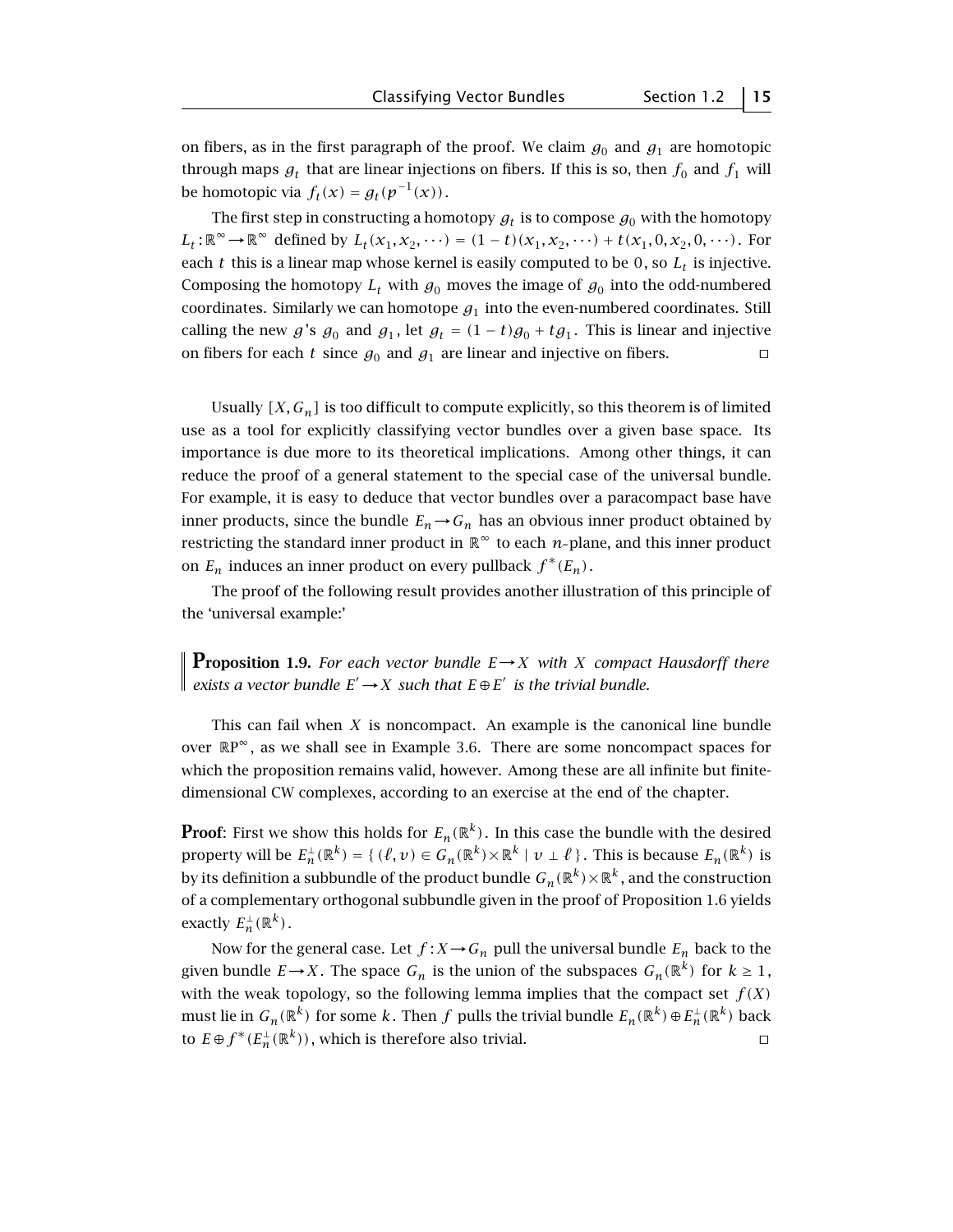on fibers, as in the first paragraph of the proof. We claim $g_0$ and $g_1$ are homotopic through maps $g_t$ that are linear injections on fibers. If this is so, then $f_0$ and $f_1$ will be homotopic via $f_t(x) = g_t(p^{-1}(x))$.

The first step in constructing a homotopy $g_t$ is to compose $g_0$ with the homotopy $L_t : \mathbb{R}^\infty \to \mathbb{R}^\infty$ defined by $L_t(x_1, x_2, \cdots) = (1-t)(x_1, x_2, \cdots) + t(x_1, 0, x_2, 0, \cdots)$. For each $t$ this is a linear map whose kernel is easily computed to be $0$, so $L_t$ is injective. Composing the homotopy $L_t$ with $g_0$ moves the image of $g_0$ into the odd-numbered coordinates. Similarly we can homotope $g_1$ into the even-numbered coordinates. Still calling the new $g$'s $g_0$ and $g_1$, let $g_t = (1-t)g_0 + tg_1$. This is linear and injective on fibers for each $t$ since $g_0$ and $g_1$ are linear and injective on fibers. ☐

Usually $[X, G_n]$ is too difficult to compute explicitly, so this theorem is of limited use as a tool for explicitly classifying vector bundles over a given base space. Its importance is due more to its theoretical implications. Among other things, it can reduce the proof of a general statement to the special case of the universal bundle. For example, it is easy to deduce that vector bundles over a paracompact base have inner products, since the bundle $E_n \to G_n$ has an obvious inner product obtained by restricting the standard inner product in $\mathbb{R}^\infty$ to each $n$-plane, and this inner product on $E_n$ induces an inner product on every pullback $f^*(E_n)$.

The proof of the following result provides another illustration of this principle of the 'universal example:'

**Proposition 1.9.** *For each vector bundle $E \to X$ with $X$ compact Hausdorff there exists a vector bundle $E' \to X$ such that $E \oplus E'$ is the trivial bundle.*

This can fail when $X$ is noncompact. An example is the canonical line bundle over $\mathbb{R}P^\infty$, as we shall see in Example 3.6. There are some noncompact spaces for which the proposition remains valid, however. Among these are all infinite but finite-dimensional CW complexes, according to an exercise at the end of the chapter.

**Proof**: First we show this holds for $E_n(\mathbb{R}^k)$. In this case the bundle with the desired property will be $E_n^\perp(\mathbb{R}^k) = \{ (\ell, v) \in G_n(\mathbb{R}^k) \times \mathbb{R}^k \mid v \perp \ell \}$. This is because $E_n(\mathbb{R}^k)$ is by its definition a subbundle of the product bundle $G_n(\mathbb{R}^k) \times \mathbb{R}^k$, and the construction of a complementary orthogonal subbundle given in the proof of Proposition 1.6 yields exactly $E_n^\perp(\mathbb{R}^k)$.

Now for the general case. Let $f : X \to G_n$ pull the universal bundle $E_n$ back to the given bundle $E \to X$. The space $G_n$ is the union of the subspaces $G_n(\mathbb{R}^k)$ for $k \ge 1$, with the weak topology, so the following lemma implies that the compact set $f(X)$ must lie in $G_n(\mathbb{R}^k)$ for some $k$. Then $f$ pulls the trivial bundle $E_n(\mathbb{R}^k) \oplus E_n^\perp(\mathbb{R}^k)$ back to $E \oplus f^*(E_n^\perp(\mathbb{R}^k))$, which is therefore also trivial. ☐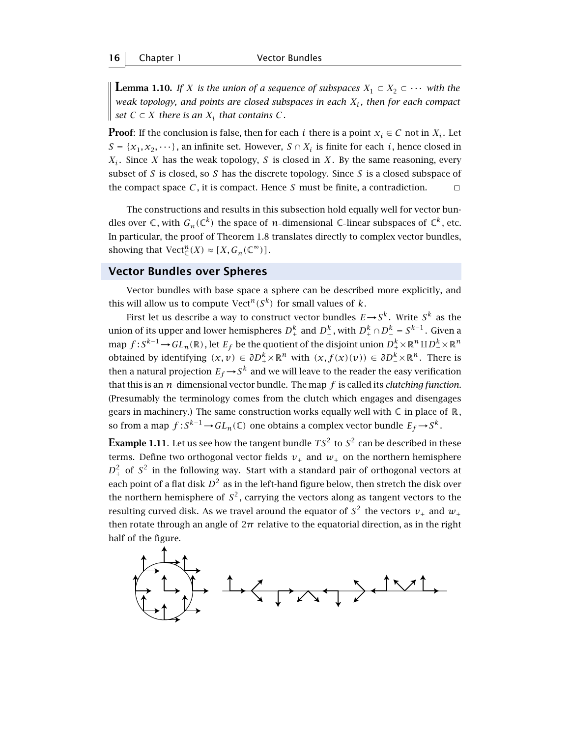**Lemma 1.10.** *If $X$ is the union of a sequence of subspaces $X_1 \subset X_2 \subset \cdots$ with the weak topology, and points are closed subspaces in each $X_i$, then for each compact set $C \subset X$ there is an $X_i$ that contains $C$.*

**Proof**: If the conclusion is false, then for each $i$ there is a point $x_i \in C$ not in $X_i$. Let $S = \{x_1, x_2, \cdots\}$, an infinite set. However, $S \cap X_i$ is finite for each $i$, hence closed in $X_i$. Since $X$ has the weak topology, $S$ is closed in $X$. By the same reasoning, every subset of $S$ is closed, so $S$ has the discrete topology. Since $S$ is a closed subspace of the compact space $C$, it is compact. Hence $S$ must be finite, a contradiction. ◻

The constructions and results in this subsection hold equally well for vector bundles over $\mathbb{C}$, with $G_n(\mathbb{C}^k)$ the space of $n$-dimensional $\mathbb{C}$-linear subspaces of $\mathbb{C}^k$, etc. In particular, the proof of Theorem 1.8 translates directly to complex vector bundles, showing that $\mathrm{Vect}^n_{\mathbb{C}}(X) \approx [X, G_n(\mathbb{C}^\infty)]$.

## Vector Bundles over Spheres

Vector bundles with base space a sphere can be described more explicitly, and this will allow us to compute $\mathrm{Vect}^n(S^k)$ for small values of $k$.

First let us describe a way to construct vector bundles $E \to S^k$. Write $S^k$ as the union of its upper and lower hemispheres $D^k_+$ and $D^k_-$, with $D^k_+ \cap D^k_- = S^{k-1}$. Given a map $f : S^{k-1} \to GL_n(\mathbb{R})$, let $E_f$ be the quotient of the disjoint union $D^k_+ \times \mathbb{R}^n \amalg D^k_- \times \mathbb{R}^n$ obtained by identifying $(x, v) \in \partial D^k_+ \times \mathbb{R}^n$ with $(x, f(x)(v)) \in \partial D^k_- \times \mathbb{R}^n$. There is then a natural projection $E_f \to S^k$ and we will leave to the reader the easy verification that this is an $n$-dimensional vector bundle. The map $f$ is called its *clutching function*. (Presumably the terminology comes from the clutch which engages and disengages gears in machinery.) The same construction works equally well with $\mathbb{C}$ in place of $\mathbb{R}$, so from a map $f : S^{k-1} \to GL_n(\mathbb{C})$ one obtains a complex vector bundle $E_f \to S^k$.

**Example 1.11**. Let us see how the tangent bundle $TS^2$ to $S^2$ can be described in these terms. Define two orthogonal vector fields $v_+$ and $w_+$ on the northern hemisphere $D^2_+$ of $S^2$ in the following way. Start with a standard pair of orthogonal vectors at each point of a flat disk $D^2$ as in the left-hand figure below, then stretch the disk over the northern hemisphere of $S^2$, carrying the vectors along as tangent vectors to the resulting curved disk. As we travel around the equator of $S^2$ the vectors $v_+$ and $w_+$ then rotate through an angle of $2\pi$ relative to the equatorial direction, as in the right half of the figure.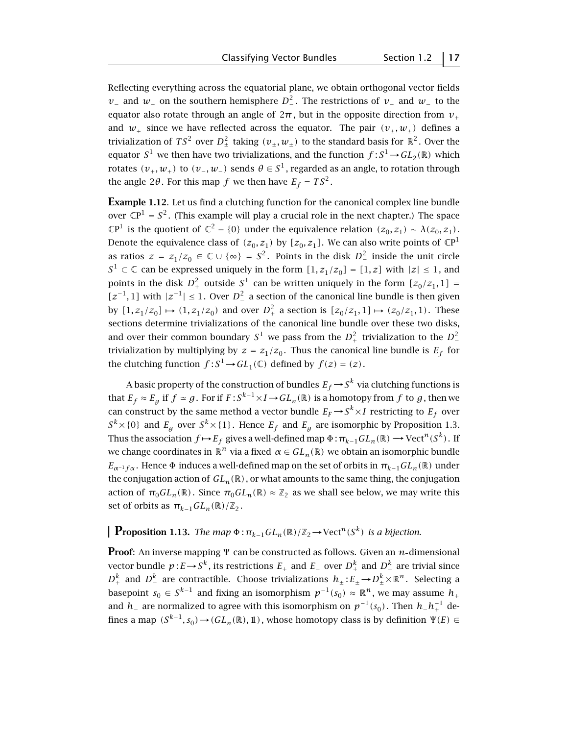Reflecting everything across the equatorial plane, we obtain orthogonal vector fields $v_-$ and $w_-$ on the southern hemisphere $D^2_-$. The restrictions of $v_-$ and $w_-$ to the equator also rotate through an angle of $2\pi$, but in the opposite direction from $v_+$ and $w_+$ since we have reflected across the equator. The pair $(v_\pm, w_\pm)$ defines a trivialization of $TS^2$ over $D^2_\pm$ taking $(v_\pm, w_\pm)$ to the standard basis for $\mathbb{R}^2$. Over the equator $S^1$ we then have two trivializations, and the function $f:S^1 \to GL_2(\mathbb{R})$ which rotates $(v_+, w_+)$ to $(v_-, w_-)$ sends $\theta \in S^1$, regarded as an angle, to rotation through the angle $2\theta$. For this map $f$ we then have $E_f = TS^2$.

**Example 1.12**. Let us find a clutching function for the canonical complex line bundle over $\mathbb{C}P^1 = S^2$. (This example will play a crucial role in the next chapter.) The space $\mathbb{C}P^1$ is the quotient of $\mathbb{C}^2 - \{0\}$ under the equivalence relation $(z_0, z_1) \sim \lambda(z_0, z_1)$. Denote the equivalence class of $(z_0, z_1)$ by $[z_0, z_1]$. We can also write points of $\mathbb{C}P^1$ as ratios $z = z_1/z_0 \in \mathbb{C} \cup \{\infty\} = S^2$. Points in the disk $D^2_-$ inside the unit circle $S^1 \subset \mathbb{C}$ can be expressed uniquely in the form $[1, z_1/z_0] = [1, z]$ with $|z| \le 1$, and points in the disk $D^2_+$ outside $S^1$ can be written uniquely in the form $[z_0/z_1, 1] = [z^{-1}, 1]$ with $|z^{-1}| \le 1$. Over $D^2_-$ a section of the canonical line bundle is then given by $[1, z_1/z_0] \mapsto (1, z_1/z_0)$ and over $D^2_+$ a section is $[z_0/z_1, 1] \mapsto (z_0/z_1, 1)$. These sections determine trivializations of the canonical line bundle over these two disks, and over their common boundary $S^1$ we pass from the $D^2_+$ trivialization to the $D^2_-$ trivialization by multiplying by $z = z_1/z_0$. Thus the canonical line bundle is $E_f$ for the clutching function $f:S^1 \to GL_1(\mathbb{C})$ defined by $f(z) = (z)$.

A basic property of the construction of bundles $E_f \to S^k$ via clutching functions is that $E_f \approx E_g$ if $f \simeq g$. For if $F:S^{k-1} \times I \to GL_n(\mathbb{R})$ is a homotopy from $f$ to $g$, then we can construct by the same method a vector bundle $E_F \to S^k \times I$ restricting to $E_f$ over $S^k \times \{0\}$ and $E_g$ over $S^k \times \{1\}$. Hence $E_f$ and $E_g$ are isomorphic by Proposition 1.3. Thus the association $f \mapsto E_f$ gives a well-defined map $\Phi : \pi_{k-1}GL_n(\mathbb{R}) \longrightarrow \mathrm{Vect}^n(S^k)$. If we change coordinates in $\mathbb{R}^n$ via a fixed $\alpha \in GL_n(\mathbb{R})$ we obtain an isomorphic bundle $E_{\alpha^{-1} f \alpha}$. Hence $\Phi$ induces a well-defined map on the set of orbits in $\pi_{k-1}GL_n(\mathbb{R})$ under the conjugation action of $GL_n(\mathbb{R})$, or what amounts to the same thing, the conjugation action of $\pi_0 GL_n(\mathbb{R})$. Since $\pi_0 GL_n(\mathbb{R}) \approx \mathbb{Z}_2$ as we shall see below, we may write this set of orbits as $\pi_{k-1}GL_n(\mathbb{R})/\mathbb{Z}_2$.

**Proposition 1.13.** *The map $\Phi : \pi_{k-1}GL_n(\mathbb{R})/\mathbb{Z}_2 \to \mathrm{Vect}^n(S^k)$ is a bijection.*

**Proof**: An inverse mapping $\Psi$ can be constructed as follows. Given an $n$-dimensional vector bundle $p:E \to S^k$, its restrictions $E_+$ and $E_-$ over $D^k_+$ and $D^k_-$ are trivial since $D^k_+$ and $D^k_-$ are contractible. Choose trivializations $h_\pm : E_\pm \to D^k_\pm \times \mathbb{R}^n$. Selecting a basepoint $s_0 \in S^{k-1}$ and fixing an isomorphism $p^{-1}(s_0) \approx \mathbb{R}^n$, we may assume $h_+$ and $h_-$ are normalized to agree with this isomorphism on $p^{-1}(s_0)$. Then $h_- h_+^{-1}$ defines a map $(S^{k-1}, s_0) \to (GL_n(\mathbb{R}), \mathbb{1})$, whose homotopy class is by definition $\Psi(E) \in$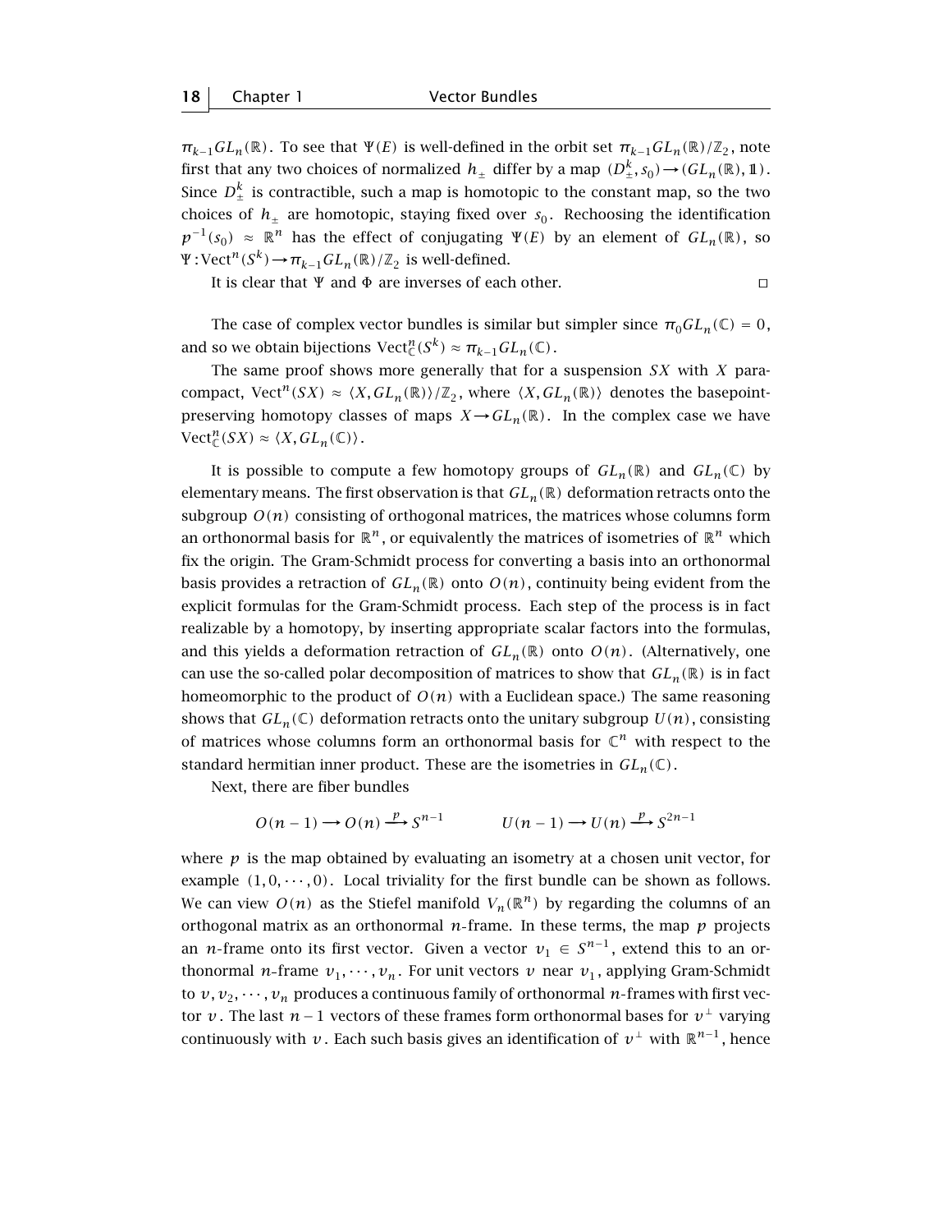$\pi_{k-1}GL_n(\mathbb{R})$. To see that $\Psi(E)$ is well-defined in the orbit set $\pi_{k-1}GL_n(\mathbb{R})/\mathbb{Z}_2$, note first that any two choices of normalized $h_\pm$ differ by a map $(D^k_\pm, s_0)\to(GL_n(\mathbb{R}), \mathbb{1})$. Since $D^k_\pm$ is contractible, such a map is homotopic to the constant map, so the two choices of $h_\pm$ are homotopic, staying fixed over $s_0$. Rechoosing the identification $p^{-1}(s_0) \approx \mathbb{R}^n$ has the effect of conjugating $\Psi(E)$ by an element of $GL_n(\mathbb{R})$, so $\Psi : \mathrm{Vect}^n(S^k)\to\pi_{k-1}GL_n(\mathbb{R})/\mathbb{Z}_2$ is well-defined.

It is clear that $\Psi$ and $\Phi$ are inverses of each other. $\square$

The case of complex vector bundles is similar but simpler since $\pi_0 GL_n(\mathbb{C}) = 0$, and so we obtain bijections $\mathrm{Vect}^n_{\mathbb{C}}(S^k) \approx \pi_{k-1}GL_n(\mathbb{C})$.

The same proof shows more generally that for a suspension $SX$ with $X$ paracompact, $\mathrm{Vect}^n(SX) \approx \langle X, GL_n(\mathbb{R})\rangle/\mathbb{Z}_2$, where $\langle X, GL_n(\mathbb{R})\rangle$ denotes the basepoint-preserving homotopy classes of maps $X\to GL_n(\mathbb{R})$. In the complex case we have $\mathrm{Vect}^n_{\mathbb{C}}(SX) \approx \langle X, GL_n(\mathbb{C})\rangle$.

It is possible to compute a few homotopy groups of $GL_n(\mathbb{R})$ and $GL_n(\mathbb{C})$ by elementary means. The first observation is that $GL_n(\mathbb{R})$ deformation retracts onto the subgroup $O(n)$ consisting of orthogonal matrices, the matrices whose columns form an orthonormal basis for $\mathbb{R}^n$, or equivalently the matrices of isometries of $\mathbb{R}^n$ which fix the origin. The Gram-Schmidt process for converting a basis into an orthonormal basis provides a retraction of $GL_n(\mathbb{R})$ onto $O(n)$, continuity being evident from the explicit formulas for the Gram-Schmidt process. Each step of the process is in fact realizable by a homotopy, by inserting appropriate scalar factors into the formulas, and this yields a deformation retraction of $GL_n(\mathbb{R})$ onto $O(n)$. (Alternatively, one can use the so-called polar decomposition of matrices to show that $GL_n(\mathbb{R})$ is in fact homeomorphic to the product of $O(n)$ with a Euclidean space.) The same reasoning shows that $GL_n(\mathbb{C})$ deformation retracts onto the unitary subgroup $U(n)$, consisting of matrices whose columns form an orthonormal basis for $\mathbb{C}^n$ with respect to the standard hermitian inner product. These are the isometries in $GL_n(\mathbb{C})$.

Next, there are fiber bundles

$$O(n-1)\longrightarrow O(n)\xrightarrow{\ p\ } S^{n-1} \qquad\qquad U(n-1)\longrightarrow U(n)\xrightarrow{\ p\ } S^{2n-1}$$

where $p$ is the map obtained by evaluating an isometry at a chosen unit vector, for example $(1,0,\cdots,0)$. Local triviality for the first bundle can be shown as follows. We can view $O(n)$ as the Stiefel manifold $V_n(\mathbb{R}^n)$ by regarding the columns of an orthogonal matrix as an orthonormal $n$-frame. In these terms, the map $p$ projects an $n$-frame onto its first vector. Given a vector $v_1 \in S^{n-1}$, extend this to an orthonormal $n$-frame $v_1,\cdots,v_n$. For unit vectors $v$ near $v_1$, applying Gram-Schmidt to $v, v_2,\cdots,v_n$ produces a continuous family of orthonormal $n$-frames with first vector $v$. The last $n-1$ vectors of these frames form orthonormal bases for $v^\perp$ varying continuously with $v$. Each such basis gives an identification of $v^\perp$ with $\mathbb{R}^{n-1}$, hence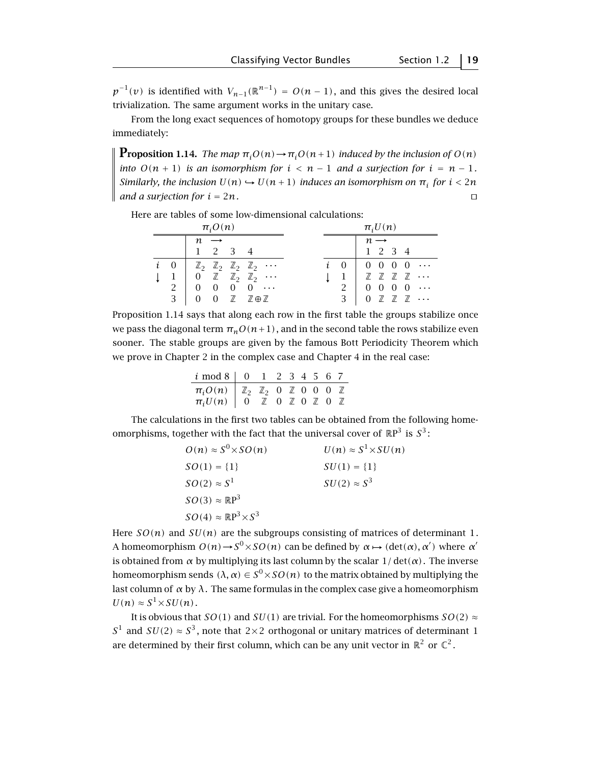$p^{-1}(v)$ is identified with $V_{n-1}(\mathbb{R}^{n-1}) = O(n-1)$, and this gives the desired local trivialization. The same argument works in the unitary case.

From the long exact sequences of homotopy groups for these bundles we deduce immediately:

**Proposition 1.14.** *The map $\pi_i O(n) \to \pi_i O(n+1)$ induced by the inclusion of $O(n)$ into $O(n+1)$ is an isomorphism for $i < n-1$ and a surjection for $i = n-1$. Similarly, the inclusion $U(n) \hookrightarrow U(n+1)$ induces an isomorphism on $\pi_i$ for $i < 2n$ and a surjection for $i = 2n$.* □

Here are tables of some low-dimensional calculations:

**$\pi_i O(n)$**

| $i \downarrow$ \ $n \to$ | 1 | 2 | 3 | 4 | |
|---|---|---|---|---|---|
| 0 | $\mathbb{Z}_2$ | $\mathbb{Z}_2$ | $\mathbb{Z}_2$ | $\mathbb{Z}_2$ | $\cdots$ |
| 1 | 0 | $\mathbb{Z}$ | $\mathbb{Z}_2$ | $\mathbb{Z}_2$ | $\cdots$ |
| 2 | 0 | 0 | 0 | 0 | $\cdots$ |
| 3 | 0 | 0 | $\mathbb{Z}$ | $\mathbb{Z}\oplus\mathbb{Z}$ | |

**$\pi_i U(n)$**

| $i \downarrow$ \ $n \to$ | 1 | 2 | 3 | 4 | |
|---|---|---|---|---|---|
| 0 | 0 | 0 | 0 | 0 | $\cdots$ |
| 1 | $\mathbb{Z}$ | $\mathbb{Z}$ | $\mathbb{Z}$ | $\mathbb{Z}$ | $\cdots$ |
| 2 | 0 | 0 | 0 | 0 | $\cdots$ |
| 3 | 0 | $\mathbb{Z}$ | $\mathbb{Z}$ | $\mathbb{Z}$ | $\cdots$ |

Proposition 1.14 says that along each row in the first table the groups stabilize once we pass the diagonal term $\pi_n O(n+1)$, and in the second table the rows stabilize even sooner. The stable groups are given by the famous Bott Periodicity Theorem which we prove in Chapter 2 in the complex case and Chapter 4 in the real case:

| $i \bmod 8$ | 0 | 1 | 2 | 3 | 4 | 5 | 6 | 7 |
|---|---|---|---|---|---|---|---|---|
| $\pi_i O(n)$ | $\mathbb{Z}_2$ | $\mathbb{Z}_2$ | 0 | $\mathbb{Z}$ | 0 | 0 | 0 | $\mathbb{Z}$ |
| $\pi_i U(n)$ | 0 | $\mathbb{Z}$ | 0 | $\mathbb{Z}$ | 0 | $\mathbb{Z}$ | 0 | $\mathbb{Z}$ |

The calculations in the first two tables can be obtained from the following homeomorphisms, together with the fact that the universal cover of $\mathbb{R}\mathrm{P}^3$ is $S^3$:

$$O(n) \approx S^0 \times SO(n) \qquad U(n) \approx S^1 \times SU(n)$$
$$SO(1) = \{1\} \qquad SU(1) = \{1\}$$
$$SO(2) \approx S^1 \qquad SU(2) \approx S^3$$
$$SO(3) \approx \mathbb{R}\mathrm{P}^3$$
$$SO(4) \approx \mathbb{R}\mathrm{P}^3 \times S^3$$

Here $SO(n)$ and $SU(n)$ are the subgroups consisting of matrices of determinant $1$. A homeomorphism $O(n) \to S^0 \times SO(n)$ can be defined by $\alpha \mapsto (\det(\alpha), \alpha')$ where $\alpha'$ is obtained from $\alpha$ by multiplying its last column by the scalar $1/\det(\alpha)$. The inverse homeomorphism sends $(\lambda, \alpha) \in S^0 \times SO(n)$ to the matrix obtained by multiplying the last column of $\alpha$ by $\lambda$. The same formulas in the complex case give a homeomorphism $U(n) \approx S^1 \times SU(n)$.

It is obvious that $SO(1)$ and $SU(1)$ are trivial. For the homeomorphisms $SO(2) \approx S^1$ and $SU(2) \approx S^3$, note that $2\times 2$ orthogonal or unitary matrices of determinant 1 are determined by their first column, which can be any unit vector in $\mathbb{R}^2$ or $\mathbb{C}^2$.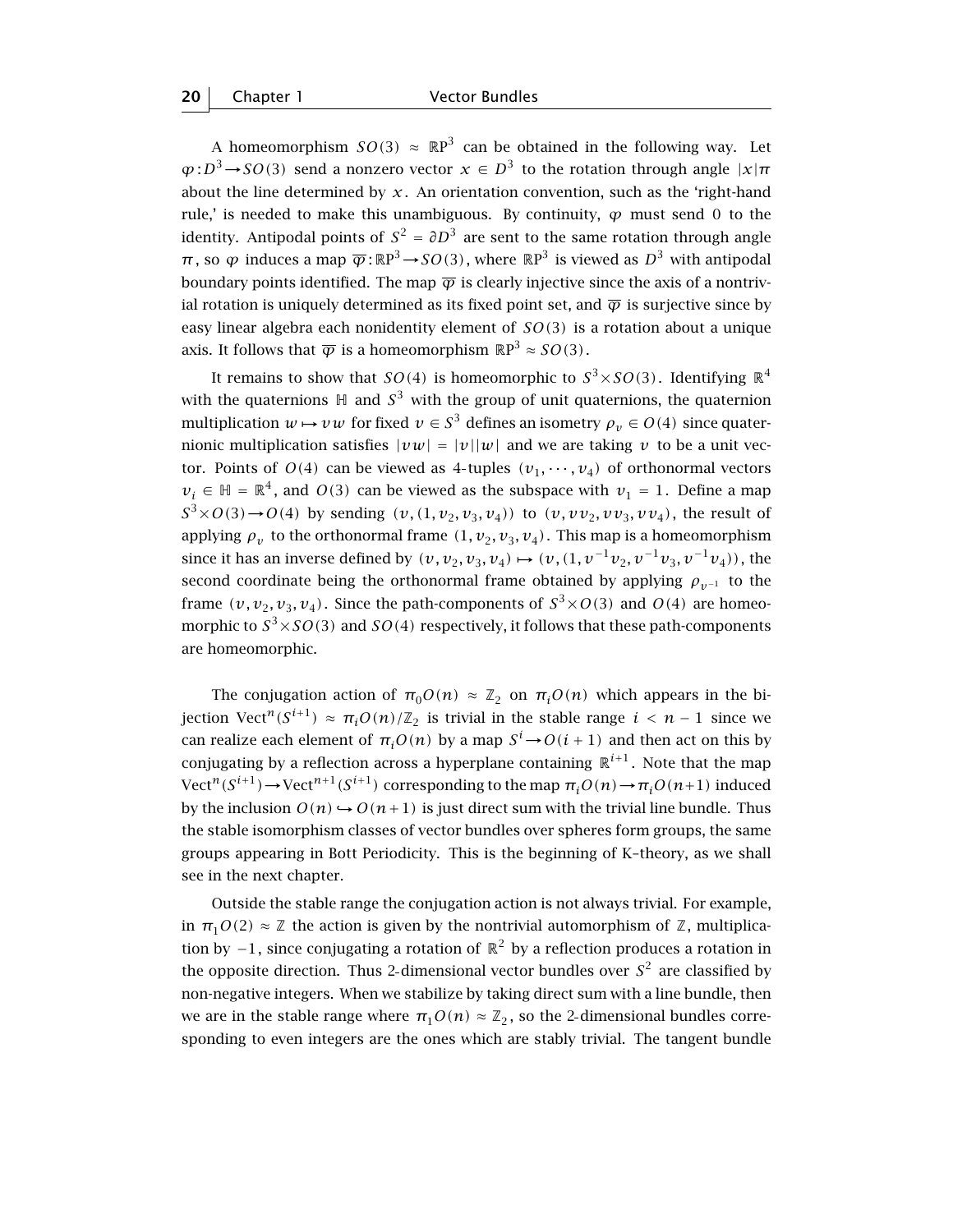A homeomorphism $SO(3) \approx \mathbb{R}P^3$ can be obtained in the following way. Let $\varphi : D^3 \to SO(3)$ send a nonzero vector $x \in D^3$ to the rotation through angle $|x|\pi$ about the line determined by $x$. An orientation convention, such as the 'right-hand rule,' is needed to make this unambiguous. By continuity, $\varphi$ must send 0 to the identity. Antipodal points of $S^2 = \partial D^3$ are sent to the same rotation through angle $\pi$, so $\varphi$ induces a map $\overline{\varphi} : \mathbb{R}P^3 \to SO(3)$, where $\mathbb{R}P^3$ is viewed as $D^3$ with antipodal boundary points identified. The map $\overline{\varphi}$ is clearly injective since the axis of a nontrivial rotation is uniquely determined as its fixed point set, and $\overline{\varphi}$ is surjective since by easy linear algebra each nonidentity element of $SO(3)$ is a rotation about a unique axis. It follows that $\overline{\varphi}$ is a homeomorphism $\mathbb{R}P^3 \approx SO(3)$.

It remains to show that $SO(4)$ is homeomorphic to $S^3 \times SO(3)$. Identifying $\mathbb{R}^4$ with the quaternions $\mathbb{H}$ and $S^3$ with the group of unit quaternions, the quaternion multiplication $w \mapsto vw$ for fixed $v \in S^3$ defines an isometry $\rho_v \in O(4)$ since quaternionic multiplication satisfies $|vw| = |v||w|$ and we are taking $v$ to be a unit vector. Points of $O(4)$ can be viewed as 4-tuples $(v_1, \cdots, v_4)$ of orthonormal vectors $v_i \in \mathbb{H} = \mathbb{R}^4$, and $O(3)$ can be viewed as the subspace with $v_1 = 1$. Define a map $S^3 \times O(3) \to O(4)$ by sending $(v, (1, v_2, v_3, v_4))$ to $(v, vv_2, vv_3, vv_4)$, the result of applying $\rho_v$ to the orthonormal frame $(1, v_2, v_3, v_4)$. This map is a homeomorphism since it has an inverse defined by $(v, v_2, v_3, v_4) \mapsto (v, (1, v^{-1}v_2, v^{-1}v_3, v^{-1}v_4))$, the second coordinate being the orthonormal frame obtained by applying $\rho_{v^{-1}}$ to the frame $(v, v_2, v_3, v_4)$. Since the path-components of $S^3 \times O(3)$ and $O(4)$ are homeomorphic to $S^3 \times SO(3)$ and $SO(4)$ respectively, it follows that these path-components are homeomorphic.

The conjugation action of $\pi_0 O(n) \approx \mathbb{Z}_2$ on $\pi_i O(n)$ which appears in the bijection $\mathrm{Vect}^n(S^{i+1}) \approx \pi_i O(n)/\mathbb{Z}_2$ is trivial in the stable range $i < n - 1$ since we can realize each element of $\pi_i O(n)$ by a map $S^i \to O(i+1)$ and then act on this by conjugating by a reflection across a hyperplane containing $\mathbb{R}^{i+1}$. Note that the map $\mathrm{Vect}^n(S^{i+1}) \to \mathrm{Vect}^{n+1}(S^{i+1})$ corresponding to the map $\pi_i O(n) \to \pi_i O(n+1)$ induced by the inclusion $O(n) \hookrightarrow O(n+1)$ is just direct sum with the trivial line bundle. Thus the stable isomorphism classes of vector bundles over spheres form groups, the same groups appearing in Bott Periodicity. This is the beginning of K–theory, as we shall see in the next chapter.

Outside the stable range the conjugation action is not always trivial. For example, in $\pi_1 O(2) \approx \mathbb{Z}$ the action is given by the nontrivial automorphism of $\mathbb{Z}$, multiplication by $-1$, since conjugating a rotation of $\mathbb{R}^2$ by a reflection produces a rotation in the opposite direction. Thus 2-dimensional vector bundles over $S^2$ are classified by non-negative integers. When we stabilize by taking direct sum with a line bundle, then we are in the stable range where $\pi_1 O(n) \approx \mathbb{Z}_2$, so the 2-dimensional bundles corresponding to even integers are the ones which are stably trivial. The tangent bundle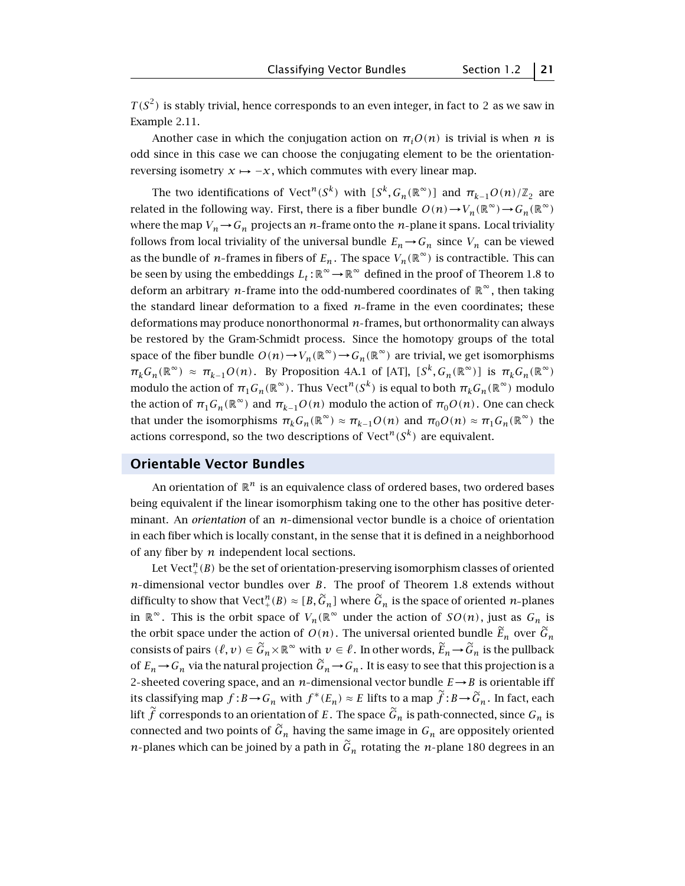$T(S^2)$ is stably trivial, hence corresponds to an even integer, in fact to 2 as we saw in Example 2.11.

Another case in which the conjugation action on $\pi_i O(n)$ is trivial is when $n$ is odd since in this case we can choose the conjugating element to be the orientation-reversing isometry $x \mapsto -x$, which commutes with every linear map.

The two identifications of $\mathrm{Vect}^n(S^k)$ with $[S^k, G_n(\mathbb{R}^\infty)]$ and $\pi_{k-1}O(n)/\mathbb{Z}_2$ are related in the following way. First, there is a fiber bundle $O(n) \to V_n(\mathbb{R}^\infty) \to G_n(\mathbb{R}^\infty)$ where the map $V_n \to G_n$ projects an $n$-frame onto the $n$-plane it spans. Local triviality follows from local triviality of the universal bundle $E_n \to G_n$ since $V_n$ can be viewed as the bundle of $n$-frames in fibers of $E_n$. The space $V_n(\mathbb{R}^\infty)$ is contractible. This can be seen by using the embeddings $L_t : \mathbb{R}^\infty \to \mathbb{R}^\infty$ defined in the proof of Theorem 1.8 to deform an arbitrary $n$-frame into the odd-numbered coordinates of $\mathbb{R}^\infty$, then taking the standard linear deformation to a fixed $n$-frame in the even coordinates; these deformations may produce nonorthonormal $n$-frames, but orthonormality can always be restored by the Gram-Schmidt process. Since the homotopy groups of the total space of the fiber bundle $O(n) \to V_n(\mathbb{R}^\infty) \to G_n(\mathbb{R}^\infty)$ are trivial, we get isomorphisms $\pi_k G_n(\mathbb{R}^\infty) \approx \pi_{k-1}O(n)$. By Proposition 4A.1 of [AT], $[S^k, G_n(\mathbb{R}^\infty)]$ is $\pi_k G_n(\mathbb{R}^\infty)$ modulo the action of $\pi_1 G_n(\mathbb{R}^\infty)$. Thus $\mathrm{Vect}^n(S^k)$ is equal to both $\pi_k G_n(\mathbb{R}^\infty)$ modulo the action of $\pi_1 G_n(\mathbb{R}^\infty)$ and $\pi_{k-1}O(n)$ modulo the action of $\pi_0 O(n)$. One can check that under the isomorphisms $\pi_k G_n(\mathbb{R}^\infty) \approx \pi_{k-1}O(n)$ and $\pi_0 O(n) \approx \pi_1 G_n(\mathbb{R}^\infty)$ the actions correspond, so the two descriptions of $\mathrm{Vect}^n(S^k)$ are equivalent.

## Orientable Vector Bundles

An orientation of $\mathbb{R}^n$ is an equivalence class of ordered bases, two ordered bases being equivalent if the linear isomorphism taking one to the other has positive determinant. An *orientation* of an $n$-dimensional vector bundle is a choice of orientation in each fiber which is locally constant, in the sense that it is defined in a neighborhood of any fiber by $n$ independent local sections.

Let $\mathrm{Vect}^n_+(B)$ be the set of orientation-preserving isomorphism classes of oriented $n$-dimensional vector bundles over $B$. The proof of Theorem 1.8 extends without difficulty to show that $\mathrm{Vect}^n_+(B) \approx [B, \widetilde{G}_n]$ where $\widetilde{G}_n$ is the space of oriented $n$-planes in $\mathbb{R}^\infty$. This is the orbit space of $V_n(\mathbb{R}^\infty$ under the action of $SO(n)$, just as $G_n$ is the orbit space under the action of $O(n)$. The universal oriented bundle $\widetilde{E}_n$ over $\widetilde{G}_n$ consists of pairs $(\ell, v) \in \widetilde{G}_n \times \mathbb{R}^\infty$ with $v \in \ell$. In other words, $\widetilde{E}_n \to \widetilde{G}_n$ is the pullback of $E_n \to G_n$ via the natural projection $\widetilde{G}_n \to G_n$. It is easy to see that this projection is a 2-sheeted covering space, and an $n$-dimensional vector bundle $E \to B$ is orientable iff its classifying map $f : B \to G_n$ with $f^*(E_n) \approx E$ lifts to a map $\widetilde{f} : B \to \widetilde{G}_n$. In fact, each lift $\widetilde{f}$ corresponds to an orientation of $E$. The space $\widetilde{G}_n$ is path-connected, since $G_n$ is connected and two points of $\widetilde{G}_n$ having the same image in $G_n$ are oppositely oriented $n$-planes which can be joined by a path in $\widetilde{G}_n$ rotating the $n$-plane 180 degrees in an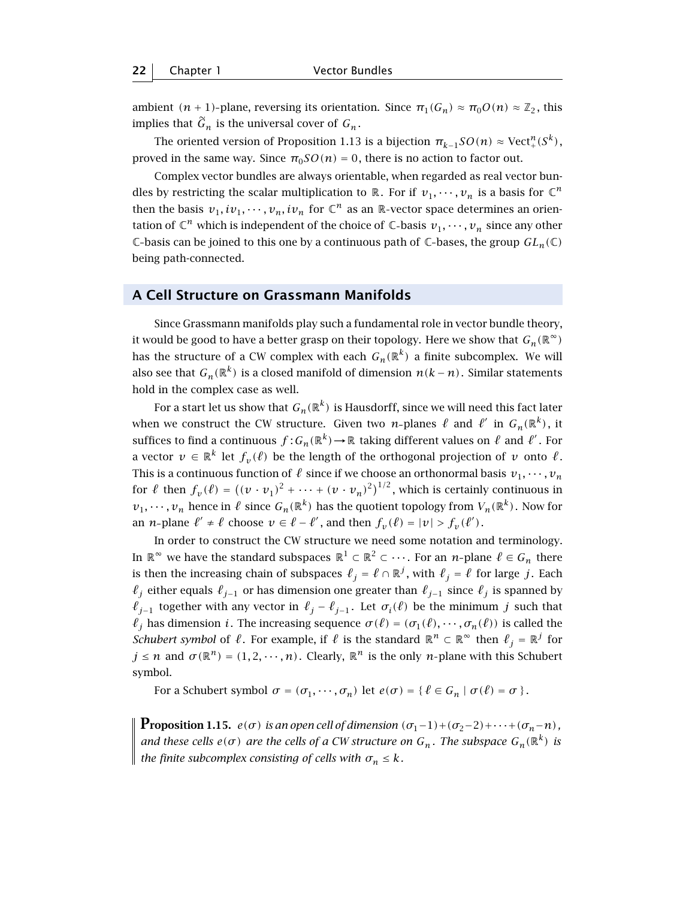ambient $(n+1)$-plane, reversing its orientation. Since $\pi_1(G_n) \approx \pi_0 O(n) \approx \mathbb{Z}_2$, this implies that $\widetilde{G}_n$ is the universal cover of $G_n$.

The oriented version of Proposition 1.13 is a bijection $\pi_{k-1}SO(n) \approx \mathrm{Vect}_+^n(S^k)$, proved in the same way. Since $\pi_0 SO(n) = 0$, there is no action to factor out.

Complex vector bundles are always orientable, when regarded as real vector bundles by restricting the scalar multiplication to $\mathbb{R}$. For if $v_1, \cdots, v_n$ is a basis for $\mathbb{C}^n$ then the basis $v_1, iv_1, \cdots, v_n, iv_n$ for $\mathbb{C}^n$ as an $\mathbb{R}$-vector space determines an orientation of $\mathbb{C}^n$ which is independent of the choice of $\mathbb{C}$-basis $v_1, \cdots, v_n$ since any other $\mathbb{C}$-basis can be joined to this one by a continuous path of $\mathbb{C}$-bases, the group $GL_n(\mathbb{C})$ being path-connected.

## A Cell Structure on Grassmann Manifolds

Since Grassmann manifolds play such a fundamental role in vector bundle theory, it would be good to have a better grasp on their topology. Here we show that $G_n(\mathbb{R}^\infty)$ has the structure of a CW complex with each $G_n(\mathbb{R}^k)$ a finite subcomplex. We will also see that $G_n(\mathbb{R}^k)$ is a closed manifold of dimension $n(k-n)$. Similar statements hold in the complex case as well.

For a start let us show that $G_n(\mathbb{R}^k)$ is Hausdorff, since we will need this fact later when we construct the CW structure. Given two $n$-planes $\ell$ and $\ell'$ in $G_n(\mathbb{R}^k)$, it suffices to find a continuous $f : G_n(\mathbb{R}^k) \to \mathbb{R}$ taking different values on $\ell$ and $\ell'$. For a vector $v \in \mathbb{R}^k$ let $f_v(\ell)$ be the length of the orthogonal projection of $v$ onto $\ell$. This is a continuous function of $\ell$ since if we choose an orthonormal basis $v_1, \cdots, v_n$ for $\ell$ then $f_v(\ell) = \big((v \cdot v_1)^2 + \cdots + (v \cdot v_n)^2\big)^{1/2}$, which is certainly continuous in $v_1, \cdots, v_n$ hence in $\ell$ since $G_n(\mathbb{R}^k)$ has the quotient topology from $V_n(\mathbb{R}^k)$. Now for an $n$-plane $\ell' \neq \ell$ choose $v \in \ell - \ell'$, and then $f_v(\ell) = |v| > f_v(\ell')$.

In order to construct the CW structure we need some notation and terminology. In $\mathbb{R}^\infty$ we have the standard subspaces $\mathbb{R}^1 \subset \mathbb{R}^2 \subset \cdots$. For an $n$-plane $\ell \in G_n$ there is then the increasing chain of subspaces $\ell_j = \ell \cap \mathbb{R}^j$, with $\ell_j = \ell$ for large $j$. Each $\ell_j$ either equals $\ell_{j-1}$ or has dimension one greater than $\ell_{j-1}$ since $\ell_j$ is spanned by $\ell_{j-1}$ together with any vector in $\ell_j - \ell_{j-1}$. Let $\sigma_i(\ell)$ be the minimum $j$ such that $\ell_j$ has dimension $i$. The increasing sequence $\sigma(\ell) = (\sigma_1(\ell), \cdots, \sigma_n(\ell))$ is called the *Schubert symbol* of $\ell$. For example, if $\ell$ is the standard $\mathbb{R}^n \subset \mathbb{R}^\infty$ then $\ell_j = \mathbb{R}^j$ for $j \leq n$ and $\sigma(\mathbb{R}^n) = (1, 2, \cdots, n)$. Clearly, $\mathbb{R}^n$ is the only $n$-plane with this Schubert symbol.

For a Schubert symbol $\sigma = (\sigma_1, \cdots, \sigma_n)$ let $e(\sigma) = \{\, \ell \in G_n \mid \sigma(\ell) = \sigma \,\}$.

**Proposition 1.15.** *$e(\sigma)$ is an open cell of dimension $(\sigma_1 - 1) + (\sigma_2 - 2) + \cdots + (\sigma_n - n)$, and these cells $e(\sigma)$ are the cells of a CW structure on $G_n$. The subspace $G_n(\mathbb{R}^k)$ is the finite subcomplex consisting of cells with $\sigma_n \leq k$.*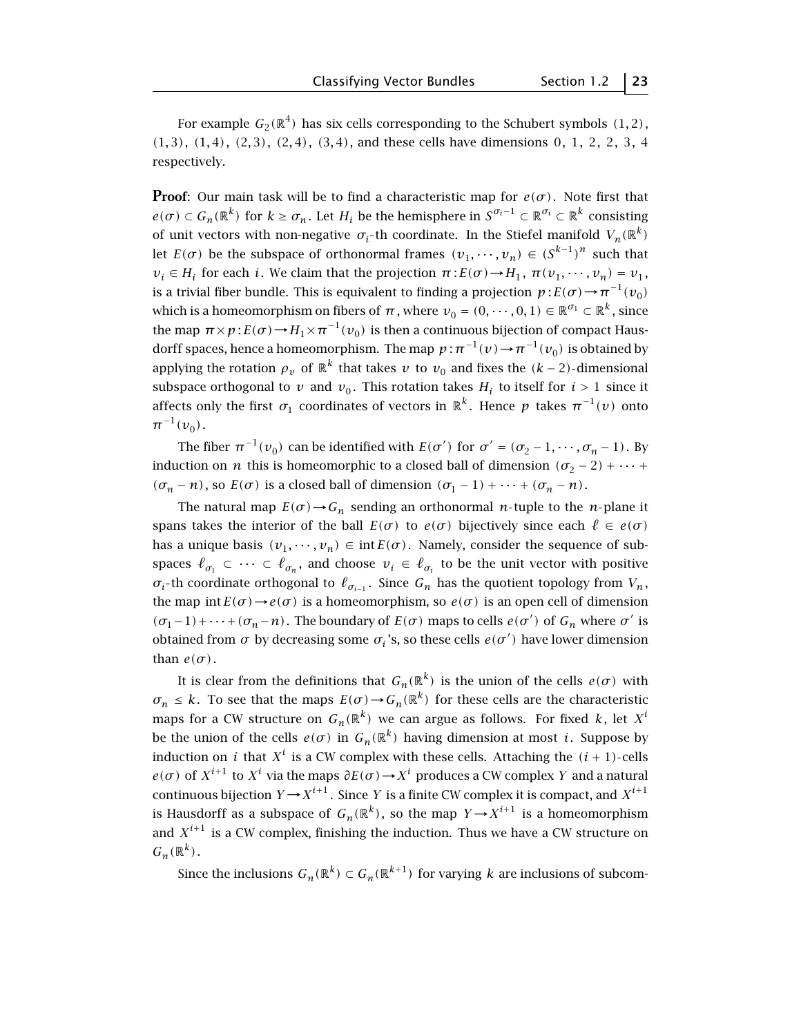For example $G_2(\mathbb{R}^4)$ has six cells corresponding to the Schubert symbols $(1,2)$, $(1,3)$, $(1,4)$, $(2,3)$, $(2,4)$, $(3,4)$, and these cells have dimensions 0, 1, 2, 2, 3, 4 respectively.

**Proof**: Our main task will be to find a characteristic map for $e(\sigma)$. Note first that $e(\sigma) \subset G_n(\mathbb{R}^k)$ for $k \geq \sigma_n$. Let $H_i$ be the hemisphere in $S^{\sigma_i - 1} \subset \mathbb{R}^{\sigma_i} \subset \mathbb{R}^k$ consisting of unit vectors with non-negative $\sigma_i$-th coordinate. In the Stiefel manifold $V_n(\mathbb{R}^k)$ let $E(\sigma)$ be the subspace of orthonormal frames $(v_1, \cdots, v_n) \in (S^{k-1})^n$ such that $v_i \in H_i$ for each $i$. We claim that the projection $\pi : E(\sigma) \to H_1$, $\pi(v_1, \cdots, v_n) = v_1$, is a trivial fiber bundle. This is equivalent to finding a projection $p : E(\sigma) \to \pi^{-1}(v_0)$ which is a homeomorphism on fibers of $\pi$, where $v_0 = (0, \cdots, 0, 1) \in \mathbb{R}^{\sigma_1} \subset \mathbb{R}^k$, since the map $\pi \times p : E(\sigma) \to H_1 \times \pi^{-1}(v_0)$ is then a continuous bijection of compact Hausdorff spaces, hence a homeomorphism. The map $p : \pi^{-1}(v) \to \pi^{-1}(v_0)$ is obtained by applying the rotation $\rho_v$ of $\mathbb{R}^k$ that takes $v$ to $v_0$ and fixes the $(k-2)$-dimensional subspace orthogonal to $v$ and $v_0$. This rotation takes $H_i$ to itself for $i > 1$ since it affects only the first $\sigma_1$ coordinates of vectors in $\mathbb{R}^k$. Hence $p$ takes $\pi^{-1}(v)$ onto $\pi^{-1}(v_0)$.

The fiber $\pi^{-1}(v_0)$ can be identified with $E(\sigma')$ for $\sigma' = (\sigma_2 - 1, \cdots, \sigma_n - 1)$. By induction on $n$ this is homeomorphic to a closed ball of dimension $(\sigma_2 - 2) + \cdots + (\sigma_n - n)$, so $E(\sigma)$ is a closed ball of dimension $(\sigma_1 - 1) + \cdots + (\sigma_n - n)$.

The natural map $E(\sigma) \to G_n$ sending an orthonormal $n$-tuple to the $n$-plane it spans takes the interior of the ball $E(\sigma)$ to $e(\sigma)$ bijectively since each $\ell \in e(\sigma)$ has a unique basis $(v_1, \cdots, v_n) \in \operatorname{int} E(\sigma)$. Namely, consider the sequence of subspaces $\ell_{\sigma_1} \subset \cdots \subset \ell_{\sigma_n}$, and choose $v_i \in \ell_{\sigma_i}$ to be the unit vector with positive $\sigma_i$-th coordinate orthogonal to $\ell_{\sigma_{i-1}}$. Since $G_n$ has the quotient topology from $V_n$, the map $\operatorname{int} E(\sigma) \to e(\sigma)$ is a homeomorphism, so $e(\sigma)$ is an open cell of dimension $(\sigma_1 - 1) + \cdots + (\sigma_n - n)$. The boundary of $E(\sigma)$ maps to cells $e(\sigma')$ of $G_n$ where $\sigma'$ is obtained from $\sigma$ by decreasing some $\sigma_i$'s, so these cells $e(\sigma')$ have lower dimension than $e(\sigma)$.

It is clear from the definitions that $G_n(\mathbb{R}^k)$ is the union of the cells $e(\sigma)$ with $\sigma_n \leq k$. To see that the maps $E(\sigma) \to G_n(\mathbb{R}^k)$ for these cells are the characteristic maps for a CW structure on $G_n(\mathbb{R}^k)$ we can argue as follows. For fixed $k$, let $X^i$ be the union of the cells $e(\sigma)$ in $G_n(\mathbb{R}^k)$ having dimension at most $i$. Suppose by induction on $i$ that $X^i$ is a CW complex with these cells. Attaching the $(i+1)$-cells $e(\sigma)$ of $X^{i+1}$ to $X^i$ via the maps $\partial E(\sigma) \to X^i$ produces a CW complex $Y$ and a natural continuous bijection $Y \to X^{i+1}$. Since $Y$ is a finite CW complex it is compact, and $X^{i+1}$ is Hausdorff as a subspace of $G_n(\mathbb{R}^k)$, so the map $Y \to X^{i+1}$ is a homeomorphism and $X^{i+1}$ is a CW complex, finishing the induction. Thus we have a CW structure on $G_n(\mathbb{R}^k)$.

Since the inclusions $G_n(\mathbb{R}^k) \subset G_n(\mathbb{R}^{k+1})$ for varying $k$ are inclusions of subcom-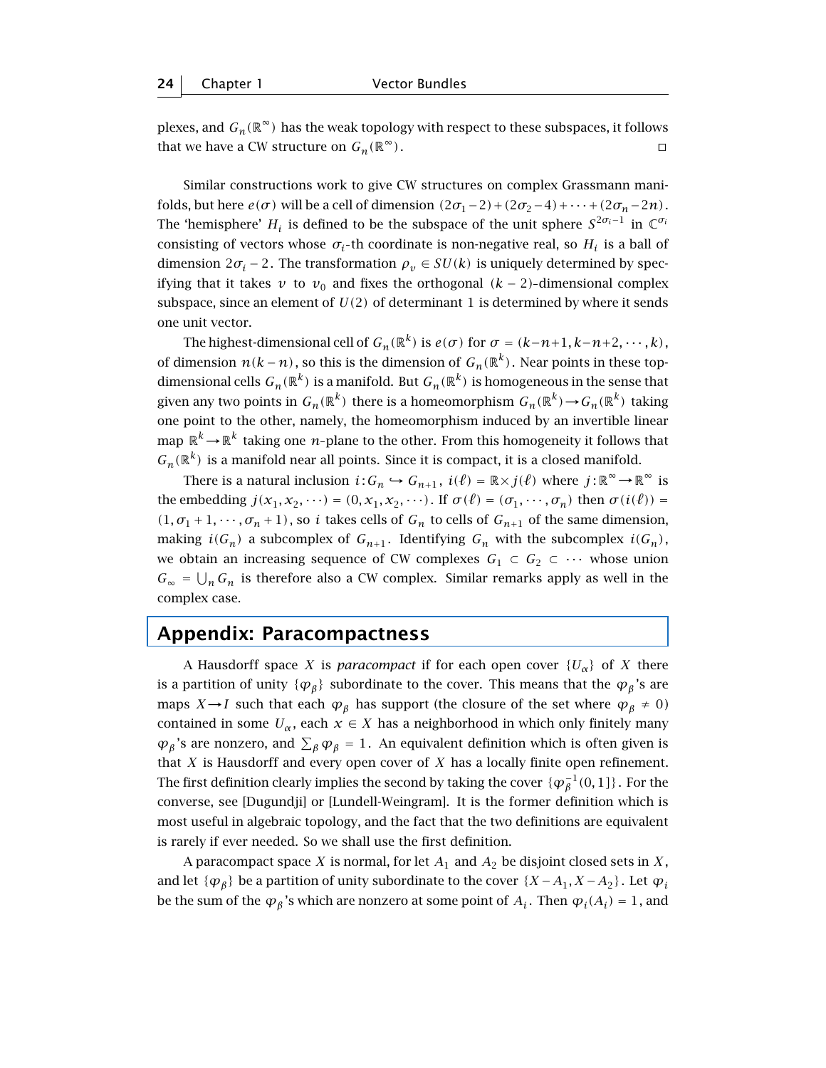plexes, and $G_n(\mathbb{R}^\infty)$ has the weak topology with respect to these subspaces, it follows that we have a CW structure on $G_n(\mathbb{R}^\infty)$. □

Similar constructions work to give CW structures on complex Grassmann manifolds, but here $e(\sigma)$ will be a cell of dimension $(2\sigma_1-2)+(2\sigma_2-4)+\cdots+(2\sigma_n-2n)$. The 'hemisphere' $H_i$ is defined to be the subspace of the unit sphere $S^{2\sigma_i-1}$ in $\mathbb{C}^{\sigma_i}$ consisting of vectors whose $\sigma_i$-th coordinate is non-negative real, so $H_i$ is a ball of dimension $2\sigma_i-2$. The transformation $\rho_v \in SU(k)$ is uniquely determined by specifying that it takes $v$ to $v_0$ and fixes the orthogonal $(k-2)$-dimensional complex subspace, since an element of $U(2)$ of determinant 1 is determined by where it sends one unit vector.

The highest-dimensional cell of $G_n(\mathbb{R}^k)$ is $e(\sigma)$ for $\sigma=(k-n+1,k-n+2,\cdots,k)$, of dimension $n(k-n)$, so this is the dimension of $G_n(\mathbb{R}^k)$. Near points in these top-dimensional cells $G_n(\mathbb{R}^k)$ is a manifold. But $G_n(\mathbb{R}^k)$ is homogeneous in the sense that given any two points in $G_n(\mathbb{R}^k)$ there is a homeomorphism $G_n(\mathbb{R}^k)\to G_n(\mathbb{R}^k)$ taking one point to the other, namely, the homeomorphism induced by an invertible linear map $\mathbb{R}^k\to\mathbb{R}^k$ taking one $n$-plane to the other. From this homogeneity it follows that $G_n(\mathbb{R}^k)$ is a manifold near all points. Since it is compact, it is a closed manifold.

There is a natural inclusion $i: G_n \hookrightarrow G_{n+1}$, $i(\ell)=\mathbb{R}\times j(\ell)$ where $j:\mathbb{R}^\infty\to\mathbb{R}^\infty$ is the embedding $j(x_1,x_2,\cdots)=(0,x_1,x_2,\cdots)$. If $\sigma(\ell)=(\sigma_1,\cdots,\sigma_n)$ then $\sigma(i(\ell))=(1,\sigma_1+1,\cdots,\sigma_n+1)$, so $i$ takes cells of $G_n$ to cells of $G_{n+1}$ of the same dimension, making $i(G_n)$ a subcomplex of $G_{n+1}$. Identifying $G_n$ with the subcomplex $i(G_n)$, we obtain an increasing sequence of CW complexes $G_1\subset G_2\subset\cdots$ whose union $G_\infty=\bigcup_n G_n$ is therefore also a CW complex. Similar remarks apply as well in the complex case.

## Appendix: Paracompactness

A Hausdorff space $X$ is *paracompact* if for each open cover $\{U_\alpha\}$ of $X$ there is a partition of unity $\{\varphi_\beta\}$ subordinate to the cover. This means that the $\varphi_\beta$'s are maps $X\to I$ such that each $\varphi_\beta$ has support (the closure of the set where $\varphi_\beta\neq 0$) contained in some $U_\alpha$, each $x\in X$ has a neighborhood in which only finitely many $\varphi_\beta$'s are nonzero, and $\sum_\beta\varphi_\beta=1$. An equivalent definition which is often given is that $X$ is Hausdorff and every open cover of $X$ has a locally finite open refinement. The first definition clearly implies the second by taking the cover $\{\varphi_\beta^{-1}(0,1]\}$. For the converse, see [Dugundji] or [Lundell-Weingram]. It is the former definition which is most useful in algebraic topology, and the fact that the two definitions are equivalent is rarely if ever needed. So we shall use the first definition.

A paracompact space $X$ is normal, for let $A_1$ and $A_2$ be disjoint closed sets in $X$, and let $\{\varphi_\beta\}$ be a partition of unity subordinate to the cover $\{X-A_1,X-A_2\}$. Let $\varphi_i$ be the sum of the $\varphi_\beta$'s which are nonzero at some point of $A_i$. Then $\varphi_i(A_i)=1$, and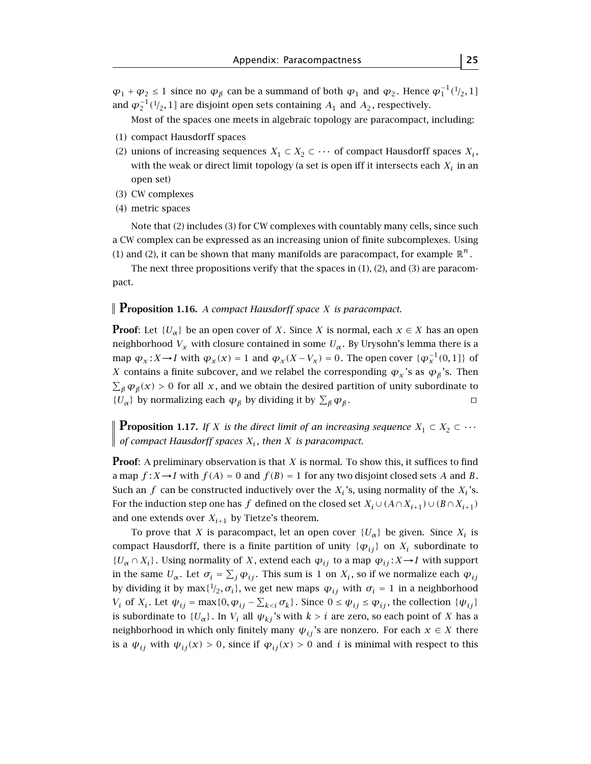$\varphi_1 + \varphi_2 \le 1$ since no $\varphi_\beta$ can be a summand of both $\varphi_1$ and $\varphi_2$. Hence $\varphi_1^{-1}(^1/_2, 1]$ and $\varphi_2^{-1}(^1/_2, 1]$ are disjoint open sets containing $A_1$ and $A_2$, respectively.

Most of the spaces one meets in algebraic topology are paracompact, including:

(1) compact Hausdorff spaces
(2) unions of increasing sequences $X_1 \subset X_2 \subset \cdots$ of compact Hausdorff spaces $X_i$, with the weak or direct limit topology (a set is open iff it intersects each $X_i$ in an open set)
(3) CW complexes
(4) metric spaces

Note that (2) includes (3) for CW complexes with countably many cells, since such a CW complex can be expressed as an increasing union of finite subcomplexes. Using (1) and (2), it can be shown that many manifolds are paracompact, for example $\mathbb{R}^n$.

The next three propositions verify that the spaces in (1), (2), and (3) are paracompact.

**Proposition 1.16.** *A compact Hausdorff space $X$ is paracompact.*

**Proof**: Let $\{U_\alpha\}$ be an open cover of $X$. Since $X$ is normal, each $x \in X$ has an open neighborhood $V_x$ with closure contained in some $U_\alpha$. By Urysohn's lemma there is a map $\varphi_x : X \to I$ with $\varphi_x(x) = 1$ and $\varphi_x(X - V_x) = 0$. The open cover $\{\varphi_x^{-1}(0, 1]\}$ of $X$ contains a finite subcover, and we relabel the corresponding $\varphi_x$'s as $\varphi_\beta$'s. Then $\sum_\beta \varphi_\beta(x) > 0$ for all $x$, and we obtain the desired partition of unity subordinate to $\{U_\alpha\}$ by normalizing each $\varphi_\beta$ by dividing it by $\sum_\beta \varphi_\beta$. □

**Proposition 1.17.** *If $X$ is the direct limit of an increasing sequence $X_1 \subset X_2 \subset \cdots$ of compact Hausdorff spaces $X_i$, then $X$ is paracompact.*

**Proof**: A preliminary observation is that $X$ is normal. To show this, it suffices to find a map $f : X \to I$ with $f(A) = 0$ and $f(B) = 1$ for any two disjoint closed sets $A$ and $B$. Such an $f$ can be constructed inductively over the $X_i$'s, using normality of the $X_i$'s. For the induction step one has $f$ defined on the closed set $X_i \cup (A \cap X_{i+1}) \cup (B \cap X_{i+1})$ and one extends over $X_{i+1}$ by Tietze's theorem.

To prove that $X$ is paracompact, let an open cover $\{U_\alpha\}$ be given. Since $X_i$ is compact Hausdorff, there is a finite partition of unity $\{\varphi_{ij}\}$ on $X_i$ subordinate to $\{U_\alpha \cap X_i\}$. Using normality of $X$, extend each $\varphi_{ij}$ to a map $\varphi_{ij} : X \to I$ with support in the same $U_\alpha$. Let $\sigma_i = \sum_j \varphi_{ij}$. This sum is 1 on $X_i$, so if we normalize each $\varphi_{ij}$ by dividing it by $\max\{^1/_2, \sigma_i\}$, we get new maps $\varphi_{ij}$ with $\sigma_i = 1$ in a neighborhood $V_i$ of $X_i$. Let $\psi_{ij} = \max\{0, \varphi_{ij} - \sum_{k<i} \sigma_k\}$. Since $0 \le \psi_{ij} \le \varphi_{ij}$, the collection $\{\psi_{ij}\}$ is subordinate to $\{U_\alpha\}$. In $V_i$ all $\psi_{kj}$'s with $k > i$ are zero, so each point of $X$ has a neighborhood in which only finitely many $\psi_{ij}$'s are nonzero. For each $x \in X$ there is a $\psi_{ij}$ with $\psi_{ij}(x) > 0$, since if $\varphi_{ij}(x) > 0$ and $i$ is minimal with respect to this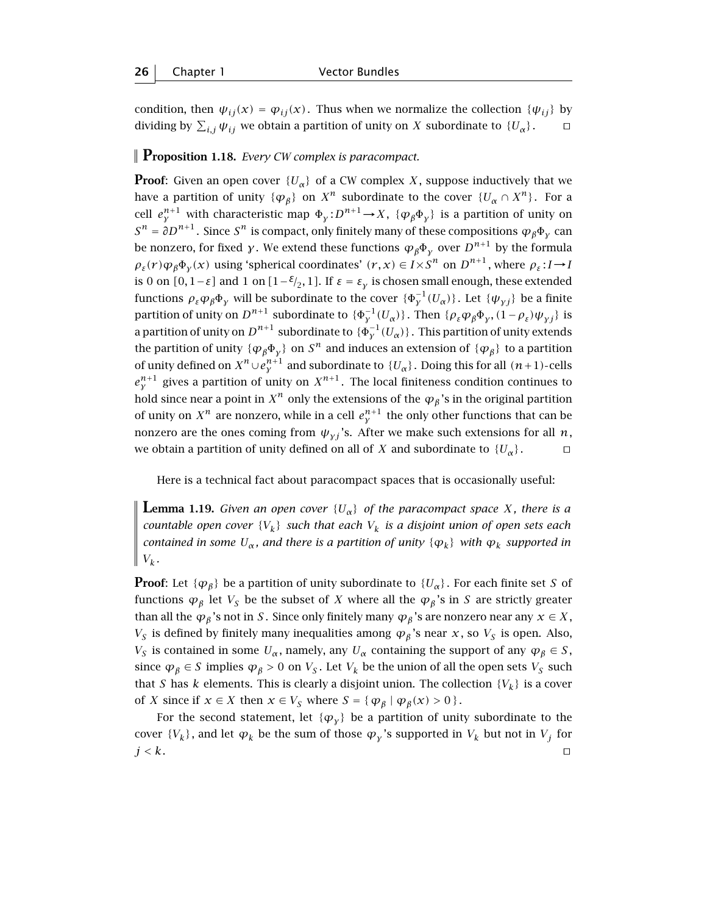condition, then $\psi_{ij}(x) = \varphi_{ij}(x)$. Thus when we normalize the collection $\{\psi_{ij}\}$ by dividing by $\sum_{i,j}\psi_{ij}$ we obtain a partition of unity on $X$ subordinate to $\{U_\alpha\}$. $\square$

**Proposition 1.18.** *Every CW complex is paracompact.*

**Proof**: Given an open cover $\{U_\alpha\}$ of a CW complex $X$, suppose inductively that we have a partition of unity $\{\varphi_\beta\}$ on $X^n$ subordinate to the cover $\{U_\alpha \cap X^n\}$. For a cell $e_\gamma^{n+1}$ with characteristic map $\Phi_\gamma : D^{n+1} \to X$, $\{\varphi_\beta \Phi_\gamma\}$ is a partition of unity on $S^n = \partial D^{n+1}$. Since $S^n$ is compact, only finitely many of these compositions $\varphi_\beta\Phi_\gamma$ can be nonzero, for fixed $\gamma$. We extend these functions $\varphi_\beta\Phi_\gamma$ over $D^{n+1}$ by the formula $\rho_\varepsilon(r)\varphi_\beta\Phi_\gamma(x)$ using 'spherical coordinates' $(r,x) \in I \times S^n$ on $D^{n+1}$, where $\rho_\varepsilon : I \to I$ is 0 on $[0, 1-\varepsilon]$ and 1 on $[1-{}^{\varepsilon}\!/_2, 1]$. If $\varepsilon = \varepsilon_\gamma$ is chosen small enough, these extended functions $\rho_\varepsilon\varphi_\beta\Phi_\gamma$ will be subordinate to the cover $\{\Phi_\gamma^{-1}(U_\alpha)\}$. Let $\{\psi_{\gamma j}\}$ be a finite partition of unity on $D^{n+1}$ subordinate to $\{\Phi_\gamma^{-1}(U_\alpha)\}$. Then $\{\rho_\varepsilon\varphi_\beta\Phi_\gamma, (1-\rho_\varepsilon)\psi_{\gamma j}\}$ is a partition of unity on $D^{n+1}$ subordinate to $\{\Phi_\gamma^{-1}(U_\alpha)\}$. This partition of unity extends the partition of unity $\{\varphi_\beta\Phi_\gamma\}$ on $S^n$ and induces an extension of $\{\varphi_\beta\}$ to a partition of unity defined on $X^n \cup e_\gamma^{n+1}$ and subordinate to $\{U_\alpha\}$. Doing this for all $(n+1)$-cells $e_\gamma^{n+1}$ gives a partition of unity on $X^{n+1}$. The local finiteness condition continues to hold since near a point in $X^n$ only the extensions of the $\varphi_\beta$'s in the original partition of unity on $X^n$ are nonzero, while in a cell $e_\gamma^{n+1}$ the only other functions that can be nonzero are the ones coming from $\psi_{\gamma j}$'s. After we make such extensions for all $n$, we obtain a partition of unity defined on all of $X$ and subordinate to $\{U_\alpha\}$. $\square$

Here is a technical fact about paracompact spaces that is occasionally useful:

**Lemma 1.19.** *Given an open cover $\{U_\alpha\}$ of the paracompact space $X$, there is a countable open cover $\{V_k\}$ such that each $V_k$ is a disjoint union of open sets each contained in some $U_\alpha$, and there is a partition of unity $\{\varphi_k\}$ with $\varphi_k$ supported in $V_k$.*

**Proof**: Let $\{\varphi_\beta\}$ be a partition of unity subordinate to $\{U_\alpha\}$. For each finite set $S$ of functions $\varphi_\beta$ let $V_S$ be the subset of $X$ where all the $\varphi_\beta$'s in $S$ are strictly greater than all the $\varphi_\beta$'s not in $S$. Since only finitely many $\varphi_\beta$'s are nonzero near any $x \in X$, $V_S$ is defined by finitely many inequalities among $\varphi_\beta$'s near $x$, so $V_S$ is open. Also, $V_S$ is contained in some $U_\alpha$, namely, any $U_\alpha$ containing the support of any $\varphi_\beta \in S$, since $\varphi_\beta \in S$ implies $\varphi_\beta > 0$ on $V_S$. Let $V_k$ be the union of all the open sets $V_S$ such that $S$ has $k$ elements. This is clearly a disjoint union. The collection $\{V_k\}$ is a cover of $X$ since if $x \in X$ then $x \in V_S$ where $S = \{\,\varphi_\beta \mid \varphi_\beta(x) > 0\,\}$.

For the second statement, let $\{\varphi_\gamma\}$ be a partition of unity subordinate to the cover $\{V_k\}$, and let $\varphi_k$ be the sum of those $\varphi_\gamma$'s supported in $V_k$ but not in $V_j$ for $j < k$. $\square$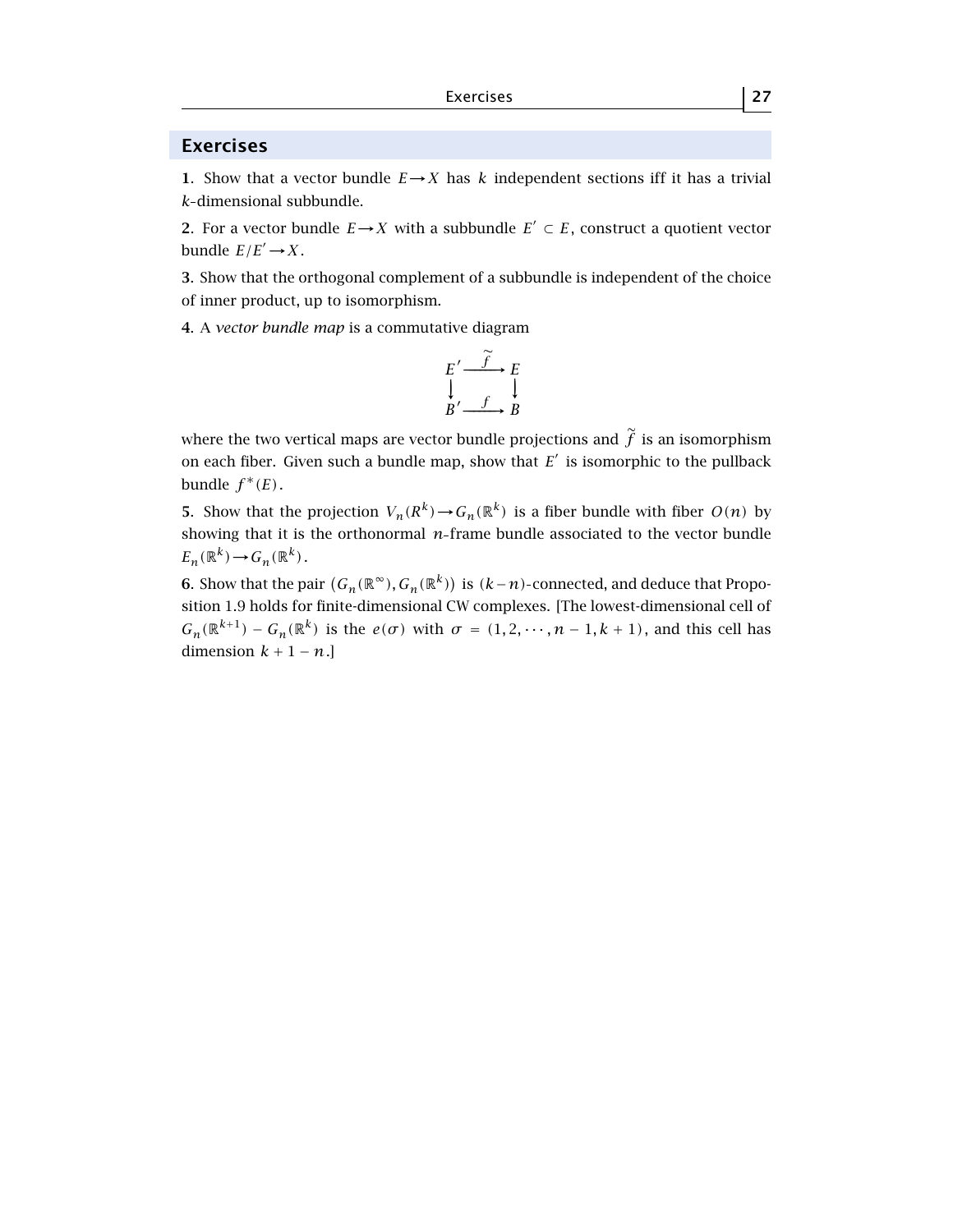## Exercises

**1**. Show that a vector bundle $E \to X$ has $k$ independent sections iff it has a trivial $k$-dimensional subbundle.

**2**. For a vector bundle $E \to X$ with a subbundle $E' \subset E$, construct a quotient vector bundle $E/E' \to X$.

**3**. Show that the orthogonal complement of a subbundle is independent of the choice of inner product, up to isomorphism.

**4**. A *vector bundle map* is a commutative diagram

$$\begin{array}{ccc} E' & \xrightarrow{\widetilde{f}} & E \\ \downarrow & & \downarrow \\ B' & \xrightarrow{f} & B \end{array}$$

where the two vertical maps are vector bundle projections and $\widetilde{f}$ is an isomorphism on each fiber. Given such a bundle map, show that $E'$ is isomorphic to the pullback bundle $f^*(E)$.

**5**. Show that the projection $V_n(R^k) \to G_n(\mathbb{R}^k)$ is a fiber bundle with fiber $O(n)$ by showing that it is the orthonormal $n$-frame bundle associated to the vector bundle $E_n(\mathbb{R}^k) \to G_n(\mathbb{R}^k)$.

**6**. Show that the pair $(G_n(\mathbb{R}^\infty), G_n(\mathbb{R}^k))$ is $(k-n)$-connected, and deduce that Proposition 1.9 holds for finite-dimensional CW complexes. [The lowest-dimensional cell of $G_n(\mathbb{R}^{k+1}) - G_n(\mathbb{R}^k)$ is the $e(\sigma)$ with $\sigma = (1, 2, \cdots, n-1, k+1)$, and this cell has dimension $k + 1 - n$.]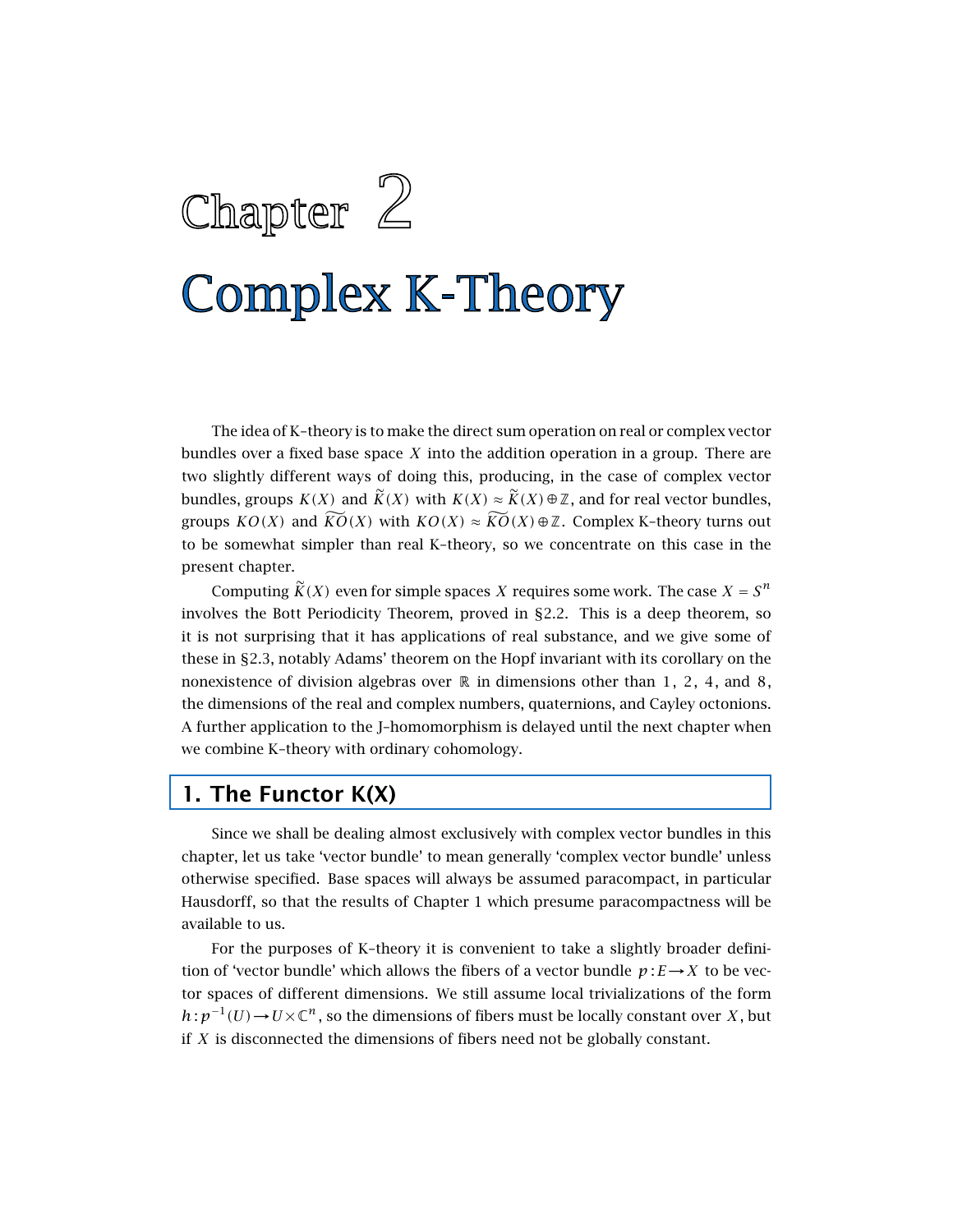# Chapter 2

# Complex K-Theory

The idea of K–theory is to make the direct sum operation on real or complex vector bundles over a fixed base space $X$ into the addition operation in a group. There are two slightly different ways of doing this, producing, in the case of complex vector bundles, groups $K(X)$ and $\widetilde{K}(X)$ with $K(X) \approx \widetilde{K}(X) \oplus \mathbb{Z}$, and for real vector bundles, groups $KO(X)$ and $\widetilde{KO}(X)$ with $KO(X) \approx \widetilde{KO}(X) \oplus \mathbb{Z}$. Complex K–theory turns out to be somewhat simpler than real K–theory, so we concentrate on this case in the present chapter.

Computing $\widetilde{K}(X)$ even for simple spaces $X$ requires some work. The case $X = S^n$ involves the Bott Periodicity Theorem, proved in §2.2. This is a deep theorem, so it is not surprising that it has applications of real substance, and we give some of these in §2.3, notably Adams' theorem on the Hopf invariant with its corollary on the nonexistence of division algebras over $\mathbb{R}$ in dimensions other than 1, 2, 4, and 8, the dimensions of the real and complex numbers, quaternions, and Cayley octonions. A further application to the J–homomorphism is delayed until the next chapter when we combine K–theory with ordinary cohomology.

## 1. The Functor K(X)

Since we shall be dealing almost exclusively with complex vector bundles in this chapter, let us take 'vector bundle' to mean generally 'complex vector bundle' unless otherwise specified. Base spaces will always be assumed paracompact, in particular Hausdorff, so that the results of Chapter 1 which presume paracompactness will be available to us.

For the purposes of K–theory it is convenient to take a slightly broader definition of 'vector bundle' which allows the fibers of a vector bundle $p: E \to X$ to be vector spaces of different dimensions. We still assume local trivializations of the form $h: p^{-1}(U) \to U \times \mathbb{C}^n$, so the dimensions of fibers must be locally constant over $X$, but if $X$ is disconnected the dimensions of fibers need not be globally constant.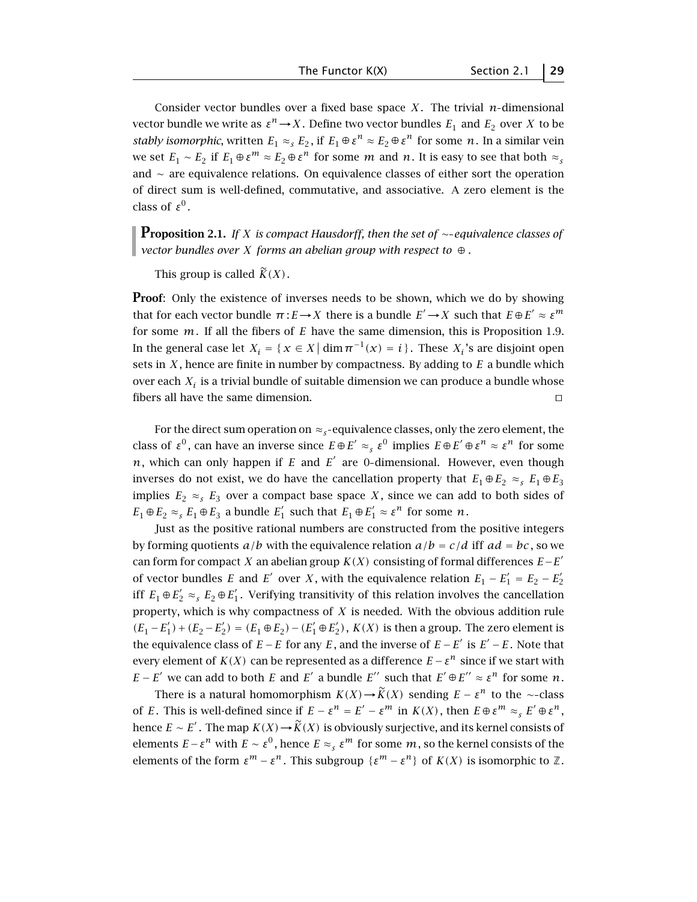Consider vector bundles over a fixed base space $X$. The trivial $n$-dimensional vector bundle we write as $\varepsilon^n \to X$. Define two vector bundles $E_1$ and $E_2$ over $X$ to be *stably isomorphic*, written $E_1 \approx_s E_2$, if $E_1 \oplus \varepsilon^n \approx E_2 \oplus \varepsilon^n$ for some $n$. In a similar vein we set $E_1 \sim E_2$ if $E_1 \oplus \varepsilon^m \approx E_2 \oplus \varepsilon^n$ for some $m$ and $n$. It is easy to see that both $\approx_s$ and $\sim$ are equivalence relations. On equivalence classes of either sort the operation of direct sum is well-defined, commutative, and associative. A zero element is the class of $\varepsilon^0$.

**Proposition 2.1.** *If $X$ is compact Hausdorff, then the set of $\sim$-equivalence classes of vector bundles over $X$ forms an abelian group with respect to $\oplus$.*

This group is called $\widetilde{K}(X)$.

**Proof**: Only the existence of inverses needs to be shown, which we do by showing that for each vector bundle $\pi : E \to X$ there is a bundle $E' \to X$ such that $E \oplus E' \approx \varepsilon^m$ for some $m$. If all the fibers of $E$ have the same dimension, this is Proposition 1.9. In the general case let $X_i = \{\, x \in X \mid \dim \pi^{-1}(x) = i \,\}$. These $X_i$'s are disjoint open sets in $X$, hence are finite in number by compactness. By adding to $E$ a bundle which over each $X_i$ is a trivial bundle of suitable dimension we can produce a bundle whose fibers all have the same dimension. $\square$

For the direct sum operation on $\approx_s$-equivalence classes, only the zero element, the class of $\varepsilon^0$, can have an inverse since $E \oplus E' \approx_s \varepsilon^0$ implies $E \oplus E' \oplus \varepsilon^n \approx \varepsilon^n$ for some $n$, which can only happen if $E$ and $E'$ are 0-dimensional. However, even though inverses do not exist, we do have the cancellation property that $E_1 \oplus E_2 \approx_s E_1 \oplus E_3$ implies $E_2 \approx_s E_3$ over a compact base space $X$, since we can add to both sides of $E_1 \oplus E_2 \approx_s E_1 \oplus E_3$ a bundle $E_1'$ such that $E_1 \oplus E_1' \approx \varepsilon^n$ for some $n$.

Just as the positive rational numbers are constructed from the positive integers by forming quotients $a/b$ with the equivalence relation $a/b = c/d$ iff $ad = bc$, so we can form for compact $X$ an abelian group $K(X)$ consisting of formal differences $E - E'$ of vector bundles $E$ and $E'$ over $X$, with the equivalence relation $E_1 - E_1' = E_2 - E_2'$ iff $E_1 \oplus E_2' \approx_s E_2 \oplus E_1'$. Verifying transitivity of this relation involves the cancellation property, which is why compactness of $X$ is needed. With the obvious addition rule $(E_1 - E_1') + (E_2 - E_2') = (E_1 \oplus E_2) - (E_1' \oplus E_2')$, $K(X)$ is then a group. The zero element is the equivalence class of $E - E$ for any $E$, and the inverse of $E - E'$ is $E' - E$. Note that every element of $K(X)$ can be represented as a difference $E - \varepsilon^n$ since if we start with $E - E'$ we can add to both $E$ and $E'$ a bundle $E''$ such that $E' \oplus E'' \approx \varepsilon^n$ for some $n$.

There is a natural homomorphism $K(X) \to \widetilde{K}(X)$ sending $E - \varepsilon^n$ to the $\sim$-class of $E$. This is well-defined since if $E - \varepsilon^n = E' - \varepsilon^m$ in $K(X)$, then $E \oplus \varepsilon^m \approx_s E' \oplus \varepsilon^n$, hence $E \sim E'$. The map $K(X) \to \widetilde{K}(X)$ is obviously surjective, and its kernel consists of elements $E - \varepsilon^n$ with $E \sim \varepsilon^0$, hence $E \approx_s \varepsilon^m$ for some $m$, so the kernel consists of the elements of the form $\varepsilon^m - \varepsilon^n$. This subgroup $\{\varepsilon^m - \varepsilon^n\}$ of $K(X)$ is isomorphic to $\mathbb{Z}$.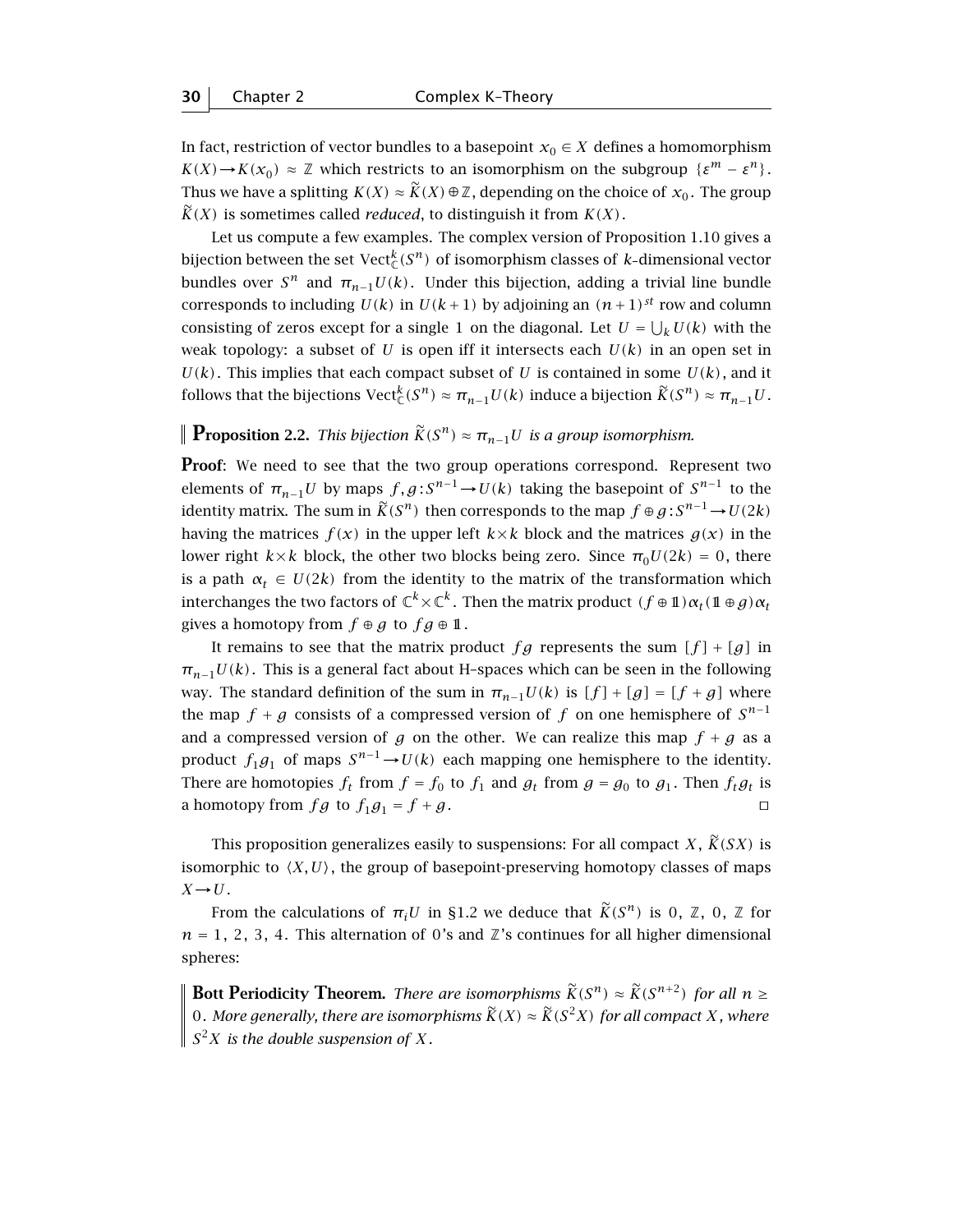In fact, restriction of vector bundles to a basepoint $x_0 \in X$ defines a homomorphism $K(X) \to K(x_0) \approx \mathbb{Z}$ which restricts to an isomorphism on the subgroup $\{\varepsilon^m - \varepsilon^n\}$. Thus we have a splitting $K(X) \approx \widetilde{K}(X) \oplus \mathbb{Z}$, depending on the choice of $x_0$. The group $\widetilde{K}(X)$ is sometimes called *reduced*, to distinguish it from $K(X)$.

Let us compute a few examples. The complex version of Proposition 1.10 gives a bijection between the set $\mathrm{Vect}^k_{\mathbb{C}}(S^n)$ of isomorphism classes of $k$-dimensional vector bundles over $S^n$ and $\pi_{n-1}U(k)$. Under this bijection, adding a trivial line bundle corresponds to including $U(k)$ in $U(k+1)$ by adjoining an $(n+1)^{st}$ row and column consisting of zeros except for a single 1 on the diagonal. Let $U = \bigcup_k U(k)$ with the weak topology: a subset of $U$ is open iff it intersects each $U(k)$ in an open set in $U(k)$. This implies that each compact subset of $U$ is contained in some $U(k)$, and it follows that the bijections $\mathrm{Vect}^k_{\mathbb{C}}(S^n) \approx \pi_{n-1}U(k)$ induce a bijection $\widetilde{K}(S^n) \approx \pi_{n-1}U$.

**Proposition 2.2.** *This bijection $\widetilde{K}(S^n) \approx \pi_{n-1}U$ is a group isomorphism.*

**Proof**: We need to see that the two group operations correspond. Represent two elements of $\pi_{n-1}U$ by maps $f, g : S^{n-1} \to U(k)$ taking the basepoint of $S^{n-1}$ to the identity matrix. The sum in $\widetilde{K}(S^n)$ then corresponds to the map $f \oplus g : S^{n-1} \to U(2k)$ having the matrices $f(x)$ in the upper left $k \times k$ block and the matrices $g(x)$ in the lower right $k \times k$ block, the other two blocks being zero. Since $\pi_0 U(2k) = 0$, there is a path $\alpha_t \in U(2k)$ from the identity to the matrix of the transformation which interchanges the two factors of $\mathbb{C}^k \times \mathbb{C}^k$. Then the matrix product $(f \oplus 1\!\!1)\alpha_t(1\!\!1 \oplus g)\alpha_t$ gives a homotopy from $f \oplus g$ to $fg \oplus 1\!\!1$.

It remains to see that the matrix product $fg$ represents the sum $[f] + [g]$ in $\pi_{n-1}U(k)$. This is a general fact about H-spaces which can be seen in the following way. The standard definition of the sum in $\pi_{n-1}U(k)$ is $[f] + [g] = [f + g]$ where the map $f + g$ consists of a compressed version of $f$ on one hemisphere of $S^{n-1}$ and a compressed version of $g$ on the other. We can realize this map $f + g$ as a product $f_1 g_1$ of maps $S^{n-1} \to U(k)$ each mapping one hemisphere to the identity. There are homotopies $f_t$ from $f = f_0$ to $f_1$ and $g_t$ from $g = g_0$ to $g_1$. Then $f_t g_t$ is a homotopy from $fg$ to $f_1 g_1 = f + g$. ◻

This proposition generalizes easily to suspensions: For all compact $X$, $\widetilde{K}(SX)$ is isomorphic to $\langle X, U \rangle$, the group of basepoint-preserving homotopy classes of maps $X \to U$.

From the calculations of $\pi_i U$ in §1.2 we deduce that $\widetilde{K}(S^n)$ is $0$, $\mathbb{Z}$, $0$, $\mathbb{Z}$ for $n = 1, 2, 3, 4$. This alternation of 0's and $\mathbb{Z}$'s continues for all higher dimensional spheres:

**Bott Periodicity Theorem.** *There are isomorphisms $\widetilde{K}(S^n) \approx \widetilde{K}(S^{n+2})$ for all $n \geq 0$. More generally, there are isomorphisms $\widetilde{K}(X) \approx \widetilde{K}(S^2 X)$ for all compact $X$, where $S^2 X$ is the double suspension of $X$.*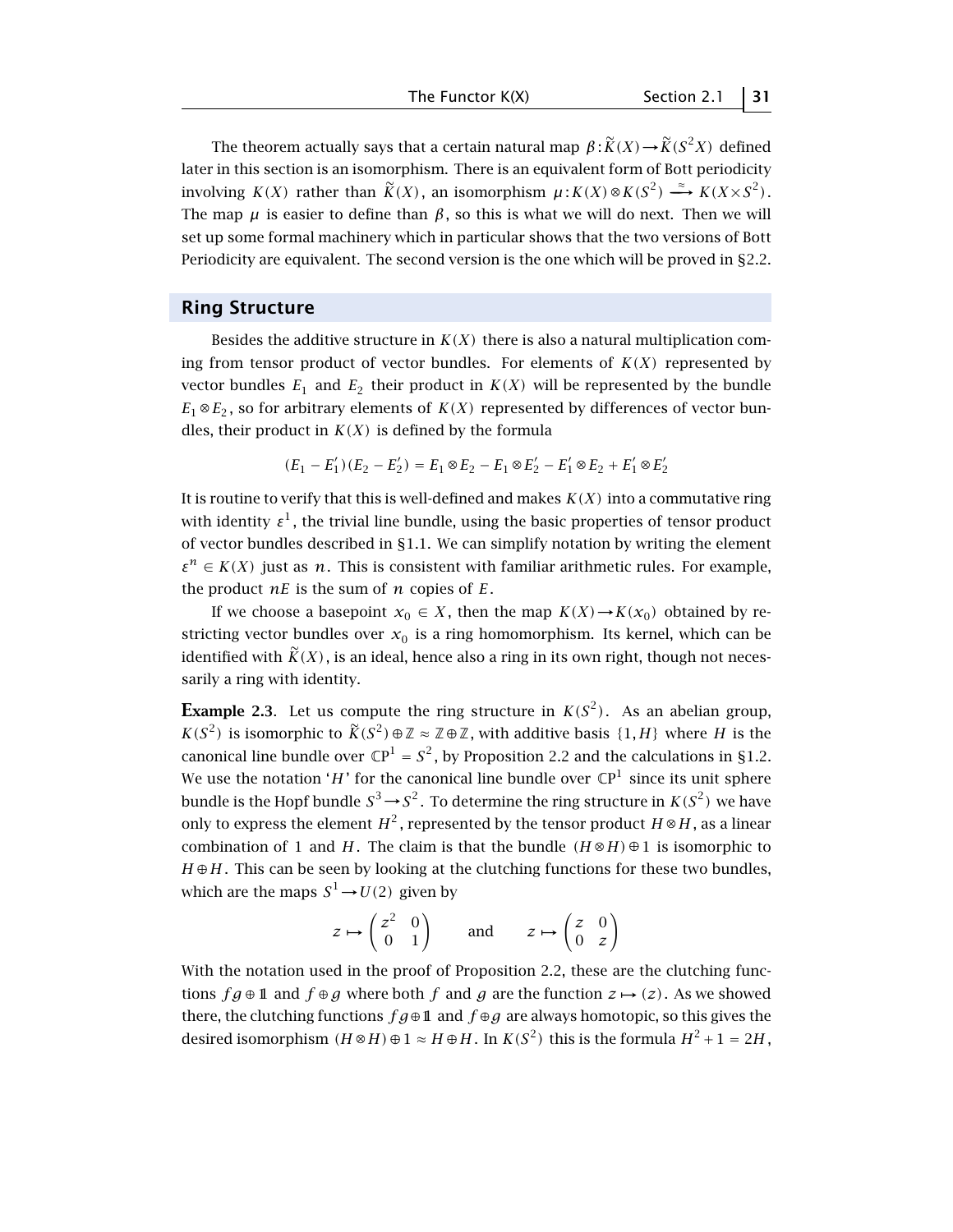The theorem actually says that a certain natural map $\beta : \widetilde{K}(X) \to \widetilde{K}(S^2X)$ defined later in this section is an isomorphism. There is an equivalent form of Bott periodicity involving $K(X)$ rather than $\widetilde{K}(X)$, an isomorphism $\mu : K(X) \otimes K(S^2) \xrightarrow{\approx} K(X \times S^2)$. The map $\mu$ is easier to define than $\beta$, so this is what we will do next. Then we will set up some formal machinery which in particular shows that the two versions of Bott Periodicity are equivalent. The second version is the one which will be proved in §2.2.

## Ring Structure

Besides the additive structure in $K(X)$ there is also a natural multiplication coming from tensor product of vector bundles. For elements of $K(X)$ represented by vector bundles $E_1$ and $E_2$ their product in $K(X)$ will be represented by the bundle $E_1 \otimes E_2$, so for arbitrary elements of $K(X)$ represented by differences of vector bundles, their product in $K(X)$ is defined by the formula

$$(E_1 - E_1')(E_2 - E_2') = E_1 \otimes E_2 - E_1 \otimes E_2' - E_1' \otimes E_2 + E_1' \otimes E_2'$$

It is routine to verify that this is well-defined and makes $K(X)$ into a commutative ring with identity $\varepsilon^1$, the trivial line bundle, using the basic properties of tensor product of vector bundles described in §1.1. We can simplify notation by writing the element $\varepsilon^n \in K(X)$ just as $n$. This is consistent with familiar arithmetic rules. For example, the product $nE$ is the sum of $n$ copies of $E$.

If we choose a basepoint $x_0 \in X$, then the map $K(X) \to K(x_0)$ obtained by restricting vector bundles over $x_0$ is a ring homomorphism. Its kernel, which can be identified with $\widetilde{K}(X)$, is an ideal, hence also a ring in its own right, though not necessarily a ring with identity.

**Example 2.3**. Let us compute the ring structure in $K(S^2)$. As an abelian group, $K(S^2)$ is isomorphic to $\widetilde{K}(S^2) \oplus \mathbb{Z} \approx \mathbb{Z} \oplus \mathbb{Z}$, with additive basis $\{1, H\}$ where $H$ is the canonical line bundle over $\mathbb{C}\mathrm{P}^1 = S^2$, by Proposition 2.2 and the calculations in §1.2. We use the notation '$H$' for the canonical line bundle over $\mathbb{C}\mathrm{P}^1$ since its unit sphere bundle is the Hopf bundle $S^3 \to S^2$. To determine the ring structure in $K(S^2)$ we have only to express the element $H^2$, represented by the tensor product $H \otimes H$, as a linear combination of 1 and $H$. The claim is that the bundle $(H \otimes H) \oplus 1$ is isomorphic to $H \oplus H$. This can be seen by looking at the clutching functions for these two bundles, which are the maps $S^1 \to U(2)$ given by

$$z \mapsto \begin{pmatrix} z^2 & 0 \\ 0 & 1 \end{pmatrix} \qquad \text{and} \qquad z \mapsto \begin{pmatrix} z & 0 \\ 0 & z \end{pmatrix}$$

With the notation used in the proof of Proposition 2.2, these are the clutching functions $fg \oplus 1\!\!1$ and $f \oplus g$ where both $f$ and $g$ are the function $z \mapsto (z)$. As we showed there, the clutching functions $fg \oplus 1\!\!1$ and $f \oplus g$ are always homotopic, so this gives the desired isomorphism $(H \otimes H) \oplus 1 \approx H \oplus H$. In $K(S^2)$ this is the formula $H^2 + 1 = 2H$,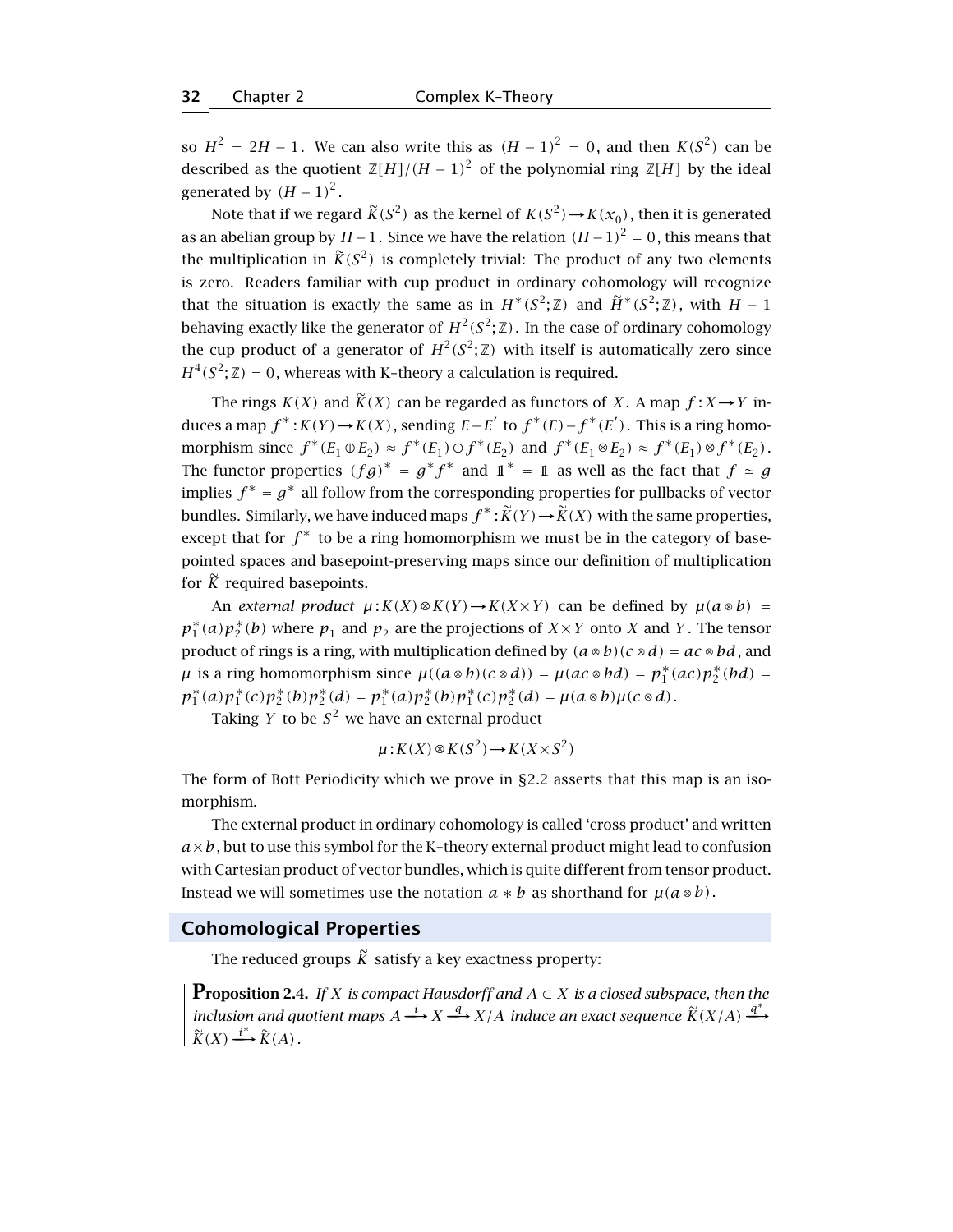so $H^2 = 2H - 1$. We can also write this as $(H-1)^2 = 0$, and then $K(S^2)$ can be described as the quotient $\mathbb{Z}[H]/(H-1)^2$ of the polynomial ring $\mathbb{Z}[H]$ by the ideal generated by $(H-1)^2$.

Note that if we regard $\widetilde{K}(S^2)$ as the kernel of $K(S^2) \to K(x_0)$, then it is generated as an abelian group by $H-1$. Since we have the relation $(H-1)^2 = 0$, this means that the multiplication in $\widetilde{K}(S^2)$ is completely trivial: The product of any two elements is zero. Readers familiar with cup product in ordinary cohomology will recognize that the situation is exactly the same as in $H^*(S^2;\mathbb{Z})$ and $\widetilde{H}^*(S^2;\mathbb{Z})$, with $H-1$ behaving exactly like the generator of $H^2(S^2;\mathbb{Z})$. In the case of ordinary cohomology the cup product of a generator of $H^2(S^2;\mathbb{Z})$ with itself is automatically zero since $H^4(S^2;\mathbb{Z}) = 0$, whereas with K-theory a calculation is required.

The rings $K(X)$ and $\widetilde{K}(X)$ can be regarded as functors of $X$. A map $f: X \to Y$ induces a map $f^*: K(Y) \to K(X)$, sending $E - E'$ to $f^*(E) - f^*(E')$. This is a ring homomorphism since $f^*(E_1 \oplus E_2) \approx f^*(E_1) \oplus f^*(E_2)$ and $f^*(E_1 \otimes E_2) \approx f^*(E_1) \otimes f^*(E_2)$. The functor properties $(fg)^* = g^* f^*$ and $\mathbb{1}^* = \mathbb{1}$ as well as the fact that $f \simeq g$ implies $f^* = g^*$ all follow from the corresponding properties for pullbacks of vector bundles. Similarly, we have induced maps $f^*: \widetilde{K}(Y) \to \widetilde{K}(X)$ with the same properties, except that for $f^*$ to be a ring homomorphism we must be in the category of basepointed spaces and basepoint-preserving maps since our definition of multiplication for $\widetilde{K}$ required basepoints.

An *external product* $\mu: K(X) \otimes K(Y) \to K(X \times Y)$ can be defined by $\mu(a \otimes b) = p_1^*(a) p_2^*(b)$ where $p_1$ and $p_2$ are the projections of $X \times Y$ onto $X$ and $Y$. The tensor product of rings is a ring, with multiplication defined by $(a \otimes b)(c \otimes d) = ac \otimes bd$, and $\mu$ is a ring homomorphism since $\mu((a \otimes b)(c \otimes d)) = \mu(ac \otimes bd) = p_1^*(ac) p_2^*(bd) = p_1^*(a) p_1^*(c) p_2^*(b) p_2^*(d) = p_1^*(a) p_2^*(b) p_1^*(c) p_2^*(d) = \mu(a \otimes b)\mu(c \otimes d)$.

Taking $Y$ to be $S^2$ we have an external product

$$\mu: K(X) \otimes K(S^2) \to K(X \times S^2)$$

The form of Bott Periodicity which we prove in §2.2 asserts that this map is an isomorphism.

The external product in ordinary cohomology is called 'cross product' and written $a \times b$, but to use this symbol for the K-theory external product might lead to confusion with Cartesian product of vector bundles, which is quite different from tensor product. Instead we will sometimes use the notation $a * b$ as shorthand for $\mu(a \otimes b)$.

## Cohomological Properties

The reduced groups $\widetilde{K}$ satisfy a key exactness property:

**Proposition 2.4.** *If $X$ is compact Hausdorff and $A \subset X$ is a closed subspace, then the inclusion and quotient maps $A \xrightarrow{i} X \xrightarrow{q} X/A$ induce an exact sequence $\widetilde{K}(X/A) \xrightarrow{q^*} \widetilde{K}(X) \xrightarrow{i^*} \widetilde{K}(A)$.*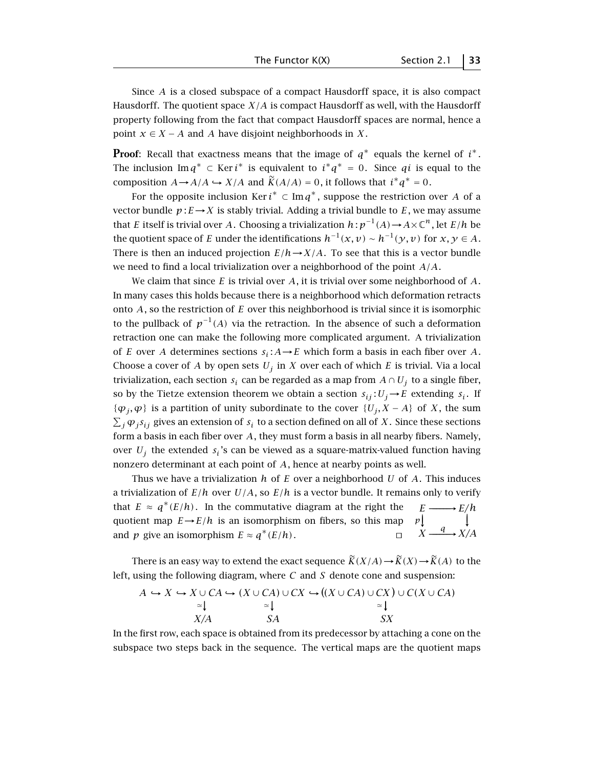Since $A$ is a closed subspace of a compact Hausdorff space, it is also compact Hausdorff. The quotient space $X/A$ is compact Hausdorff as well, with the Hausdorff property following from the fact that compact Hausdorff spaces are normal, hence a point $x \in X - A$ and $A$ have disjoint neighborhoods in $X$.

**Proof**: Recall that exactness means that the image of $q^*$ equals the kernel of $i^*$. The inclusion $\operatorname{Im} q^* \subset \operatorname{Ker} i^*$ is equivalent to $i^* q^* = 0$. Since $qi$ is equal to the composition $A \to A/A \hookrightarrow X/A$ and $\widetilde{K}(A/A) = 0$, it follows that $i^* q^* = 0$.

For the opposite inclusion $\operatorname{Ker} i^* \subset \operatorname{Im} q^*$, suppose the restriction over $A$ of a vector bundle $p : E \to X$ is stably trivial. Adding a trivial bundle to $E$, we may assume that $E$ itself is trivial over $A$. Choosing a trivialization $h : p^{-1}(A) \to A \times \mathbb{C}^n$, let $E/h$ be the quotient space of $E$ under the identifications $h^{-1}(x, v) \sim h^{-1}(y, v)$ for $x, y \in A$. There is then an induced projection $E/h \to X/A$. To see that this is a vector bundle we need to find a local trivialization over a neighborhood of the point $A/A$.

We claim that since $E$ is trivial over $A$, it is trivial over some neighborhood of $A$. In many cases this holds because there is a neighborhood which deformation retracts onto $A$, so the restriction of $E$ over this neighborhood is trivial since it is isomorphic to the pullback of $p^{-1}(A)$ via the retraction. In the absence of such a deformation retraction one can make the following more complicated argument. A trivialization of $E$ over $A$ determines sections $s_i : A \to E$ which form a basis in each fiber over $A$. Choose a cover of $A$ by open sets $U_j$ in $X$ over each of which $E$ is trivial. Via a local trivialization, each section $s_i$ can be regarded as a map from $A \cap U_j$ to a single fiber, so by the Tietze extension theorem we obtain a section $s_{ij} : U_j \to E$ extending $s_i$. If $\{\varphi_j, \varphi\}$ is a partition of unity subordinate to the cover $\{U_j, X - A\}$ of $X$, the sum $\sum_j \varphi_j s_{ij}$ gives an extension of $s_i$ to a section defined on all of $X$. Since these sections form a basis in each fiber over $A$, they must form a basis in all nearby fibers. Namely, over $U_j$ the extended $s_i$'s can be viewed as a square-matrix-valued function having nonzero determinant at each point of $A$, hence at nearby points as well.

Thus we have a trivialization $h$ of $E$ over a neighborhood $U$ of $A$. This induces a trivialization of $E/h$ over $U/A$, so $E/h$ is a vector bundle. It remains only to verify that $E \approx q^*(E/h)$. In the commutative diagram at the right the quotient map $E \to E/h$ is an isomorphism on fibers, so this map and $p$ give an isomorphism $E \approx q^*(E/h)$. ☐

$$\begin{array}{ccc} E & \longrightarrow & E/h \\ {\scriptstyle p}\downarrow & & \downarrow \\ X & \xrightarrow{\;q\;} & X/A \end{array}$$

There is an easy way to extend the exact sequence $\widetilde{K}(X/A) \to \widetilde{K}(X) \to \widetilde{K}(A)$ to the left, using the following diagram, where $C$ and $S$ denote cone and suspension:

$$\begin{array}{ccccccccc} A & \hookrightarrow & X & \hookrightarrow & X \cup CA & \hookrightarrow & (X \cup CA) \cup CX & \hookrightarrow & \big((X \cup CA) \cup CX\big) \cup C(X \cup CA) \\ & & & & {\scriptstyle \simeq}\downarrow & & {\scriptstyle \simeq}\downarrow & & {\scriptstyle \simeq}\downarrow \\ & & & & X/A & & SA & & SX \end{array}$$

In the first row, each space is obtained from its predecessor by attaching a cone on the subspace two steps back in the sequence. The vertical maps are the quotient maps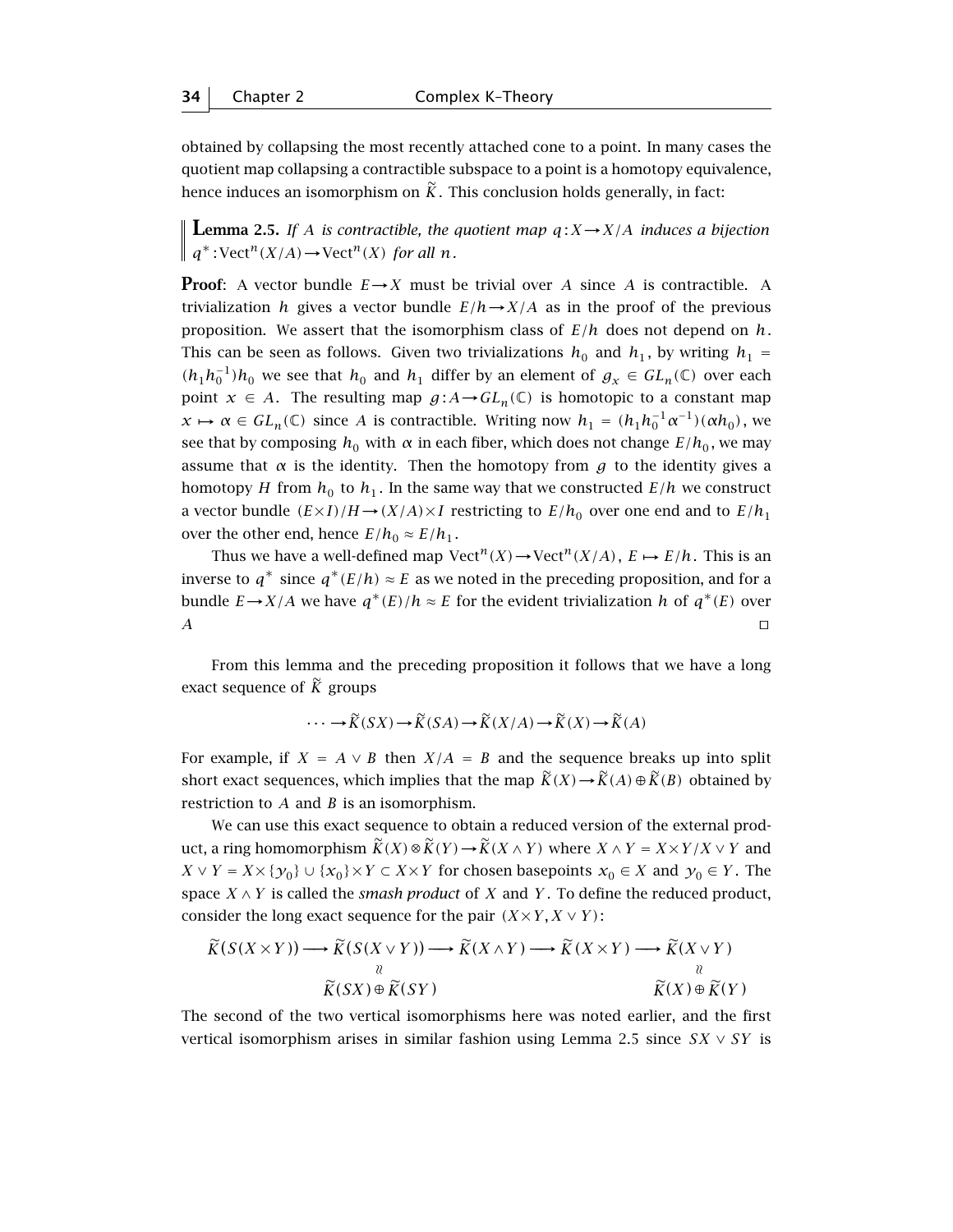obtained by collapsing the most recently attached cone to a point. In many cases the quotient map collapsing a contractible subspace to a point is a homotopy equivalence, hence induces an isomorphism on $\widetilde{K}$. This conclusion holds generally, in fact:

**Lemma 2.5.** *If $A$ is contractible, the quotient map $q:X \to X/A$ induces a bijection $q^*:\mathrm{Vect}^n(X/A) \to \mathrm{Vect}^n(X)$ for all $n$.*

**Proof**: A vector bundle $E \to X$ must be trivial over $A$ since $A$ is contractible. A trivialization $h$ gives a vector bundle $E/h \to X/A$ as in the proof of the previous proposition. We assert that the isomorphism class of $E/h$ does not depend on $h$. This can be seen as follows. Given two trivializations $h_0$ and $h_1$, by writing $h_1 = (h_1 h_0^{-1})h_0$ we see that $h_0$ and $h_1$ differ by an element of $g_x \in GL_n(\mathbb{C})$ over each point $x \in A$. The resulting map $g:A \to GL_n(\mathbb{C})$ is homotopic to a constant map $x \mapsto \alpha \in GL_n(\mathbb{C})$ since $A$ is contractible. Writing now $h_1 = (h_1 h_0^{-1}\alpha^{-1})(\alpha h_0)$, we see that by composing $h_0$ with $\alpha$ in each fiber, which does not change $E/h_0$, we may assume that $\alpha$ is the identity. Then the homotopy from $g$ to the identity gives a homotopy $H$ from $h_0$ to $h_1$. In the same way that we constructed $E/h$ we construct a vector bundle $(E\times I)/H \to (X/A)\times I$ restricting to $E/h_0$ over one end and to $E/h_1$ over the other end, hence $E/h_0 \approx E/h_1$.

Thus we have a well-defined map $\mathrm{Vect}^n(X) \to \mathrm{Vect}^n(X/A)$, $E \mapsto E/h$. This is an inverse to $q^*$ since $q^*(E/h) \approx E$ as we noted in the preceding proposition, and for a bundle $E \to X/A$ we have $q^*(E)/h \approx E$ for the evident trivialization $h$ of $q^*(E)$ over $A$ $\square$

From this lemma and the preceding proposition it follows that we have a long exact sequence of $\widetilde{K}$ groups

$$\cdots \to \widetilde{K}(SX) \to \widetilde{K}(SA) \to \widetilde{K}(X/A) \to \widetilde{K}(X) \to \widetilde{K}(A)$$

For example, if $X = A \vee B$ then $X/A = B$ and the sequence breaks up into split short exact sequences, which implies that the map $\widetilde{K}(X) \to \widetilde{K}(A) \oplus \widetilde{K}(B)$ obtained by restriction to $A$ and $B$ is an isomorphism.

We can use this exact sequence to obtain a reduced version of the external product, a ring homomorphism $\widetilde{K}(X) \otimes \widetilde{K}(Y) \to \widetilde{K}(X \wedge Y)$ where $X \wedge Y = X \times Y / X \vee Y$ and $X \vee Y = X \times \{y_0\} \cup \{x_0\} \times Y \subset X \times Y$ for chosen basepoints $x_0 \in X$ and $y_0 \in Y$. The space $X \wedge Y$ is called the *smash product* of $X$ and $Y$. To define the reduced product, consider the long exact sequence for the pair $(X \times Y, X \vee Y)$:

$$\begin{array}{ccccccccc}
\widetilde{K}(S(X\times Y)) & \longrightarrow & \widetilde{K}(S(X\vee Y)) & \longrightarrow & \widetilde{K}(X\wedge Y) & \longrightarrow & \widetilde{K}(X\times Y) & \longrightarrow & \widetilde{K}(X\vee Y) \\
 & & \wr\wr & & & & & & \wr\wr \\
 & & \widetilde{K}(SX)\oplus\widetilde{K}(SY) & & & & & & \widetilde{K}(X)\oplus\widetilde{K}(Y)
\end{array}$$

The second of the two vertical isomorphisms here was noted earlier, and the first vertical isomorphism arises in similar fashion using Lemma 2.5 since $SX \vee SY$ is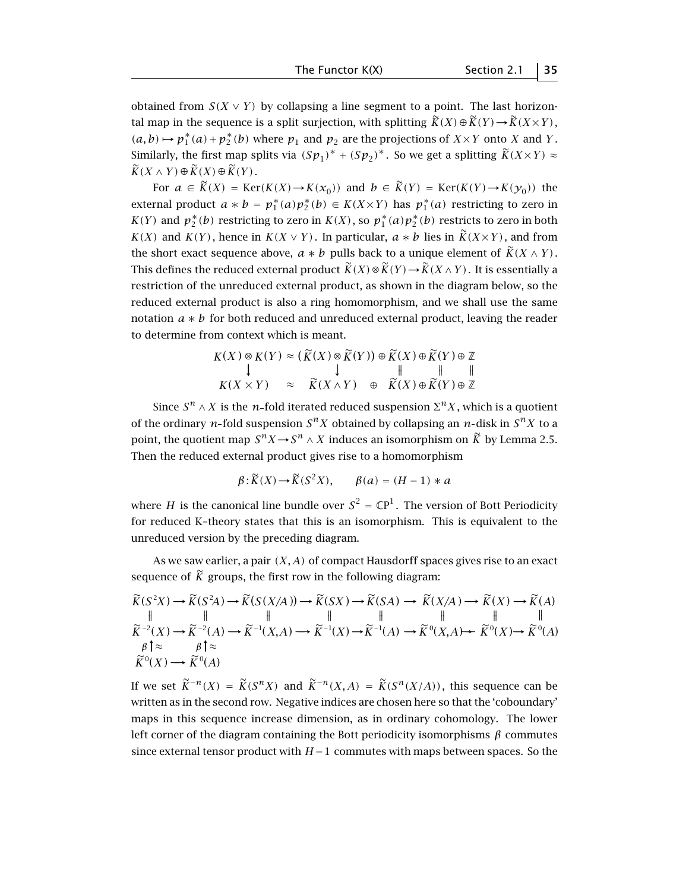obtained from $S(X \vee Y)$ by collapsing a line segment to a point. The last horizontal map in the sequence is a split surjection, with splitting $\widetilde{K}(X) \oplus \widetilde{K}(Y) \to \widetilde{K}(X \times Y)$, $(a, b) \mapsto p_1^*(a) + p_2^*(b)$ where $p_1$ and $p_2$ are the projections of $X \times Y$ onto $X$ and $Y$. Similarly, the first map splits via $(Sp_1)^* + (Sp_2)^*$. So we get a splitting $\widetilde{K}(X \times Y) \approx \widetilde{K}(X \wedge Y) \oplus \widetilde{K}(X) \oplus \widetilde{K}(Y)$.

For $a \in \widetilde{K}(X) = \mathrm{Ker}(K(X) \to K(x_0))$ and $b \in \widetilde{K}(Y) = \mathrm{Ker}(K(Y) \to K(y_0))$ the external product $a * b = p_1^*(a)p_2^*(b) \in K(X \times Y)$ has $p_1^*(a)$ restricting to zero in $K(Y)$ and $p_2^*(b)$ restricting to zero in $K(X)$, so $p_1^*(a)p_2^*(b)$ restricts to zero in both $K(X)$ and $K(Y)$, hence in $K(X \vee Y)$. In particular, $a * b$ lies in $\widetilde{K}(X \times Y)$, and from the short exact sequence above, $a * b$ pulls back to a unique element of $\widetilde{K}(X \wedge Y)$. This defines the reduced external product $\widetilde{K}(X) \otimes \widetilde{K}(Y) \to \widetilde{K}(X \wedge Y)$. It is essentially a restriction of the unreduced external product, as shown in the diagram below, so the reduced external product is also a ring homomorphism, and we shall use the same notation $a * b$ for both reduced and unreduced external product, leaving the reader to determine from context which is meant.

$$
\begin{array}{ccccccc}
K(X) \otimes K(Y) & \approx & (\widetilde{K}(X) \otimes \widetilde{K}(Y)) & \oplus & \widetilde{K}(X) \oplus \widetilde{K}(Y) \oplus \mathbb{Z} \\
\downarrow & & \downarrow & & \| \qquad \| \qquad \| \\
K(X \times Y) & \approx & \widetilde{K}(X \wedge Y) & \oplus & \widetilde{K}(X) \oplus \widetilde{K}(Y) \oplus \mathbb{Z}
\end{array}
$$

Since $S^n \wedge X$ is the $n$-fold iterated reduced suspension $\Sigma^n X$, which is a quotient of the ordinary $n$-fold suspension $S^n X$ obtained by collapsing an $n$-disk in $S^n X$ to a point, the quotient map $S^n X \to S^n \wedge X$ induces an isomorphism on $\widetilde{K}$ by Lemma 2.5. Then the reduced external product gives rise to a homomorphism

$$\beta : \widetilde{K}(X) \to \widetilde{K}(S^2 X), \qquad \beta(a) = (H - 1) * a$$

where $H$ is the canonical line bundle over $S^2 = \mathbb{C}\mathrm{P}^1$. The version of Bott Periodicity for reduced K-theory states that this is an isomorphism. This is equivalent to the unreduced version by the preceding diagram.

As we saw earlier, a pair $(X, A)$ of compact Hausdorff spaces gives rise to an exact sequence of $\widetilde{K}$ groups, the first row in the following diagram:

$$
\begin{array}{ccccccccccccccc}
\widetilde{K}(S^2X) & \to & \widetilde{K}(S^2A) & \to & \widetilde{K}(S(X/A)) & \to & \widetilde{K}(SX) & \to & \widetilde{K}(SA) & \to & \widetilde{K}(X/A) & \to & \widetilde{K}(X) & \to & \widetilde{K}(A) \\
\| & & \| & & \| & & \| & & \| & & \| & & \| & & \| \\
\widetilde{K}^{-2}(X) & \to & \widetilde{K}^{-2}(A) & \to & \widetilde{K}^{-1}(X,A) & \to & \widetilde{K}^{-1}(X) & \to & \widetilde{K}^{-1}(A) & \to & \widetilde{K}^{0}(X,A) & \to & \widetilde{K}^{0}(X) & \to & \widetilde{K}^{0}(A) \\
\beta\uparrow\approx & & \beta\uparrow\approx & & & & & & & & & & & & \\
\widetilde{K}^{0}(X) & \to & \widetilde{K}^{0}(A) & & & & & & & & & & & &
\end{array}
$$

If we set $\widetilde{K}^{-n}(X) = \widetilde{K}(S^n X)$ and $\widetilde{K}^{-n}(X, A) = \widetilde{K}(S^n(X/A))$, this sequence can be written as in the second row. Negative indices are chosen here so that the 'coboundary' maps in this sequence increase dimension, as in ordinary cohomology. The lower left corner of the diagram containing the Bott periodicity isomorphisms $\beta$ commutes since external tensor product with $H - 1$ commutes with maps between spaces. So the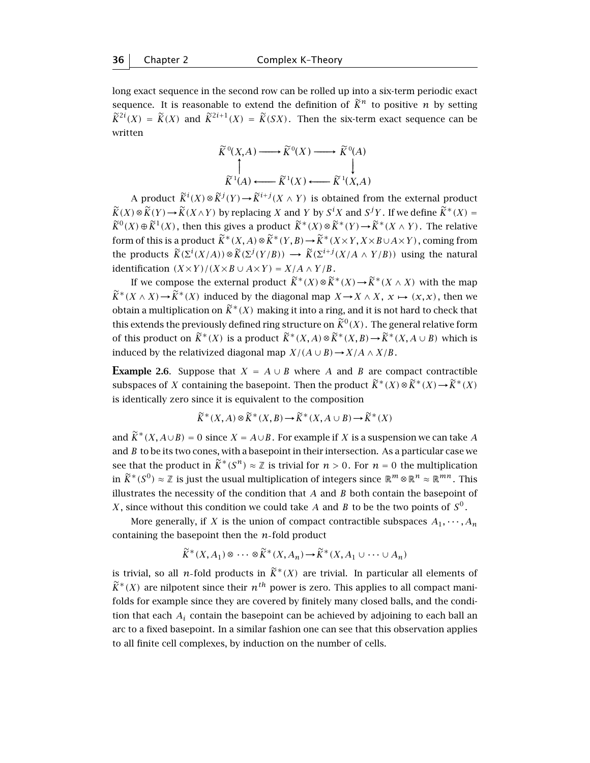long exact sequence in the second row can be rolled up into a six-term periodic exact sequence. It is reasonable to extend the definition of $\widetilde{K}^n$ to positive $n$ by setting $\widetilde{K}^{2i}(X) = \widetilde{K}(X)$ and $\widetilde{K}^{2i+1}(X) = \widetilde{K}(SX)$. Then the six-term exact sequence can be written

$$\begin{array}{ccccc} \widetilde{K}^0(X,A) & \longrightarrow & \widetilde{K}^0(X) & \longrightarrow & \widetilde{K}^0(A) \\ \uparrow & & & & \downarrow \\ \widetilde{K}^1(A) & \longleftarrow & \widetilde{K}^1(X) & \longleftarrow & \widetilde{K}^1(X,A) \end{array}$$

A product $\widetilde{K}^i(X) \otimes \widetilde{K}^j(Y) \to \widetilde{K}^{i+j}(X \wedge Y)$ is obtained from the external product $\widetilde{K}(X) \otimes \widetilde{K}(Y) \to \widetilde{K}(X \wedge Y)$ by replacing $X$ and $Y$ by $S^iX$ and $S^jY$. If we define $\widetilde{K}^*(X) = \widetilde{K}^0(X) \oplus \widetilde{K}^1(X)$, then this gives a product $\widetilde{K}^*(X) \otimes \widetilde{K}^*(Y) \to \widetilde{K}^*(X \wedge Y)$. The relative form of this is a product $\widetilde{K}^*(X,A) \otimes \widetilde{K}^*(Y,B) \to \widetilde{K}^*(X \times Y, X \times B \cup A \times Y)$, coming from the products $\widetilde{K}(\Sigma^i(X/A)) \otimes \widetilde{K}(\Sigma^j(Y/B)) \longrightarrow \widetilde{K}(\Sigma^{i+j}(X/A \wedge Y/B))$ using the natural identification $(X \times Y)/(X \times B \cup A \times Y) = X/A \wedge Y/B$.

If we compose the external product $\widetilde{K}^*(X) \otimes \widetilde{K}^*(X) \to \widetilde{K}^*(X \wedge X)$ with the map $\widetilde{K}^*(X \wedge X) \to \widetilde{K}^*(X)$ induced by the diagonal map $X \to X \wedge X$, $x \mapsto (x,x)$, then we obtain a multiplication on $\widetilde{K}^*(X)$ making it into a ring, and it is not hard to check that this extends the previously defined ring structure on $\widetilde{K}^0(X)$. The general relative form of this product on $\widetilde{K}^*(X)$ is a product $\widetilde{K}^*(X,A) \otimes \widetilde{K}^*(X,B) \to \widetilde{K}^*(X, A \cup B)$ which is induced by the relativized diagonal map $X/(A \cup B) \to X/A \wedge X/B$.

**Example 2.6**. Suppose that $X = A \cup B$ where $A$ and $B$ are compact contractible subspaces of $X$ containing the basepoint. Then the product $\widetilde{K}^*(X) \otimes \widetilde{K}^*(X) \to \widetilde{K}^*(X)$ is identically zero since it is equivalent to the composition

$$\widetilde{K}^*(X,A) \otimes \widetilde{K}^*(X,B) \to \widetilde{K}^*(X, A \cup B) \to \widetilde{K}^*(X)$$

and $\widetilde{K}^*(X, A \cup B) = 0$ since $X = A \cup B$. For example if $X$ is a suspension we can take $A$ and $B$ to be its two cones, with a basepoint in their intersection. As a particular case we see that the product in $\widetilde{K}^*(S^n) \approx \mathbb{Z}$ is trivial for $n > 0$. For $n = 0$ the multiplication in $\widetilde{K}^*(S^0) \approx \mathbb{Z}$ is just the usual multiplication of integers since $\mathbb{R}^m \otimes \mathbb{R}^n \approx \mathbb{R}^{mn}$. This illustrates the necessity of the condition that $A$ and $B$ both contain the basepoint of $X$, since without this condition we could take $A$ and $B$ to be the two points of $S^0$.

More generally, if $X$ is the union of compact contractible subspaces $A_1, \cdots, A_n$ containing the basepoint then the $n$-fold product

$$\widetilde{K}^*(X, A_1) \otimes \cdots \otimes \widetilde{K}^*(X, A_n) \to \widetilde{K}^*(X, A_1 \cup \cdots \cup A_n)$$

is trivial, so all $n$-fold products in $\widetilde{K}^*(X)$ are trivial. In particular all elements of $\widetilde{K}^*(X)$ are nilpotent since their $n^{th}$ power is zero. This applies to all compact manifolds for example since they are covered by finitely many closed balls, and the condition that each $A_i$ contain the basepoint can be achieved by adjoining to each ball an arc to a fixed basepoint. In a similar fashion one can see that this observation applies to all finite cell complexes, by induction on the number of cells.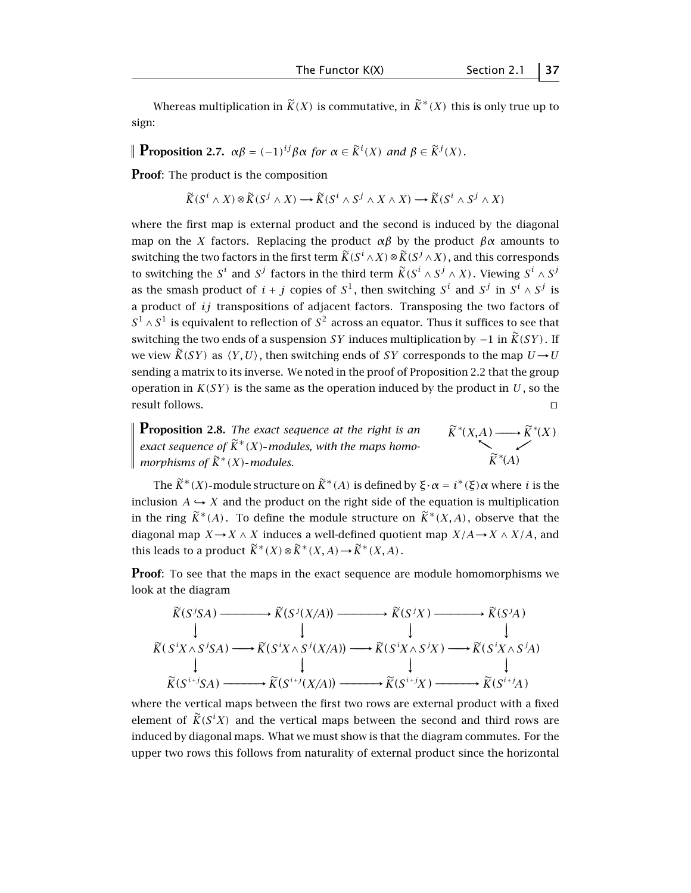Whereas multiplication in $\widetilde{K}(X)$ is commutative, in $\widetilde{K}^*(X)$ this is only true up to sign:

**Proposition 2.7.** *$\alpha\beta = (-1)^{ij}\beta\alpha$ for $\alpha \in \widetilde{K}^i(X)$ and $\beta \in \widetilde{K}^j(X)$.*

**Proof**: The product is the composition

$$\widetilde{K}(S^i \wedge X) \otimes \widetilde{K}(S^j \wedge X) \longrightarrow \widetilde{K}(S^i \wedge S^j \wedge X \wedge X) \longrightarrow \widetilde{K}(S^i \wedge S^j \wedge X)$$

where the first map is external product and the second is induced by the diagonal map on the $X$ factors. Replacing the product $\alpha\beta$ by the product $\beta\alpha$ amounts to switching the two factors in the first term $\widetilde{K}(S^i \wedge X) \otimes \widetilde{K}(S^j \wedge X)$, and this corresponds to switching the $S^i$ and $S^j$ factors in the third term $\widetilde{K}(S^i \wedge S^j \wedge X)$. Viewing $S^i \wedge S^j$ as the smash product of $i+j$ copies of $S^1$, then switching $S^i$ and $S^j$ in $S^i \wedge S^j$ is a product of $ij$ transpositions of adjacent factors. Transposing the two factors of $S^1 \wedge S^1$ is equivalent to reflection of $S^2$ across an equator. Thus it suffices to see that switching the two ends of a suspension $SY$ induces multiplication by $-1$ in $\widetilde{K}(SY)$. If we view $\widetilde{K}(SY)$ as $\langle Y, U\rangle$, then switching ends of $SY$ corresponds to the map $U \to U$ sending a matrix to its inverse. We noted in the proof of Proposition 2.2 that the group operation in $K(SY)$ is the same as the operation induced by the product in $U$, so the result follows. $\square$

**Proposition 2.8.** *The exact sequence at the right is an exact sequence of $\widetilde{K}^*(X)$-modules, with the maps homomorphisms of $\widetilde{K}^*(X)$-modules.*

$$\widetilde{K}^*(X,A) \longrightarrow \widetilde{K}^*(X) \longrightarrow \widetilde{K}^*(A) \longrightarrow \widetilde{K}^*(X,A)$$

The $\widetilde{K}^*(X)$-module structure on $\widetilde{K}^*(A)$ is defined by $\xi \cdot \alpha = i^*(\xi)\alpha$ where $i$ is the inclusion $A \hookrightarrow X$ and the product on the right side of the equation is multiplication in the ring $\widetilde{K}^*(A)$. To define the module structure on $\widetilde{K}^*(X,A)$, observe that the diagonal map $X \to X \wedge X$ induces a well-defined quotient map $X/A \to X \wedge X/A$, and this leads to a product $\widetilde{K}^*(X) \otimes \widetilde{K}^*(X,A) \to \widetilde{K}^*(X,A)$.

**Proof**: To see that the maps in the exact sequence are module homomorphisms we look at the diagram

$$\begin{array}{ccccccc}
\widetilde{K}(S^jSA) & \longrightarrow & \widetilde{K}(S^j(X/A)) & \longrightarrow & \widetilde{K}(S^jX) & \longrightarrow & \widetilde{K}(S^jA) \\
\downarrow & & \downarrow & & \downarrow & & \downarrow \\
\widetilde{K}(S^iX \wedge S^jSA) & \longrightarrow & \widetilde{K}(S^iX \wedge S^j(X/A)) & \longrightarrow & \widetilde{K}(S^iX \wedge S^jX) & \longrightarrow & \widetilde{K}(S^iX \wedge S^jA) \\
\downarrow & & \downarrow & & \downarrow & & \downarrow \\
\widetilde{K}(S^{i+j}SA) & \longrightarrow & \widetilde{K}(S^{i+j}(X/A)) & \longrightarrow & \widetilde{K}(S^{i+j}X) & \longrightarrow & \widetilde{K}(S^{i+j}A)
\end{array}$$

where the vertical maps between the first two rows are external product with a fixed element of $\widetilde{K}(S^iX)$ and the vertical maps between the second and third rows are induced by diagonal maps. What we must show is that the diagram commutes. For the upper two rows this follows from naturality of external product since the horizontal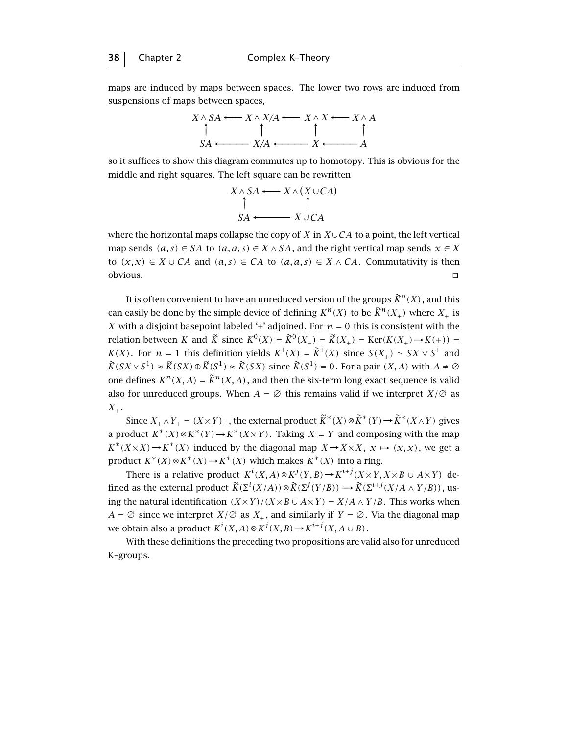maps are induced by maps between spaces. The lower two rows are induced from suspensions of maps between spaces,

$$\begin{array}{ccccccc}
X \wedge SA & \longleftarrow & X \wedge X/A & \longleftarrow & X \wedge X & \longleftarrow & X \wedge A \\
\uparrow & & \uparrow & & \uparrow & & \uparrow \\
SA & \longleftarrow & X/A & \longleftarrow & X & \longleftarrow & A
\end{array}$$

so it suffices to show this diagram commutes up to homotopy. This is obvious for the middle and right squares. The left square can be rewritten

$$\begin{array}{ccc}
X \wedge SA & \longleftarrow & X \wedge (X \cup CA) \\
\uparrow & & \uparrow \\
SA & \longleftarrow & X \cup CA
\end{array}$$

where the horizontal maps collapse the copy of $X$ in $X \cup CA$ to a point, the left vertical map sends $(a,s) \in SA$ to $(a,a,s) \in X \wedge SA$, and the right vertical map sends $x \in X$ to $(x,x) \in X \cup CA$ and $(a,s) \in CA$ to $(a,a,s) \in X \wedge CA$. Commutativity is then obvious. $\square$

It is often convenient to have an unreduced version of the groups $\widetilde{K}^n(X)$, and this can easily be done by the simple device of defining $K^n(X)$ to be $\widetilde{K}^n(X_+)$ where $X_+$ is $X$ with a disjoint basepoint labeled '+' adjoined. For $n = 0$ this is consistent with the relation between $K$ and $\widetilde{K}$ since $K^0(X) = \widetilde{K}^0(X_+) = \widetilde{K}(X_+) = \operatorname{Ker}(K(X_+) \to K(+)) = K(X)$. For $n = 1$ this definition yields $K^1(X) = \widetilde{K}^1(X)$ since $S(X_+) \simeq SX \vee S^1$ and $\widetilde{K}(SX \vee S^1) \approx \widetilde{K}(SX) \oplus \widetilde{K}(S^1) \approx \widetilde{K}(SX)$ since $\widetilde{K}(S^1) = 0$. For a pair $(X,A)$ with $A \neq \varnothing$ one defines $K^n(X,A) = \widetilde{K}^n(X,A)$, and then the six-term long exact sequence is valid also for unreduced groups. When $A = \varnothing$ this remains valid if we interpret $X/\varnothing$ as $X_+$.

Since $X_+ \wedge Y_+ = (X \times Y)_+$, the external product $\widetilde{K}^*(X) \otimes \widetilde{K}^*(Y) \to \widetilde{K}^*(X \wedge Y)$ gives a product $K^*(X) \otimes K^*(Y) \to K^*(X \times Y)$. Taking $X = Y$ and composing with the map $K^*(X \times X) \to K^*(X)$ induced by the diagonal map $X \to X \times X$, $x \mapsto (x,x)$, we get a product $K^*(X) \otimes K^*(X) \to K^*(X)$ which makes $K^*(X)$ into a ring.

There is a relative product $K^i(X,A) \otimes K^j(Y,B) \to K^{i+j}(X \times Y, X \times B \cup A \times Y)$ defined as the external product $\widetilde{K}(\Sigma^i(X/A)) \otimes \widetilde{K}(\Sigma^j(Y/B)) \longrightarrow \widetilde{K}(\Sigma^{i+j}(X/A \wedge Y/B))$, using the natural identification $(X \times Y)/(X \times B \cup A \times Y) = X/A \wedge Y/B$. This works when $A = \varnothing$ since we interpret $X/\varnothing$ as $X_+$, and similarly if $Y = \varnothing$. Via the diagonal map we obtain also a product $K^i(X,A) \otimes K^j(X,B) \to K^{i+j}(X, A \cup B)$.

With these definitions the preceding two propositions are valid also for unreduced K–groups.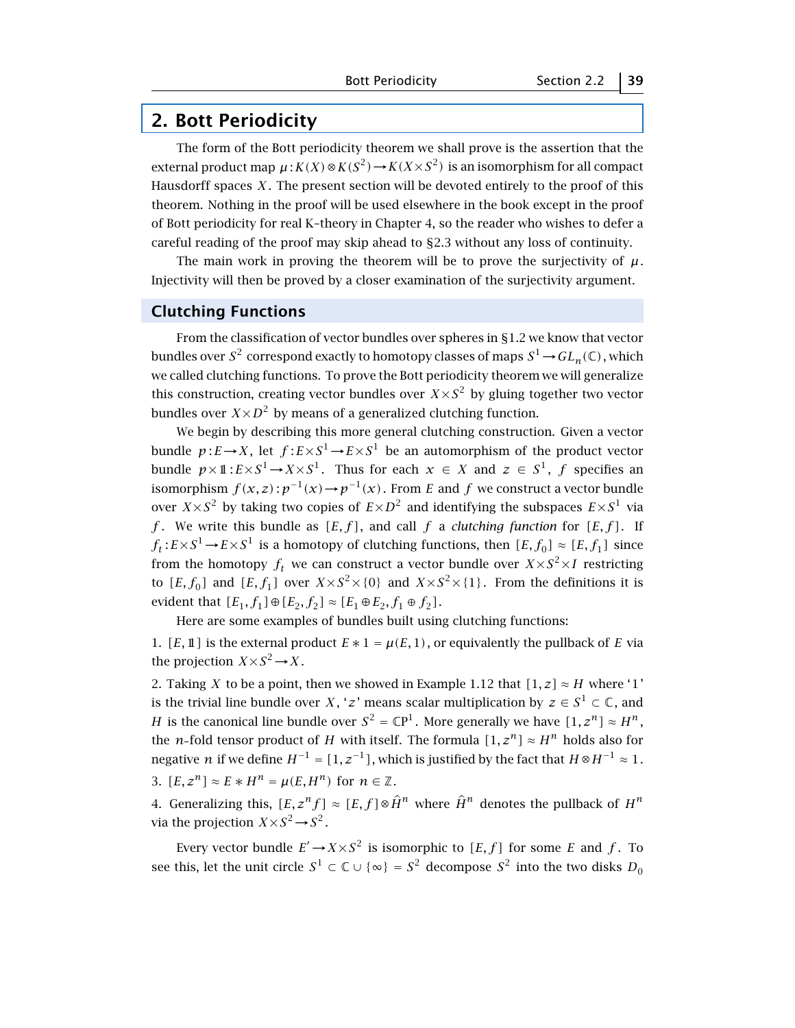## 2. Bott Periodicity

The form of the Bott periodicity theorem we shall prove is the assertion that the external product map $\mu : K(X) \otimes K(S^2) \to K(X \times S^2)$ is an isomorphism for all compact Hausdorff spaces $X$. The present section will be devoted entirely to the proof of this theorem. Nothing in the proof will be used elsewhere in the book except in the proof of Bott periodicity for real K-theory in Chapter 4, so the reader who wishes to defer a careful reading of the proof may skip ahead to §2.3 without any loss of continuity.

The main work in proving the theorem will be to prove the surjectivity of $\mu$. Injectivity will then be proved by a closer examination of the surjectivity argument.

### Clutching Functions

From the classification of vector bundles over spheres in §1.2 we know that vector bundles over $S^2$ correspond exactly to homotopy classes of maps $S^1 \to GL_n(\mathbb{C})$, which we called clutching functions. To prove the Bott periodicity theorem we will generalize this construction, creating vector bundles over $X \times S^2$ by gluing together two vector bundles over $X \times D^2$ by means of a generalized clutching function.

We begin by describing this more general clutching construction. Given a vector bundle $p : E \to X$, let $f : E \times S^1 \to E \times S^1$ be an automorphism of the product vector bundle $p \times \mathbb{1} : E \times S^1 \to X \times S^1$. Thus for each $x \in X$ and $z \in S^1$, $f$ specifies an isomorphism $f(x, z) : p^{-1}(x) \to p^{-1}(x)$. From $E$ and $f$ we construct a vector bundle over $X \times S^2$ by taking two copies of $E \times D^2$ and identifying the subspaces $E \times S^1$ via $f$. We write this bundle as $[E, f]$, and call $f$ a *clutching function* for $[E, f]$. If $f_t : E \times S^1 \to E \times S^1$ is a homotopy of clutching functions, then $[E, f_0] \approx [E, f_1]$ since from the homotopy $f_t$ we can construct a vector bundle over $X \times S^2 \times I$ restricting to $[E, f_0]$ and $[E, f_1]$ over $X \times S^2 \times \{0\}$ and $X \times S^2 \times \{1\}$. From the definitions it is evident that $[E_1, f_1] \oplus [E_2, f_2] \approx [E_1 \oplus E_2, f_1 \oplus f_2]$.

Here are some examples of bundles built using clutching functions:

1. $[E, \mathbb{1}]$ is the external product $E * 1 = \mu(E, 1)$, or equivalently the pullback of $E$ via the projection $X \times S^2 \to X$.

2. Taking $X$ to be a point, then we showed in Example 1.12 that $[1, z] \approx H$ where '1' is the trivial line bundle over $X$, '$z$' means scalar multiplication by $z \in S^1 \subset \mathbb{C}$, and $H$ is the canonical line bundle over $S^2 = \mathbb{C}\mathrm{P}^1$. More generally we have $[1, z^n] \approx H^n$, the $n$-fold tensor product of $H$ with itself. The formula $[1, z^n] \approx H^n$ holds also for negative $n$ if we define $H^{-1} = [1, z^{-1}]$, which is justified by the fact that $H \otimes H^{-1} \approx 1$.

3. $[E, z^n] \approx E * H^n = \mu(E, H^n)$ for $n \in \mathbb{Z}$.

4. Generalizing this, $[E, z^n f] \approx [E, f] \otimes \widehat{H}^n$ where $\widehat{H}^n$ denotes the pullback of $H^n$ via the projection $X \times S^2 \to S^2$.

Every vector bundle $E' \to X \times S^2$ is isomorphic to $[E, f]$ for some $E$ and $f$. To see this, let the unit circle $S^1 \subset \mathbb{C} \cup \{\infty\} = S^2$ decompose $S^2$ into the two disks $D_0$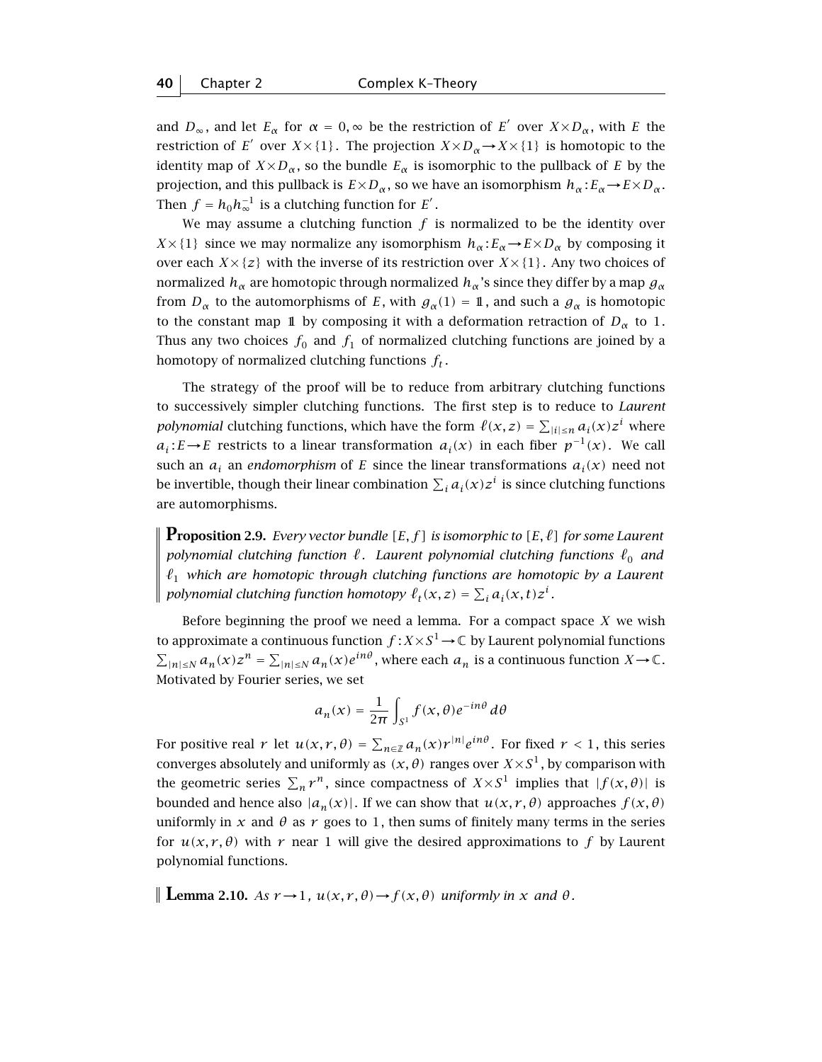and $D_\infty$, and let $E_\alpha$ for $\alpha = 0, \infty$ be the restriction of $E'$ over $X \times D_\alpha$, with $E$ the restriction of $E'$ over $X \times \{1\}$. The projection $X \times D_\alpha \to X \times \{1\}$ is homotopic to the identity map of $X \times D_\alpha$, so the bundle $E_\alpha$ is isomorphic to the pullback of $E$ by the projection, and this pullback is $E \times D_\alpha$, so we have an isomorphism $h_\alpha : E_\alpha \to E \times D_\alpha$. Then $f = h_0 h_\infty^{-1}$ is a clutching function for $E'$.

We may assume a clutching function $f$ is normalized to be the identity over $X \times \{1\}$ since we may normalize any isomorphism $h_\alpha : E_\alpha \to E \times D_\alpha$ by composing it over each $X \times \{z\}$ with the inverse of its restriction over $X \times \{1\}$. Any two choices of normalized $h_\alpha$ are homotopic through normalized $h_\alpha$'s since they differ by a map $g_\alpha$ from $D_\alpha$ to the automorphisms of $E$, with $g_\alpha(1) = 1\!\!1$, and such a $g_\alpha$ is homotopic to the constant map $1\!\!1$ by composing it with a deformation retraction of $D_\alpha$ to $1$. Thus any two choices $f_0$ and $f_1$ of normalized clutching functions are joined by a homotopy of normalized clutching functions $f_t$.

The strategy of the proof will be to reduce from arbitrary clutching functions to successively simpler clutching functions. The first step is to reduce to *Laurent polynomial* clutching functions, which have the form $\ell(x,z) = \sum_{|i| \le n} a_i(x) z^i$ where $a_i : E \to E$ restricts to a linear transformation $a_i(x)$ in each fiber $p^{-1}(x)$. We call such an $a_i$ an *endomorphism* of $E$ since the linear transformations $a_i(x)$ need not be invertible, though their linear combination $\sum_i a_i(x) z^i$ is since clutching functions are automorphisms.

**Proposition 2.9.** *Every vector bundle $[E, f]$ is isomorphic to $[E, \ell]$ for some Laurent polynomial clutching function $\ell$. Laurent polynomial clutching functions $\ell_0$ and $\ell_1$ which are homotopic through clutching functions are homotopic by a Laurent polynomial clutching function homotopy $\ell_t(x,z) = \sum_i a_i(x,t) z^i$.*

Before beginning the proof we need a lemma. For a compact space $X$ we wish to approximate a continuous function $f : X \times S^1 \to \mathbb{C}$ by Laurent polynomial functions $\sum_{|n| \le N} a_n(x) z^n = \sum_{|n| \le N} a_n(x) e^{in\theta}$, where each $a_n$ is a continuous function $X \to \mathbb{C}$. Motivated by Fourier series, we set

$$a_n(x) = \frac{1}{2\pi} \int_{S^1} f(x,\theta) e^{-in\theta} \, d\theta$$

For positive real $r$ let $u(x,r,\theta) = \sum_{n \in \mathbb{Z}} a_n(x) r^{|n|} e^{in\theta}$. For fixed $r < 1$, this series converges absolutely and uniformly as $(x,\theta)$ ranges over $X \times S^1$, by comparison with the geometric series $\sum_n r^n$, since compactness of $X \times S^1$ implies that $|f(x,\theta)|$ is bounded and hence also $|a_n(x)|$. If we can show that $u(x,r,\theta)$ approaches $f(x,\theta)$ uniformly in $x$ and $\theta$ as $r$ goes to $1$, then sums of finitely many terms in the series for $u(x,r,\theta)$ with $r$ near $1$ will give the desired approximations to $f$ by Laurent polynomial functions.

**Lemma 2.10.** *As $r \to 1$, $u(x,r,\theta) \to f(x,\theta)$ uniformly in $x$ and $\theta$.*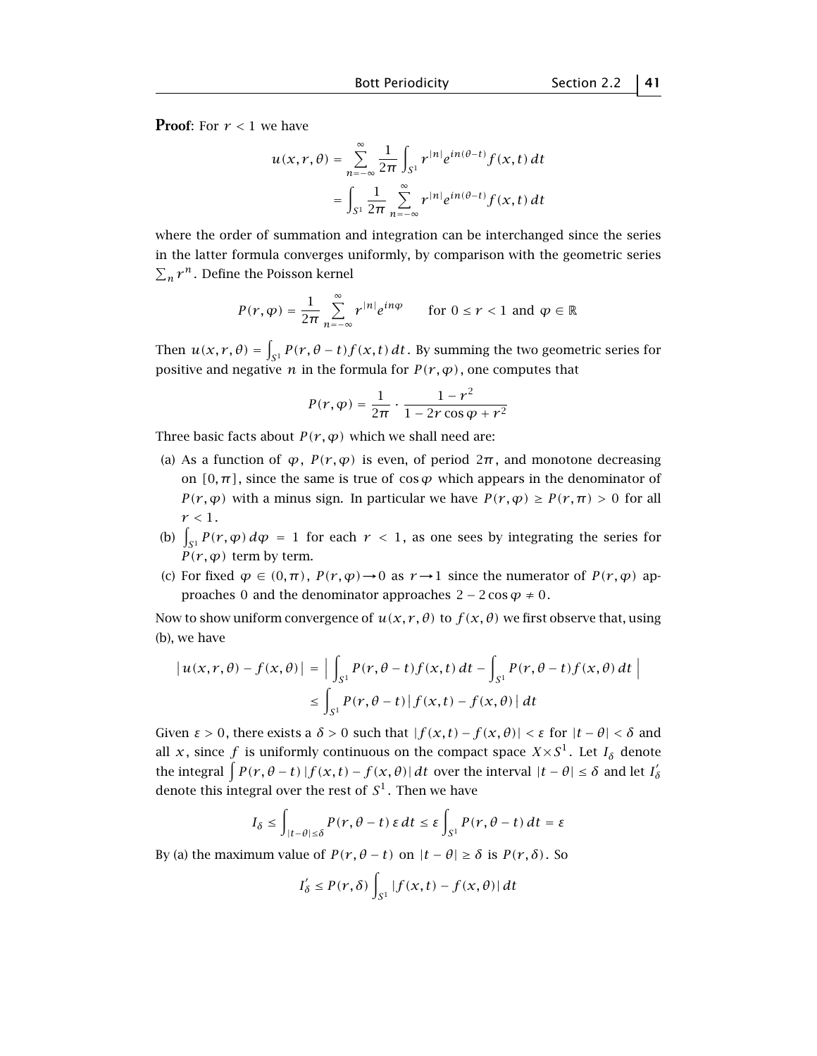**Proof**: For $r < 1$ we have

$$u(x,r,\theta) = \sum_{n=-\infty}^{\infty} \frac{1}{2\pi}\int_{S^1} r^{|n|}e^{in(\theta-t)}f(x,t)\,dt$$
$$= \int_{S^1} \frac{1}{2\pi}\sum_{n=-\infty}^{\infty} r^{|n|}e^{in(\theta-t)}f(x,t)\,dt$$

where the order of summation and integration can be interchanged since the series in the latter formula converges uniformly, by comparison with the geometric series $\sum_n r^n$. Define the Poisson kernel

$$P(r,\varphi) = \frac{1}{2\pi}\sum_{n=-\infty}^{\infty} r^{|n|}e^{in\varphi} \qquad \text{for } 0 \le r < 1 \text{ and } \varphi \in \mathbb{R}$$

Then $u(x,r,\theta) = \int_{S^1} P(r,\theta-t)f(x,t)\,dt$. By summing the two geometric series for positive and negative $n$ in the formula for $P(r,\varphi)$, one computes that

$$P(r,\varphi) = \frac{1}{2\pi}\cdot\frac{1-r^2}{1-2r\cos\varphi+r^2}$$

Three basic facts about $P(r,\varphi)$ which we shall need are:

(a) As a function of $\varphi$, $P(r,\varphi)$ is even, of period $2\pi$, and monotone decreasing on $[0,\pi]$, since the same is true of $\cos\varphi$ which appears in the denominator of $P(r,\varphi)$ with a minus sign. In particular we have $P(r,\varphi) \ge P(r,\pi) > 0$ for all $r < 1$.

(b) $\int_{S^1} P(r,\varphi)\,d\varphi = 1$ for each $r < 1$, as one sees by integrating the series for $P(r,\varphi)$ term by term.

(c) For fixed $\varphi \in (0,\pi)$, $P(r,\varphi) \to 0$ as $r \to 1$ since the numerator of $P(r,\varphi)$ approaches 0 and the denominator approaches $2 - 2\cos\varphi \ne 0$.

Now to show uniform convergence of $u(x,r,\theta)$ to $f(x,\theta)$ we first observe that, using (b), we have

$$\big|\,u(x,r,\theta) - f(x,\theta)\,\big| = \Big|\int_{S^1} P(r,\theta-t)f(x,t)\,dt - \int_{S^1} P(r,\theta-t)f(x,\theta)\,dt\,\Big|$$
$$\le \int_{S^1} P(r,\theta-t)\,\big|\,f(x,t)-f(x,\theta)\,\big|\,dt$$

Given $\varepsilon > 0$, there exists a $\delta > 0$ such that $|f(x,t)-f(x,\theta)| < \varepsilon$ for $|t-\theta| < \delta$ and all $x$, since $f$ is uniformly continuous on the compact space $X \times S^1$. Let $I_\delta$ denote the integral $\int P(r,\theta-t)\,|f(x,t)-f(x,\theta)|\,dt$ over the interval $|t-\theta| \le \delta$ and let $I'_\delta$ denote this integral over the rest of $S^1$. Then we have

$$I_\delta \le \int_{|t-\theta|\le\delta} P(r,\theta-t)\,\varepsilon\,dt \le \varepsilon\int_{S^1} P(r,\theta-t)\,dt = \varepsilon$$

By (a) the maximum value of $P(r,\theta-t)$ on $|t-\theta| \ge \delta$ is $P(r,\delta)$. So

$$I'_\delta \le P(r,\delta)\int_{S^1} |f(x,t)-f(x,\theta)|\,dt$$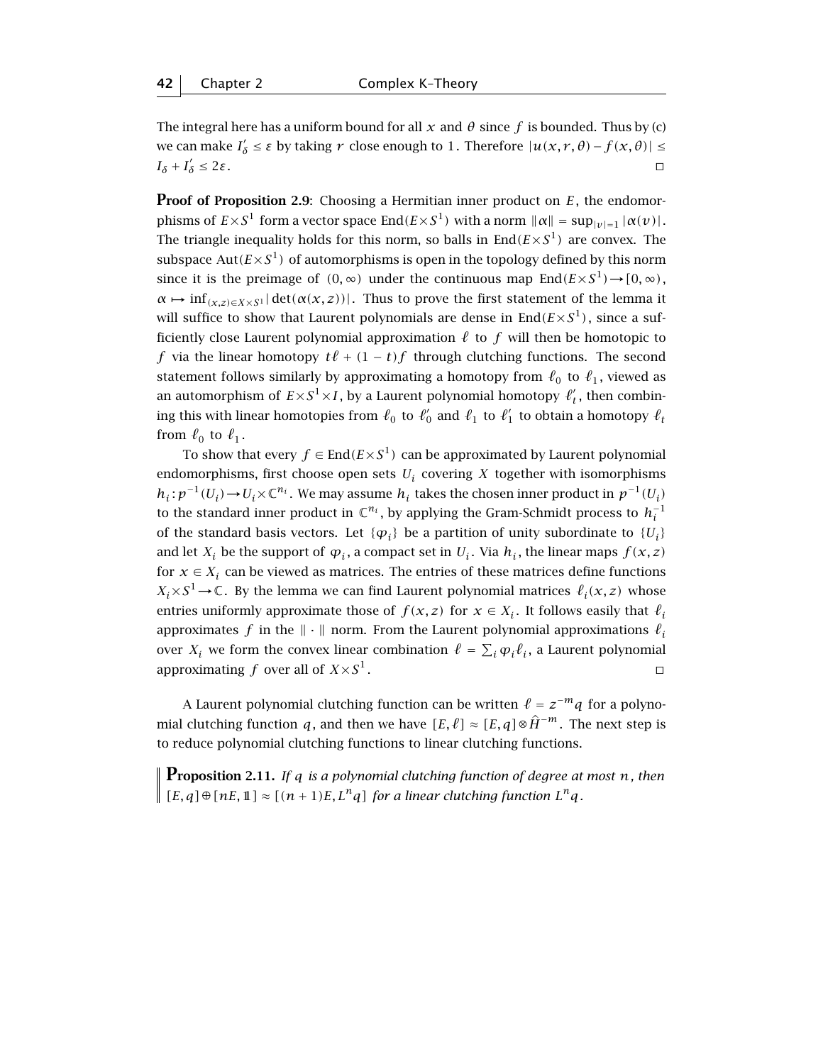The integral here has a uniform bound for all $x$ and $\theta$ since $f$ is bounded. Thus by (c) we can make $I'_\delta \le \varepsilon$ by taking $r$ close enough to $1$. Therefore $|u(x,r,\theta) - f(x,\theta)| \le I_\delta + I'_\delta \le 2\varepsilon$. $\square$

**Proof of Proposition 2.9**: Choosing a Hermitian inner product on $E$, the endomorphisms of $E\times S^1$ form a vector space $\mathrm{End}(E\times S^1)$ with a norm $\|\alpha\| = \sup_{|v|=1} |\alpha(v)|$. The triangle inequality holds for this norm, so balls in $\mathrm{End}(E\times S^1)$ are convex. The subspace $\mathrm{Aut}(E\times S^1)$ of automorphisms is open in the topology defined by this norm since it is the preimage of $(0,\infty)$ under the continuous map $\mathrm{End}(E\times S^1)\to[0,\infty)$, $\alpha \mapsto \inf_{(x,z)\in X\times S^1} |\det(\alpha(x,z))|$. Thus to prove the first statement of the lemma it will suffice to show that Laurent polynomials are dense in $\mathrm{End}(E\times S^1)$, since a sufficiently close Laurent polynomial approximation $\ell$ to $f$ will then be homotopic to $f$ via the linear homotopy $t\ell + (1-t)f$ through clutching functions. The second statement follows similarly by approximating a homotopy from $\ell_0$ to $\ell_1$, viewed as an automorphism of $E\times S^1\times I$, by a Laurent polynomial homotopy $\ell'_t$, then combining this with linear homotopies from $\ell_0$ to $\ell'_0$ and $\ell_1$ to $\ell'_1$ to obtain a homotopy $\ell_t$ from $\ell_0$ to $\ell_1$.

To show that every $f\in\mathrm{End}(E\times S^1)$ can be approximated by Laurent polynomial endomorphisms, first choose open sets $U_i$ covering $X$ together with isomorphisms $h_i : p^{-1}(U_i)\to U_i\times\mathbb{C}^{n_i}$. We may assume $h_i$ takes the chosen inner product in $p^{-1}(U_i)$ to the standard inner product in $\mathbb{C}^{n_i}$, by applying the Gram-Schmidt process to $h_i^{-1}$ of the standard basis vectors. Let $\{\varphi_i\}$ be a partition of unity subordinate to $\{U_i\}$ and let $X_i$ be the support of $\varphi_i$, a compact set in $U_i$. Via $h_i$, the linear maps $f(x,z)$ for $x\in X_i$ can be viewed as matrices. The entries of these matrices define functions $X_i\times S^1\to\mathbb{C}$. By the lemma we can find Laurent polynomial matrices $\ell_i(x,z)$ whose entries uniformly approximate those of $f(x,z)$ for $x\in X_i$. It follows easily that $\ell_i$ approximates $f$ in the $\|\cdot\|$ norm. From the Laurent polynomial approximations $\ell_i$ over $X_i$ we form the convex linear combination $\ell = \sum_i \varphi_i\ell_i$, a Laurent polynomial approximating $f$ over all of $X\times S^1$. $\square$

A Laurent polynomial clutching function can be written $\ell = z^{-m}q$ for a polynomial clutching function $q$, and then we have $[E,\ell]\approx[E,q]\otimes\widehat{H}^{-m}$. The next step is to reduce polynomial clutching functions to linear clutching functions.

**Proposition 2.11.** *If $q$ is a polynomial clutching function of degree at most $n$, then $[E,q]\oplus[nE,\mathbb{1}]\approx[(n+1)E, L^nq]$ for a linear clutching function $L^nq$.*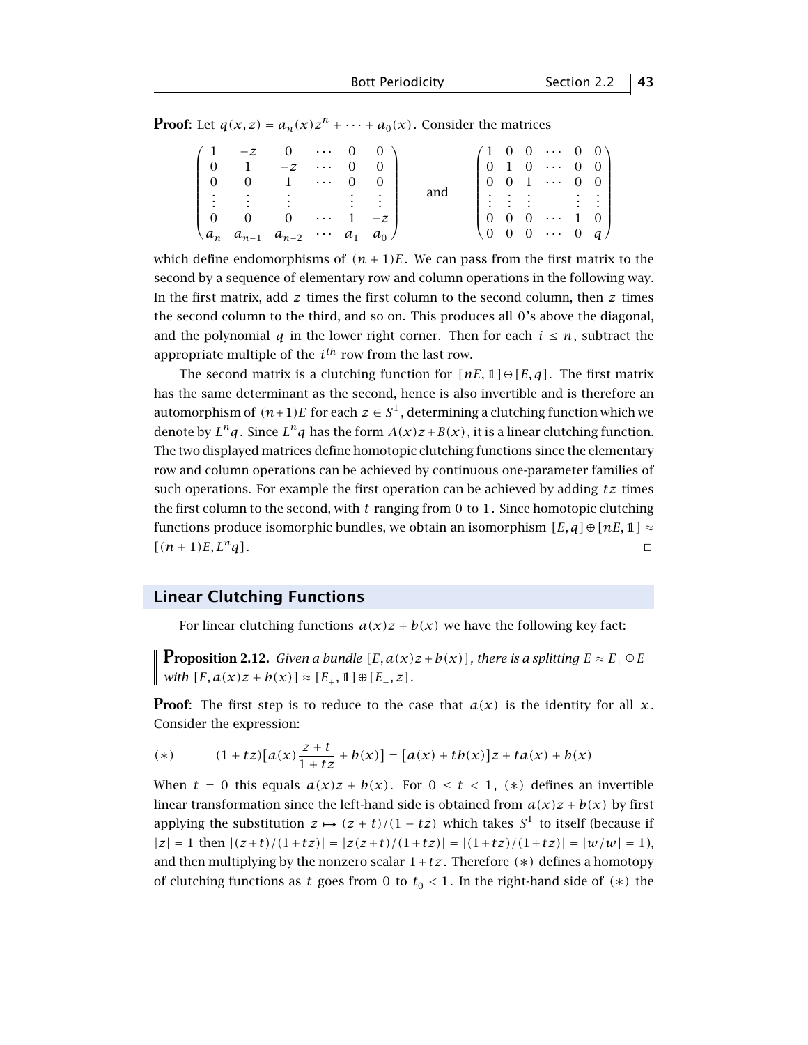**Proof**: Let $q(x,z) = a_n(x)z^n + \cdots + a_0(x)$. Consider the matrices

$$\begin{pmatrix} 1 & -z & 0 & \cdots & 0 & 0 \\ 0 & 1 & -z & \cdots & 0 & 0 \\ 0 & 0 & 1 & \cdots & 0 & 0 \\ \vdots & \vdots & \vdots & & \vdots & \vdots \\ 0 & 0 & 0 & \cdots & 1 & -z \\ a_n & a_{n-1} & a_{n-2} & \cdots & a_1 & a_0 \end{pmatrix} \quad \text{and} \quad \begin{pmatrix} 1 & 0 & 0 & \cdots & 0 & 0 \\ 0 & 1 & 0 & \cdots & 0 & 0 \\ 0 & 0 & 1 & \cdots & 0 & 0 \\ \vdots & \vdots & \vdots & & \vdots & \vdots \\ 0 & 0 & 0 & \cdots & 1 & 0 \\ 0 & 0 & 0 & \cdots & 0 & q \end{pmatrix}$$

which define endomorphisms of $(n+1)E$. We can pass from the first matrix to the second by a sequence of elementary row and column operations in the following way. In the first matrix, add $z$ times the first column to the second column, then $z$ times the second column to the third, and so on. This produces all 0's above the diagonal, and the polynomial $q$ in the lower right corner. Then for each $i \le n$, subtract the appropriate multiple of the $i^{th}$ row from the last row.

The second matrix is a clutching function for $[nE, 1\!\!1] \oplus [E, q]$. The first matrix has the same determinant as the second, hence is also invertible and is therefore an automorphism of $(n+1)E$ for each $z \in S^1$, determining a clutching function which we denote by $L^n q$. Since $L^n q$ has the form $A(x)z + B(x)$, it is a linear clutching function. The two displayed matrices define homotopic clutching functions since the elementary row and column operations can be achieved by continuous one-parameter families of such operations. For example the first operation can be achieved by adding $tz$ times the first column to the second, with $t$ ranging from 0 to 1. Since homotopic clutching functions produce isomorphic bundles, we obtain an isomorphism $[E, q] \oplus [nE, 1\!\!1] \approx [(n+1)E, L^n q]$. □

## Linear Clutching Functions

For linear clutching functions $a(x)z + b(x)$ we have the following key fact:

**Proposition 2.12.** *Given a bundle $[E, a(x)z + b(x)]$, there is a splitting $E \approx E_+ \oplus E_-$ with $[E, a(x)z + b(x)] \approx [E_+, 1\!\!1] \oplus [E_-, z]$.*

**Proof**: The first step is to reduce to the case that $a(x)$ is the identity for all $x$. Consider the expression:

$$(*) \qquad (1 + tz)\big[a(x)\frac{z+t}{1+tz} + b(x)\big] = \big[a(x) + tb(x)\big]z + ta(x) + b(x)$$

When $t = 0$ this equals $a(x)z + b(x)$. For $0 \le t < 1$, $(*)$ defines an invertible linear transformation since the left-hand side is obtained from $a(x)z + b(x)$ by first applying the substitution $z \mapsto (z+t)/(1+tz)$ which takes $S^1$ to itself (because if $|z| = 1$ then $|(z+t)/(1+tz)| = |\overline{z}(z+t)/(1+tz)| = |(1+t\overline{z})/(1+tz)| = |\overline{w}/w| = 1$), and then multiplying by the nonzero scalar $1+tz$. Therefore $(*)$ defines a homotopy of clutching functions as $t$ goes from 0 to $t_0 < 1$. In the right-hand side of $(*)$ the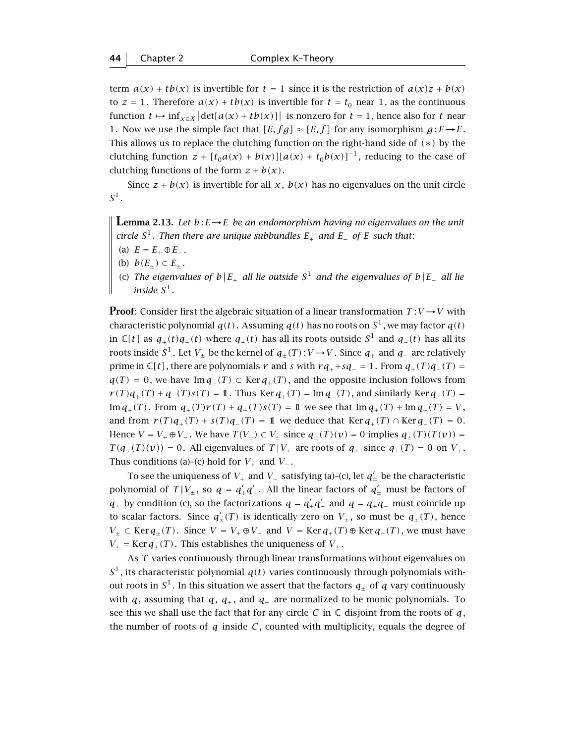term $a(x) + tb(x)$ is invertible for $t = 1$ since it is the restriction of $a(x)z + b(x)$ to $z = 1$. Therefore $a(x) + tb(x)$ is invertible for $t = t_0$ near 1, as the continuous function $t \mapsto \inf_{x \in X} |\det[a(x) + tb(x)]|$ is nonzero for $t = 1$, hence also for $t$ near 1. Now we use the simple fact that $[E, fg] \approx [E, f]$ for any isomorphism $g : E \to E$. This allows us to replace the clutching function on the right-hand side of $(*)$ by the clutching function $z + [t_0 a(x) + b(x)][a(x) + t_0 b(x)]^{-1}$, reducing to the case of clutching functions of the form $z + b(x)$.

Since $z + b(x)$ is invertible for all $x$, $b(x)$ has no eigenvalues on the unit circle $S^1$.

**Lemma 2.13.** *Let $b : E \to E$ be an endomorphism having no eigenvalues on the unit circle $S^1$. Then there are unique subbundles $E_+$ and $E_-$ of $E$ such that:*

(a) $E = E_+ \oplus E_-$.

(b) $b(E_\pm) \subset E_\pm$.

(c) *The eigenvalues of $b|E_+$ all lie outside $S^1$ and the eigenvalues of $b|E_-$ all lie inside $S^1$.*

**Proof**: Consider first the algebraic situation of a linear transformation $T : V \to V$ with characteristic polynomial $q(t)$. Assuming $q(t)$ has no roots on $S^1$, we may factor $q(t)$ in $\mathbb{C}[t]$ as $q_+(t)q_-(t)$ where $q_+(t)$ has all its roots outside $S^1$ and $q_-(t)$ has all its roots inside $S^1$. Let $V_\pm$ be the kernel of $q_\pm(T) : V \to V$. Since $q_+$ and $q_-$ are relatively prime in $\mathbb{C}[t]$, there are polynomials $r$ and $s$ with $rq_+ + sq_- = 1$. From $q_+(T)q_-(T) = q(T) = 0$, we have $\operatorname{Im} q_-(T) \subset \operatorname{Ker} q_+(T)$, and the opposite inclusion follows from $r(T)q_+(T) + q_-(T)s(T) = 1\!\!1$. Thus $\operatorname{Ker} q_+(T) = \operatorname{Im} q_-(T)$, and similarly $\operatorname{Ker} q_-(T) = \operatorname{Im} q_+(T)$. From $q_+(T)r(T) + q_-(T)s(T) = 1\!\!1$ we see that $\operatorname{Im} q_+(T) + \operatorname{Im} q_-(T) = V$, and from $r(T)q_+(T) + s(T)q_-(T) = 1\!\!1$ we deduce that $\operatorname{Ker} q_+(T) \cap \operatorname{Ker} q_-(T) = 0$. Hence $V = V_+ \oplus V_-$. We have $T(V_\pm) \subset V_\pm$ since $q_\pm(T)(v) = 0$ implies $q_\pm(T)(T(v)) = T(q_\pm(T)(v)) = 0$. All eigenvalues of $T|V_\pm$ are roots of $q_\pm$ since $q_\pm(T) = 0$ on $V_\pm$. Thus conditions (a)–(c) hold for $V_+$ and $V_-$.

To see the uniqueness of $V_+$ and $V_-$ satisfying (a)–(c), let $q'_\pm$ be the characteristic polynomial of $T|V_\pm$, so $q = q'_+ q'_-$. All the linear factors of $q'_\pm$ must be factors of $q_\pm$ by condition (c), so the factorizations $q = q'_+ q'_-$ and $q = q_+ q_-$ must coincide up to scalar factors. Since $q'_\pm(T)$ is identically zero on $V_\pm$, so must be $q_\pm(T)$, hence $V_\pm \subset \operatorname{Ker} q_\pm(T)$. Since $V = V_+ \oplus V_-$ and $V = \operatorname{Ker} q_+(T) \oplus \operatorname{Ker} q_-(T)$, we must have $V_\pm = \operatorname{Ker} q_\pm(T)$. This establishes the uniqueness of $V_\pm$.

As $T$ varies continuously through linear transformations without eigenvalues on $S^1$, its characteristic polynomial $q(t)$ varies continuously through polynomials without roots in $S^1$. In this situation we assert that the factors $q_\pm$ of $q$ vary continuously with $q$, assuming that $q$, $q_+$, and $q_-$ are normalized to be monic polynomials. To see this we shall use the fact that for any circle $C$ in $\mathbb{C}$ disjoint from the roots of $q$, the number of roots of $q$ inside $C$, counted with multiplicity, equals the degree of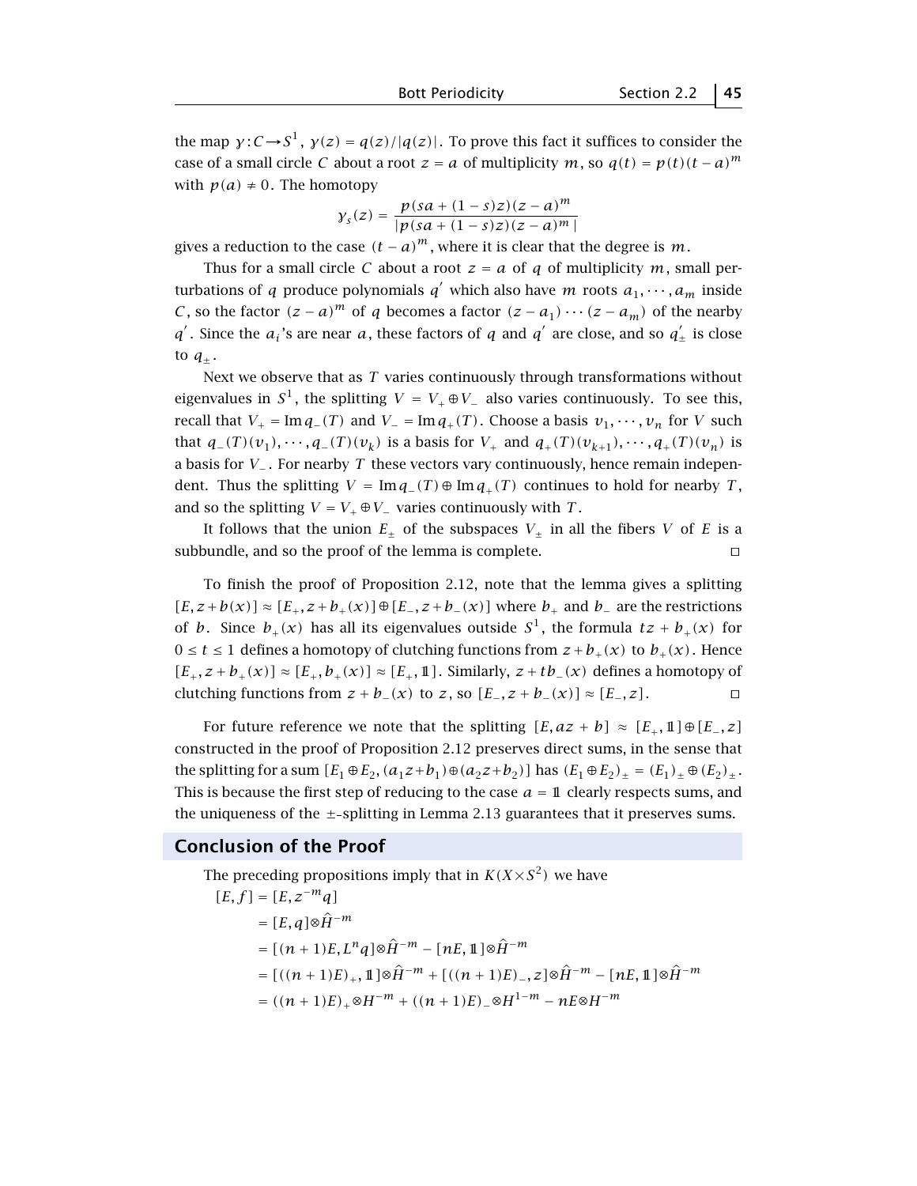the map $\gamma : C \to S^1$, $\gamma(z) = q(z)/|q(z)|$. To prove this fact it suffices to consider the case of a small circle $C$ about a root $z = a$ of multiplicity $m$, so $q(t) = p(t)(t-a)^m$ with $p(a) \neq 0$. The homotopy

$$\gamma_s(z) = \frac{p(sa + (1-s)z)(z-a)^m}{|p(sa + (1-s)z)(z-a)^m|}$$

gives a reduction to the case $(t-a)^m$, where it is clear that the degree is $m$.

Thus for a small circle $C$ about a root $z = a$ of $q$ of multiplicity $m$, small perturbations of $q$ produce polynomials $q'$ which also have $m$ roots $a_1, \cdots, a_m$ inside $C$, so the factor $(z-a)^m$ of $q$ becomes a factor $(z-a_1)\cdots(z-a_m)$ of the nearby $q'$. Since the $a_i$'s are near $a$, these factors of $q$ and $q'$ are close, and so $q'_\pm$ is close to $q_\pm$.

Next we observe that as $T$ varies continuously through transformations without eigenvalues in $S^1$, the splitting $V = V_+ \oplus V_-$ also varies continuously. To see this, recall that $V_+ = \operatorname{Im} q_-(T)$ and $V_- = \operatorname{Im} q_+(T)$. Choose a basis $v_1, \cdots, v_n$ for $V$ such that $q_-(T)(v_1), \cdots, q_-(T)(v_k)$ is a basis for $V_+$ and $q_+(T)(v_{k+1}), \cdots, q_+(T)(v_n)$ is a basis for $V_-$. For nearby $T$ these vectors vary continuously, hence remain independent. Thus the splitting $V = \operatorname{Im} q_-(T) \oplus \operatorname{Im} q_+(T)$ continues to hold for nearby $T$, and so the splitting $V = V_+ \oplus V_-$ varies continuously with $T$.

It follows that the union $E_\pm$ of the subspaces $V_\pm$ in all the fibers $V$ of $E$ is a subbundle, and so the proof of the lemma is complete. □

To finish the proof of Proposition 2.12, note that the lemma gives a splitting $[E, z + b(x)] \approx [E_+, z + b_+(x)] \oplus [E_-, z + b_-(x)]$ where $b_+$ and $b_-$ are the restrictions of $b$. Since $b_+(x)$ has all its eigenvalues outside $S^1$, the formula $tz + b_+(x)$ for $0 \le t \le 1$ defines a homotopy of clutching functions from $z + b_+(x)$ to $b_+(x)$. Hence $[E_+, z + b_+(x)] \approx [E_+, b_+(x)] \approx [E_+, \mathbb{1}]$. Similarly, $z + tb_-(x)$ defines a homotopy of clutching functions from $z + b_-(x)$ to $z$, so $[E_-, z + b_-(x)] \approx [E_-, z]$. □

For future reference we note that the splitting $[E, az + b] \approx [E_+, \mathbb{1}] \oplus [E_-, z]$ constructed in the proof of Proposition 2.12 preserves direct sums, in the sense that the splitting for a sum $[E_1 \oplus E_2, (a_1 z + b_1) \oplus (a_2 z + b_2)]$ has $(E_1 \oplus E_2)_\pm = (E_1)_\pm \oplus (E_2)_\pm$. This is because the first step of reducing to the case $a = \mathbb{1}$ clearly respects sums, and the uniqueness of the $\pm$-splitting in Lemma 2.13 guarantees that it preserves sums.

## Conclusion of the Proof

The preceding propositions imply that in $K(X \times S^2)$ we have

$$\begin{aligned}
[E, f] &= [E, z^{-m} q] \\
&= [E, q] \otimes \hat{H}^{-m} \\
&= [(n+1)E, L^n q] \otimes \hat{H}^{-m} - [nE, \mathbb{1}] \otimes \hat{H}^{-m} \\
&= [((n+1)E)_+, \mathbb{1}] \otimes \hat{H}^{-m} + [((n+1)E)_-, z] \otimes \hat{H}^{-m} - [nE, \mathbb{1}] \otimes \hat{H}^{-m} \\
&= ((n+1)E)_+ \otimes H^{-m} + ((n+1)E)_- \otimes H^{1-m} - nE \otimes H^{-m}
\end{aligned}$$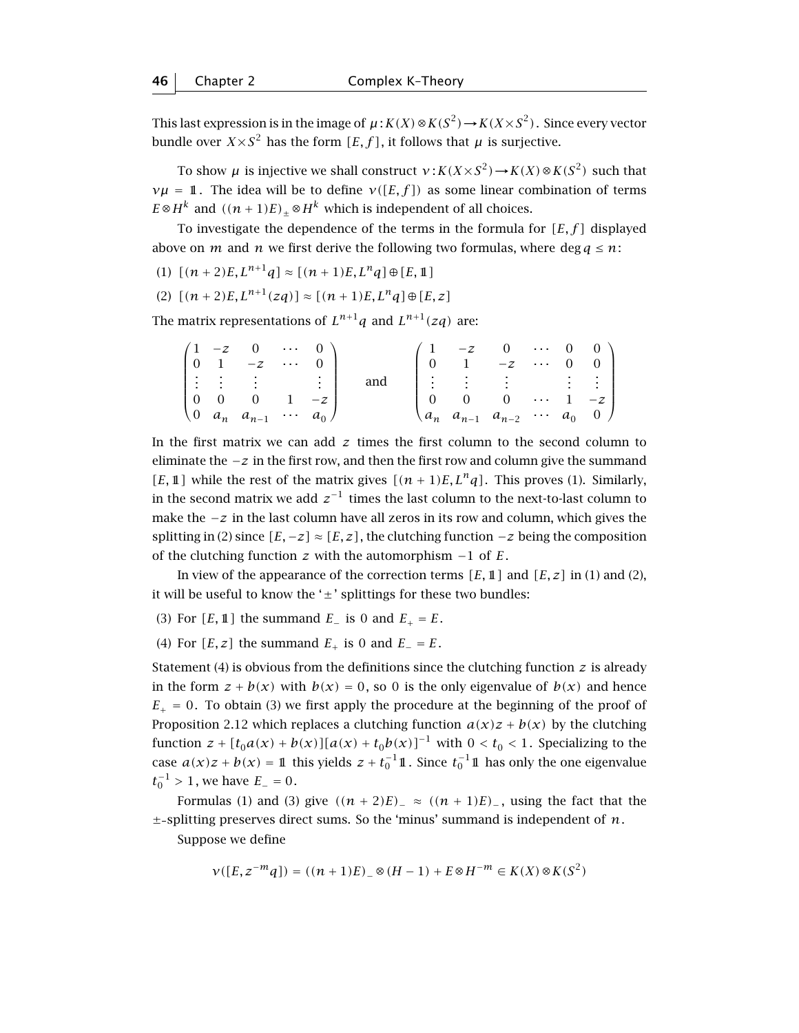This last expression is in the image of $\mu : K(X)\otimes K(S^2)\to K(X\times S^2)$. Since every vector bundle over $X\times S^2$ has the form $[E,f]$, it follows that $\mu$ is surjective.

To show $\mu$ is injective we shall construct $\nu : K(X\times S^2)\to K(X)\otimes K(S^2)$ such that $\nu\mu = \mathbb{1}$. The idea will be to define $\nu([E,f])$ as some linear combination of terms $E\otimes H^k$ and $((n+1)E)_{\pm}\otimes H^k$ which is independent of all choices.

To investigate the dependence of the terms in the formula for $[E,f]$ displayed above on $m$ and $n$ we first derive the following two formulas, where $\deg q \le n$:

(1) $[(n+2)E, L^{n+1}q] \approx [(n+1)E, L^n q]\oplus[E,\mathbb{1}]$

(2) $[(n+2)E, L^{n+1}(zq)] \approx [(n+1)E, L^n q]\oplus[E,z]$

The matrix representations of $L^{n+1}q$ and $L^{n+1}(zq)$ are:

$$\begin{pmatrix} 1 & -z & 0 & \cdots & 0 \\ 0 & 1 & -z & \cdots & 0 \\ \vdots & \vdots & \vdots & & \vdots \\ 0 & 0 & 0 & 1 & -z \\ 0 & a_n & a_{n-1} & \cdots & a_0 \end{pmatrix} \quad \text{and} \quad \begin{pmatrix} 1 & -z & 0 & \cdots & 0 & 0 \\ 0 & 1 & -z & \cdots & 0 & 0 \\ \vdots & \vdots & \vdots & & \vdots & \vdots \\ 0 & 0 & 0 & \cdots & 1 & -z \\ a_n & a_{n-1} & a_{n-2} & \cdots & a_0 & 0 \end{pmatrix}$$

In the first matrix we can add $z$ times the first column to the second column to eliminate the $-z$ in the first row, and then the first row and column give the summand $[E,\mathbb{1}]$ while the rest of the matrix gives $[(n+1)E, L^n q]$. This proves (1). Similarly, in the second matrix we add $z^{-1}$ times the last column to the next-to-last column to make the $-z$ in the last column have all zeros in its row and column, which gives the splitting in (2) since $[E,-z]\approx[E,z]$, the clutching function $-z$ being the composition of the clutching function $z$ with the automorphism $-1$ of $E$.

In view of the appearance of the correction terms $[E,\mathbb{1}]$ and $[E,z]$ in (1) and (2), it will be useful to know the '$\pm$' splittings for these two bundles:

(3) For $[E,\mathbb{1}]$ the summand $E_-$ is 0 and $E_+ = E$.

(4) For $[E,z]$ the summand $E_+$ is 0 and $E_- = E$.

Statement (4) is obvious from the definitions since the clutching function $z$ is already in the form $z + b(x)$ with $b(x) = 0$, so 0 is the only eigenvalue of $b(x)$ and hence $E_+ = 0$. To obtain (3) we first apply the procedure at the beginning of the proof of Proposition 2.12 which replaces a clutching function $a(x)z + b(x)$ by the clutching function $z + [t_0 a(x) + b(x)][a(x) + t_0 b(x)]^{-1}$ with $0 < t_0 < 1$. Specializing to the case $a(x)z + b(x) = \mathbb{1}$ this yields $z + t_0^{-1}\mathbb{1}$. Since $t_0^{-1}\mathbb{1}$ has only the one eigenvalue $t_0^{-1} > 1$, we have $E_- = 0$.

Formulas (1) and (3) give $((n+2)E)_- \approx ((n+1)E)_-$, using the fact that the $\pm$-splitting preserves direct sums. So the 'minus' summand is independent of $n$.

Suppose we define

$$\nu([E, z^{-m}q]) = ((n+1)E)_-\otimes(H-1) + E\otimes H^{-m} \in K(X)\otimes K(S^2)$$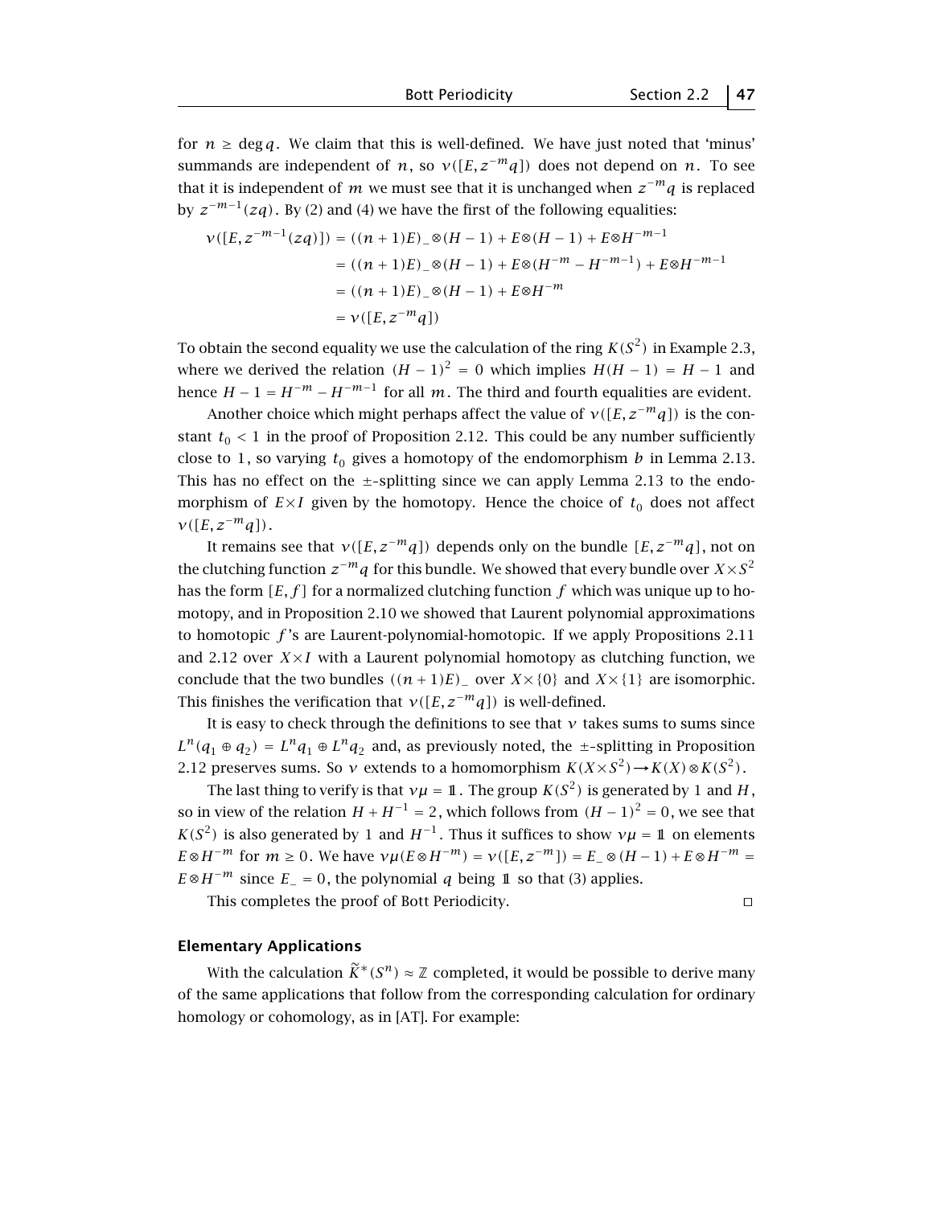for $n \geq \deg q$. We claim that this is well-defined. We have just noted that 'minus' summands are independent of $n$, so $\nu([E, z^{-m}q])$ does not depend on $n$. To see that it is independent of $m$ we must see that it is unchanged when $z^{-m}q$ is replaced by $z^{-m-1}(zq)$. By (2) and (4) we have the first of the following equalities:

$$\begin{aligned}
\nu([E, z^{-m-1}(zq)]) &= ((n+1)E)_- \otimes (H-1) + E \otimes (H-1) + E \otimes H^{-m-1} \\
&= ((n+1)E)_- \otimes (H-1) + E \otimes (H^{-m} - H^{-m-1}) + E \otimes H^{-m-1} \\
&= ((n+1)E)_- \otimes (H-1) + E \otimes H^{-m} \\
&= \nu([E, z^{-m}q])
\end{aligned}$$

To obtain the second equality we use the calculation of the ring $K(S^2)$ in Example 2.3, where we derived the relation $(H-1)^2 = 0$ which implies $H(H-1) = H-1$ and hence $H - 1 = H^{-m} - H^{-m-1}$ for all $m$. The third and fourth equalities are evident.

Another choice which might perhaps affect the value of $\nu([E, z^{-m}q])$ is the constant $t_0 < 1$ in the proof of Proposition 2.12. This could be any number sufficiently close to $1$, so varying $t_0$ gives a homotopy of the endomorphism $b$ in Lemma 2.13. This has no effect on the $\pm$-splitting since we can apply Lemma 2.13 to the endomorphism of $E \times I$ given by the homotopy. Hence the choice of $t_0$ does not affect $\nu([E, z^{-m}q])$.

It remains see that $\nu([E, z^{-m}q])$ depends only on the bundle $[E, z^{-m}q]$, not on the clutching function $z^{-m}q$ for this bundle. We showed that every bundle over $X \times S^2$ has the form $[E, f]$ for a normalized clutching function $f$ which was unique up to homotopy, and in Proposition 2.10 we showed that Laurent polynomial approximations to homotopic $f$'s are Laurent-polynomial-homotopic. If we apply Propositions 2.11 and 2.12 over $X \times I$ with a Laurent polynomial homotopy as clutching function, we conclude that the two bundles $((n+1)E)_-$ over $X \times \{0\}$ and $X \times \{1\}$ are isomorphic. This finishes the verification that $\nu([E, z^{-m}q])$ is well-defined.

It is easy to check through the definitions to see that $\nu$ takes sums to sums since $L^n(q_1 \oplus q_2) = L^n q_1 \oplus L^n q_2$ and, as previously noted, the $\pm$-splitting in Proposition 2.12 preserves sums. So $\nu$ extends to a homomorphism $K(X \times S^2) \to K(X) \otimes K(S^2)$.

The last thing to verify is that $\nu\mu = 1\!\!1$. The group $K(S^2)$ is generated by $1$ and $H$, so in view of the relation $H + H^{-1} = 2$, which follows from $(H-1)^2 = 0$, we see that $K(S^2)$ is also generated by $1$ and $H^{-1}$. Thus it suffices to show $\nu\mu = 1\!\!1$ on elements $E \otimes H^{-m}$ for $m \geq 0$. We have $\nu\mu(E \otimes H^{-m}) = \nu([E, z^{-m}]) = E_- \otimes (H-1) + E \otimes H^{-m} = E \otimes H^{-m}$ since $E_- = 0$, the polynomial $q$ being $1\!\!1$ so that (3) applies.

This completes the proof of Bott Periodicity. $\square$

### Elementary Applications

With the calculation $\widetilde{K}^*(S^n) \approx \mathbb{Z}$ completed, it would be possible to derive many of the same applications that follow from the corresponding calculation for ordinary homology or cohomology, as in [AT]. For example: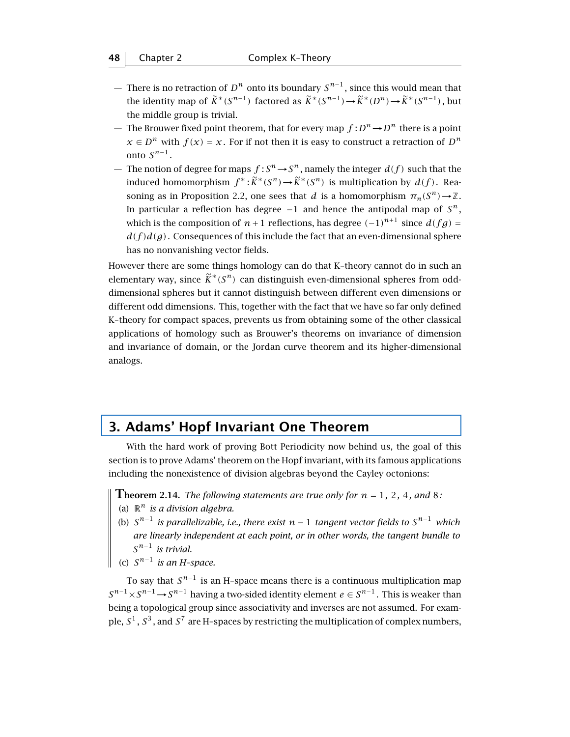- There is no retraction of $D^n$ onto its boundary $S^{n-1}$, since this would mean that the identity map of $\widetilde{K}^*(S^{n-1})$ factored as $\widetilde{K}^*(S^{n-1}) \to \widetilde{K}^*(D^n) \to \widetilde{K}^*(S^{n-1})$, but the middle group is trivial.
- The Brouwer fixed point theorem, that for every map $f: D^n \to D^n$ there is a point $x \in D^n$ with $f(x) = x$. For if not then it is easy to construct a retraction of $D^n$ onto $S^{n-1}$.
- The notion of degree for maps $f: S^n \to S^n$, namely the integer $d(f)$ such that the induced homomorphism $f^*: \widetilde{K}^*(S^n) \to \widetilde{K}^*(S^n)$ is multiplication by $d(f)$. Reasoning as in Proposition 2.2, one sees that $d$ is a homomorphism $\pi_n(S^n) \to \mathbb{Z}$. In particular a reflection has degree $-1$ and hence the antipodal map of $S^n$, which is the composition of $n+1$ reflections, has degree $(-1)^{n+1}$ since $d(fg) = d(f)d(g)$. Consequences of this include the fact that an even-dimensional sphere has no nonvanishing vector fields.

However there are some things homology can do that K-theory cannot do in such an elementary way, since $\widetilde{K}^*(S^n)$ can distinguish even-dimensional spheres from odd-dimensional spheres but it cannot distinguish between different even dimensions or different odd dimensions. This, together with the fact that we have so far only defined K-theory for compact spaces, prevents us from obtaining some of the other classical applications of homology such as Brouwer's theorems on invariance of dimension and invariance of domain, or the Jordan curve theorem and its higher-dimensional analogs.

## 3. Adams' Hopf Invariant One Theorem

With the hard work of proving Bott Periodicity now behind us, the goal of this section is to prove Adams' theorem on the Hopf invariant, with its famous applications including the nonexistence of division algebras beyond the Cayley octonions:

**Theorem 2.14.** *The following statements are true only for $n = 1, 2, 4$, and $8$:*

(a) *$\mathbb{R}^n$ is a division algebra.*

(b) *$S^{n-1}$ is parallelizable, i.e., there exist $n-1$ tangent vector fields to $S^{n-1}$ which are linearly independent at each point, or in other words, the tangent bundle to $S^{n-1}$ is trivial.*

(c) *$S^{n-1}$ is an H-space.*

To say that $S^{n-1}$ is an H-space means there is a continuous multiplication map $S^{n-1} \times S^{n-1} \to S^{n-1}$ having a two-sided identity element $e \in S^{n-1}$. This is weaker than being a topological group since associativity and inverses are not assumed. For example, $S^1$, $S^3$, and $S^7$ are H-spaces by restricting the multiplication of complex numbers,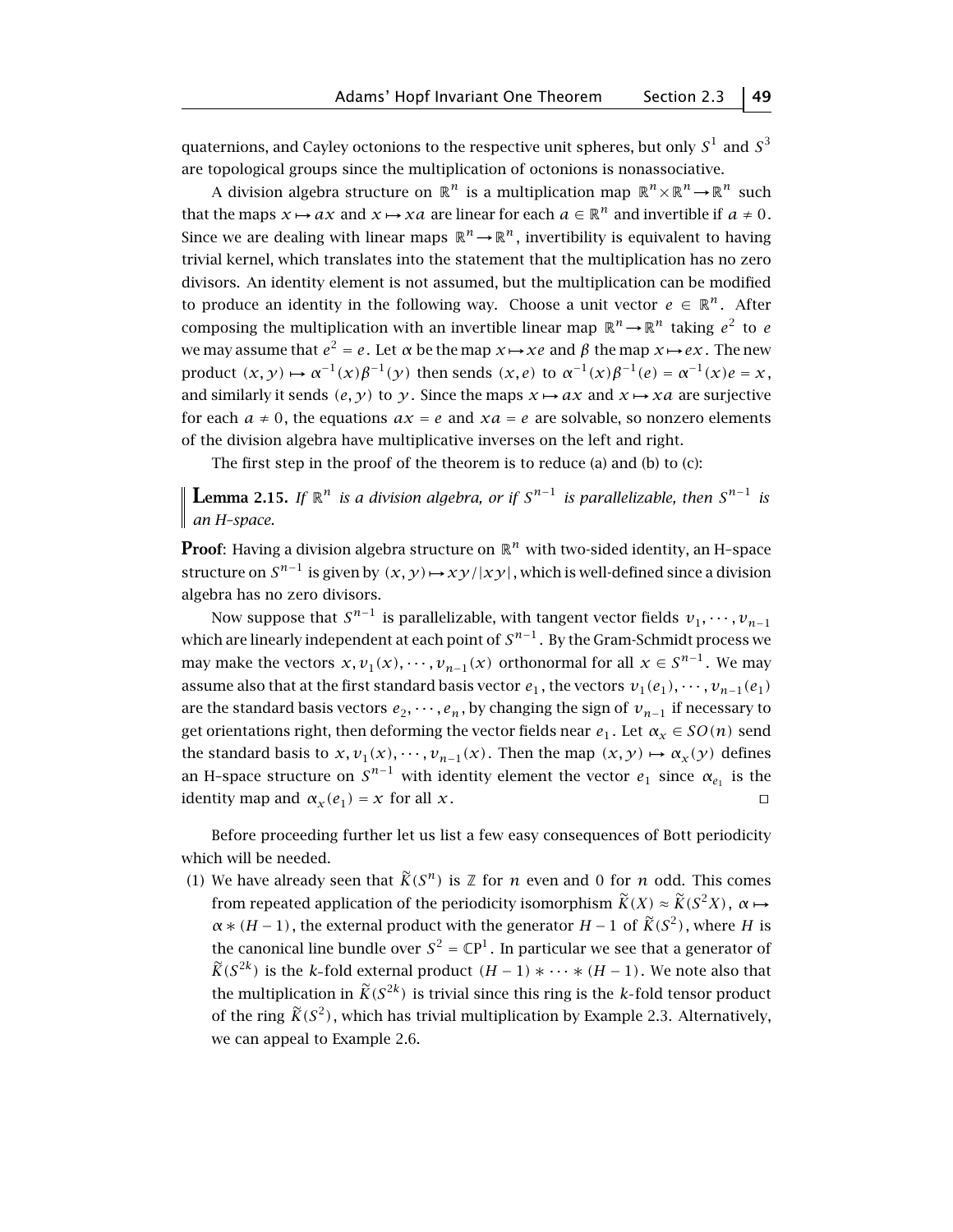quaternions, and Cayley octonions to the respective unit spheres, but only $S^1$ and $S^3$ are topological groups since the multiplication of octonions is nonassociative.

A division algebra structure on $\mathbb{R}^n$ is a multiplication map $\mathbb{R}^n \times \mathbb{R}^n \to \mathbb{R}^n$ such that the maps $x \mapsto ax$ and $x \mapsto xa$ are linear for each $a \in \mathbb{R}^n$ and invertible if $a \neq 0$. Since we are dealing with linear maps $\mathbb{R}^n \to \mathbb{R}^n$, invertibility is equivalent to having trivial kernel, which translates into the statement that the multiplication has no zero divisors. An identity element is not assumed, but the multiplication can be modified to produce an identity in the following way. Choose a unit vector $e \in \mathbb{R}^n$. After composing the multiplication with an invertible linear map $\mathbb{R}^n \to \mathbb{R}^n$ taking $e^2$ to $e$ we may assume that $e^2 = e$. Let $\alpha$ be the map $x \mapsto xe$ and $\beta$ the map $x \mapsto ex$. The new product $(x, y) \mapsto \alpha^{-1}(x)\beta^{-1}(y)$ then sends $(x, e)$ to $\alpha^{-1}(x)\beta^{-1}(e) = \alpha^{-1}(x)e = x$, and similarly it sends $(e, y)$ to $y$. Since the maps $x \mapsto ax$ and $x \mapsto xa$ are surjective for each $a \neq 0$, the equations $ax = e$ and $xa = e$ are solvable, so nonzero elements of the division algebra have multiplicative inverses on the left and right.

The first step in the proof of the theorem is to reduce (a) and (b) to (c):

**Lemma 2.15.** *If $\mathbb{R}^n$ is a division algebra, or if $S^{n-1}$ is parallelizable, then $S^{n-1}$ is an H–space.*

**Proof**: Having a division algebra structure on $\mathbb{R}^n$ with two-sided identity, an H–space structure on $S^{n-1}$ is given by $(x, y) \mapsto xy/|xy|$, which is well-defined since a division algebra has no zero divisors.

Now suppose that $S^{n-1}$ is parallelizable, with tangent vector fields $v_1, \cdots, v_{n-1}$ which are linearly independent at each point of $S^{n-1}$. By the Gram-Schmidt process we may make the vectors $x, v_1(x), \cdots, v_{n-1}(x)$ orthonormal for all $x \in S^{n-1}$. We may assume also that at the first standard basis vector $e_1$, the vectors $v_1(e_1), \cdots, v_{n-1}(e_1)$ are the standard basis vectors $e_2, \cdots, e_n$, by changing the sign of $v_{n-1}$ if necessary to get orientations right, then deforming the vector fields near $e_1$. Let $\alpha_x \in SO(n)$ send the standard basis to $x, v_1(x), \cdots, v_{n-1}(x)$. Then the map $(x, y) \mapsto \alpha_x(y)$ defines an H–space structure on $S^{n-1}$ with identity element the vector $e_1$ since $\alpha_{e_1}$ is the identity map and $\alpha_x(e_1) = x$ for all $x$. $\square$

Before proceeding further let us list a few easy consequences of Bott periodicity which will be needed.

(1) We have already seen that $\widetilde{K}(S^n)$ is $\mathbb{Z}$ for $n$ even and 0 for $n$ odd. This comes from repeated application of the periodicity isomorphism $\widetilde{K}(X) \approx \widetilde{K}(S^2X)$, $\alpha \mapsto \alpha * (H-1)$, the external product with the generator $H-1$ of $\widetilde{K}(S^2)$, where $H$ is the canonical line bundle over $S^2 = \mathbb{C}\mathrm{P}^1$. In particular we see that a generator of $\widetilde{K}(S^{2k})$ is the $k$-fold external product $(H-1) * \cdots * (H-1)$. We note also that the multiplication in $\widetilde{K}(S^{2k})$ is trivial since this ring is the $k$-fold tensor product of the ring $\widetilde{K}(S^2)$, which has trivial multiplication by Example 2.3. Alternatively, we can appeal to Example 2.6.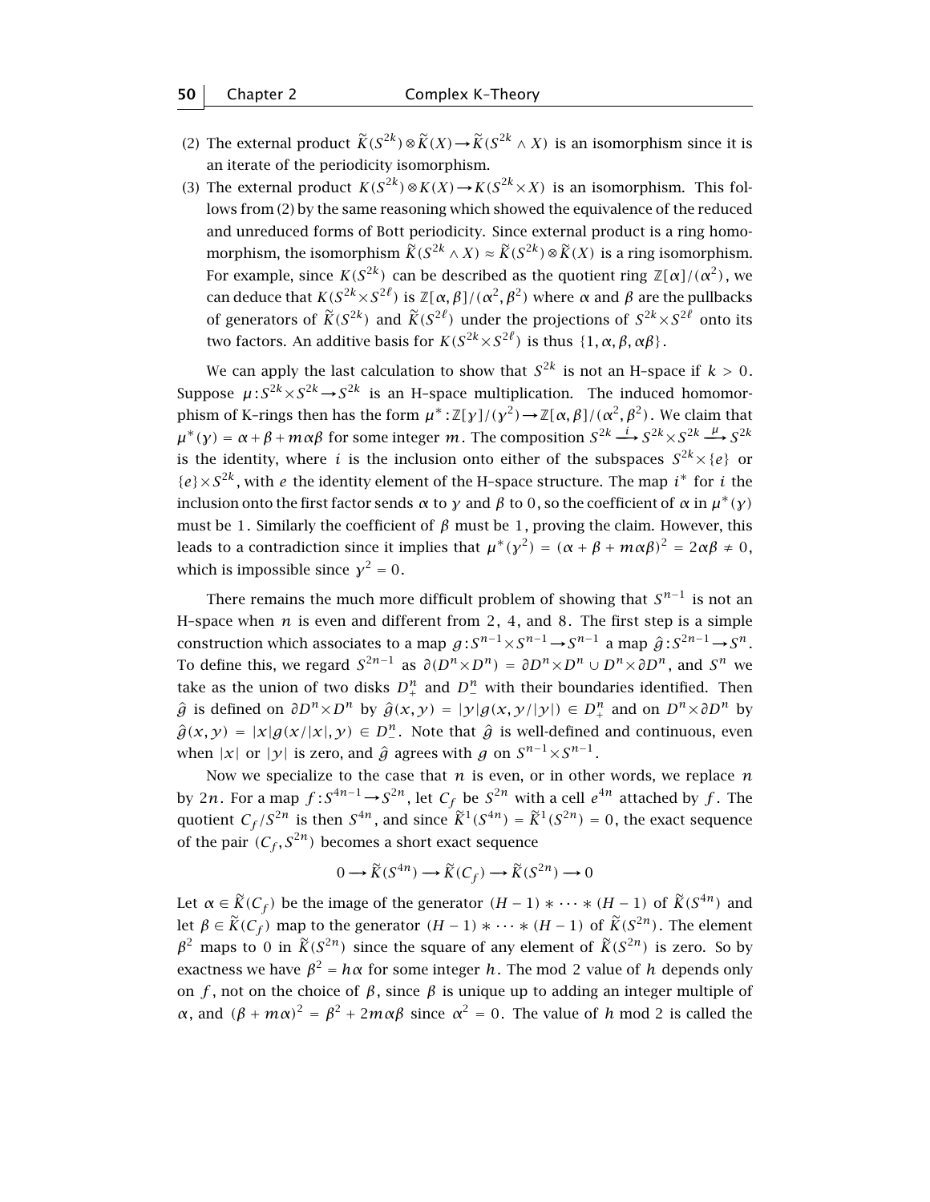(2) The external product $\widetilde{K}(S^{2k}) \otimes \widetilde{K}(X) \to \widetilde{K}(S^{2k} \wedge X)$ is an isomorphism since it is an iterate of the periodicity isomorphism.

(3) The external product $K(S^{2k}) \otimes K(X) \to K(S^{2k} \times X)$ is an isomorphism. This follows from (2) by the same reasoning which showed the equivalence of the reduced and unreduced forms of Bott periodicity. Since external product is a ring homomorphism, the isomorphism $\widetilde{K}(S^{2k} \wedge X) \approx \widetilde{K}(S^{2k}) \otimes \widetilde{K}(X)$ is a ring isomorphism. For example, since $K(S^{2k})$ can be described as the quotient ring $\mathbb{Z}[\alpha]/(\alpha^2)$, we can deduce that $K(S^{2k} \times S^{2\ell})$ is $\mathbb{Z}[\alpha, \beta]/(\alpha^2, \beta^2)$ where $\alpha$ and $\beta$ are the pullbacks of generators of $\widetilde{K}(S^{2k})$ and $\widetilde{K}(S^{2\ell})$ under the projections of $S^{2k} \times S^{2\ell}$ onto its two factors. An additive basis for $K(S^{2k} \times S^{2\ell})$ is thus $\{1, \alpha, \beta, \alpha\beta\}$.

We can apply the last calculation to show that $S^{2k}$ is not an H-space if $k > 0$. Suppose $\mu : S^{2k} \times S^{2k} \to S^{2k}$ is an H-space multiplication. The induced homomorphism of K-rings then has the form $\mu^* : \mathbb{Z}[\gamma]/(\gamma^2) \to \mathbb{Z}[\alpha, \beta]/(\alpha^2, \beta^2)$. We claim that $\mu^*(\gamma) = \alpha + \beta + m\alpha\beta$ for some integer $m$. The composition $S^{2k} \xrightarrow{i} S^{2k} \times S^{2k} \xrightarrow{\mu} S^{2k}$ is the identity, where $i$ is the inclusion onto either of the subspaces $S^{2k} \times \{e\}$ or $\{e\} \times S^{2k}$, with $e$ the identity element of the H-space structure. The map $i^*$ for $i$ the inclusion onto the first factor sends $\alpha$ to $\gamma$ and $\beta$ to $0$, so the coefficient of $\alpha$ in $\mu^*(\gamma)$ must be $1$. Similarly the coefficient of $\beta$ must be $1$, proving the claim. However, this leads to a contradiction since it implies that $\mu^*(\gamma^2) = (\alpha + \beta + m\alpha\beta)^2 = 2\alpha\beta \neq 0$, which is impossible since $\gamma^2 = 0$.

There remains the much more difficult problem of showing that $S^{n-1}$ is not an H-space when $n$ is even and different from $2$, $4$, and $8$. The first step is a simple construction which associates to a map $g : S^{n-1} \times S^{n-1} \to S^{n-1}$ a map $\widehat{g} : S^{2n-1} \to S^n$. To define this, we regard $S^{2n-1}$ as $\partial(D^n \times D^n) = \partial D^n \times D^n \cup D^n \times \partial D^n$, and $S^n$ we take as the union of two disks $D^n_+$ and $D^n_-$ with their boundaries identified. Then $\widehat{g}$ is defined on $\partial D^n \times D^n$ by $\widehat{g}(x, y) = |y| g(x, y/|y|) \in D^n_+$ and on $D^n \times \partial D^n$ by $\widehat{g}(x, y) = |x| g(x/|x|, y) \in D^n_-$. Note that $\widehat{g}$ is well-defined and continuous, even when $|x|$ or $|y|$ is zero, and $\widehat{g}$ agrees with $g$ on $S^{n-1} \times S^{n-1}$.

Now we specialize to the case that $n$ is even, or in other words, we replace $n$ by $2n$. For a map $f : S^{4n-1} \to S^{2n}$, let $C_f$ be $S^{2n}$ with a cell $e^{4n}$ attached by $f$. The quotient $C_f/S^{2n}$ is then $S^{4n}$, and since $\widetilde{K}^1(S^{4n}) = \widetilde{K}^1(S^{2n}) = 0$, the exact sequence of the pair $(C_f, S^{2n})$ becomes a short exact sequence

$$0 \longrightarrow \widetilde{K}(S^{4n}) \longrightarrow \widetilde{K}(C_f) \longrightarrow \widetilde{K}(S^{2n}) \longrightarrow 0$$

Let $\alpha \in \widetilde{K}(C_f)$ be the image of the generator $(H-1) * \cdots * (H-1)$ of $\widetilde{K}(S^{4n})$ and let $\beta \in \widetilde{K}(C_f)$ map to the generator $(H-1) * \cdots * (H-1)$ of $\widetilde{K}(S^{2n})$. The element $\beta^2$ maps to $0$ in $\widetilde{K}(S^{2n})$ since the square of any element of $\widetilde{K}(S^{2n})$ is zero. So by exactness we have $\beta^2 = h\alpha$ for some integer $h$. The mod $2$ value of $h$ depends only on $f$, not on the choice of $\beta$, since $\beta$ is unique up to adding an integer multiple of $\alpha$, and $(\beta + m\alpha)^2 = \beta^2 + 2m\alpha\beta$ since $\alpha^2 = 0$. The value of $h$ mod $2$ is called the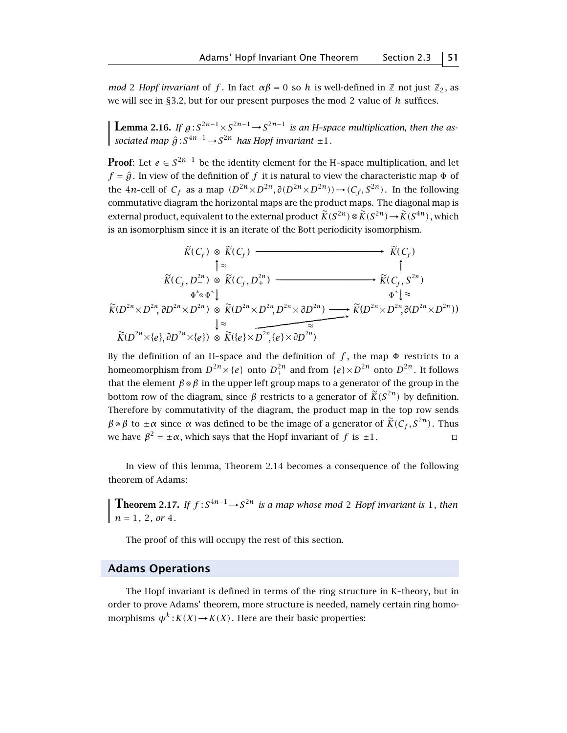*mod* 2 *Hopf invariant* of $f$. In fact $\alpha\beta = 0$ so $h$ is well-defined in $\mathbb{Z}$ not just $\mathbb{Z}_2$, as we will see in §3.2, but for our present purposes the mod 2 value of $h$ suffices.

**Lemma 2.16.** *If* $g : S^{2n-1} \times S^{2n-1} \to S^{2n-1}$ *is an H–space multiplication, then the associated map* $\hat{g} : S^{4n-1} \to S^{2n}$ *has Hopf invariant* $\pm 1$.

**Proof**: Let $e \in S^{2n-1}$ be the identity element for the H–space multiplication, and let $f = \hat{g}$. In view of the definition of $f$ it is natural to view the characteristic map $\Phi$ of the $4n$-cell of $C_f$ as a map $(D^{2n} \times D^{2n}, \partial(D^{2n} \times D^{2n})) \to (C_f, S^{2n})$. In the following commutative diagram the horizontal maps are the product maps. The diagonal map is external product, equivalent to the external product $\widetilde{K}(S^{2n}) \otimes \widetilde{K}(S^{2n}) \to \widetilde{K}(S^{4n})$, which is an isomorphism since it is an iterate of the Bott periodicity isomorphism.

$$\begin{array}{ccc}
\widetilde{K}(C_f) \otimes \widetilde{K}(C_f) & \longrightarrow & \widetilde{K}(C_f) \\
\uparrow \approx & & \uparrow \\
\widetilde{K}(C_f, D^{2n}_-) \otimes \widetilde{K}(C_f, D^{2n}_+) & \longrightarrow & \widetilde{K}(C_f, S^{2n}) \\
\downarrow \Phi^* \otimes \Phi^* & & \downarrow \Phi^* \approx \\
\widetilde{K}(D^{2n} \times D^{2n}, \partial D^{2n} \times D^{2n}) \otimes \widetilde{K}(D^{2n} \times D^{2n}, D^{2n} \times \partial D^{2n}) & \longrightarrow & \widetilde{K}(D^{2n} \times D^{2n}, \partial(D^{2n} \times D^{2n})) \\
\downarrow \approx & \nearrow \approx & \\
\widetilde{K}(D^{2n} \times \{e\}, \partial D^{2n} \times \{e\}) \otimes \widetilde{K}(\{e\} \times D^{2n}, \{e\} \times \partial D^{2n}) & &
\end{array}$$

By the definition of an H–space and the definition of $f$, the map $\Phi$ restricts to a homeomorphism from $D^{2n} \times \{e\}$ onto $D^{2n}_+$ and from $\{e\} \times D^{2n}$ onto $D^{2n}_-$. It follows that the element $\beta \otimes \beta$ in the upper left group maps to a generator of the group in the bottom row of the diagram, since $\beta$ restricts to a generator of $\widetilde{K}(S^{2n})$ by definition. Therefore by commutativity of the diagram, the product map in the top row sends $\beta \otimes \beta$ to $\pm\alpha$ since $\alpha$ was defined to be the image of a generator of $\widetilde{K}(C_f, S^{2n})$. Thus we have $\beta^2 = \pm\alpha$, which says that the Hopf invariant of $f$ is $\pm 1$. ◻

In view of this lemma, Theorem 2.14 becomes a consequence of the following theorem of Adams:

**Theorem 2.17.** *If* $f : S^{4n-1} \to S^{2n}$ *is a map whose mod* 2 *Hopf invariant is* 1*, then* $n = 1$*,* 2*, or* 4.

The proof of this will occupy the rest of this section.

## Adams Operations

The Hopf invariant is defined in terms of the ring structure in K–theory, but in order to prove Adams' theorem, more structure is needed, namely certain ring homomorphisms $\psi^k : K(X) \to K(X)$. Here are their basic properties: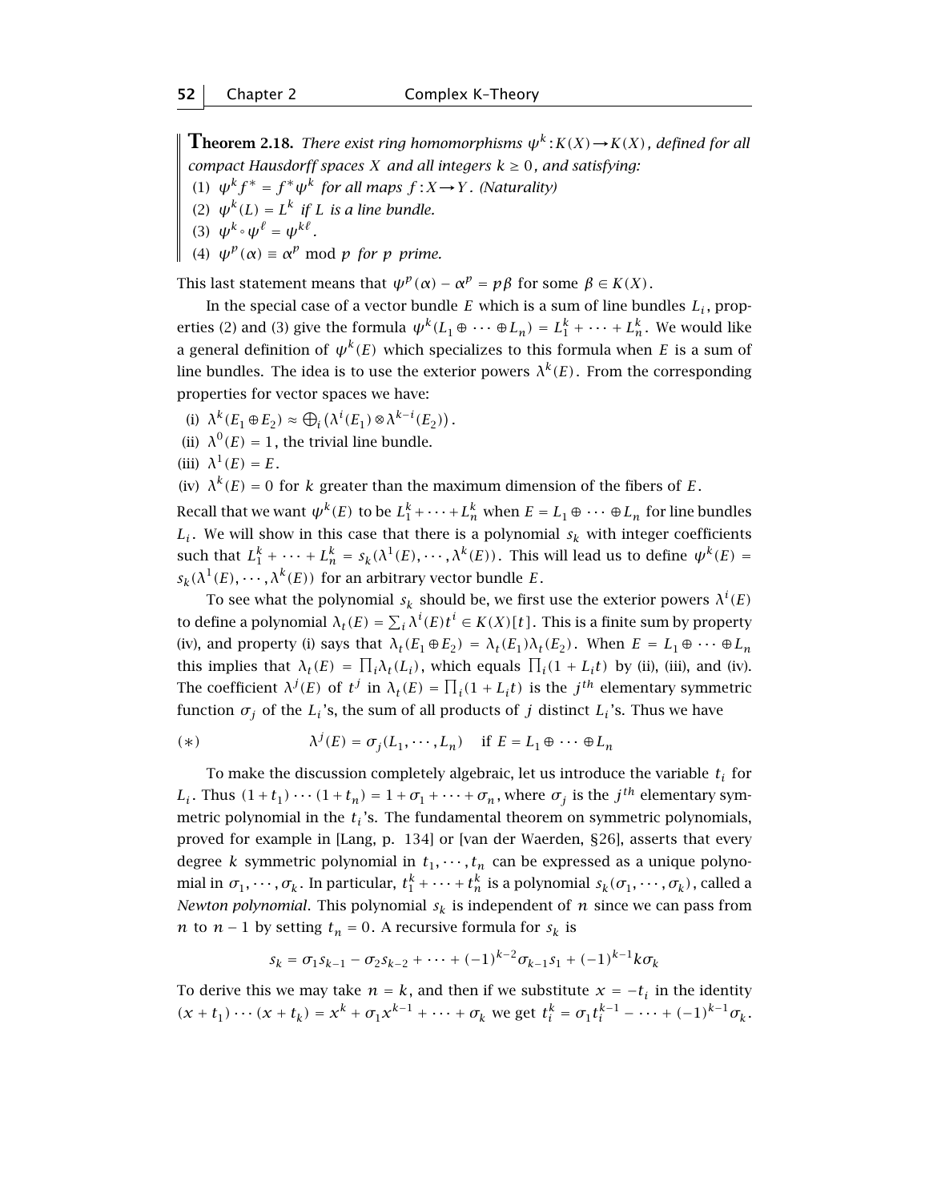**Theorem 2.18.** *There exist ring homomorphisms $\psi^k : K(X) \to K(X)$, defined for all compact Hausdorff spaces $X$ and all integers $k \geq 0$, and satisfying:*

(1) $\psi^k f^* = f^* \psi^k$ *for all maps* $f : X \to Y$. *(Naturality)*

(2) $\psi^k(L) = L^k$ *if $L$ is a line bundle.*

(3) $\psi^k \circ \psi^\ell = \psi^{k\ell}$.

(4) $\psi^p(\alpha) \equiv \alpha^p \mod p$ *for $p$ prime.*

This last statement means that $\psi^p(\alpha) - \alpha^p = p\beta$ for some $\beta \in K(X)$.

In the special case of a vector bundle $E$ which is a sum of line bundles $L_i$, properties (2) and (3) give the formula $\psi^k(L_1 \oplus \cdots \oplus L_n) = L_1^k + \cdots + L_n^k$. We would like a general definition of $\psi^k(E)$ which specializes to this formula when $E$ is a sum of line bundles. The idea is to use the exterior powers $\lambda^k(E)$. From the corresponding properties for vector spaces we have:

(i) $\lambda^k(E_1 \oplus E_2) \approx \bigoplus_i \big(\lambda^i(E_1) \otimes \lambda^{k-i}(E_2)\big)$.

(ii) $\lambda^0(E) = 1$, the trivial line bundle.

(iii) $\lambda^1(E) = E$.

(iv) $\lambda^k(E) = 0$ for $k$ greater than the maximum dimension of the fibers of $E$.

Recall that we want $\psi^k(E)$ to be $L_1^k + \cdots + L_n^k$ when $E = L_1 \oplus \cdots \oplus L_n$ for line bundles $L_i$. We will show in this case that there is a polynomial $s_k$ with integer coefficients such that $L_1^k + \cdots + L_n^k = s_k(\lambda^1(E), \cdots, \lambda^k(E))$. This will lead us to define $\psi^k(E) = s_k(\lambda^1(E), \cdots, \lambda^k(E))$ for an arbitrary vector bundle $E$.

To see what the polynomial $s_k$ should be, we first use the exterior powers $\lambda^i(E)$ to define a polynomial $\lambda_t(E) = \sum_i \lambda^i(E) t^i \in K(X)[t]$. This is a finite sum by property (iv), and property (i) says that $\lambda_t(E_1 \oplus E_2) = \lambda_t(E_1)\lambda_t(E_2)$. When $E = L_1 \oplus \cdots \oplus L_n$ this implies that $\lambda_t(E) = \prod_i \lambda_t(L_i)$, which equals $\prod_i (1 + L_i t)$ by (ii), (iii), and (iv). The coefficient $\lambda^j(E)$ of $t^j$ in $\lambda_t(E) = \prod_i (1 + L_i t)$ is the $j^{th}$ elementary symmetric function $\sigma_j$ of the $L_i$'s, the sum of all products of $j$ distinct $L_i$'s. Thus we have

$$(*) \qquad \lambda^j(E) = \sigma_j(L_1, \cdots, L_n) \quad \text{if } E = L_1 \oplus \cdots \oplus L_n$$

To make the discussion completely algebraic, let us introduce the variable $t_i$ for $L_i$. Thus $(1 + t_1) \cdots (1 + t_n) = 1 + \sigma_1 + \cdots + \sigma_n$, where $\sigma_j$ is the $j^{th}$ elementary symmetric polynomial in the $t_i$'s. The fundamental theorem on symmetric polynomials, proved for example in [Lang, p. 134] or [van der Waerden, §26], asserts that every degree $k$ symmetric polynomial in $t_1, \cdots, t_n$ can be expressed as a unique polynomial in $\sigma_1, \cdots, \sigma_k$. In particular, $t_1^k + \cdots + t_n^k$ is a polynomial $s_k(\sigma_1, \cdots, \sigma_k)$, called a *Newton polynomial*. This polynomial $s_k$ is independent of $n$ since we can pass from $n$ to $n - 1$ by setting $t_n = 0$. A recursive formula for $s_k$ is

$$s_k = \sigma_1 s_{k-1} - \sigma_2 s_{k-2} + \cdots + (-1)^{k-2}\sigma_{k-1}s_1 + (-1)^{k-1}k\sigma_k$$

To derive this we may take $n = k$, and then if we substitute $x = -t_i$ in the identity $(x + t_1) \cdots (x + t_k) = x^k + \sigma_1 x^{k-1} + \cdots + \sigma_k$ we get $t_i^k = \sigma_1 t_i^{k-1} - \cdots + (-1)^{k-1}\sigma_k$.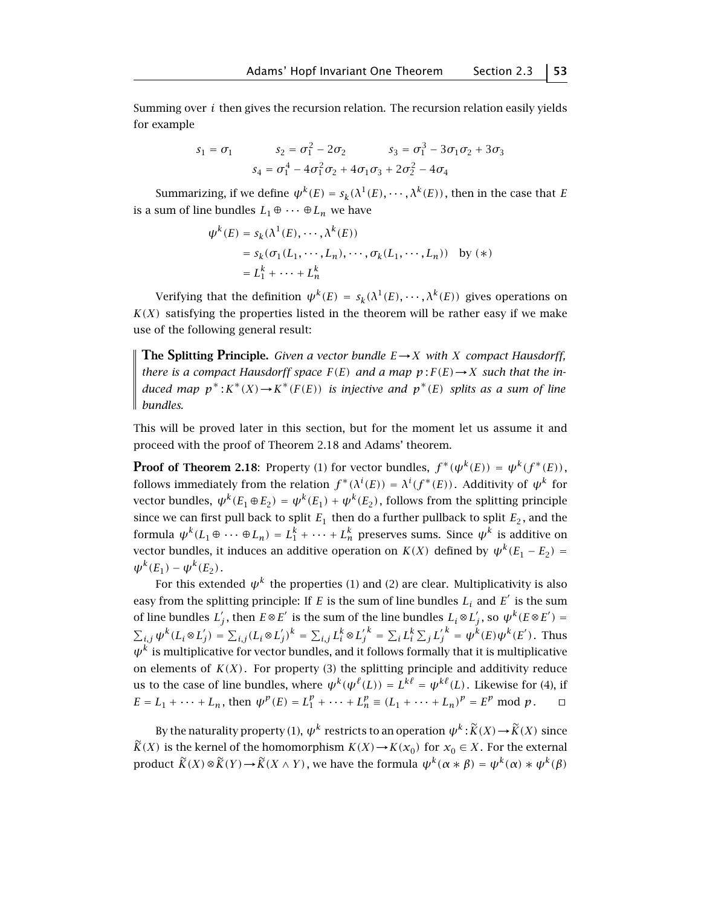Summing over $i$ then gives the recursion relation. The recursion relation easily yields for example

$$s_1 = \sigma_1 \qquad s_2 = \sigma_1^2 - 2\sigma_2 \qquad s_3 = \sigma_1^3 - 3\sigma_1\sigma_2 + 3\sigma_3$$
$$s_4 = \sigma_1^4 - 4\sigma_1^2\sigma_2 + 4\sigma_1\sigma_3 + 2\sigma_2^2 - 4\sigma_4$$

Summarizing, if we define $\psi^k(E) = s_k(\lambda^1(E), \cdots, \lambda^k(E))$, then in the case that $E$ is a sum of line bundles $L_1 \oplus \cdots \oplus L_n$ we have

$$\begin{aligned}
\psi^k(E) &= s_k(\lambda^1(E), \cdots, \lambda^k(E)) \\
&= s_k(\sigma_1(L_1, \cdots, L_n), \cdots, \sigma_k(L_1, \cdots, L_n)) \quad \text{by } (*) \\
&= L_1^k + \cdots + L_n^k
\end{aligned}$$

Verifying that the definition $\psi^k(E) = s_k(\lambda^1(E), \cdots, \lambda^k(E))$ gives operations on $K(X)$ satisfying the properties listed in the theorem will be rather easy if we make use of the following general result:

> **The Splitting Principle.** *Given a vector bundle $E \to X$ with $X$ compact Hausdorff, there is a compact Hausdorff space $F(E)$ and a map $p : F(E) \to X$ such that the induced map $p^* : K^*(X) \to K^*(F(E))$ is injective and $p^*(E)$ splits as a sum of line bundles.*

This will be proved later in this section, but for the moment let us assume it and proceed with the proof of Theorem 2.18 and Adams' theorem.

**Proof of Theorem 2.18**: Property (1) for vector bundles, $f^*(\psi^k(E)) = \psi^k(f^*(E))$, follows immediately from the relation $f^*(\lambda^i(E)) = \lambda^i(f^*(E))$. Additivity of $\psi^k$ for vector bundles, $\psi^k(E_1 \oplus E_2) = \psi^k(E_1) + \psi^k(E_2)$, follows from the splitting principle since we can first pull back to split $E_1$ then do a further pullback to split $E_2$, and the formula $\psi^k(L_1 \oplus \cdots \oplus L_n) = L_1^k + \cdots + L_n^k$ preserves sums. Since $\psi^k$ is additive on vector bundles, it induces an additive operation on $K(X)$ defined by $\psi^k(E_1 - E_2) = \psi^k(E_1) - \psi^k(E_2)$.

For this extended $\psi^k$ the properties (1) and (2) are clear. Multiplicativity is also easy from the splitting principle: If $E$ is the sum of line bundles $L_i$ and $E'$ is the sum of line bundles $L'_j$, then $E \otimes E'$ is the sum of the line bundles $L_i \otimes L'_j$, so $\psi^k(E \otimes E') = \sum_{i,j} \psi^k(L_i \otimes L'_j) = \sum_{i,j} (L_i \otimes L'_j)^k = \sum_{i,j} L_i^k \otimes {L'_j}^k = \sum_i L_i^k \sum_j {L'_j}^k = \psi^k(E)\psi^k(E')$. Thus $\psi^k$ is multiplicative for vector bundles, and it follows formally that it is multiplicative on elements of $K(X)$. For property (3) the splitting principle and additivity reduce us to the case of line bundles, where $\psi^k(\psi^\ell(L)) = L^{k\ell} = \psi^{k\ell}(L)$. Likewise for (4), if $E = L_1 + \cdots + L_n$, then $\psi^p(E) = L_1^p + \cdots + L_n^p \equiv (L_1 + \cdots + L_n)^p = E^p \bmod p$. $\square$

By the naturality property (1), $\psi^k$ restricts to an operation $\psi^k : \widetilde{K}(X) \to \widetilde{K}(X)$ since $\widetilde{K}(X)$ is the kernel of the homomorphism $K(X) \to K(x_0)$ for $x_0 \in X$. For the external product $\widetilde{K}(X) \otimes \widetilde{K}(Y) \to \widetilde{K}(X \wedge Y)$, we have the formula $\psi^k(\alpha * \beta) = \psi^k(\alpha) * \psi^k(\beta)$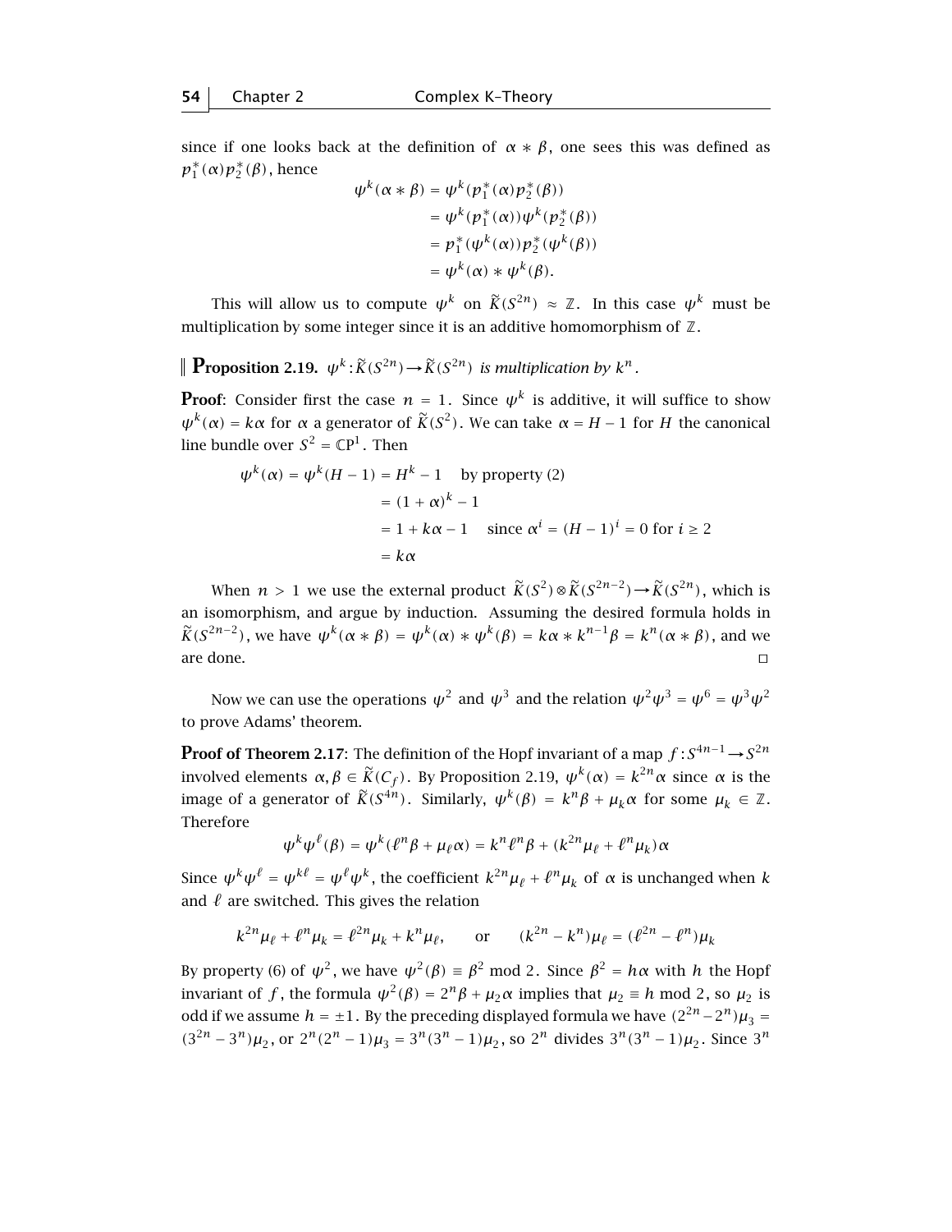since if one looks back at the definition of $\alpha * \beta$, one sees this was defined as $p_1^*(\alpha)p_2^*(\beta)$, hence

$$\begin{aligned}
\psi^k(\alpha * \beta) &= \psi^k(p_1^*(\alpha)p_2^*(\beta)) \\
&= \psi^k(p_1^*(\alpha))\psi^k(p_2^*(\beta)) \\
&= p_1^*(\psi^k(\alpha))p_2^*(\psi^k(\beta)) \\
&= \psi^k(\alpha) * \psi^k(\beta).
\end{aligned}$$

This will allow us to compute $\psi^k$ on $\widetilde{K}(S^{2n}) \approx \mathbb{Z}$. In this case $\psi^k$ must be multiplication by some integer since it is an additive homomorphism of $\mathbb{Z}$.

**Proposition 2.19.** *$\psi^k : \widetilde{K}(S^{2n}) \to \widetilde{K}(S^{2n})$ is multiplication by $k^n$.*

**Proof**: Consider first the case $n = 1$. Since $\psi^k$ is additive, it will suffice to show $\psi^k(\alpha) = k\alpha$ for $\alpha$ a generator of $\widetilde{K}(S^2)$. We can take $\alpha = H - 1$ for $H$ the canonical line bundle over $S^2 = \mathbb{C}\mathrm{P}^1$. Then

$$\begin{aligned}
\psi^k(\alpha) = \psi^k(H-1) &= H^k - 1 \quad \text{by property (2)} \\
&= (1+\alpha)^k - 1 \\
&= 1 + k\alpha - 1 \quad \text{since } \alpha^i = (H-1)^i = 0 \text{ for } i \geq 2 \\
&= k\alpha
\end{aligned}$$

When $n > 1$ we use the external product $\widetilde{K}(S^2) \otimes \widetilde{K}(S^{2n-2}) \to \widetilde{K}(S^{2n})$, which is an isomorphism, and argue by induction. Assuming the desired formula holds in $\widetilde{K}(S^{2n-2})$, we have $\psi^k(\alpha * \beta) = \psi^k(\alpha) * \psi^k(\beta) = k\alpha * k^{n-1}\beta = k^n(\alpha * \beta)$, and we are done. $\square$

Now we can use the operations $\psi^2$ and $\psi^3$ and the relation $\psi^2\psi^3 = \psi^6 = \psi^3\psi^2$ to prove Adams' theorem.

**Proof of Theorem 2.17**: The definition of the Hopf invariant of a map $f : S^{4n-1} \to S^{2n}$ involved elements $\alpha, \beta \in \widetilde{K}(C_f)$. By Proposition 2.19, $\psi^k(\alpha) = k^{2n}\alpha$ since $\alpha$ is the image of a generator of $\widetilde{K}(S^{4n})$. Similarly, $\psi^k(\beta) = k^n\beta + \mu_k\alpha$ for some $\mu_k \in \mathbb{Z}$. Therefore

$$\psi^k\psi^\ell(\beta) = \psi^k(\ell^n\beta + \mu_\ell\alpha) = k^n\ell^n\beta + (k^{2n}\mu_\ell + \ell^n\mu_k)\alpha$$

Since $\psi^k\psi^\ell = \psi^{k\ell} = \psi^\ell\psi^k$, the coefficient $k^{2n}\mu_\ell + \ell^n\mu_k$ of $\alpha$ is unchanged when $k$ and $\ell$ are switched. This gives the relation

$$k^{2n}\mu_\ell + \ell^n\mu_k = \ell^{2n}\mu_k + k^n\mu_\ell, \qquad \text{or} \qquad (k^{2n} - k^n)\mu_\ell = (\ell^{2n} - \ell^n)\mu_k$$

By property (6) of $\psi^2$, we have $\psi^2(\beta) \equiv \beta^2 \bmod 2$. Since $\beta^2 = h\alpha$ with $h$ the Hopf invariant of $f$, the formula $\psi^2(\beta) = 2^n\beta + \mu_2\alpha$ implies that $\mu_2 \equiv h \bmod 2$, so $\mu_2$ is odd if we assume $h = \pm 1$. By the preceding displayed formula we have $(2^{2n} - 2^n)\mu_3 = (3^{2n} - 3^n)\mu_2$, or $2^n(2^n - 1)\mu_3 = 3^n(3^n - 1)\mu_2$, so $2^n$ divides $3^n(3^n - 1)\mu_2$. Since $3^n$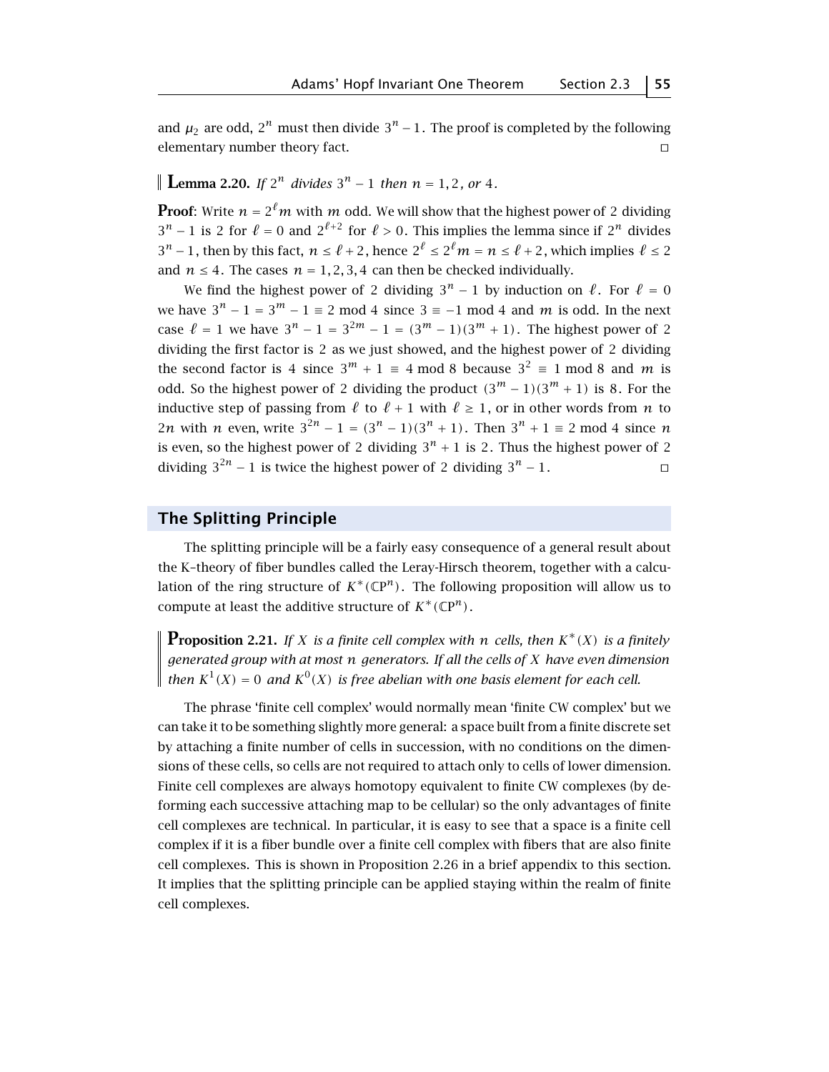and $\mu_2$ are odd, $2^n$ must then divide $3^n - 1$. The proof is completed by the following elementary number theory fact. □

**Lemma 2.20.** *If $2^n$ divides $3^n - 1$ then $n = 1, 2$, or $4$.*

**Proof**: Write $n = 2^\ell m$ with $m$ odd. We will show that the highest power of 2 dividing $3^n - 1$ is 2 for $\ell = 0$ and $2^{\ell+2}$ for $\ell > 0$. This implies the lemma since if $2^n$ divides $3^n - 1$, then by this fact, $n \le \ell + 2$, hence $2^\ell \le 2^\ell m = n \le \ell + 2$, which implies $\ell \le 2$ and $n \le 4$. The cases $n = 1, 2, 3, 4$ can then be checked individually.

We find the highest power of 2 dividing $3^n - 1$ by induction on $\ell$. For $\ell = 0$ we have $3^n - 1 = 3^m - 1 \equiv 2 \bmod 4$ since $3 \equiv -1 \bmod 4$ and $m$ is odd. In the next case $\ell = 1$ we have $3^n - 1 = 3^{2m} - 1 = (3^m - 1)(3^m + 1)$. The highest power of 2 dividing the first factor is 2 as we just showed, and the highest power of 2 dividing the second factor is 4 since $3^m + 1 \equiv 4 \bmod 8$ because $3^2 \equiv 1 \bmod 8$ and $m$ is odd. So the highest power of 2 dividing the product $(3^m - 1)(3^m + 1)$ is 8. For the inductive step of passing from $\ell$ to $\ell + 1$ with $\ell \ge 1$, or in other words from $n$ to $2n$ with $n$ even, write $3^{2n} - 1 = (3^n - 1)(3^n + 1)$. Then $3^n + 1 \equiv 2 \bmod 4$ since $n$ is even, so the highest power of 2 dividing $3^n + 1$ is 2. Thus the highest power of 2 dividing $3^{2n} - 1$ is twice the highest power of 2 dividing $3^n - 1$. □

## The Splitting Principle

The splitting principle will be a fairly easy consequence of a general result about the K-theory of fiber bundles called the Leray-Hirsch theorem, together with a calculation of the ring structure of $K^*(\mathbb{C}P^n)$. The following proposition will allow us to compute at least the additive structure of $K^*(\mathbb{C}P^n)$.

**Proposition 2.21.** *If $X$ is a finite cell complex with $n$ cells, then $K^*(X)$ is a finitely generated group with at most $n$ generators. If all the cells of $X$ have even dimension then $K^1(X) = 0$ and $K^0(X)$ is free abelian with one basis element for each cell.*

The phrase 'finite cell complex' would normally mean 'finite CW complex' but we can take it to be something slightly more general: a space built from a finite discrete set by attaching a finite number of cells in succession, with no conditions on the dimensions of these cells, so cells are not required to attach only to cells of lower dimension. Finite cell complexes are always homotopy equivalent to finite CW complexes (by deforming each successive attaching map to be cellular) so the only advantages of finite cell complexes are technical. In particular, it is easy to see that a space is a finite cell complex if it is a fiber bundle over a finite cell complex with fibers that are also finite cell complexes. This is shown in Proposition 2.26 in a brief appendix to this section. It implies that the splitting principle can be applied staying within the realm of finite cell complexes.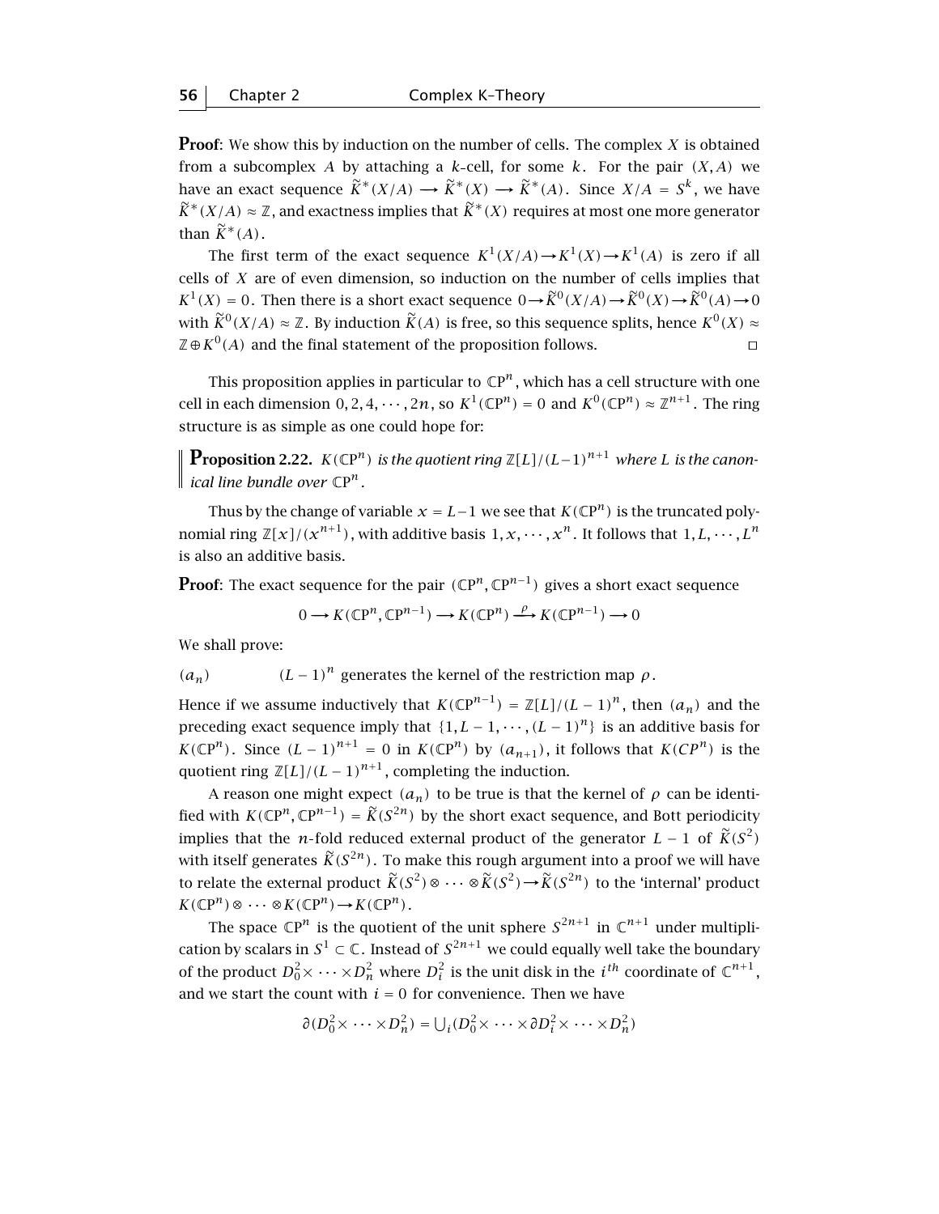**Proof**: We show this by induction on the number of cells. The complex $X$ is obtained from a subcomplex $A$ by attaching a $k$-cell, for some $k$. For the pair $(X,A)$ we have an exact sequence $\widetilde{K}^*(X/A) \longrightarrow \widetilde{K}^*(X) \longrightarrow \widetilde{K}^*(A)$. Since $X/A = S^k$, we have $\widetilde{K}^*(X/A) \approx \mathbb{Z}$, and exactness implies that $\widetilde{K}^*(X)$ requires at most one more generator than $\widetilde{K}^*(A)$.

The first term of the exact sequence $K^1(X/A) \to K^1(X) \to K^1(A)$ is zero if all cells of $X$ are of even dimension, so induction on the number of cells implies that $K^1(X) = 0$. Then there is a short exact sequence $0 \to \widetilde{K}^0(X/A) \to \widetilde{K}^0(X) \to \widetilde{K}^0(A) \to 0$ with $\widetilde{K}^0(X/A) \approx \mathbb{Z}$. By induction $\widetilde{K}(A)$ is free, so this sequence splits, hence $K^0(X) \approx \mathbb{Z} \oplus K^0(A)$ and the final statement of the proposition follows. $\square$

This proposition applies in particular to $\mathbb{C}\mathrm{P}^n$, which has a cell structure with one cell in each dimension $0, 2, 4, \cdots, 2n$, so $K^1(\mathbb{C}\mathrm{P}^n) = 0$ and $K^0(\mathbb{C}\mathrm{P}^n) \approx \mathbb{Z}^{n+1}$. The ring structure is as simple as one could hope for:

**Proposition 2.22.** *$K(\mathbb{C}\mathrm{P}^n)$ is the quotient ring $\mathbb{Z}[L]/(L-1)^{n+1}$ where $L$ is the canonical line bundle over $\mathbb{C}\mathrm{P}^n$.*

Thus by the change of variable $x = L-1$ we see that $K(\mathbb{C}\mathrm{P}^n)$ is the truncated polynomial ring $\mathbb{Z}[x]/(x^{n+1})$, with additive basis $1, x, \cdots, x^n$. It follows that $1, L, \cdots, L^n$ is also an additive basis.

**Proof**: The exact sequence for the pair $(\mathbb{C}\mathrm{P}^n, \mathbb{C}\mathrm{P}^{n-1})$ gives a short exact sequence

$$0 \longrightarrow K(\mathbb{C}\mathrm{P}^n, \mathbb{C}\mathrm{P}^{n-1}) \longrightarrow K(\mathbb{C}\mathrm{P}^n) \xrightarrow{\rho} K(\mathbb{C}\mathrm{P}^{n-1}) \longrightarrow 0$$

We shall prove:

$(a_n)$ $\quad$ $(L-1)^n$ generates the kernel of the restriction map $\rho$.

Hence if we assume inductively that $K(\mathbb{C}\mathrm{P}^{n-1}) = \mathbb{Z}[L]/(L-1)^n$, then $(a_n)$ and the preceding exact sequence imply that $\{1, L-1, \cdots, (L-1)^n\}$ is an additive basis for $K(\mathbb{C}\mathrm{P}^n)$. Since $(L-1)^{n+1} = 0$ in $K(\mathbb{C}\mathrm{P}^n)$ by $(a_{n+1})$, it follows that $K(CP^n)$ is the quotient ring $\mathbb{Z}[L]/(L-1)^{n+1}$, completing the induction.

A reason one might expect $(a_n)$ to be true is that the kernel of $\rho$ can be identified with $K(\mathbb{C}\mathrm{P}^n, \mathbb{C}\mathrm{P}^{n-1}) = \widetilde{K}(S^{2n})$ by the short exact sequence, and Bott periodicity implies that the $n$-fold reduced external product of the generator $L-1$ of $\widetilde{K}(S^2)$ with itself generates $\widetilde{K}(S^{2n})$. To make this rough argument into a proof we will have to relate the external product $\widetilde{K}(S^2) \otimes \cdots \otimes \widetilde{K}(S^2) \to \widetilde{K}(S^{2n})$ to the 'internal' product $K(\mathbb{C}\mathrm{P}^n) \otimes \cdots \otimes K(\mathbb{C}\mathrm{P}^n) \to K(\mathbb{C}\mathrm{P}^n)$.

The space $\mathbb{C}\mathrm{P}^n$ is the quotient of the unit sphere $S^{2n+1}$ in $\mathbb{C}^{n+1}$ under multiplication by scalars in $S^1 \subset \mathbb{C}$. Instead of $S^{2n+1}$ we could equally well take the boundary of the product $D_0^2 \times \cdots \times D_n^2$ where $D_i^2$ is the unit disk in the $i^{th}$ coordinate of $\mathbb{C}^{n+1}$, and we start the count with $i = 0$ for convenience. Then we have

$$\partial(D_0^2 \times \cdots \times D_n^2) = \textstyle\bigcup_i (D_0^2 \times \cdots \times \partial D_i^2 \times \cdots \times D_n^2)$$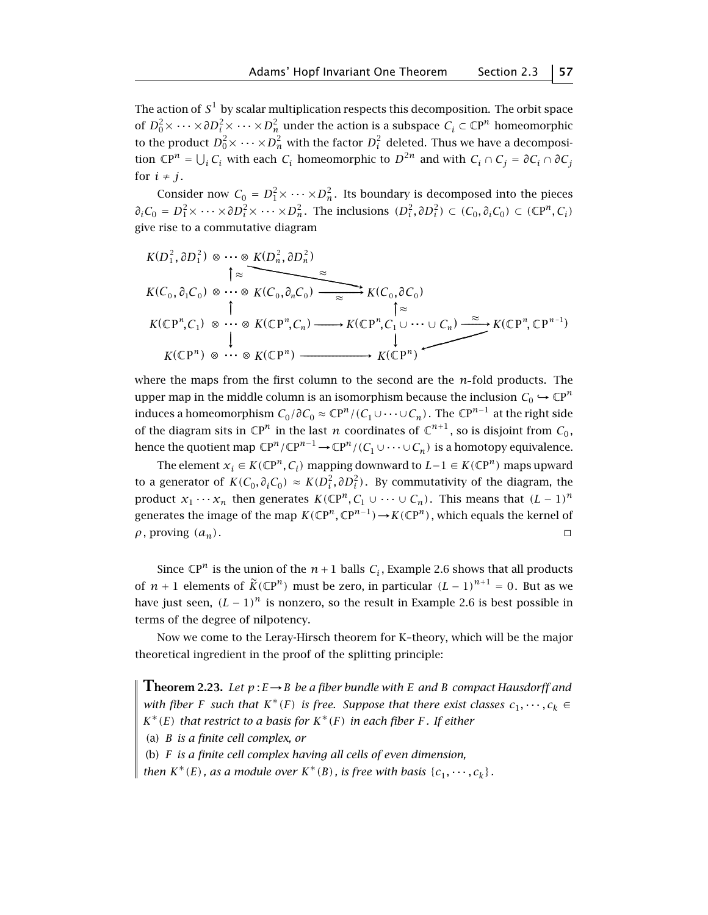The action of $S^1$ by scalar multiplication respects this decomposition. The orbit space of $D_0^2 \times \cdots \times \partial D_i^2 \times \cdots \times D_n^2$ under the action is a subspace $C_i \subset \mathbb{C}\mathrm{P}^n$ homeomorphic to the product $D_0^2 \times \cdots \times D_n^2$ with the factor $D_i^2$ deleted. Thus we have a decomposition $\mathbb{C}\mathrm{P}^n = \bigcup_i C_i$ with each $C_i$ homeomorphic to $D^{2n}$ and with $C_i \cap C_j = \partial C_i \cap \partial C_j$ for $i \neq j$.

Consider now $C_0 = D_1^2 \times \cdots \times D_n^2$. Its boundary is decomposed into the pieces $\partial_i C_0 = D_1^2 \times \cdots \times \partial D_i^2 \times \cdots \times D_n^2$. The inclusions $(D_i^2, \partial D_i^2) \subset (C_0, \partial_i C_0) \subset (\mathbb{C}\mathrm{P}^n, C_i)$ give rise to a commutative diagram

$$
\begin{array}{ccccc}
K(D_1^2, \partial D_1^2) \otimes \cdots \otimes K(D_n^2, \partial D_n^2) & \xrightarrow{\approx} & K(C_0, \partial C_0) & & \\
\uparrow \approx & & & & \\
K(C_0, \partial_1 C_0) \otimes \cdots \otimes K(C_0, \partial_n C_0) & \xrightarrow{\approx} & K(C_0, \partial C_0) & & \\
\uparrow & & \uparrow \approx & & \\
K(\mathbb{C}\mathrm{P}^n, C_1) \otimes \cdots \otimes K(\mathbb{C}\mathrm{P}^n, C_n) & \longrightarrow & K(\mathbb{C}\mathrm{P}^n, C_1 \cup \cdots \cup C_n) & \xrightarrow{\approx} & K(\mathbb{C}\mathrm{P}^n, \mathbb{C}\mathrm{P}^{n-1}) \\
\downarrow & & \downarrow & \swarrow & \\
K(\mathbb{C}\mathrm{P}^n) \otimes \cdots \otimes K(\mathbb{C}\mathrm{P}^n) & \longrightarrow & K(\mathbb{C}\mathrm{P}^n) & &
\end{array}
$$

where the maps from the first column to the second are the $n$-fold products. The upper map in the middle column is an isomorphism because the inclusion $C_0 \hookrightarrow \mathbb{C}\mathrm{P}^n$ induces a homeomorphism $C_0/\partial C_0 \approx \mathbb{C}\mathrm{P}^n/(C_1 \cup \cdots \cup C_n)$. The $\mathbb{C}\mathrm{P}^{n-1}$ at the right side of the diagram sits in $\mathbb{C}\mathrm{P}^n$ in the last $n$ coordinates of $\mathbb{C}^{n+1}$, so is disjoint from $C_0$, hence the quotient map $\mathbb{C}\mathrm{P}^n/\mathbb{C}\mathrm{P}^{n-1} \to \mathbb{C}\mathrm{P}^n/(C_1 \cup \cdots \cup C_n)$ is a homotopy equivalence.

The element $x_i \in K(\mathbb{C}\mathrm{P}^n, C_i)$ mapping downward to $L-1 \in K(\mathbb{C}\mathrm{P}^n)$ maps upward to a generator of $K(C_0, \partial_i C_0) \approx K(D_i^2, \partial D_i^2)$. By commutativity of the diagram, the product $x_1 \cdots x_n$ then generates $K(\mathbb{C}\mathrm{P}^n, C_1 \cup \cdots \cup C_n)$. This means that $(L-1)^n$ generates the image of the map $K(\mathbb{C}\mathrm{P}^n, \mathbb{C}\mathrm{P}^{n-1}) \to K(\mathbb{C}\mathrm{P}^n)$, which equals the kernel of $\rho$, proving $(a_n)$. ◻

Since $\mathbb{C}\mathrm{P}^n$ is the union of the $n+1$ balls $C_i$, Example 2.6 shows that all products of $n+1$ elements of $\widetilde{K}(\mathbb{C}\mathrm{P}^n)$ must be zero, in particular $(L-1)^{n+1} = 0$. But as we have just seen, $(L-1)^n$ is nonzero, so the result in Example 2.6 is best possible in terms of the degree of nilpotency.

Now we come to the Leray-Hirsch theorem for K-theory, which will be the major theoretical ingredient in the proof of the splitting principle:

**Theorem 2.23.** *Let $p: E \to B$ be a fiber bundle with $E$ and $B$ compact Hausdorff and with fiber $F$ such that $K^*(F)$ is free. Suppose that there exist classes $c_1, \cdots, c_k \in K^*(E)$ that restrict to a basis for $K^*(F)$ in each fiber $F$. If either*

*(a) $B$ is a finite cell complex, or*

*(b) $F$ is a finite cell complex having all cells of even dimension,*

*then $K^*(E)$, as a module over $K^*(B)$, is free with basis $\{c_1, \cdots, c_k\}$.*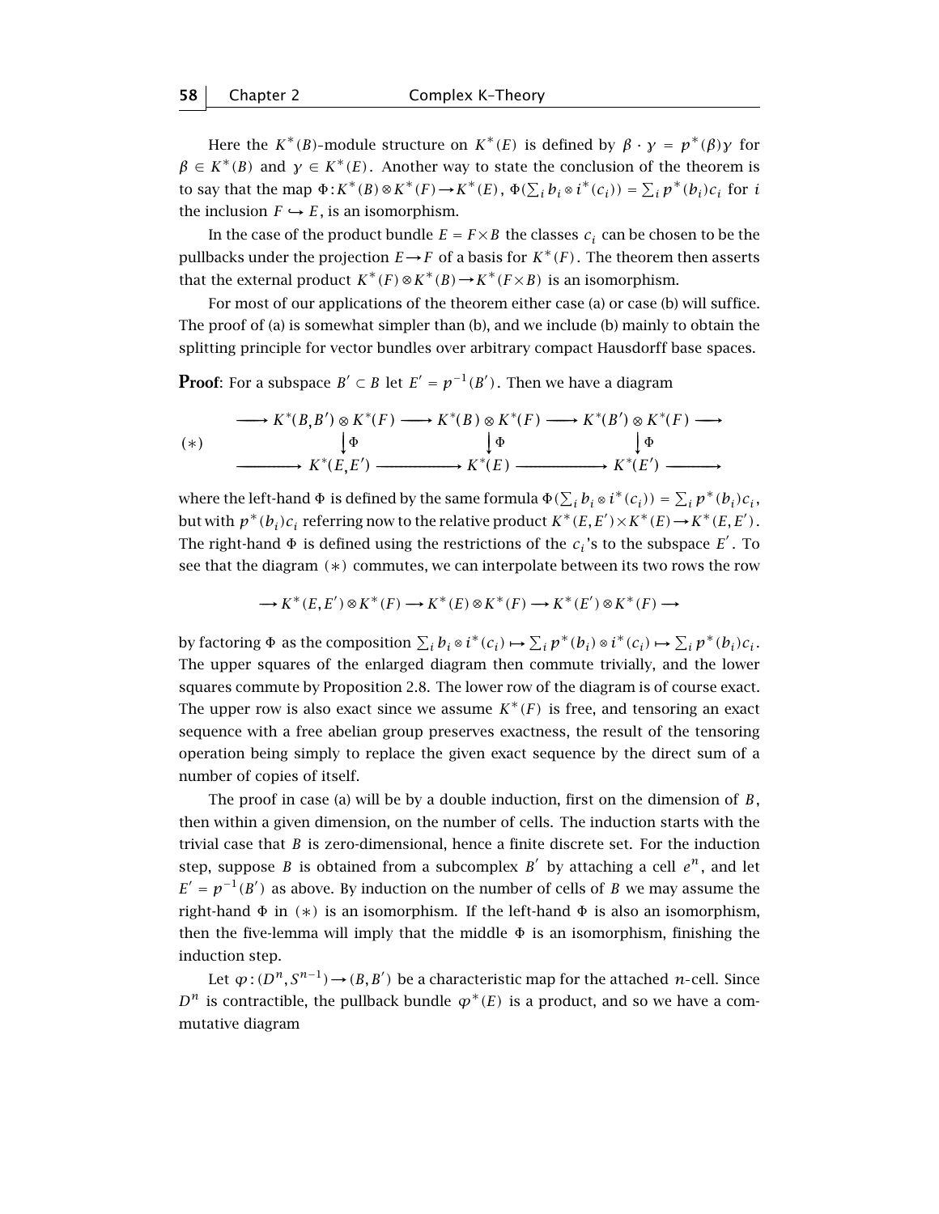Here the $K^*(B)$-module structure on $K^*(E)$ is defined by $\beta \cdot \gamma = p^*(\beta)\gamma$ for $\beta \in K^*(B)$ and $\gamma \in K^*(E)$. Another way to state the conclusion of the theorem is to say that the map $\Phi : K^*(B) \otimes K^*(F) \to K^*(E)$, $\Phi(\sum_i b_i \otimes i^*(c_i)) = \sum_i p^*(b_i)c_i$ for $i$ the inclusion $F \hookrightarrow E$, is an isomorphism.

In the case of the product bundle $E = F \times B$ the classes $c_i$ can be chosen to be the pullbacks under the projection $E \to F$ of a basis for $K^*(F)$. The theorem then asserts that the external product $K^*(F) \otimes K^*(B) \to K^*(F \times B)$ is an isomorphism.

For most of our applications of the theorem either case (a) or case (b) will suffice. The proof of (a) is somewhat simpler than (b), and we include (b) mainly to obtain the splitting principle for vector bundles over arbitrary compact Hausdorff base spaces.

**Proof**: For a subspace $B' \subset B$ let $E' = p^{-1}(B')$. Then we have a diagram

$$(*) \qquad \begin{array}{ccccccc}
\longrightarrow K^*(B,B') \otimes K^*(F) & \longrightarrow & K^*(B) \otimes K^*(F) & \longrightarrow & K^*(B') \otimes K^*(F) \longrightarrow \\
\downarrow \Phi & & \downarrow \Phi & & \downarrow \Phi \\
\longrightarrow K^*(E,E') & \longrightarrow & K^*(E) & \longrightarrow & K^*(E') \longrightarrow
\end{array}$$

where the left-hand $\Phi$ is defined by the same formula $\Phi(\sum_i b_i \otimes i^*(c_i)) = \sum_i p^*(b_i)c_i$, but with $p^*(b_i)c_i$ referring now to the relative product $K^*(E,E') \times K^*(E) \to K^*(E,E')$. The right-hand $\Phi$ is defined using the restrictions of the $c_i$'s to the subspace $E'$. To see that the diagram $(*)$ commutes, we can interpolate between its two rows the row

$$\longrightarrow K^*(E,E') \otimes K^*(F) \longrightarrow K^*(E) \otimes K^*(F) \longrightarrow K^*(E') \otimes K^*(F) \longrightarrow$$

by factoring $\Phi$ as the composition $\sum_i b_i \otimes i^*(c_i) \mapsto \sum_i p^*(b_i) \otimes i^*(c_i) \mapsto \sum_i p^*(b_i)c_i$. The upper squares of the enlarged diagram then commute trivially, and the lower squares commute by Proposition 2.8. The lower row of the diagram is of course exact. The upper row is also exact since we assume $K^*(F)$ is free, and tensoring an exact sequence with a free abelian group preserves exactness, the result of the tensoring operation being simply to replace the given exact sequence by the direct sum of a number of copies of itself.

The proof in case (a) will be by a double induction, first on the dimension of $B$, then within a given dimension, on the number of cells. The induction starts with the trivial case that $B$ is zero-dimensional, hence a finite discrete set. For the induction step, suppose $B$ is obtained from a subcomplex $B'$ by attaching a cell $e^n$, and let $E' = p^{-1}(B')$ as above. By induction on the number of cells of $B$ we may assume the right-hand $\Phi$ in $(*)$ is an isomorphism. If the left-hand $\Phi$ is also an isomorphism, then the five-lemma will imply that the middle $\Phi$ is an isomorphism, finishing the induction step.

Let $\varphi : (D^n, S^{n-1}) \to (B, B')$ be a characteristic map for the attached $n$-cell. Since $D^n$ is contractible, the pullback bundle $\varphi^*(E)$ is a product, and so we have a commutative diagram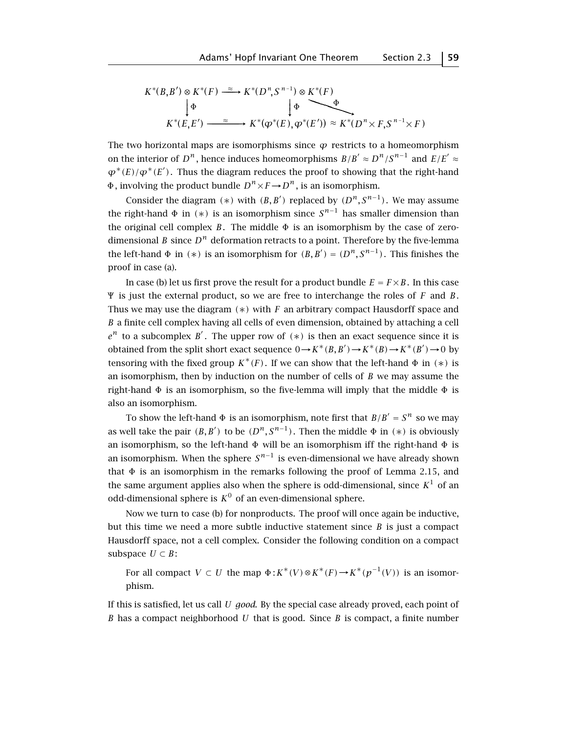$$\begin{array}{ccc}
K^*(B,B') \otimes K^*(F) & \xrightarrow{\approx} & K^*(D^n,S^{n-1}) \otimes K^*(F) \\
\downarrow \Phi & & \downarrow \Phi \quad \searrow \Phi \\
K^*(E,E') & \xrightarrow{\approx} & K^*(\varphi^*(E),\varphi^*(E')) \approx K^*(D^n \times F, S^{n-1} \times F)
\end{array}$$

The two horizontal maps are isomorphisms since $\varphi$ restricts to a homeomorphism on the interior of $D^n$, hence induces homeomorphisms $B/B' \approx D^n/S^{n-1}$ and $E/E' \approx \varphi^*(E)/\varphi^*(E')$. Thus the diagram reduces the proof to showing that the right-hand $\Phi$, involving the product bundle $D^n \times F \to D^n$, is an isomorphism.

Consider the diagram $(*)$ with $(B,B')$ replaced by $(D^n,S^{n-1})$. We may assume the right-hand $\Phi$ in $(*)$ is an isomorphism since $S^{n-1}$ has smaller dimension than the original cell complex $B$. The middle $\Phi$ is an isomorphism by the case of zero-dimensional $B$ since $D^n$ deformation retracts to a point. Therefore by the five-lemma the left-hand $\Phi$ in $(*)$ is an isomorphism for $(B,B') = (D^n,S^{n-1})$. This finishes the proof in case (a).

In case (b) let us first prove the result for a product bundle $E = F \times B$. In this case $\Psi$ is just the external product, so we are free to interchange the roles of $F$ and $B$. Thus we may use the diagram $(*)$ with $F$ an arbitrary compact Hausdorff space and $B$ a finite cell complex having all cells of even dimension, obtained by attaching a cell $e^n$ to a subcomplex $B'$. The upper row of $(*)$ is then an exact sequence since it is obtained from the split short exact sequence $0 \to K^*(B,B') \to K^*(B) \to K^*(B') \to 0$ by tensoring with the fixed group $K^*(F)$. If we can show that the left-hand $\Phi$ in $(*)$ is an isomorphism, then by induction on the number of cells of $B$ we may assume the right-hand $\Phi$ is an isomorphism, so the five-lemma will imply that the middle $\Phi$ is also an isomorphism.

To show the left-hand $\Phi$ is an isomorphism, note first that $B/B' = S^n$ so we may as well take the pair $(B,B')$ to be $(D^n,S^{n-1})$. Then the middle $\Phi$ in $(*)$ is obviously an isomorphism, so the left-hand $\Phi$ will be an isomorphism iff the right-hand $\Phi$ is an isomorphism. When the sphere $S^{n-1}$ is even-dimensional we have already shown that $\Phi$ is an isomorphism in the remarks following the proof of Lemma 2.15, and the same argument applies also when the sphere is odd-dimensional, since $K^1$ of an odd-dimensional sphere is $K^0$ of an even-dimensional sphere.

Now we turn to case (b) for nonproducts. The proof will once again be inductive, but this time we need a more subtle inductive statement since $B$ is just a compact Hausdorff space, not a cell complex. Consider the following condition on a compact subspace $U \subset B$:

> For all compact $V \subset U$ the map $\Phi: K^*(V) \otimes K^*(F) \to K^*(p^{-1}(V))$ is an isomorphism.

If this is satisfied, let us call $U$ *good*. By the special case already proved, each point of $B$ has a compact neighborhood $U$ that is good. Since $B$ is compact, a finite number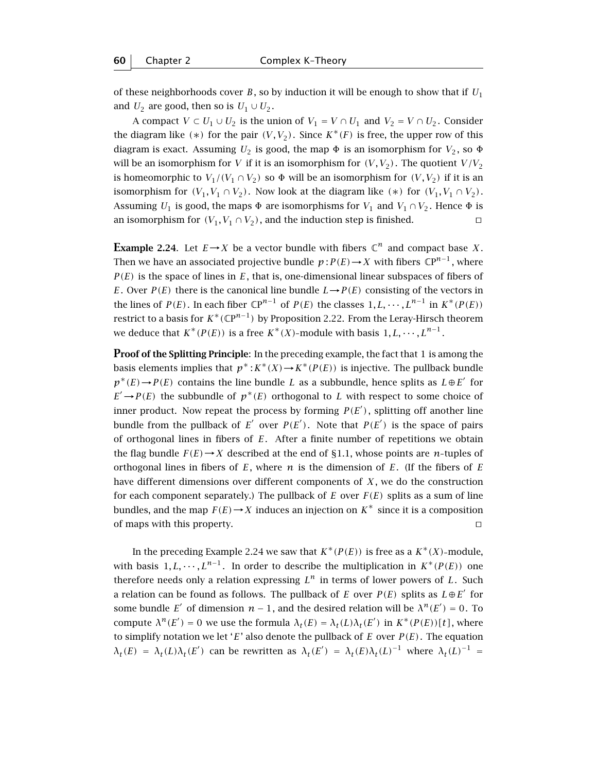of these neighborhoods cover $B$, so by induction it will be enough to show that if $U_1$ and $U_2$ are good, then so is $U_1 \cup U_2$.

A compact $V \subset U_1 \cup U_2$ is the union of $V_1 = V \cap U_1$ and $V_2 = V \cap U_2$. Consider the diagram like $(*)$ for the pair $(V, V_2)$. Since $K^*(F)$ is free, the upper row of this diagram is exact. Assuming $U_2$ is good, the map $\Phi$ is an isomorphism for $V_2$, so $\Phi$ will be an isomorphism for $V$ if it is an isomorphism for $(V, V_2)$. The quotient $V/V_2$ is homeomorphic to $V_1/(V_1 \cap V_2)$ so $\Phi$ will be an isomorphism for $(V, V_2)$ if it is an isomorphism for $(V_1, V_1 \cap V_2)$. Now look at the diagram like $(*)$ for $(V_1, V_1 \cap V_2)$. Assuming $U_1$ is good, the maps $\Phi$ are isomorphisms for $V_1$ and $V_1 \cap V_2$. Hence $\Phi$ is an isomorphism for $(V_1, V_1 \cap V_2)$, and the induction step is finished. □

**Example 2.24.** Let $E \to X$ be a vector bundle with fibers $\mathbb{C}^n$ and compact base $X$. Then we have an associated projective bundle $p : P(E) \to X$ with fibers $\mathbb{C}P^{n-1}$, where $P(E)$ is the space of lines in $E$, that is, one-dimensional linear subspaces of fibers of $E$. Over $P(E)$ there is the canonical line bundle $L \to P(E)$ consisting of the vectors in the lines of $P(E)$. In each fiber $\mathbb{C}P^{n-1}$ of $P(E)$ the classes $1, L, \cdots, L^{n-1}$ in $K^*(P(E))$ restrict to a basis for $K^*(\mathbb{C}P^{n-1})$ by Proposition 2.22. From the Leray-Hirsch theorem we deduce that $K^*(P(E))$ is a free $K^*(X)$-module with basis $1, L, \cdots, L^{n-1}$.

**Proof of the Splitting Principle**: In the preceding example, the fact that 1 is among the basis elements implies that $p^* : K^*(X) \to K^*(P(E))$ is injective. The pullback bundle $p^*(E) \to P(E)$ contains the line bundle $L$ as a subbundle, hence splits as $L \oplus E'$ for $E' \to P(E)$ the subbundle of $p^*(E)$ orthogonal to $L$ with respect to some choice of inner product. Now repeat the process by forming $P(E')$, splitting off another line bundle from the pullback of $E'$ over $P(E')$. Note that $P(E')$ is the space of pairs of orthogonal lines in fibers of $E$. After a finite number of repetitions we obtain the flag bundle $F(E) \to X$ described at the end of §1.1, whose points are $n$-tuples of orthogonal lines in fibers of $E$, where $n$ is the dimension of $E$. (If the fibers of $E$ have different dimensions over different components of $X$, we do the construction for each component separately.) The pullback of $E$ over $F(E)$ splits as a sum of line bundles, and the map $F(E) \to X$ induces an injection on $K^*$ since it is a composition of maps with this property. □

In the preceding Example 2.24 we saw that $K^*(P(E))$ is free as a $K^*(X)$-module, with basis $1, L, \cdots, L^{n-1}$. In order to describe the multiplication in $K^*(P(E))$ one therefore needs only a relation expressing $L^n$ in terms of lower powers of $L$. Such a relation can be found as follows. The pullback of $E$ over $P(E)$ splits as $L \oplus E'$ for some bundle $E'$ of dimension $n-1$, and the desired relation will be $\lambda^n(E') = 0$. To compute $\lambda^n(E') = 0$ we use the formula $\lambda_t(E) = \lambda_t(L)\lambda_t(E')$ in $K^*(P(E))[t]$, where to simplify notation we let '$E$' also denote the pullback of $E$ over $P(E)$. The equation $\lambda_t(E) = \lambda_t(L)\lambda_t(E')$ can be rewritten as $\lambda_t(E') = \lambda_t(E)\lambda_t(L)^{-1}$ where $\lambda_t(L)^{-1} =$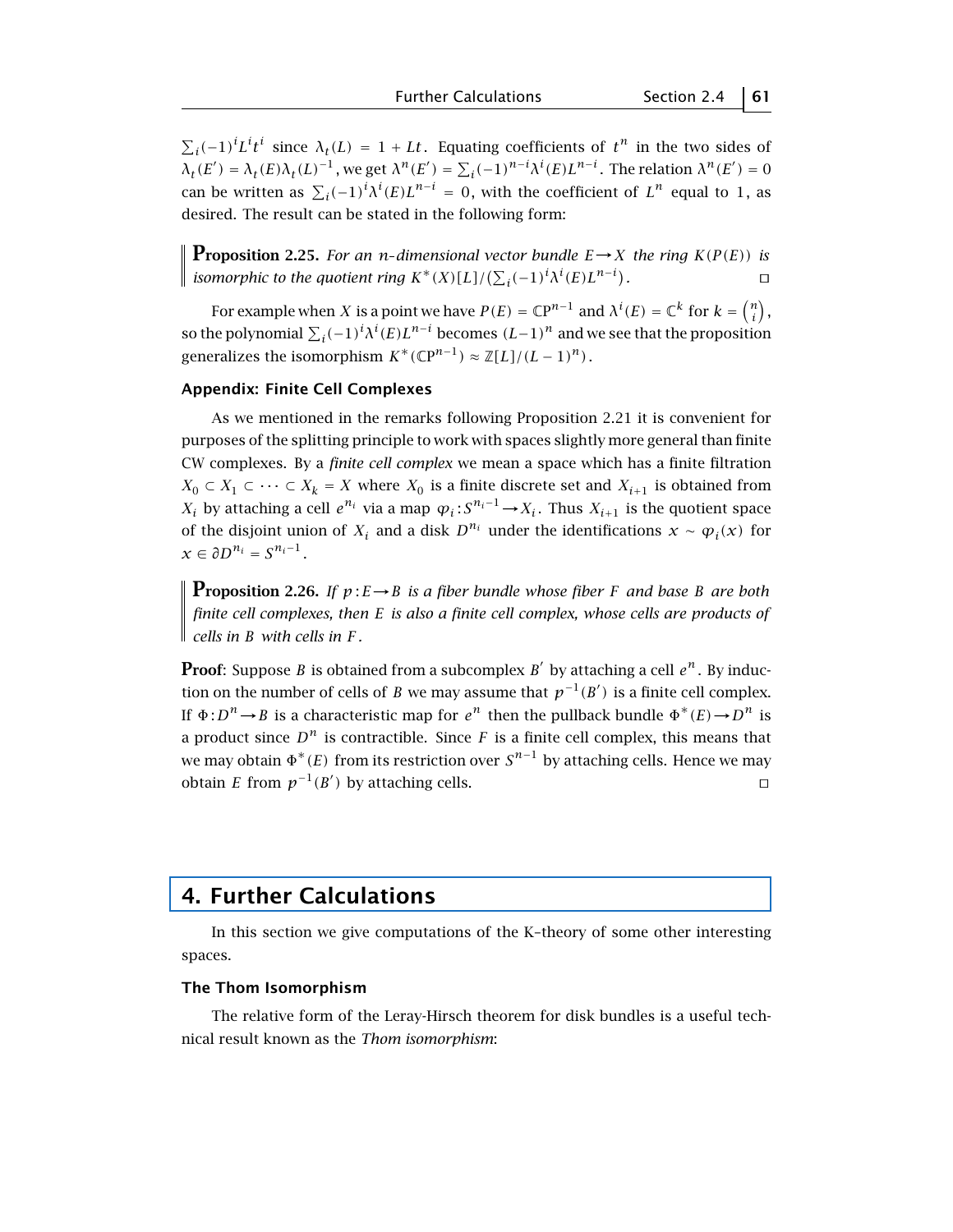$\sum_i (-1)^i L^i t^i$ since $\lambda_t(L) = 1 + Lt$. Equating coefficients of $t^n$ in the two sides of $\lambda_t(E') = \lambda_t(E)\lambda_t(L)^{-1}$, we get $\lambda^n(E') = \sum_i (-1)^{n-i}\lambda^i(E)L^{n-i}$. The relation $\lambda^n(E') = 0$ can be written as $\sum_i (-1)^i \lambda^i(E)L^{n-i} = 0$, with the coefficient of $L^n$ equal to $1$, as desired. The result can be stated in the following form:

**Proposition 2.25.** *For an $n$-dimensional vector bundle $E \to X$ the ring $K(P(E))$ is isomorphic to the quotient ring $K^*(X)[L]/\big(\sum_i (-1)^i \lambda^i(E)L^{n-i}\big)$.* ◻

For example when $X$ is a point we have $P(E) = \mathbb{C}\mathrm{P}^{n-1}$ and $\lambda^i(E) = \mathbb{C}^k$ for $k = \binom{n}{i}$, so the polynomial $\sum_i (-1)^i \lambda^i(E)L^{n-i}$ becomes $(L-1)^n$ and we see that the proposition generalizes the isomorphism $K^*(\mathbb{C}\mathrm{P}^{n-1}) \approx \mathbb{Z}[L]/(L-1)^n$.

### Appendix: Finite Cell Complexes

As we mentioned in the remarks following Proposition 2.21 it is convenient for purposes of the splitting principle to work with spaces slightly more general than finite CW complexes. By a *finite cell complex* we mean a space which has a finite filtration $X_0 \subset X_1 \subset \cdots \subset X_k = X$ where $X_0$ is a finite discrete set and $X_{i+1}$ is obtained from $X_i$ by attaching a cell $e^{n_i}$ via a map $\varphi_i : S^{n_i - 1} \to X_i$. Thus $X_{i+1}$ is the quotient space of the disjoint union of $X_i$ and a disk $D^{n_i}$ under the identifications $x \sim \varphi_i(x)$ for $x \in \partial D^{n_i} = S^{n_i-1}$.

**Proposition 2.26.** *If $p : E \to B$ is a fiber bundle whose fiber $F$ and base $B$ are both finite cell complexes, then $E$ is also a finite cell complex, whose cells are products of cells in $B$ with cells in $F$.*

**Proof**: Suppose $B$ is obtained from a subcomplex $B'$ by attaching a cell $e^n$. By induction on the number of cells of $B$ we may assume that $p^{-1}(B')$ is a finite cell complex. If $\Phi : D^n \to B$ is a characteristic map for $e^n$ then the pullback bundle $\Phi^*(E) \to D^n$ is a product since $D^n$ is contractible. Since $F$ is a finite cell complex, this means that we may obtain $\Phi^*(E)$ from its restriction over $S^{n-1}$ by attaching cells. Hence we may obtain $E$ from $p^{-1}(B')$ by attaching cells. ◻

## 4. Further Calculations

In this section we give computations of the K-theory of some other interesting spaces.

### The Thom Isomorphism

The relative form of the Leray-Hirsch theorem for disk bundles is a useful technical result known as the *Thom isomorphism*: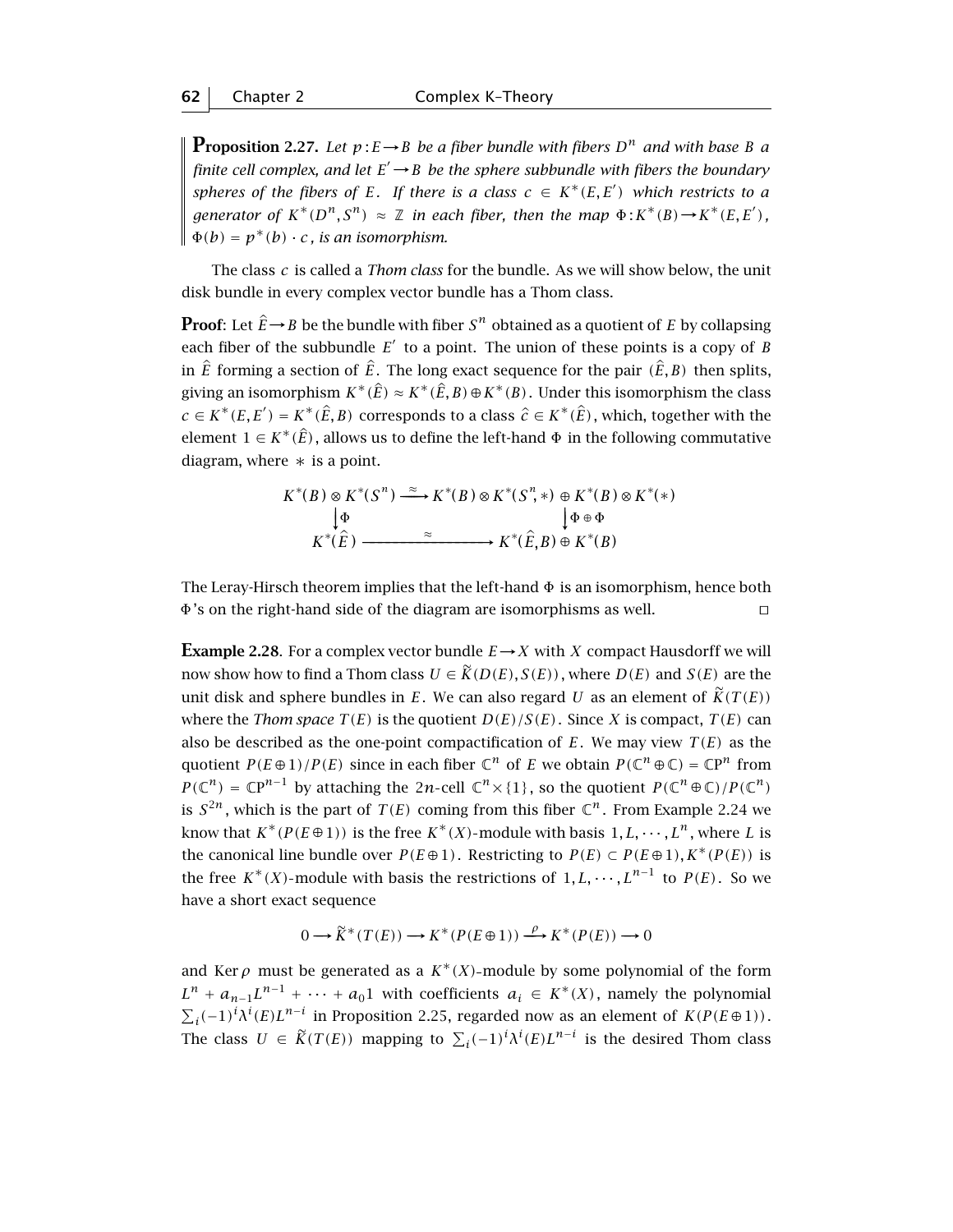**Proposition 2.27.** *Let $p : E \to B$ be a fiber bundle with fibers $D^n$ and with base $B$ a finite cell complex, and let $E' \to B$ be the sphere subbundle with fibers the boundary spheres of the fibers of $E$. If there is a class $c \in K^*(E, E')$ which restricts to a generator of $K^*(D^n, S^n) \approx \mathbb{Z}$ in each fiber, then the map $\Phi : K^*(B) \to K^*(E, E')$, $\Phi(b) = p^*(b) \cdot c$, is an isomorphism.*

The class $c$ is called a *Thom class* for the bundle. As we will show below, the unit disk bundle in every complex vector bundle has a Thom class.

**Proof**: Let $\hat{E} \to B$ be the bundle with fiber $S^n$ obtained as a quotient of $E$ by collapsing each fiber of the subbundle $E'$ to a point. The union of these points is a copy of $B$ in $\hat{E}$ forming a section of $\hat{E}$. The long exact sequence for the pair $(\hat{E}, B)$ then splits, giving an isomorphism $K^*(\hat{E}) \approx K^*(\hat{E}, B) \oplus K^*(B)$. Under this isomorphism the class $c \in K^*(E, E') = K^*(\hat{E}, B)$ corresponds to a class $\hat{c} \in K^*(\hat{E})$, which, together with the element $1 \in K^*(\hat{E})$, allows us to define the left-hand $\Phi$ in the following commutative diagram, where $*$ is a point.

$$
\begin{array}{ccc}
K^*(B) \otimes K^*(S^n) & \xrightarrow{\approx} & K^*(B) \otimes K^*(S^n, *) \oplus K^*(B) \otimes K^*(*) \\
\downarrow \Phi & & \downarrow \Phi \oplus \Phi \\
K^*(\hat{E}) & \xrightarrow{\approx} & K^*(\hat{E}, B) \oplus K^*(B)
\end{array}
$$

The Leray-Hirsch theorem implies that the left-hand $\Phi$ is an isomorphism, hence both $\Phi$'s on the right-hand side of the diagram are isomorphisms as well. $\square$

**Example 2.28**. For a complex vector bundle $E \to X$ with $X$ compact Hausdorff we will now show how to find a Thom class $U \in \widetilde{K}(D(E), S(E))$, where $D(E)$ and $S(E)$ are the unit disk and sphere bundles in $E$. We can also regard $U$ as an element of $\widetilde{K}(T(E))$ where the *Thom space* $T(E)$ is the quotient $D(E)/S(E)$. Since $X$ is compact, $T(E)$ can also be described as the one-point compactification of $E$. We may view $T(E)$ as the quotient $P(E \oplus 1)/P(E)$ since in each fiber $\mathbb{C}^n$ of $E$ we obtain $P(\mathbb{C}^n \oplus \mathbb{C}) = \mathbb{C}\mathrm{P}^n$ from $P(\mathbb{C}^n) = \mathbb{C}\mathrm{P}^{n-1}$ by attaching the $2n$-cell $\mathbb{C}^n \times \{1\}$, so the quotient $P(\mathbb{C}^n \oplus \mathbb{C})/P(\mathbb{C}^n)$ is $S^{2n}$, which is the part of $T(E)$ coming from this fiber $\mathbb{C}^n$. From Example 2.24 we know that $K^*(P(E \oplus 1))$ is the free $K^*(X)$-module with basis $1, L, \cdots, L^n$, where $L$ is the canonical line bundle over $P(E \oplus 1)$. Restricting to $P(E) \subset P(E \oplus 1)$, $K^*(P(E))$ is the free $K^*(X)$-module with basis the restrictions of $1, L, \cdots, L^{n-1}$ to $P(E)$. So we have a short exact sequence

$$0 \longrightarrow \widetilde{K}^*(T(E)) \longrightarrow K^*(P(E \oplus 1)) \xrightarrow{\rho} K^*(P(E)) \longrightarrow 0$$

and $\operatorname{Ker} \rho$ must be generated as a $K^*(X)$-module by some polynomial of the form $L^n + a_{n-1}L^{n-1} + \cdots + a_0 1$ with coefficients $a_i \in K^*(X)$, namely the polynomial $\sum_i (-1)^i \lambda^i(E) L^{n-i}$ in Proposition 2.25, regarded now as an element of $K(P(E \oplus 1))$. The class $U \in \widetilde{K}(T(E))$ mapping to $\sum_i (-1)^i \lambda^i(E) L^{n-i}$ is the desired Thom class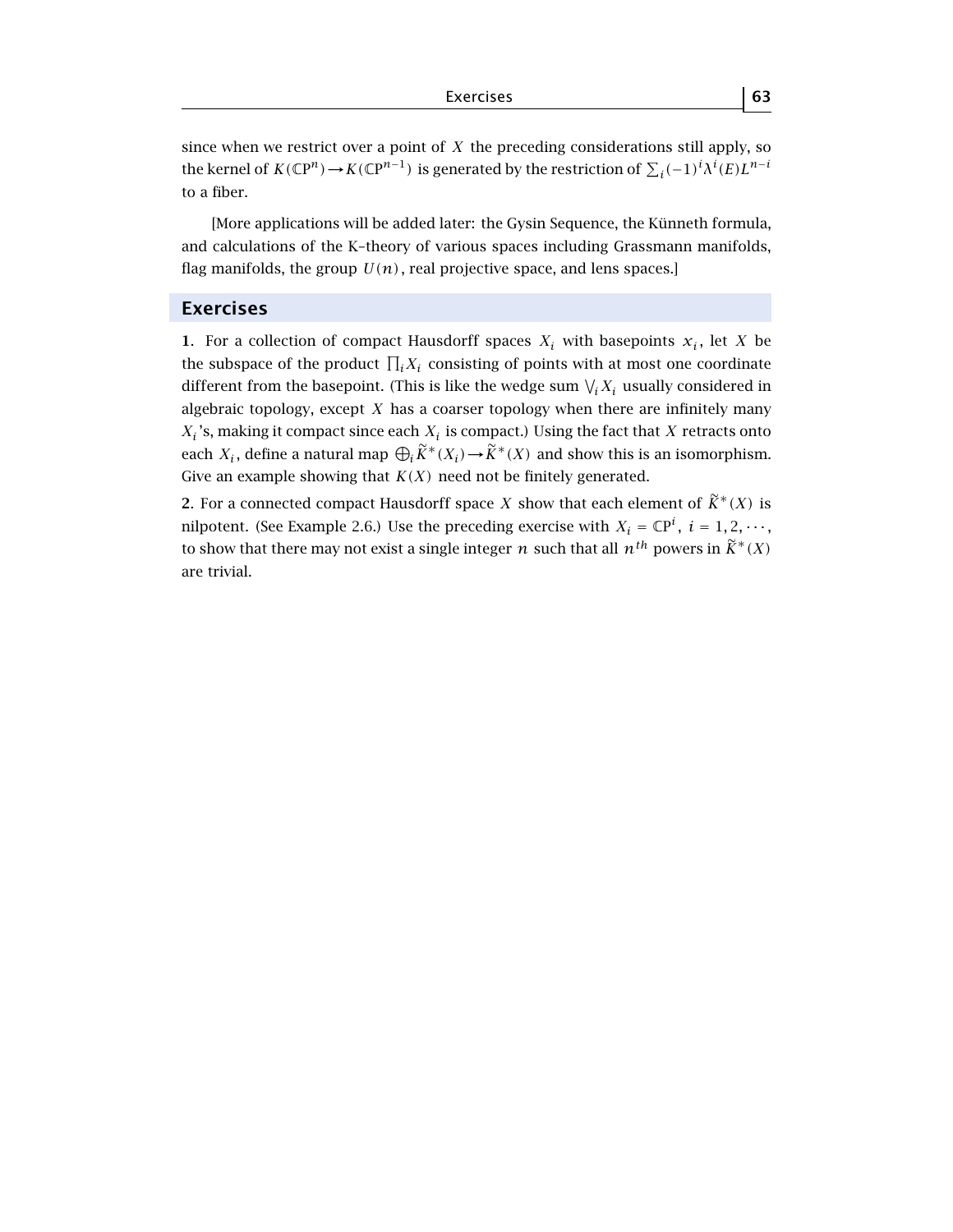since when we restrict over a point of $X$ the preceding considerations still apply, so the kernel of $K(\mathbb{C}P^n) \to K(\mathbb{C}P^{n-1})$ is generated by the restriction of $\sum_i (-1)^i \lambda^i(E) L^{n-i}$ to a fiber.

[More applications will be added later: the Gysin Sequence, the Künneth formula, and calculations of the K–theory of various spaces including Grassmann manifolds, flag manifolds, the group $U(n)$, real projective space, and lens spaces.]

## Exercises

**1**. For a collection of compact Hausdorff spaces $X_i$ with basepoints $x_i$, let $X$ be the subspace of the product $\prod_i X_i$ consisting of points with at most one coordinate different from the basepoint. (This is like the wedge sum $\bigvee_i X_i$ usually considered in algebraic topology, except $X$ has a coarser topology when there are infinitely many $X_i$'s, making it compact since each $X_i$ is compact.) Using the fact that $X$ retracts onto each $X_i$, define a natural map $\bigoplus_i \widetilde{K}^*(X_i) \to \widetilde{K}^*(X)$ and show this is an isomorphism. Give an example showing that $K(X)$ need not be finitely generated.

**2**. For a connected compact Hausdorff space $X$ show that each element of $\widetilde{K}^*(X)$ is nilpotent. (See Example 2.6.) Use the preceding exercise with $X_i = \mathbb{C}P^i$, $i = 1, 2, \cdots$, to show that there may not exist a single integer $n$ such that all $n^{th}$ powers in $\widetilde{K}^*(X)$ are trivial.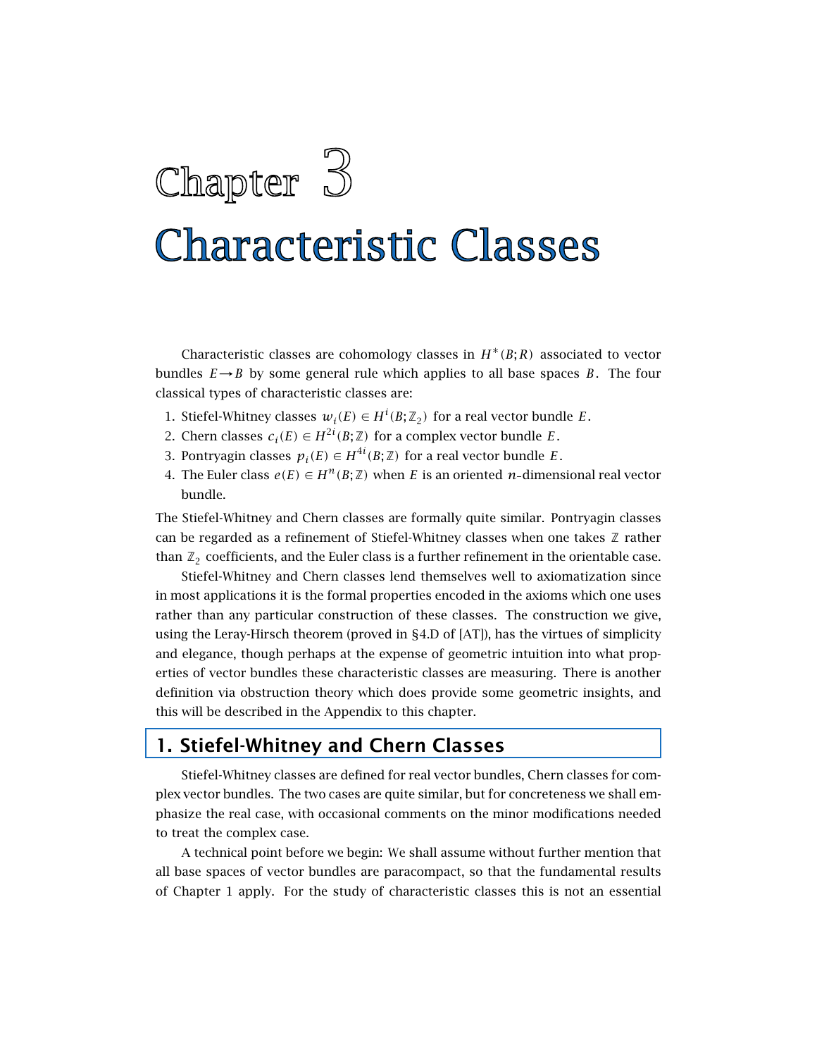# Chapter 3

# Characteristic Classes

Characteristic classes are cohomology classes in $H^*(B;R)$ associated to vector bundles $E \to B$ by some general rule which applies to all base spaces $B$. The four classical types of characteristic classes are:

1. Stiefel-Whitney classes $w_i(E) \in H^i(B;\mathbb{Z}_2)$ for a real vector bundle $E$.
2. Chern classes $c_i(E) \in H^{2i}(B;\mathbb{Z})$ for a complex vector bundle $E$.
3. Pontryagin classes $p_i(E) \in H^{4i}(B;\mathbb{Z})$ for a real vector bundle $E$.
4. The Euler class $e(E) \in H^n(B;\mathbb{Z})$ when $E$ is an oriented $n$-dimensional real vector bundle.

The Stiefel-Whitney and Chern classes are formally quite similar. Pontryagin classes can be regarded as a refinement of Stiefel-Whitney classes when one takes $\mathbb{Z}$ rather than $\mathbb{Z}_2$ coefficients, and the Euler class is a further refinement in the orientable case.

Stiefel-Whitney and Chern classes lend themselves well to axiomatization since in most applications it is the formal properties encoded in the axioms which one uses rather than any particular construction of these classes. The construction we give, using the Leray-Hirsch theorem (proved in §4.D of [AT]), has the virtues of simplicity and elegance, though perhaps at the expense of geometric intuition into what properties of vector bundles these characteristic classes are measuring. There is another definition via obstruction theory which does provide some geometric insights, and this will be described in the Appendix to this chapter.

## 1. Stiefel-Whitney and Chern Classes

Stiefel-Whitney classes are defined for real vector bundles, Chern classes for complex vector bundles. The two cases are quite similar, but for concreteness we shall emphasize the real case, with occasional comments on the minor modifications needed to treat the complex case.

A technical point before we begin: We shall assume without further mention that all base spaces of vector bundles are paracompact, so that the fundamental results of Chapter 1 apply. For the study of characteristic classes this is not an essential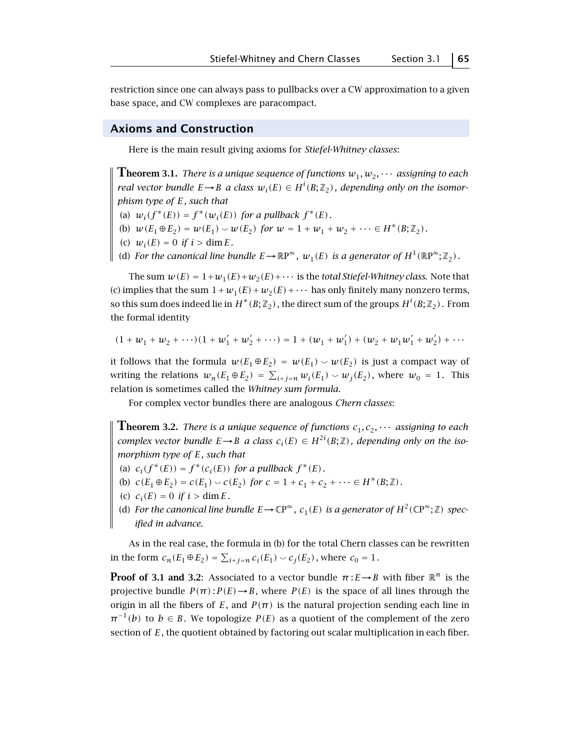restriction since one can always pass to pullbacks over a CW approximation to a given base space, and CW complexes are paracompact.

## Axioms and Construction

Here is the main result giving axioms for *Stiefel-Whitney classes*:

**Theorem 3.1.** *There is a unique sequence of functions $w_1, w_2, \cdots$ assigning to each real vector bundle $E \to B$ a class $w_i(E) \in H^i(B;\mathbb{Z}_2)$, depending only on the isomorphism type of $E$, such that*

(a) *$w_i(f^*(E)) = f^*(w_i(E))$ for a pullback $f^*(E)$.*

(b) *$w(E_1 \oplus E_2) = w(E_1) \smile w(E_2)$ for $w = 1 + w_1 + w_2 + \cdots \in H^*(B;\mathbb{Z}_2)$.*

(c) *$w_i(E) = 0$ if $i > \dim E$.*

(d) *For the canonical line bundle $E \to \mathbb{R}\mathrm{P}^\infty$, $w_1(E)$ is a generator of $H^1(\mathbb{R}\mathrm{P}^\infty;\mathbb{Z}_2)$.*

The sum $w(E) = 1 + w_1(E) + w_2(E) + \cdots$ is the *total Stiefel-Whitney class*. Note that (c) implies that the sum $1 + w_1(E) + w_2(E) + \cdots$ has only finitely many nonzero terms, so this sum does indeed lie in $H^*(B;\mathbb{Z}_2)$, the direct sum of the groups $H^i(B;\mathbb{Z}_2)$. From the formal identity

$$(1 + w_1 + w_2 + \cdots)(1 + w_1' + w_2' + \cdots) = 1 + (w_1 + w_1') + (w_2 + w_1 w_1' + w_2') + \cdots$$

it follows that the formula $w(E_1 \oplus E_2) = w(E_1) \smile w(E_2)$ is just a compact way of writing the relations $w_n(E_1 \oplus E_2) = \sum_{i+j=n} w_i(E_1) \smile w_j(E_2)$, where $w_0 = 1$. This relation is sometimes called the *Whitney sum formula*.

For complex vector bundles there are analogous *Chern classes*:

**Theorem 3.2.** *There is a unique sequence of functions $c_1, c_2, \cdots$ assigning to each complex vector bundle $E \to B$ a class $c_i(E) \in H^{2i}(B;\mathbb{Z})$, depending only on the isomorphism type of $E$, such that*

(a) *$c_i(f^*(E)) = f^*(c_i(E))$ for a pullback $f^*(E)$.*

(b) *$c(E_1 \oplus E_2) = c(E_1) \smile c(E_2)$ for $c = 1 + c_1 + c_2 + \cdots \in H^*(B;\mathbb{Z})$.*

(c) *$c_i(E) = 0$ if $i > \dim E$.*

(d) *For the canonical line bundle $E \to \mathbb{C}\mathrm{P}^\infty$, $c_1(E)$ is a generator of $H^2(\mathbb{C}\mathrm{P}^\infty;\mathbb{Z})$ specified in advance.*

As in the real case, the formula in (b) for the total Chern classes can be rewritten in the form $c_n(E_1 \oplus E_2) = \sum_{i+j=n} c_i(E_1) \smile c_j(E_2)$, where $c_0 = 1$.

**Proof of 3.1 and 3.2**: Associated to a vector bundle $\pi : E \to B$ with fiber $\mathbb{R}^n$ is the projective bundle $P(\pi) : P(E) \to B$, where $P(E)$ is the space of all lines through the origin in all the fibers of $E$, and $P(\pi)$ is the natural projection sending each line in $\pi^{-1}(b)$ to $b \in B$. We topologize $P(E)$ as a quotient of the complement of the zero section of $E$, the quotient obtained by factoring out scalar multiplication in each fiber.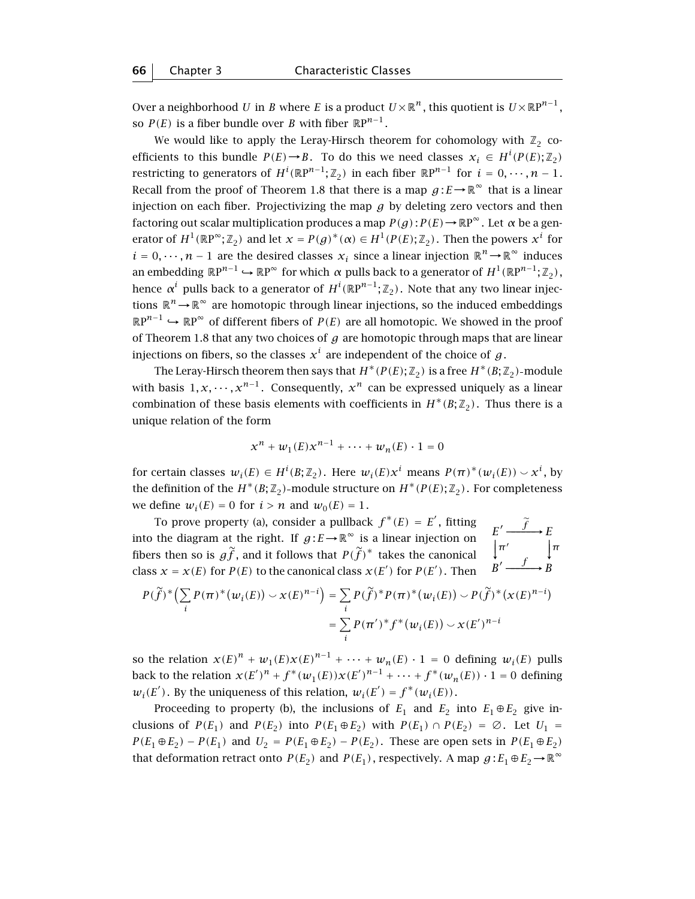Over a neighborhood $U$ in $B$ where $E$ is a product $U \times \mathbb{R}^n$, this quotient is $U \times \mathbb{R}P^{n-1}$, so $P(E)$ is a fiber bundle over $B$ with fiber $\mathbb{R}P^{n-1}$.

We would like to apply the Leray-Hirsch theorem for cohomology with $\mathbb{Z}_2$ coefficients to this bundle $P(E) \to B$. To do this we need classes $x_i \in H^i(P(E);\mathbb{Z}_2)$ restricting to generators of $H^i(\mathbb{R}P^{n-1};\mathbb{Z}_2)$ in each fiber $\mathbb{R}P^{n-1}$ for $i = 0, \cdots, n-1$. Recall from the proof of Theorem 1.8 that there is a map $g : E \to \mathbb{R}^\infty$ that is a linear injection on each fiber. Projectivizing the map $g$ by deleting zero vectors and then factoring out scalar multiplication produces a map $P(g) : P(E) \to \mathbb{R}P^\infty$. Let $\alpha$ be a generator of $H^1(\mathbb{R}P^\infty;\mathbb{Z}_2)$ and let $x = P(g)^*(\alpha) \in H^1(P(E);\mathbb{Z}_2)$. Then the powers $x^i$ for $i = 0, \cdots, n-1$ are the desired classes $x_i$ since a linear injection $\mathbb{R}^n \to \mathbb{R}^\infty$ induces an embedding $\mathbb{R}P^{n-1} \hookrightarrow \mathbb{R}P^\infty$ for which $\alpha$ pulls back to a generator of $H^1(\mathbb{R}P^{n-1};\mathbb{Z}_2)$, hence $\alpha^i$ pulls back to a generator of $H^i(\mathbb{R}P^{n-1};\mathbb{Z}_2)$. Note that any two linear injections $\mathbb{R}^n \to \mathbb{R}^\infty$ are homotopic through linear injections, so the induced embeddings $\mathbb{R}P^{n-1} \hookrightarrow \mathbb{R}P^\infty$ of different fibers of $P(E)$ are all homotopic. We showed in the proof of Theorem 1.8 that any two choices of $g$ are homotopic through maps that are linear injections on fibers, so the classes $x^i$ are independent of the choice of $g$.

The Leray-Hirsch theorem then says that $H^*(P(E);\mathbb{Z}_2)$ is a free $H^*(B;\mathbb{Z}_2)$-module with basis $1, x, \cdots, x^{n-1}$. Consequently, $x^n$ can be expressed uniquely as a linear combination of these basis elements with coefficients in $H^*(B;\mathbb{Z}_2)$. Thus there is a unique relation of the form

$$x^n + w_1(E)x^{n-1} + \cdots + w_n(E) \cdot 1 = 0$$

for certain classes $w_i(E) \in H^i(B;\mathbb{Z}_2)$. Here $w_i(E)x^i$ means $P(\pi)^*(w_i(E)) \smile x^i$, by the definition of the $H^*(B;\mathbb{Z}_2)$-module structure on $H^*(P(E);\mathbb{Z}_2)$. For completeness we define $w_i(E) = 0$ for $i > n$ and $w_0(E) = 1$.

To prove property (a), consider a pullback $f^*(E) = E'$, fitting into the diagram at the right. If $g : E \to \mathbb{R}^\infty$ is a linear injection on fibers then so is $g\widetilde{f}$, and it follows that $P(\widetilde{f})^*$ takes the canonical class $x = x(E)$ for $P(E)$ to the canonical class $x(E')$ for $P(E')$. Then

$$\begin{array}{ccc} E' & \xrightarrow{\widetilde{f}} & E \\ \downarrow{\pi'} & & \downarrow{\pi} \\ B' & \xrightarrow{f} & B \end{array}$$

$$\begin{aligned} P(\widetilde{f})^*\Big(\sum_i P(\pi)^*\big(w_i(E)\big) \smile x(E)^{n-i}\Big) &= \sum_i P(\widetilde{f})^* P(\pi)^*\big(w_i(E)\big) \smile P(\widetilde{f})^*\big(x(E)^{n-i}\big) \\ &= \sum_i P(\pi')^* f^*\big(w_i(E)\big) \smile x(E')^{n-i} \end{aligned}$$

so the relation $x(E)^n + w_1(E)x(E)^{n-1} + \cdots + w_n(E) \cdot 1 = 0$ defining $w_i(E)$ pulls back to the relation $x(E')^n + f^*(w_1(E))x(E')^{n-1} + \cdots + f^*(w_n(E)) \cdot 1 = 0$ defining $w_i(E')$. By the uniqueness of this relation, $w_i(E') = f^*(w_i(E))$.

Proceeding to property (b), the inclusions of $E_1$ and $E_2$ into $E_1 \oplus E_2$ give inclusions of $P(E_1)$ and $P(E_2)$ into $P(E_1 \oplus E_2)$ with $P(E_1) \cap P(E_2) = \varnothing$. Let $U_1 = P(E_1 \oplus E_2) - P(E_1)$ and $U_2 = P(E_1 \oplus E_2) - P(E_2)$. These are open sets in $P(E_1 \oplus E_2)$ that deformation retract onto $P(E_2)$ and $P(E_1)$, respectively. A map $g : E_1 \oplus E_2 \to \mathbb{R}^\infty$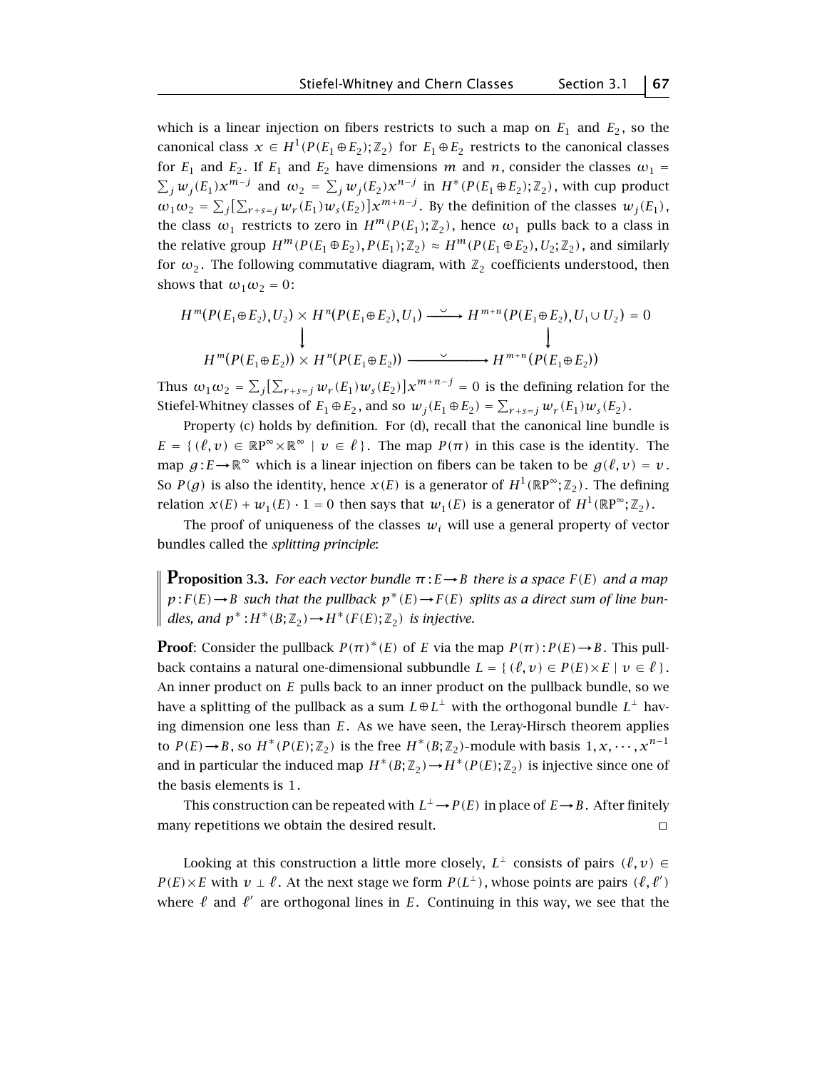which is a linear injection on fibers restricts to such a map on $E_1$ and $E_2$, so the canonical class $x \in H^1(P(E_1 \oplus E_2);\mathbb{Z}_2)$ for $E_1 \oplus E_2$ restricts to the canonical classes for $E_1$ and $E_2$. If $E_1$ and $E_2$ have dimensions $m$ and $n$, consider the classes $\omega_1 = \sum_j w_j(E_1)x^{m-j}$ and $\omega_2 = \sum_j w_j(E_2)x^{n-j}$ in $H^*(P(E_1 \oplus E_2);\mathbb{Z}_2)$, with cup product $\omega_1\omega_2 = \sum_j\big[\sum_{r+s=j} w_r(E_1)w_s(E_2)\big]x^{m+n-j}$. By the definition of the classes $w_j(E_1)$, the class $\omega_1$ restricts to zero in $H^m(P(E_1);\mathbb{Z}_2)$, hence $\omega_1$ pulls back to a class in the relative group $H^m(P(E_1 \oplus E_2), P(E_1);\mathbb{Z}_2) \approx H^m(P(E_1 \oplus E_2), U_2;\mathbb{Z}_2)$, and similarly for $\omega_2$. The following commutative diagram, with $\mathbb{Z}_2$ coefficients understood, then shows that $\omega_1\omega_2 = 0$:

$$\begin{array}{ccc}
H^m(P(E_1 \oplus E_2), U_2) \times H^n(P(E_1 \oplus E_2), U_1) & \xrightarrow{\ \smile\ } & H^{m+n}(P(E_1 \oplus E_2), U_1 \cup U_2) = 0 \\
\big\downarrow & & \big\downarrow \\
H^m(P(E_1 \oplus E_2)) \times H^n(P(E_1 \oplus E_2)) & \xrightarrow{\ \smile\ } & H^{m+n}(P(E_1 \oplus E_2))
\end{array}$$

Thus $\omega_1\omega_2 = \sum_j\big[\sum_{r+s=j} w_r(E_1)w_s(E_2)\big]x^{m+n-j} = 0$ is the defining relation for the Stiefel-Whitney classes of $E_1 \oplus E_2$, and so $w_j(E_1 \oplus E_2) = \sum_{r+s=j} w_r(E_1)w_s(E_2)$.

Property (c) holds by definition. For (d), recall that the canonical line bundle is $E = \{\,(\ell, v) \in \mathbb{R}P^\infty \times \mathbb{R}^\infty \mid v \in \ell\,\}$. The map $P(\pi)$ in this case is the identity. The map $g : E \to \mathbb{R}^\infty$ which is a linear injection on fibers can be taken to be $g(\ell, v) = v$. So $P(g)$ is also the identity, hence $x(E)$ is a generator of $H^1(\mathbb{R}P^\infty;\mathbb{Z}_2)$. The defining relation $x(E) + w_1(E)\cdot 1 = 0$ then says that $w_1(E)$ is a generator of $H^1(\mathbb{R}P^\infty;\mathbb{Z}_2)$.

The proof of uniqueness of the classes $w_i$ will use a general property of vector bundles called the *splitting principle*:

**Proposition 3.3.** *For each vector bundle $\pi : E \to B$ there is a space $F(E)$ and a map $p : F(E) \to B$ such that the pullback $p^*(E) \to F(E)$ splits as a direct sum of line bundles, and $p^* : H^*(B;\mathbb{Z}_2) \to H^*(F(E);\mathbb{Z}_2)$ is injective.*

**Proof**: Consider the pullback $P(\pi)^*(E)$ of $E$ via the map $P(\pi) : P(E) \to B$. This pullback contains a natural one-dimensional subbundle $L = \{\,(\ell, v) \in P(E) \times E \mid v \in \ell\,\}$. An inner product on $E$ pulls back to an inner product on the pullback bundle, so we have a splitting of the pullback as a sum $L \oplus L^\perp$ with the orthogonal bundle $L^\perp$ having dimension one less than $E$. As we have seen, the Leray-Hirsch theorem applies to $P(E) \to B$, so $H^*(P(E);\mathbb{Z}_2)$ is the free $H^*(B;\mathbb{Z}_2)$-module with basis $1, x, \cdots, x^{n-1}$ and in particular the induced map $H^*(B;\mathbb{Z}_2) \to H^*(P(E);\mathbb{Z}_2)$ is injective since one of the basis elements is $1$.

This construction can be repeated with $L^\perp \to P(E)$ in place of $E \to B$. After finitely many repetitions we obtain the desired result. □

Looking at this construction a little more closely, $L^\perp$ consists of pairs $(\ell, v) \in P(E) \times E$ with $v \perp \ell$. At the next stage we form $P(L^\perp)$, whose points are pairs $(\ell, \ell')$ where $\ell$ and $\ell'$ are orthogonal lines in $E$. Continuing in this way, we see that the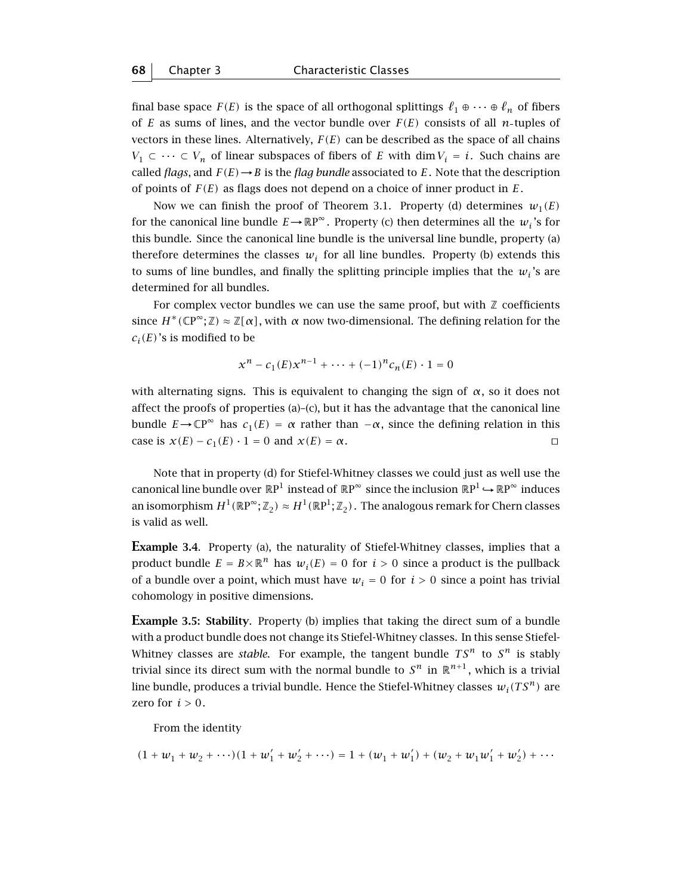final base space $F(E)$ is the space of all orthogonal splittings $\ell_1 \oplus \cdots \oplus \ell_n$ of fibers of $E$ as sums of lines, and the vector bundle over $F(E)$ consists of all $n$-tuples of vectors in these lines. Alternatively, $F(E)$ can be described as the space of all chains $V_1 \subset \cdots \subset V_n$ of linear subspaces of fibers of $E$ with $\dim V_i = i$. Such chains are called *flags*, and $F(E) \to B$ is the *flag bundle* associated to $E$. Note that the description of points of $F(E)$ as flags does not depend on a choice of inner product in $E$.

Now we can finish the proof of Theorem 3.1. Property (d) determines $w_1(E)$ for the canonical line bundle $E \to \mathbb{R}\mathrm{P}^\infty$. Property (c) then determines all the $w_i$'s for this bundle. Since the canonical line bundle is the universal line bundle, property (a) therefore determines the classes $w_i$ for all line bundles. Property (b) extends this to sums of line bundles, and finally the splitting principle implies that the $w_i$'s are determined for all bundles.

For complex vector bundles we can use the same proof, but with $\mathbb{Z}$ coefficients since $H^*(\mathbb{C}\mathrm{P}^\infty;\mathbb{Z}) \approx \mathbb{Z}[\alpha]$, with $\alpha$ now two-dimensional. The defining relation for the $c_i(E)$'s is modified to be

$$x^n - c_1(E)x^{n-1} + \cdots + (-1)^n c_n(E) \cdot 1 = 0$$

with alternating signs. This is equivalent to changing the sign of $\alpha$, so it does not affect the proofs of properties (a)–(c), but it has the advantage that the canonical line bundle $E \to \mathbb{C}\mathrm{P}^\infty$ has $c_1(E) = \alpha$ rather than $-\alpha$, since the defining relation in this case is $x(E) - c_1(E) \cdot 1 = 0$ and $x(E) = \alpha$. □

Note that in property (d) for Stiefel-Whitney classes we could just as well use the canonical line bundle over $\mathbb{R}\mathrm{P}^1$ instead of $\mathbb{R}\mathrm{P}^\infty$ since the inclusion $\mathbb{R}\mathrm{P}^1 \hookrightarrow \mathbb{R}\mathrm{P}^\infty$ induces an isomorphism $H^1(\mathbb{R}\mathrm{P}^\infty;\mathbb{Z}_2) \approx H^1(\mathbb{R}\mathrm{P}^1;\mathbb{Z}_2)$. The analogous remark for Chern classes is valid as well.

**Example 3.4**. Property (a), the naturality of Stiefel-Whitney classes, implies that a product bundle $E = B \times \mathbb{R}^n$ has $w_i(E) = 0$ for $i > 0$ since a product is the pullback of a bundle over a point, which must have $w_i = 0$ for $i > 0$ since a point has trivial cohomology in positive dimensions.

**Example 3.5: Stability**. Property (b) implies that taking the direct sum of a bundle with a product bundle does not change its Stiefel-Whitney classes. In this sense Stiefel-Whitney classes are *stable*. For example, the tangent bundle $TS^n$ to $S^n$ is stably trivial since its direct sum with the normal bundle to $S^n$ in $\mathbb{R}^{n+1}$, which is a trivial line bundle, produces a trivial bundle. Hence the Stiefel-Whitney classes $w_i(TS^n)$ are zero for $i > 0$.

From the identity

$$(1 + w_1 + w_2 + \cdots)(1 + w_1' + w_2' + \cdots) = 1 + (w_1 + w_1') + (w_2 + w_1 w_1' + w_2') + \cdots$$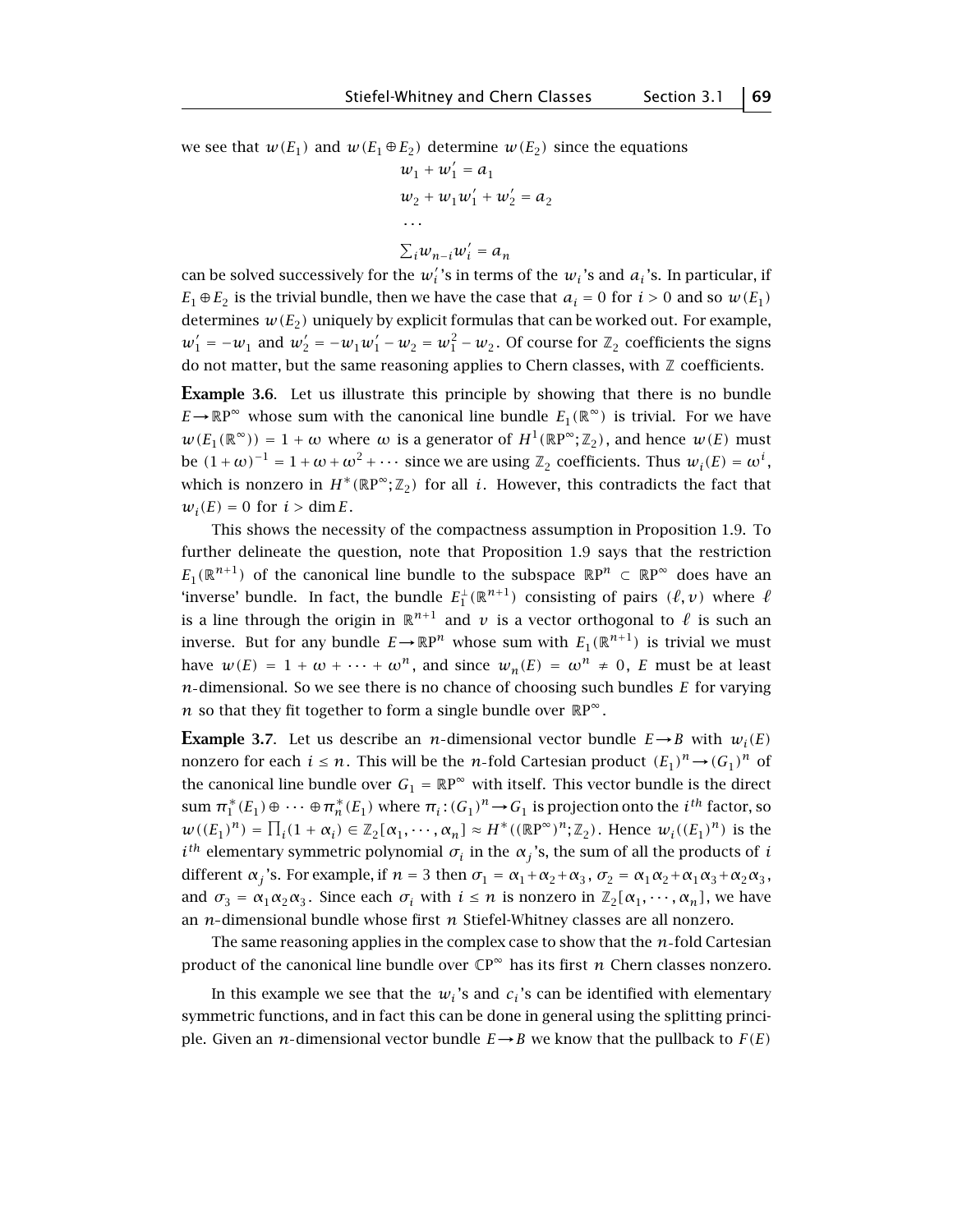we see that $w(E_1)$ and $w(E_1 \oplus E_2)$ determine $w(E_2)$ since the equations

$$
\begin{aligned}
&w_1 + w_1' = a_1 \\
&w_2 + w_1 w_1' + w_2' = a_2 \\
&\cdots \\
&\textstyle\sum_i w_{n-i} w_i' = a_n
\end{aligned}
$$

can be solved successively for the $w_i'$'s in terms of the $w_i$'s and $a_i$'s. In particular, if $E_1 \oplus E_2$ is the trivial bundle, then we have the case that $a_i = 0$ for $i > 0$ and so $w(E_1)$ determines $w(E_2)$ uniquely by explicit formulas that can be worked out. For example, $w_1' = -w_1$ and $w_2' = -w_1 w_1' - w_2 = w_1^2 - w_2$. Of course for $\mathbb{Z}_2$ coefficients the signs do not matter, but the same reasoning applies to Chern classes, with $\mathbb{Z}$ coefficients.

**Example 3.6.** Let us illustrate this principle by showing that there is no bundle $E \to \mathbb{R}P^\infty$ whose sum with the canonical line bundle $E_1(\mathbb{R}^\infty)$ is trivial. For we have $w(E_1(\mathbb{R}^\infty)) = 1 + \omega$ where $\omega$ is a generator of $H^1(\mathbb{R}P^\infty; \mathbb{Z}_2)$, and hence $w(E)$ must be $(1+\omega)^{-1} = 1 + \omega + \omega^2 + \cdots$ since we are using $\mathbb{Z}_2$ coefficients. Thus $w_i(E) = \omega^i$, which is nonzero in $H^*(\mathbb{R}P^\infty; \mathbb{Z}_2)$ for all $i$. However, this contradicts the fact that $w_i(E) = 0$ for $i > \dim E$.

This shows the necessity of the compactness assumption in Proposition 1.9. To further delineate the question, note that Proposition 1.9 says that the restriction $E_1(\mathbb{R}^{n+1})$ of the canonical line bundle to the subspace $\mathbb{R}P^n \subset \mathbb{R}P^\infty$ does have an 'inverse' bundle. In fact, the bundle $E_1^\perp(\mathbb{R}^{n+1})$ consisting of pairs $(\ell, v)$ where $\ell$ is a line through the origin in $\mathbb{R}^{n+1}$ and $v$ is a vector orthogonal to $\ell$ is such an inverse. But for any bundle $E \to \mathbb{R}P^n$ whose sum with $E_1(\mathbb{R}^{n+1})$ is trivial we must have $w(E) = 1 + \omega + \cdots + \omega^n$, and since $w_n(E) = \omega^n \neq 0$, $E$ must be at least $n$-dimensional. So we see there is no chance of choosing such bundles $E$ for varying $n$ so that they fit together to form a single bundle over $\mathbb{R}P^\infty$.

**Example 3.7.** Let us describe an $n$-dimensional vector bundle $E \to B$ with $w_i(E)$ nonzero for each $i \le n$. This will be the $n$-fold Cartesian product $(E_1)^n \to (G_1)^n$ of the canonical line bundle over $G_1 = \mathbb{R}P^\infty$ with itself. This vector bundle is the direct sum $\pi_1^*(E_1) \oplus \cdots \oplus \pi_n^*(E_1)$ where $\pi_i : (G_1)^n \to G_1$ is projection onto the $i^{th}$ factor, so $w((E_1)^n) = \prod_i (1 + \alpha_i) \in \mathbb{Z}_2[\alpha_1, \cdots, \alpha_n] \approx H^*((\mathbb{R}P^\infty)^n; \mathbb{Z}_2)$. Hence $w_i((E_1)^n)$ is the $i^{th}$ elementary symmetric polynomial $\sigma_i$ in the $\alpha_j$'s, the sum of all the products of $i$ different $\alpha_j$'s. For example, if $n = 3$ then $\sigma_1 = \alpha_1 + \alpha_2 + \alpha_3$, $\sigma_2 = \alpha_1\alpha_2 + \alpha_1\alpha_3 + \alpha_2\alpha_3$, and $\sigma_3 = \alpha_1\alpha_2\alpha_3$. Since each $\sigma_i$ with $i \le n$ is nonzero in $\mathbb{Z}_2[\alpha_1, \cdots, \alpha_n]$, we have an $n$-dimensional bundle whose first $n$ Stiefel-Whitney classes are all nonzero.

The same reasoning applies in the complex case to show that the $n$-fold Cartesian product of the canonical line bundle over $\mathbb{C}P^\infty$ has its first $n$ Chern classes nonzero.

In this example we see that the $w_i$'s and $c_i$'s can be identified with elementary symmetric functions, and in fact this can be done in general using the splitting principle. Given an $n$-dimensional vector bundle $E \to B$ we know that the pullback to $F(E)$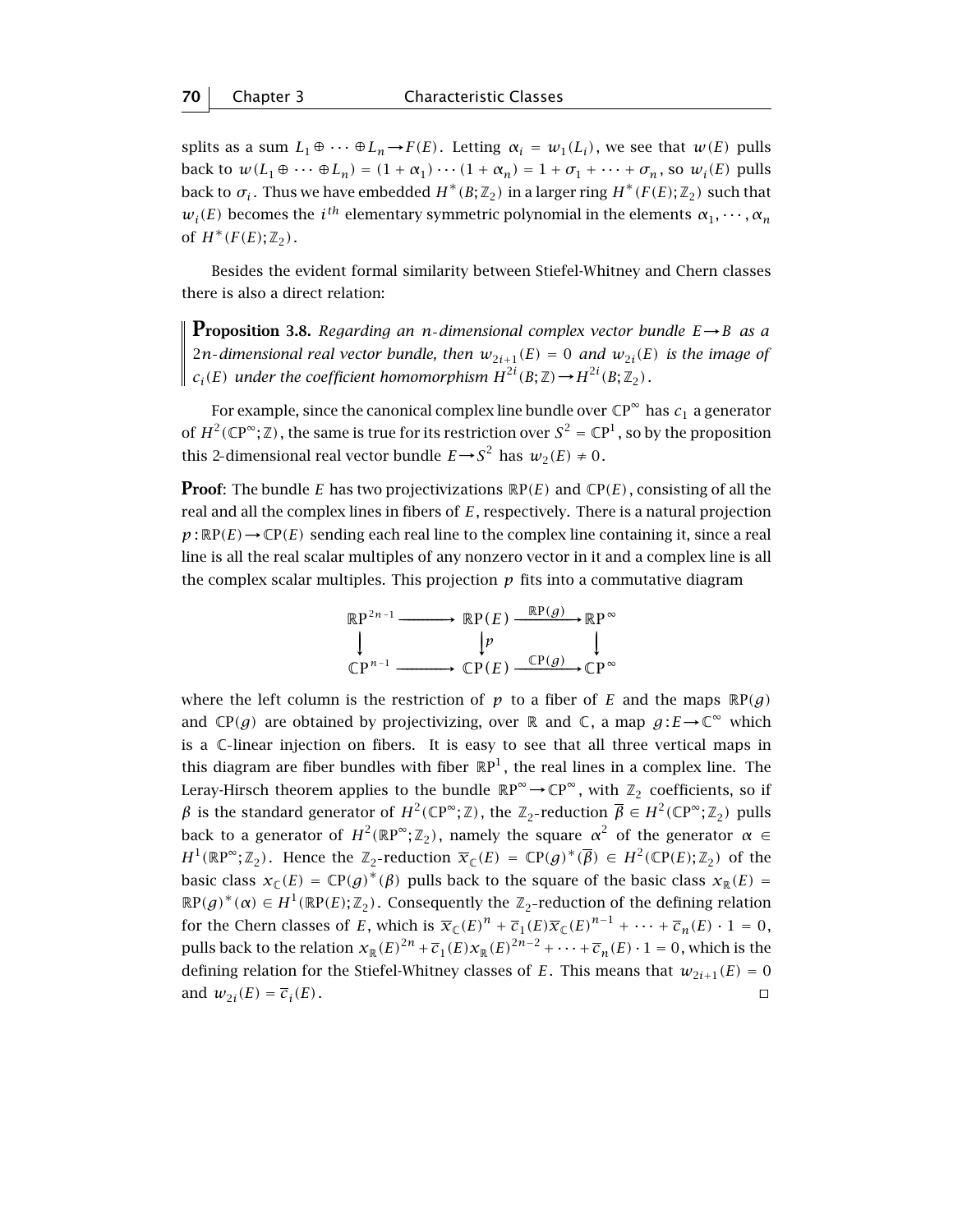splits as a sum $L_1 \oplus \cdots \oplus L_n \to F(E)$. Letting $\alpha_i = w_1(L_i)$, we see that $w(E)$ pulls back to $w(L_1 \oplus \cdots \oplus L_n) = (1+\alpha_1)\cdots(1+\alpha_n) = 1 + \sigma_1 + \cdots + \sigma_n$, so $w_i(E)$ pulls back to $\sigma_i$. Thus we have embedded $H^*(B;\mathbb{Z}_2)$ in a larger ring $H^*(F(E);\mathbb{Z}_2)$ such that $w_i(E)$ becomes the $i^{th}$ elementary symmetric polynomial in the elements $\alpha_1, \cdots, \alpha_n$ of $H^*(F(E);\mathbb{Z}_2)$.

Besides the evident formal similarity between Stiefel-Whitney and Chern classes there is also a direct relation:

**Proposition 3.8.** *Regarding an $n$-dimensional complex vector bundle $E \to B$ as a $2n$-dimensional real vector bundle, then $w_{2i+1}(E) = 0$ and $w_{2i}(E)$ is the image of $c_i(E)$ under the coefficient homomorphism $H^{2i}(B;\mathbb{Z}) \to H^{2i}(B;\mathbb{Z}_2)$.*

For example, since the canonical complex line bundle over $\mathbb{C}P^\infty$ has $c_1$ a generator of $H^2(\mathbb{C}P^\infty;\mathbb{Z})$, the same is true for its restriction over $S^2 = \mathbb{C}P^1$, so by the proposition this 2-dimensional real vector bundle $E \to S^2$ has $w_2(E) \neq 0$.

**Proof**: The bundle $E$ has two projectivizations $\mathbb{R}P(E)$ and $\mathbb{C}P(E)$, consisting of all the real and all the complex lines in fibers of $E$, respectively. There is a natural projection $p : \mathbb{R}P(E) \to \mathbb{C}P(E)$ sending each real line to the complex line containing it, since a real line is all the real scalar multiples of any nonzero vector in it and a complex line is all the complex scalar multiples. This projection $p$ fits into a commutative diagram

$$\begin{array}{ccccc}
\mathbb{R}P^{2n-1} & \longrightarrow & \mathbb{R}P(E) & \xrightarrow{\mathbb{R}P(g)} & \mathbb{R}P^\infty \\
\downarrow & & \downarrow p & & \downarrow \\
\mathbb{C}P^{n-1} & \longrightarrow & \mathbb{C}P(E) & \xrightarrow{\mathbb{C}P(g)} & \mathbb{C}P^\infty
\end{array}$$

where the left column is the restriction of $p$ to a fiber of $E$ and the maps $\mathbb{R}P(g)$ and $\mathbb{C}P(g)$ are obtained by projectivizing, over $\mathbb{R}$ and $\mathbb{C}$, a map $g : E \to \mathbb{C}^\infty$ which is a $\mathbb{C}$-linear injection on fibers. It is easy to see that all three vertical maps in this diagram are fiber bundles with fiber $\mathbb{R}P^1$, the real lines in a complex line. The Leray-Hirsch theorem applies to the bundle $\mathbb{R}P^\infty \to \mathbb{C}P^\infty$, with $\mathbb{Z}_2$ coefficients, so if $\beta$ is the standard generator of $H^2(\mathbb{C}P^\infty;\mathbb{Z})$, the $\mathbb{Z}_2$-reduction $\overline{\beta} \in H^2(\mathbb{C}P^\infty;\mathbb{Z}_2)$ pulls back to a generator of $H^2(\mathbb{R}P^\infty;\mathbb{Z}_2)$, namely the square $\alpha^2$ of the generator $\alpha \in H^1(\mathbb{R}P^\infty;\mathbb{Z}_2)$. Hence the $\mathbb{Z}_2$-reduction $\overline{x}_{\mathbb{C}}(E) = \mathbb{C}P(g)^*(\overline{\beta}) \in H^2(\mathbb{C}P(E);\mathbb{Z}_2)$ of the basic class $x_{\mathbb{C}}(E) = \mathbb{C}P(g)^*(\beta)$ pulls back to the square of the basic class $x_{\mathbb{R}}(E) = \mathbb{R}P(g)^*(\alpha) \in H^1(\mathbb{R}P(E);\mathbb{Z}_2)$. Consequently the $\mathbb{Z}_2$-reduction of the defining relation for the Chern classes of $E$, which is $\overline{x}_{\mathbb{C}}(E)^n + \overline{c}_1(E)\overline{x}_{\mathbb{C}}(E)^{n-1} + \cdots + \overline{c}_n(E)\cdot 1 = 0$, pulls back to the relation $x_{\mathbb{R}}(E)^{2n} + \overline{c}_1(E)x_{\mathbb{R}}(E)^{2n-2} + \cdots + \overline{c}_n(E)\cdot 1 = 0$, which is the defining relation for the Stiefel-Whitney classes of $E$. This means that $w_{2i+1}(E) = 0$ and $w_{2i}(E) = \overline{c}_i(E)$. ◻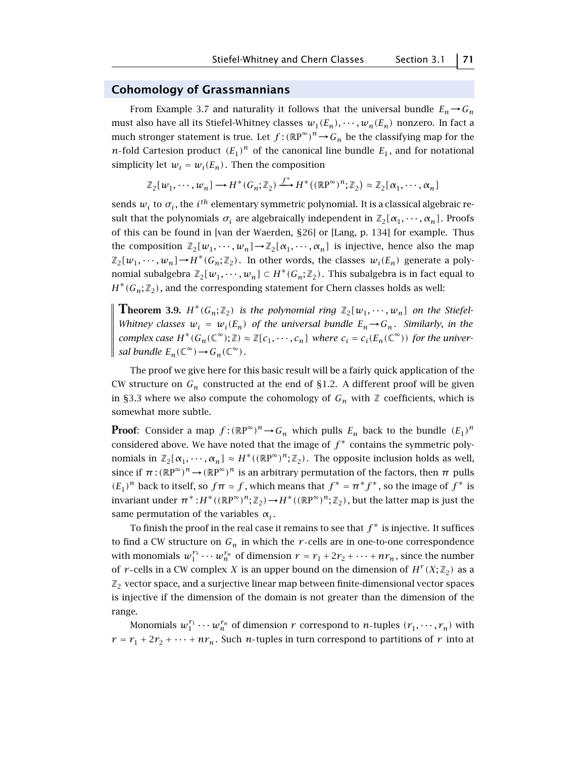## Cohomology of Grassmannians

From Example 3.7 and naturality it follows that the universal bundle $E_n \to G_n$ must also have all its Stiefel-Whitney classes $w_1(E_n), \cdots, w_n(E_n)$ nonzero. In fact a much stronger statement is true. Let $f:(\mathbb{R}P^\infty)^n \to G_n$ be the classifying map for the $n$-fold Cartesion product $(E_1)^n$ of the canonical line bundle $E_1$, and for notational simplicity let $w_i = w_i(E_n)$. Then the composition

$$\mathbb{Z}_2[w_1, \cdots, w_n] \longrightarrow H^*(G_n;\mathbb{Z}_2) \xrightarrow{f^*} H^*((\mathbb{R}P^\infty)^n;\mathbb{Z}_2) \approx \mathbb{Z}_2[\alpha_1, \cdots, \alpha_n]$$

sends $w_i$ to $\sigma_i$, the $i^{th}$ elementary symmetric polynomial. It is a classical algebraic result that the polynomials $\sigma_i$ are algebraically independent in $\mathbb{Z}_2[\alpha_1, \cdots, \alpha_n]$. Proofs of this can be found in [van der Waerden, §26] or [Lang, p. 134] for example. Thus the composition $\mathbb{Z}_2[w_1, \cdots, w_n] \to \mathbb{Z}_2[\alpha_1, \cdots, \alpha_n]$ is injective, hence also the map $\mathbb{Z}_2[w_1, \cdots, w_n] \to H^*(G_n;\mathbb{Z}_2)$. In other words, the classes $w_i(E_n)$ generate a polynomial subalgebra $\mathbb{Z}_2[w_1, \cdots, w_n] \subset H^*(G_n;\mathbb{Z}_2)$. This subalgebra is in fact equal to $H^*(G_n;\mathbb{Z}_2)$, and the corresponding statement for Chern classes holds as well:

**Theorem 3.9.** *$H^*(G_n;\mathbb{Z}_2)$ is the polynomial ring $\mathbb{Z}_2[w_1, \cdots, w_n]$ on the Stiefel-Whitney classes $w_i = w_i(E_n)$ of the universal bundle $E_n \to G_n$. Similarly, in the complex case $H^*(G_n(\mathbb{C}^\infty);\mathbb{Z}) \approx \mathbb{Z}[c_1, \cdots, c_n]$ where $c_i = c_i(E_n(\mathbb{C}^\infty))$ for the universal bundle $E_n(\mathbb{C}^\infty) \to G_n(\mathbb{C}^\infty)$.*

The proof we give here for this basic result will be a fairly quick application of the CW structure on $G_n$ constructed at the end of §1.2. A different proof will be given in §3.3 where we also compute the cohomology of $G_n$ with $\mathbb{Z}$ coefficients, which is somewhat more subtle.

**Proof**: Consider a map $f:(\mathbb{R}P^\infty)^n \to G_n$ which pulls $E_n$ back to the bundle $(E_1)^n$ considered above. We have noted that the image of $f^*$ contains the symmetric polynomials in $\mathbb{Z}_2[\alpha_1, \cdots, \alpha_n] \approx H^*((\mathbb{R}P^\infty)^n;\mathbb{Z}_2)$. The opposite inclusion holds as well, since if $\pi:(\mathbb{R}P^\infty)^n \to (\mathbb{R}P^\infty)^n$ is an arbitrary permutation of the factors, then $\pi$ pulls $(E_1)^n$ back to itself, so $f\pi \simeq f$, which means that $f^* = \pi^* f^*$, so the image of $f^*$ is invariant under $\pi^*: H^*((\mathbb{R}P^\infty)^n;\mathbb{Z}_2) \to H^*((\mathbb{R}P^\infty)^n;\mathbb{Z}_2)$, but the latter map is just the same permutation of the variables $\alpha_i$.

To finish the proof in the real case it remains to see that $f^*$ is injective. It suffices to find a CW structure on $G_n$ in which the $r$-cells are in one-to-one correspondence with monomials $w_1^{r_1} \cdots w_n^{r_n}$ of dimension $r = r_1 + 2r_2 + \cdots + nr_n$, since the number of $r$-cells in a CW complex $X$ is an upper bound on the dimension of $H^r(X;\mathbb{Z}_2)$ as a $\mathbb{Z}_2$ vector space, and a surjective linear map between finite-dimensional vector spaces is injective if the dimension of the domain is not greater than the dimension of the range.

Monomials $w_1^{r_1} \cdots w_n^{r_n}$ of dimension $r$ correspond to $n$-tuples $(r_1, \cdots, r_n)$ with $r = r_1 + 2r_2 + \cdots + nr_n$. Such $n$-tuples in turn correspond to partitions of $r$ into at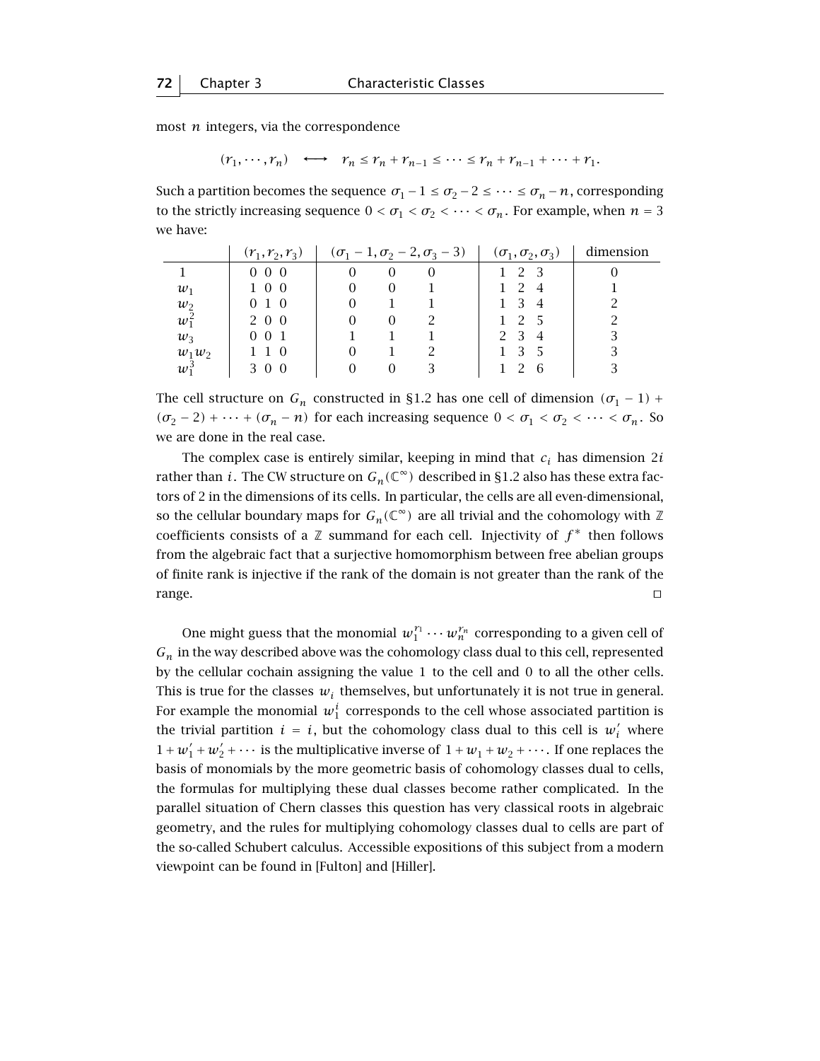most $n$ integers, via the correspondence

$$(r_1, \cdots, r_n) \quad \longleftrightarrow \quad r_n \le r_n + r_{n-1} \le \cdots \le r_n + r_{n-1} + \cdots + r_1.$$

Such a partition becomes the sequence $\sigma_1 - 1 \le \sigma_2 - 2 \le \cdots \le \sigma_n - n$, corresponding to the strictly increasing sequence $0 < \sigma_1 < \sigma_2 < \cdots < \sigma_n$. For example, when $n = 3$ we have:

| | $(r_1, r_2, r_3)$ | $(\sigma_1 - 1, \sigma_2 - 2, \sigma_3 - 3)$ | $(\sigma_1, \sigma_2, \sigma_3)$ | dimension |
|---|---|---|---|---|
| $1$ | 0 0 0 | 0 0 0 | 1 2 3 | 0 |
| $w_1$ | 1 0 0 | 0 0 1 | 1 2 4 | 1 |
| $w_2$ | 0 1 0 | 0 1 1 | 1 3 4 | 2 |
| $w_1^2$ | 2 0 0 | 0 0 2 | 1 2 5 | 2 |
| $w_3$ | 0 0 1 | 1 1 1 | 2 3 4 | 3 |
| $w_1 w_2$ | 1 1 0 | 0 1 2 | 1 3 5 | 3 |
| $w_1^3$ | 3 0 0 | 0 0 3 | 1 2 6 | 3 |

The cell structure on $G_n$ constructed in §1.2 has one cell of dimension $(\sigma_1 - 1) + (\sigma_2 - 2) + \cdots + (\sigma_n - n)$ for each increasing sequence $0 < \sigma_1 < \sigma_2 < \cdots < \sigma_n$. So we are done in the real case.

The complex case is entirely similar, keeping in mind that $c_i$ has dimension $2i$ rather than $i$. The CW structure on $G_n(\mathbb{C}^\infty)$ described in §1.2 also has these extra factors of 2 in the dimensions of its cells. In particular, the cells are all even-dimensional, so the cellular boundary maps for $G_n(\mathbb{C}^\infty)$ are all trivial and the cohomology with $\mathbb{Z}$ coefficients consists of a $\mathbb{Z}$ summand for each cell. Injectivity of $f^*$ then follows from the algebraic fact that a surjective homomorphism between free abelian groups of finite rank is injective if the rank of the domain is not greater than the rank of the range. ◻

One might guess that the monomial $w_1^{r_1} \cdots w_n^{r_n}$ corresponding to a given cell of $G_n$ in the way described above was the cohomology class dual to this cell, represented by the cellular cochain assigning the value 1 to the cell and 0 to all the other cells. This is true for the classes $w_i$ themselves, but unfortunately it is not true in general. For example the monomial $w_1^i$ corresponds to the cell whose associated partition is the trivial partition $i = i$, but the cohomology class dual to this cell is $w_i'$ where $1 + w_1' + w_2' + \cdots$ is the multiplicative inverse of $1 + w_1 + w_2 + \cdots$. If one replaces the basis of monomials by the more geometric basis of cohomology classes dual to cells, the formulas for multiplying these dual classes become rather complicated. In the parallel situation of Chern classes this question has very classical roots in algebraic geometry, and the rules for multiplying cohomology classes dual to cells are part of the so-called Schubert calculus. Accessible expositions of this subject from a modern viewpoint can be found in [Fulton] and [Hiller].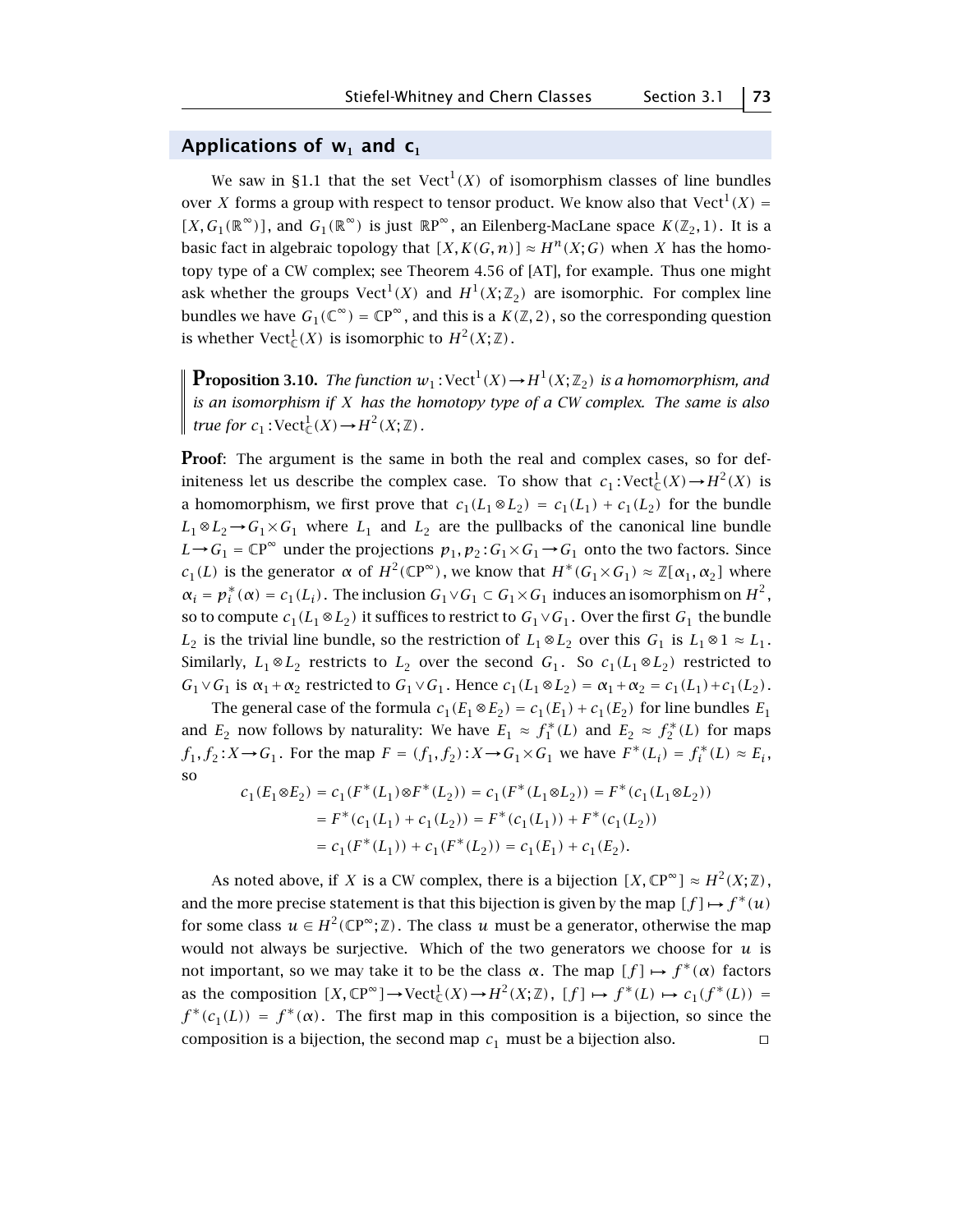## Applications of $w_1$ and $c_1$

We saw in §1.1 that the set $\mathrm{Vect}^1(X)$ of isomorphism classes of line bundles over $X$ forms a group with respect to tensor product. We know also that $\mathrm{Vect}^1(X) = [X, G_1(\mathbb{R}^\infty)]$, and $G_1(\mathbb{R}^\infty)$ is just $\mathbb{R}\mathrm{P}^\infty$, an Eilenberg-MacLane space $K(\mathbb{Z}_2, 1)$. It is a basic fact in algebraic topology that $[X, K(G,n)] \approx H^n(X;G)$ when $X$ has the homotopy type of a CW complex; see Theorem 4.56 of [AT], for example. Thus one might ask whether the groups $\mathrm{Vect}^1(X)$ and $H^1(X;\mathbb{Z}_2)$ are isomorphic. For complex line bundles we have $G_1(\mathbb{C}^\infty) = \mathbb{C}\mathrm{P}^\infty$, and this is a $K(\mathbb{Z},2)$, so the corresponding question is whether $\mathrm{Vect}^1_{\mathbb{C}}(X)$ is isomorphic to $H^2(X;\mathbb{Z})$.

**Proposition 3.10.** *The function $w_1 : \mathrm{Vect}^1(X) \to H^1(X;\mathbb{Z}_2)$ is a homomorphism, and is an isomorphism if $X$ has the homotopy type of a CW complex. The same is also true for $c_1 : \mathrm{Vect}^1_{\mathbb{C}}(X) \to H^2(X;\mathbb{Z})$.*

**Proof**: The argument is the same in both the real and complex cases, so for definiteness let us describe the complex case. To show that $c_1 : \mathrm{Vect}^1_{\mathbb{C}}(X) \to H^2(X)$ is a homomorphism, we first prove that $c_1(L_1 \otimes L_2) = c_1(L_1) + c_1(L_2)$ for the bundle $L_1 \otimes L_2 \to G_1 \times G_1$ where $L_1$ and $L_2$ are the pullbacks of the canonical line bundle $L \to G_1 = \mathbb{C}\mathrm{P}^\infty$ under the projections $p_1, p_2 : G_1 \times G_1 \to G_1$ onto the two factors. Since $c_1(L)$ is the generator $\alpha$ of $H^2(\mathbb{C}\mathrm{P}^\infty)$, we know that $H^*(G_1 \times G_1) \approx \mathbb{Z}[\alpha_1, \alpha_2]$ where $\alpha_i = p_i^*(\alpha) = c_1(L_i)$. The inclusion $G_1 \vee G_1 \subset G_1 \times G_1$ induces an isomorphism on $H^2$, so to compute $c_1(L_1 \otimes L_2)$ it suffices to restrict to $G_1 \vee G_1$. Over the first $G_1$ the bundle $L_2$ is the trivial line bundle, so the restriction of $L_1 \otimes L_2$ over this $G_1$ is $L_1 \otimes 1 \approx L_1$. Similarly, $L_1 \otimes L_2$ restricts to $L_2$ over the second $G_1$. So $c_1(L_1 \otimes L_2)$ restricted to $G_1 \vee G_1$ is $\alpha_1 + \alpha_2$ restricted to $G_1 \vee G_1$. Hence $c_1(L_1 \otimes L_2) = \alpha_1 + \alpha_2 = c_1(L_1) + c_1(L_2)$.

The general case of the formula $c_1(E_1 \otimes E_2) = c_1(E_1) + c_1(E_2)$ for line bundles $E_1$ and $E_2$ now follows by naturality: We have $E_1 \approx f_1^*(L)$ and $E_2 \approx f_2^*(L)$ for maps $f_1, f_2 : X \to G_1$. For the map $F = (f_1, f_2) : X \to G_1 \times G_1$ we have $F^*(L_i) = f_i^*(L) \approx E_i$, so

$$\begin{aligned}
c_1(E_1 \otimes E_2) &= c_1(F^*(L_1) \otimes F^*(L_2)) = c_1(F^*(L_1 \otimes L_2)) = F^*(c_1(L_1 \otimes L_2)) \\
&= F^*(c_1(L_1) + c_1(L_2)) = F^*(c_1(L_1)) + F^*(c_1(L_2)) \\
&= c_1(F^*(L_1)) + c_1(F^*(L_2)) = c_1(E_1) + c_1(E_2).
\end{aligned}$$

As noted above, if $X$ is a CW complex, there is a bijection $[X, \mathbb{C}\mathrm{P}^\infty] \approx H^2(X;\mathbb{Z})$, and the more precise statement is that this bijection is given by the map $[f] \mapsto f^*(u)$ for some class $u \in H^2(\mathbb{C}\mathrm{P}^\infty;\mathbb{Z})$. The class $u$ must be a generator, otherwise the map would not always be surjective. Which of the two generators we choose for $u$ is not important, so we may take it to be the class $\alpha$. The map $[f] \mapsto f^*(\alpha)$ factors as the composition $[X, \mathbb{C}\mathrm{P}^\infty] \to \mathrm{Vect}^1_{\mathbb{C}}(X) \to H^2(X;\mathbb{Z})$, $[f] \mapsto f^*(L) \mapsto c_1(f^*(L)) = f^*(c_1(L)) = f^*(\alpha)$. The first map in this composition is a bijection, so since the composition is a bijection, the second map $c_1$ must be a bijection also. □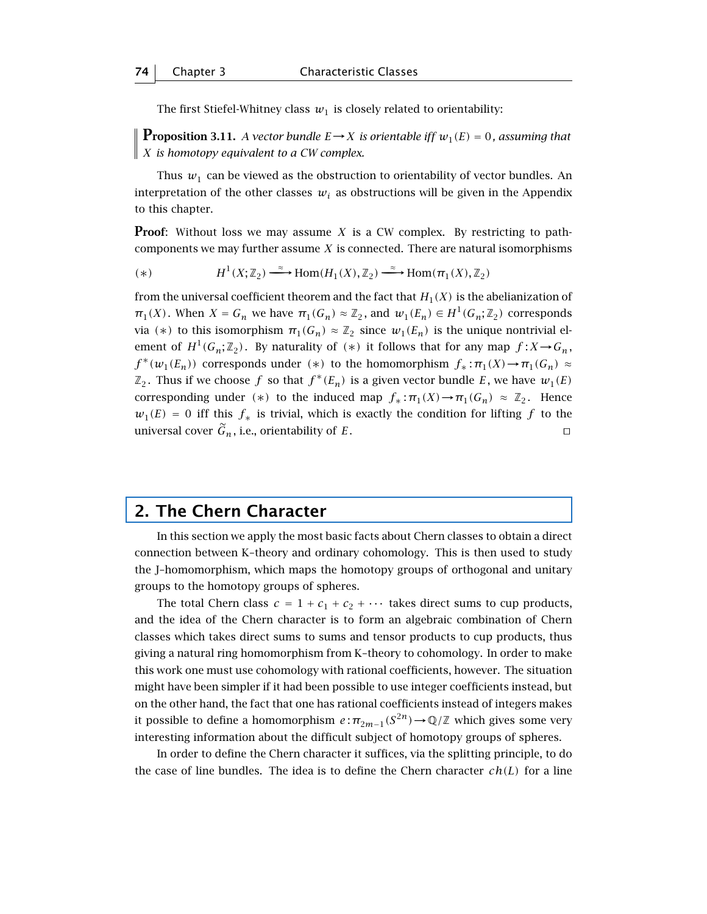The first Stiefel-Whitney class $w_1$ is closely related to orientability:

**Proposition 3.11.** *A vector bundle $E \to X$ is orientable iff $w_1(E) = 0$, assuming that $X$ is homotopy equivalent to a CW complex.*

Thus $w_1$ can be viewed as the obstruction to orientability of vector bundles. An interpretation of the other classes $w_i$ as obstructions will be given in the Appendix to this chapter.

**Proof**: Without loss we may assume $X$ is a CW complex. By restricting to path-components we may further assume $X$ is connected. There are natural isomorphisms

$$(*) \qquad H^1(X;\mathbb{Z}_2) \xrightarrow{\approx} \mathrm{Hom}(H_1(X),\mathbb{Z}_2) \xrightarrow{\approx} \mathrm{Hom}(\pi_1(X),\mathbb{Z}_2)$$

from the universal coefficient theorem and the fact that $H_1(X)$ is the abelianization of $\pi_1(X)$. When $X = G_n$ we have $\pi_1(G_n) \approx \mathbb{Z}_2$, and $w_1(E_n) \in H^1(G_n;\mathbb{Z}_2)$ corresponds via $(*)$ to this isomorphism $\pi_1(G_n) \approx \mathbb{Z}_2$ since $w_1(E_n)$ is the unique nontrivial element of $H^1(G_n;\mathbb{Z}_2)$. By naturality of $(*)$ it follows that for any map $f : X \to G_n$, $f^*(w_1(E_n))$ corresponds under $(*)$ to the homomorphism $f_* : \pi_1(X) \to \pi_1(G_n) \approx \mathbb{Z}_2$. Thus if we choose $f$ so that $f^*(E_n)$ is a given vector bundle $E$, we have $w_1(E)$ corresponding under $(*)$ to the induced map $f_* : \pi_1(X) \to \pi_1(G_n) \approx \mathbb{Z}_2$. Hence $w_1(E) = 0$ iff this $f_*$ is trivial, which is exactly the condition for lifting $f$ to the universal cover $\widetilde{G}_n$, i.e., orientability of $E$. $\square$

## 2. The Chern Character

In this section we apply the most basic facts about Chern classes to obtain a direct connection between K-theory and ordinary cohomology. This is then used to study the J-homomorphism, which maps the homotopy groups of orthogonal and unitary groups to the homotopy groups of spheres.

The total Chern class $c = 1 + c_1 + c_2 + \cdots$ takes direct sums to cup products, and the idea of the Chern character is to form an algebraic combination of Chern classes which takes direct sums to sums and tensor products to cup products, thus giving a natural ring homomorphism from K-theory to cohomology. In order to make this work one must use cohomology with rational coefficients, however. The situation might have been simpler if it had been possible to use integer coefficients instead, but on the other hand, the fact that one has rational coefficients instead of integers makes it possible to define a homomorphism $e : \pi_{2m-1}(S^{2n}) \to \mathbb{Q}/\mathbb{Z}$ which gives some very interesting information about the difficult subject of homotopy groups of spheres.

In order to define the Chern character it suffices, via the splitting principle, to do the case of line bundles. The idea is to define the Chern character $ch(L)$ for a line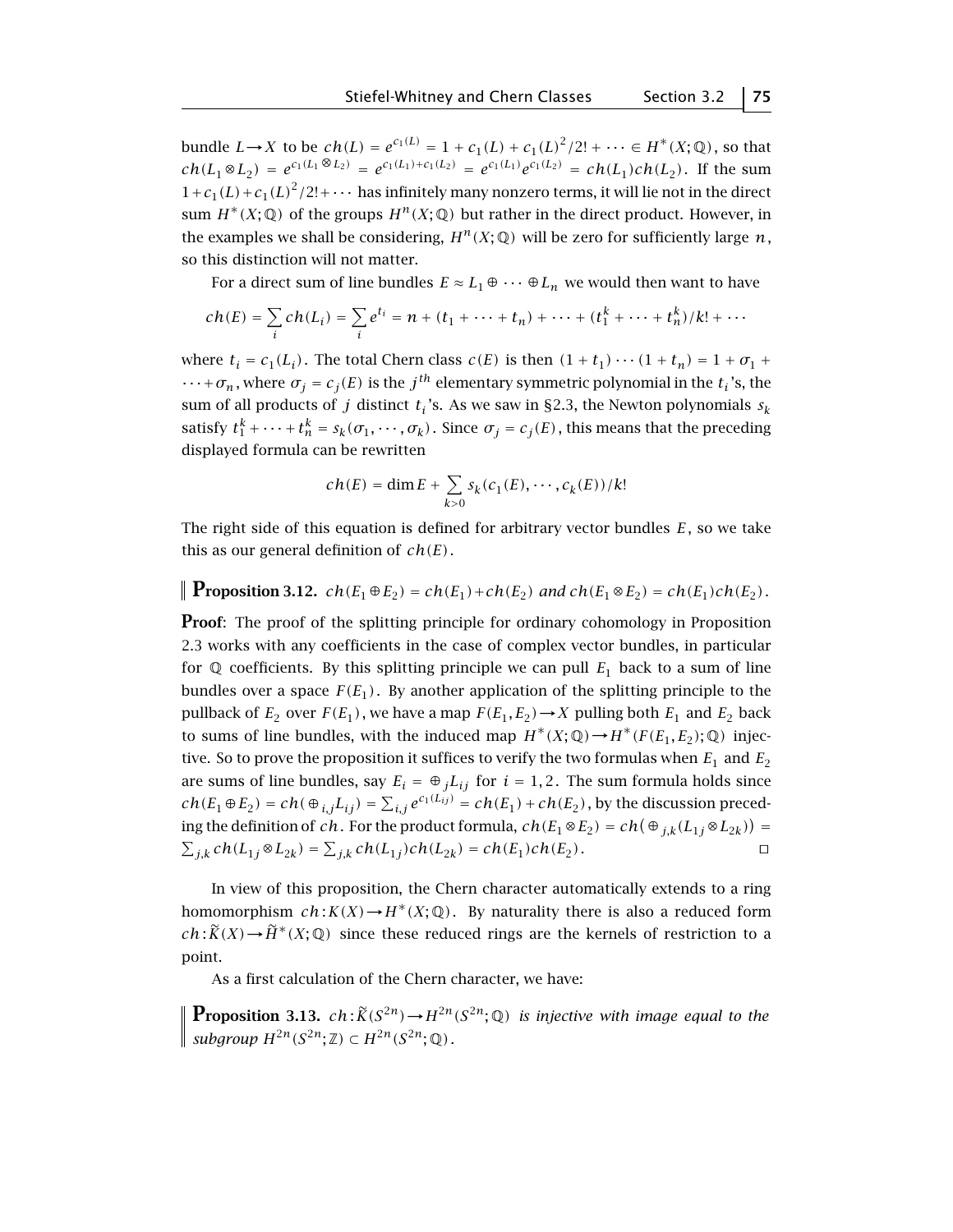bundle $L \to X$ to be $ch(L) = e^{c_1(L)} = 1 + c_1(L) + c_1(L)^2/2! + \cdots \in H^*(X;\mathbb{Q})$, so that $ch(L_1 \otimes L_2) = e^{c_1(L_1 \otimes L_2)} = e^{c_1(L_1)+c_1(L_2)} = e^{c_1(L_1)}e^{c_1(L_2)} = ch(L_1)ch(L_2)$. If the sum $1 + c_1(L) + c_1(L)^2/2! + \cdots$ has infinitely many nonzero terms, it will lie not in the direct sum $H^*(X;\mathbb{Q})$ of the groups $H^n(X;\mathbb{Q})$ but rather in the direct product. However, in the examples we shall be considering, $H^n(X;\mathbb{Q})$ will be zero for sufficiently large $n$, so this distinction will not matter.

For a direct sum of line bundles $E \approx L_1 \oplus \cdots \oplus L_n$ we would then want to have

$$ch(E) = \sum_i ch(L_i) = \sum_i e^{t_i} = n + (t_1 + \cdots + t_n) + \cdots + (t_1^k + \cdots + t_n^k)/k! + \cdots$$

where $t_i = c_1(L_i)$. The total Chern class $c(E)$ is then $(1+t_1)\cdots(1+t_n) = 1 + \sigma_1 + \cdots + \sigma_n$, where $\sigma_j = c_j(E)$ is the $j^{th}$ elementary symmetric polynomial in the $t_i$'s, the sum of all products of $j$ distinct $t_i$'s. As we saw in §2.3, the Newton polynomials $s_k$ satisfy $t_1^k + \cdots + t_n^k = s_k(\sigma_1, \cdots, \sigma_k)$. Since $\sigma_j = c_j(E)$, this means that the preceding displayed formula can be rewritten

$$ch(E) = \dim E + \sum_{k>0} s_k(c_1(E), \cdots, c_k(E))/k!$$

The right side of this equation is defined for arbitrary vector bundles $E$, so we take this as our general definition of $ch(E)$.

**Proposition 3.12.** *$ch(E_1 \oplus E_2) = ch(E_1) + ch(E_2)$ and $ch(E_1 \otimes E_2) = ch(E_1)ch(E_2)$.*

**Proof**: The proof of the splitting principle for ordinary cohomology in Proposition 2.3 works with any coefficients in the case of complex vector bundles, in particular for $\mathbb{Q}$ coefficients. By this splitting principle we can pull $E_1$ back to a sum of line bundles over a space $F(E_1)$. By another application of the splitting principle to the pullback of $E_2$ over $F(E_1)$, we have a map $F(E_1,E_2) \to X$ pulling both $E_1$ and $E_2$ back to sums of line bundles, with the induced map $H^*(X;\mathbb{Q}) \to H^*(F(E_1,E_2);\mathbb{Q})$ injective. So to prove the proposition it suffices to verify the two formulas when $E_1$ and $E_2$ are sums of line bundles, say $E_i = \oplus_j L_{ij}$ for $i = 1,2$. The sum formula holds since $ch(E_1 \oplus E_2) = ch(\oplus_{i,j} L_{ij}) = \sum_{i,j} e^{c_1(L_{ij})} = ch(E_1) + ch(E_2)$, by the discussion preceding the definition of $ch$. For the product formula, $ch(E_1 \otimes E_2) = ch(\oplus_{j,k}(L_{1j} \otimes L_{2k})) = \sum_{j,k} ch(L_{1j} \otimes L_{2k}) = \sum_{j,k} ch(L_{1j})ch(L_{2k}) = ch(E_1)ch(E_2)$. $\square$

In view of this proposition, the Chern character automatically extends to a ring homomorphism $ch : K(X) \to H^*(X;\mathbb{Q})$. By naturality there is also a reduced form $ch : \widetilde{K}(X) \to \widetilde{H}^*(X;\mathbb{Q})$ since these reduced rings are the kernels of restriction to a point.

As a first calculation of the Chern character, we have:

**Proposition 3.13.** *$ch : \widetilde{K}(S^{2n}) \to H^{2n}(S^{2n};\mathbb{Q})$ is injective with image equal to the subgroup $H^{2n}(S^{2n};\mathbb{Z}) \subset H^{2n}(S^{2n};\mathbb{Q})$.*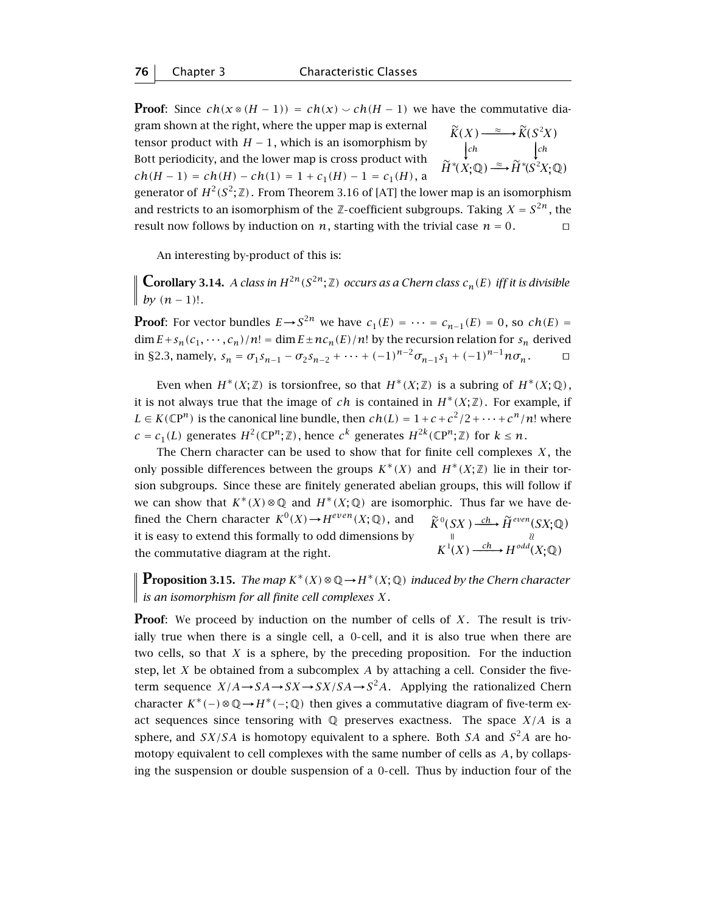**Proof**: Since $ch(x \otimes (H-1)) = ch(x) \smile ch(H-1)$ we have the commutative diagram shown at the right, where the upper map is external tensor product with $H-1$, which is an isomorphism by Bott periodicity, and the lower map is cross product with $ch(H-1) = ch(H) - ch(1) = 1 + c_1(H) - 1 = c_1(H)$, a generator of $H^2(S^2;\mathbb{Z})$. From Theorem 3.16 of [AT] the lower map is an isomorphism and restricts to an isomorphism of the $\mathbb{Z}$-coefficient subgroups. Taking $X = S^{2n}$, the result now follows by induction on $n$, starting with the trivial case $n = 0$. $\square$

$$\begin{array}{ccc} \widetilde{K}(X) & \xrightarrow{\approx} & \widetilde{K}(S^2X) \\ \downarrow{\scriptstyle ch} & & \downarrow{\scriptstyle ch} \\ \widetilde{H}^*(X;\mathbb{Q}) & \xrightarrow{\approx} & \widetilde{H}^*(S^2X;\mathbb{Q}) \end{array}$$

An interesting by-product of this is:

**Corollary 3.14.** *A class in $H^{2n}(S^{2n};\mathbb{Z})$ occurs as a Chern class $c_n(E)$ iff it is divisible by $(n-1)!$.*

**Proof**: For vector bundles $E \to S^{2n}$ we have $c_1(E) = \cdots = c_{n-1}(E) = 0$, so $ch(E) = \dim E + s_n(c_1, \cdots, c_n)/n! = \dim E \pm nc_n(E)/n!$ by the recursion relation for $s_n$ derived in §2.3, namely, $s_n = \sigma_1 s_{n-1} - \sigma_2 s_{n-2} + \cdots + (-1)^{n-2}\sigma_{n-1}s_1 + (-1)^{n-1}n\sigma_n$. $\square$

Even when $H^*(X;\mathbb{Z})$ is torsionfree, so that $H^*(X;\mathbb{Z})$ is a subring of $H^*(X;\mathbb{Q})$, it is not always true that the image of $ch$ is contained in $H^*(X;\mathbb{Z})$. For example, if $L \in K(\mathbb{C}\mathrm{P}^n)$ is the canonical line bundle, then $ch(L) = 1 + c + c^2/2 + \cdots + c^n/n!$ where $c = c_1(L)$ generates $H^2(\mathbb{C}\mathrm{P}^n;\mathbb{Z})$, hence $c^k$ generates $H^{2k}(\mathbb{C}\mathrm{P}^n;\mathbb{Z})$ for $k \le n$.

The Chern character can be used to show that for finite cell complexes $X$, the only possible differences between the groups $K^*(X)$ and $H^*(X;\mathbb{Z})$ lie in their torsion subgroups. Since these are finitely generated abelian groups, this will follow if we can show that $K^*(X) \otimes \mathbb{Q}$ and $H^*(X;\mathbb{Q})$ are isomorphic. Thus far we have defined the Chern character $K^0(X) \to H^{even}(X;\mathbb{Q})$, and it is easy to extend this formally to odd dimensions by the commutative diagram at the right.

$$\begin{array}{ccc} \widetilde{K}^0(SX) & \xrightarrow{ch} & \widetilde{H}^{even}(SX;\mathbb{Q}) \\ \| & & \wr\wr \\ K^1(X) & \xrightarrow{ch} & H^{odd}(X;\mathbb{Q}) \end{array}$$

**Proposition 3.15.** *The map $K^*(X) \otimes \mathbb{Q} \to H^*(X;\mathbb{Q})$ induced by the Chern character is an isomorphism for all finite cell complexes $X$.*

**Proof**: We proceed by induction on the number of cells of $X$. The result is trivially true when there is a single cell, a 0-cell, and it is also true when there are two cells, so that $X$ is a sphere, by the preceding proposition. For the induction step, let $X$ be obtained from a subcomplex $A$ by attaching a cell. Consider the five-term sequence $X/A \to SA \to SX \to SX/SA \to S^2A$. Applying the rationalized Chern character $K^*(-) \otimes \mathbb{Q} \to H^*(-;\mathbb{Q})$ then gives a commutative diagram of five-term exact sequences since tensoring with $\mathbb{Q}$ preserves exactness. The space $X/A$ is a sphere, and $SX/SA$ is homotopy equivalent to a sphere. Both $SA$ and $S^2A$ are homotopy equivalent to cell complexes with the same number of cells as $A$, by collapsing the suspension or double suspension of a 0-cell. Thus by induction four of the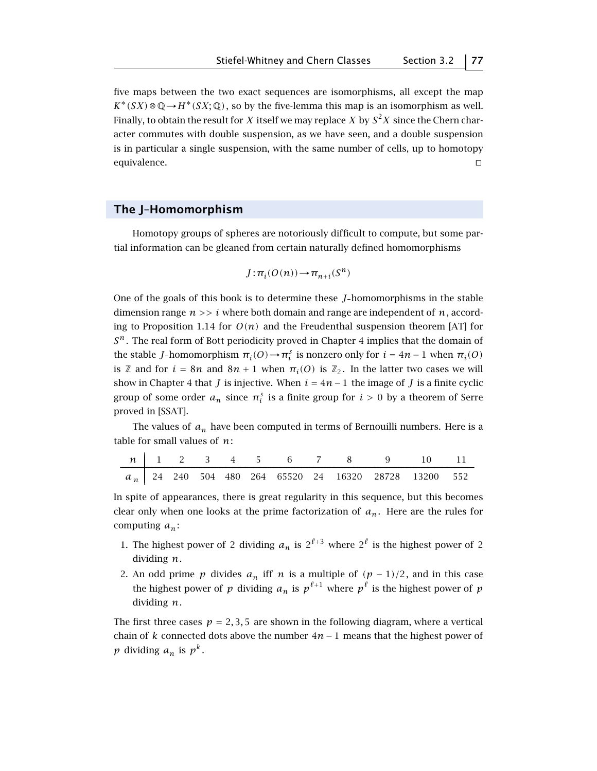five maps between the two exact sequences are isomorphisms, all except the map $K^*(SX)\otimes\mathbb{Q}\to H^*(SX;\mathbb{Q})$, so by the five-lemma this map is an isomorphism as well. Finally, to obtain the result for $X$ itself we may replace $X$ by $S^2X$ since the Chern character commutes with double suspension, as we have seen, and a double suspension is in particular a single suspension, with the same number of cells, up to homotopy equivalence. □

## The J–Homomorphism

Homotopy groups of spheres are notoriously difficult to compute, but some partial information can be gleaned from certain naturally defined homomorphisms

$$J:\pi_i(O(n))\to\pi_{n+i}(S^n)$$

One of the goals of this book is to determine these $J$-homomorphisms in the stable dimension range $n >> i$ where both domain and range are independent of $n$, according to Proposition 1.14 for $O(n)$ and the Freudenthal suspension theorem [AT] for $S^n$. The real form of Bott periodicity proved in Chapter 4 implies that the domain of the stable $J$-homomorphism $\pi_i(O)\to\pi_i^s$ is nonzero only for $i=4n-1$ when $\pi_i(O)$ is $\mathbb{Z}$ and for $i=8n$ and $8n+1$ when $\pi_i(O)$ is $\mathbb{Z}_2$. In the latter two cases we will show in Chapter 4 that $J$ is injective. When $i=4n-1$ the image of $J$ is a finite cyclic group of some order $a_n$ since $\pi_i^s$ is a finite group for $i>0$ by a theorem of Serre proved in [SSAT].

The values of $a_n$ have been computed in terms of Bernouilli numbers. Here is a table for small values of $n$:

| $n$ | 1 | 2 | 3 | 4 | 5 | 6 | 7 | 8 | 9 | 10 | 11 |
|---|---|---|---|---|---|---|---|---|---|---|---|
| $a_n$ | 24 | 240 | 504 | 480 | 264 | 65520 | 24 | 16320 | 28728 | 13200 | 552 |

In spite of appearances, there is great regularity in this sequence, but this becomes clear only when one looks at the prime factorization of $a_n$. Here are the rules for computing $a_n$:

1. The highest power of 2 dividing $a_n$ is $2^{\ell+3}$ where $2^\ell$ is the highest power of 2 dividing $n$.
2. An odd prime $p$ divides $a_n$ iff $n$ is a multiple of $(p-1)/2$, and in this case the highest power of $p$ dividing $a_n$ is $p^{\ell+1}$ where $p^\ell$ is the highest power of $p$ dividing $n$.

The first three cases $p=2,3,5$ are shown in the following diagram, where a vertical chain of $k$ connected dots above the number $4n-1$ means that the highest power of $p$ dividing $a_n$ is $p^k$.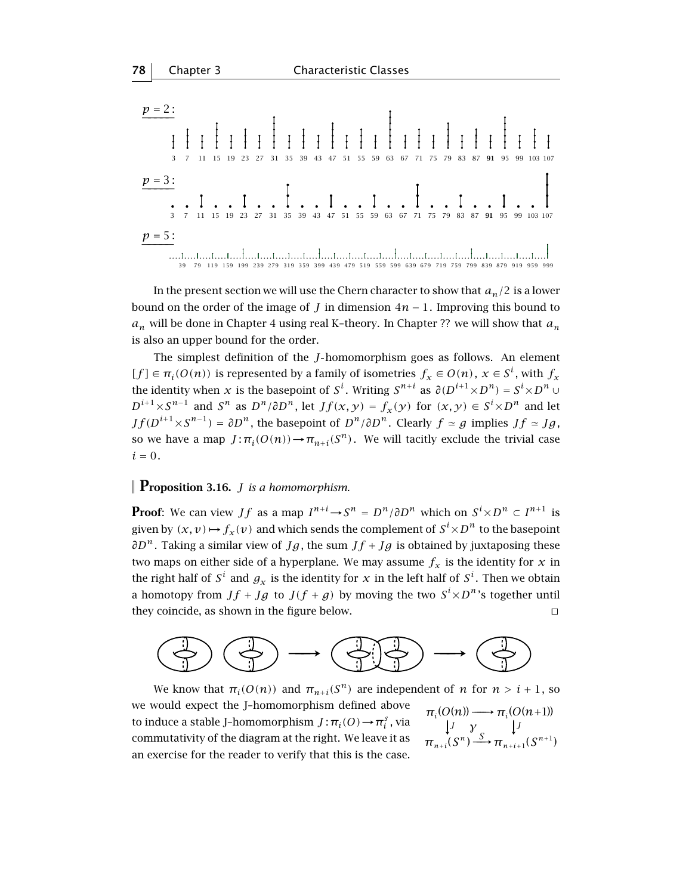$p = 2$:

3 7 11 15 19 23 27 31 35 39 43 47 51 55 59 63 67 71 75 79 83 87 **91** 95 99 103 107

$p = 3$:

3 7 11 15 19 23 27 31 35 39 43 47 51 55 59 63 67 71 75 79 83 87 **91** 95 99 103 107

$p = 5$:

39 79 119 159 199 239 279 319 359 399 439 479 519 559 599 639 679 719 759 799 839 879 919 959 999

In the present section we will use the Chern character to show that $a_n/2$ is a lower bound on the order of the image of $J$ in dimension $4n-1$. Improving this bound to $a_n$ will be done in Chapter 4 using real K-theory. In Chapter ?? we will show that $a_n$ is also an upper bound for the order.

The simplest definition of the $J$-homomorphism goes as follows. An element $[f] \in \pi_i(O(n))$ is represented by a family of isometries $f_x \in O(n)$, $x \in S^i$, with $f_x$ the identity when $x$ is the basepoint of $S^i$. Writing $S^{n+i}$ as $\partial(D^{i+1}\times D^n) = S^i\times D^n \cup D^{i+1}\times S^{n-1}$ and $S^n$ as $D^n/\partial D^n$, let $Jf(x,y) = f_x(y)$ for $(x,y) \in S^i\times D^n$ and let $Jf(D^{i+1}\times S^{n-1}) = \partial D^n$, the basepoint of $D^n/\partial D^n$. Clearly $f \simeq g$ implies $Jf \simeq Jg$, so we have a map $J:\pi_i(O(n))\to\pi_{n+i}(S^n)$. We will tacitly exclude the trivial case $i = 0$.

**Proposition 3.16.** *$J$ is a homomorphism.*

**Proof**: We can view $Jf$ as a map $I^{n+i}\to S^n = D^n/\partial D^n$ which on $S^i\times D^n \subset I^{n+1}$ is given by $(x,v)\mapsto f_x(v)$ and which sends the complement of $S^i\times D^n$ to the basepoint $\partial D^n$. Taking a similar view of $Jg$, the sum $Jf + Jg$ is obtained by juxtaposing these two maps on either side of a hyperplane. We may assume $f_x$ is the identity for $x$ in the right half of $S^i$ and $g_x$ is the identity for $x$ in the left half of $S^i$. Then we obtain a homotopy from $Jf + Jg$ to $J(f+g)$ by moving the two $S^i\times D^n$'s together until they coincide, as shown in the figure below. □

We know that $\pi_i(O(n))$ and $\pi_{n+i}(S^n)$ are independent of $n$ for $n > i+1$, so we would expect the J-homomorphism defined above to induce a stable J-homomorphism $J:\pi_i(O)\to\pi_i^s$, via commutativity of the diagram at the right. We leave it as an exercise for the reader to verify that this is the case.

$$\begin{array}{ccc} \pi_i(O(n)) & \longrightarrow & \pi_i(O(n+1)) \\ \downarrow J & & \downarrow J \\ \pi_{n+i}(S^n) & \xrightarrow{S} & \pi_{n+i+1}(S^{n+1}) \end{array}$$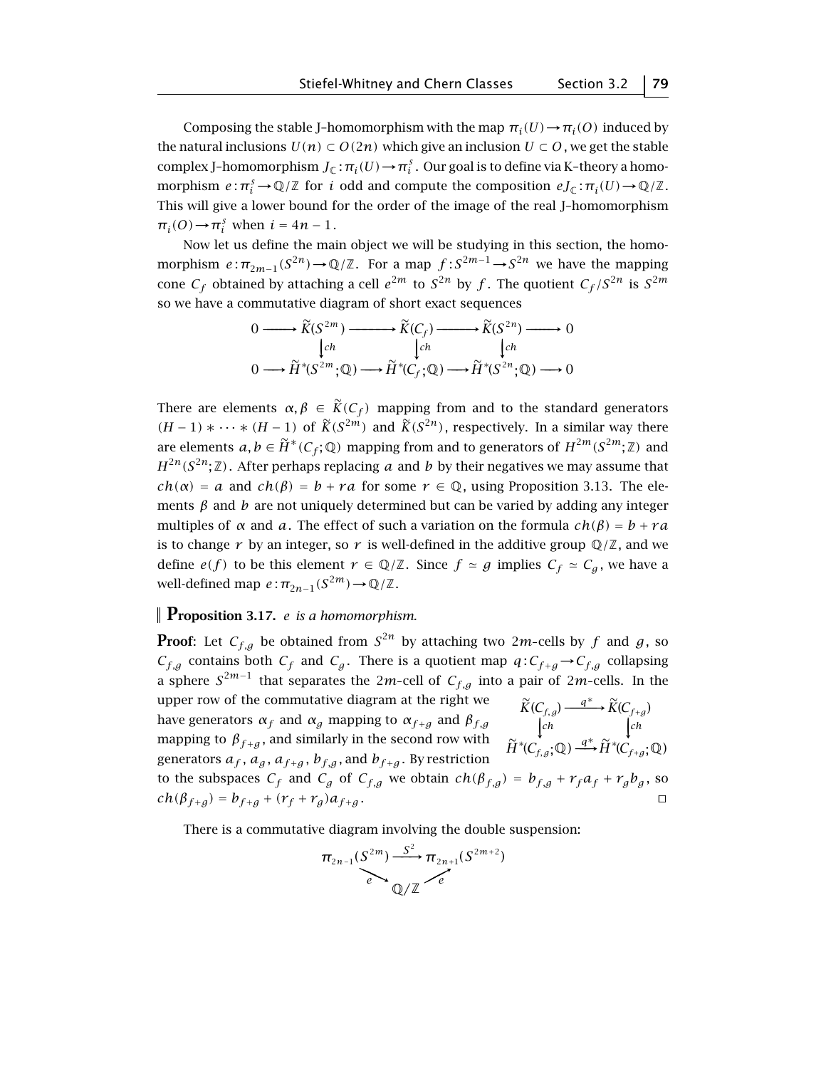Composing the stable J–homomorphism with the map $\pi_i(U) \to \pi_i(O)$ induced by the natural inclusions $U(n) \subset O(2n)$ which give an inclusion $U \subset O$, we get the stable complex J–homomorphism $J_{\mathbb{C}}: \pi_i(U) \to \pi_i^s$. Our goal is to define via K–theory a homomorphism $e: \pi_i^s \to \mathbb{Q}/\mathbb{Z}$ for $i$ odd and compute the composition $eJ_{\mathbb{C}}: \pi_i(U) \to \mathbb{Q}/\mathbb{Z}$. This will give a lower bound for the order of the image of the real J–homomorphism $\pi_i(O) \to \pi_i^s$ when $i = 4n-1$.

Now let us define the main object we will be studying in this section, the homomorphism $e: \pi_{2m-1}(S^{2n}) \to \mathbb{Q}/\mathbb{Z}$. For a map $f: S^{2m-1} \to S^{2n}$ we have the mapping cone $C_f$ obtained by attaching a cell $e^{2m}$ to $S^{2n}$ by $f$. The quotient $C_f/S^{2n}$ is $S^{2m}$ so we have a commutative diagram of short exact sequences

$$
\begin{array}{ccccccccc}
0 & \longrightarrow & \widetilde{K}(S^{2m}) & \longrightarrow & \widetilde{K}(C_f) & \longrightarrow & \widetilde{K}(S^{2n}) & \longrightarrow & 0 \\
 & & \big\downarrow ch & & \big\downarrow ch & & \big\downarrow ch & & \\
0 & \longrightarrow & \widetilde{H}^*(S^{2m};\mathbb{Q}) & \longrightarrow & \widetilde{H}^*(C_f;\mathbb{Q}) & \longrightarrow & \widetilde{H}^*(S^{2n};\mathbb{Q}) & \longrightarrow & 0
\end{array}
$$

There are elements $\alpha, \beta \in \widetilde{K}(C_f)$ mapping from and to the standard generators $(H-1) * \cdots * (H-1)$ of $\widetilde{K}(S^{2m})$ and $\widetilde{K}(S^{2n})$, respectively. In a similar way there are elements $a, b \in \widetilde{H}^*(C_f;\mathbb{Q})$ mapping from and to generators of $H^{2m}(S^{2m};\mathbb{Z})$ and $H^{2n}(S^{2n};\mathbb{Z})$. After perhaps replacing $a$ and $b$ by their negatives we may assume that $ch(\alpha) = a$ and $ch(\beta) = b + ra$ for some $r \in \mathbb{Q}$, using Proposition 3.13. The elements $\beta$ and $b$ are not uniquely determined but can be varied by adding any integer multiples of $\alpha$ and $a$. The effect of such a variation on the formula $ch(\beta) = b + ra$ is to change $r$ by an integer, so $r$ is well-defined in the additive group $\mathbb{Q}/\mathbb{Z}$, and we define $e(f)$ to be this element $r \in \mathbb{Q}/\mathbb{Z}$. Since $f \simeq g$ implies $C_f \simeq C_g$, we have a well-defined map $e: \pi_{2n-1}(S^{2m}) \to \mathbb{Q}/\mathbb{Z}$.

**Proposition 3.17.** *$e$ is a homomorphism.*

**Proof**: Let $C_{f,g}$ be obtained from $S^{2n}$ by attaching two $2m$-cells by $f$ and $g$, so $C_{f,g}$ contains both $C_f$ and $C_g$. There is a quotient map $q: C_{f+g} \to C_{f,g}$ collapsing a sphere $S^{2m-1}$ that separates the $2m$-cell of $C_{f,g}$ into a pair of $2m$-cells. In the upper row of the commutative diagram at the right we have generators $\alpha_f$ and $\alpha_g$ mapping to $\alpha_{f+g}$ and $\beta_{f,g}$ mapping to $\beta_{f+g}$, and similarly in the second row with generators $a_f$, $a_g$, $a_{f+g}$, $b_{f,g}$, and $b_{f+g}$. By restriction to the subspaces $C_f$ and $C_g$ of $C_{f,g}$ we obtain $ch(\beta_{f,g}) = b_{f,g} + r_f a_f + r_g b_g$, so $ch(\beta_{f+g}) = b_{f+g} + (r_f + r_g)a_{f+g}$. $\square$

$$
\begin{array}{ccc}
\widetilde{K}(C_{f,g}) & \xrightarrow{q^*} & \widetilde{K}(C_{f+g}) \\
\big\downarrow ch & & \big\downarrow ch \\
\widetilde{H}^*(C_{f,g};\mathbb{Q}) & \xrightarrow{q^*} & \widetilde{H}^*(C_{f+g};\mathbb{Q})
\end{array}
$$

There is a commutative diagram involving the double suspension:

$$
\begin{array}{ccc}
\pi_{2n-1}(S^{2m}) & \xrightarrow{S^2} & \pi_{2n+1}(S^{2m+2}) \\
 & {\scriptstyle e}\searrow \quad \swarrow{\scriptstyle e} & \\
 & \mathbb{Q}/\mathbb{Z} &
\end{array}
$$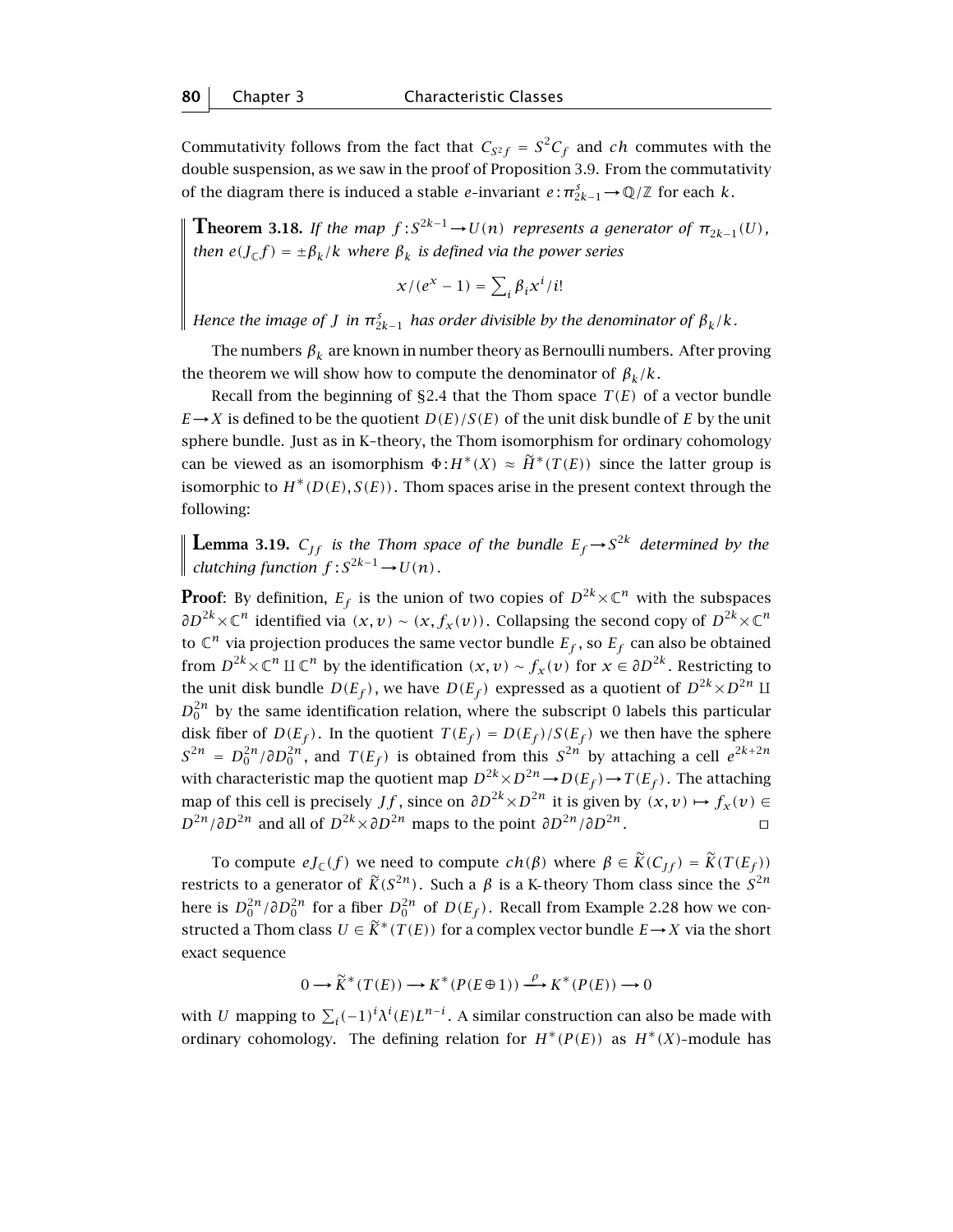Commutativity follows from the fact that $C_{S^2 f} = S^2 C_f$ and $ch$ commutes with the double suspension, as we saw in the proof of Proposition 3.9. From the commutativity of the diagram there is induced a stable $e$-invariant $e : \pi^s_{2k-1} \to \mathbb{Q}/\mathbb{Z}$ for each $k$.

**Theorem 3.18.** *If the map $f : S^{2k-1} \to U(n)$ represents a generator of $\pi_{2k-1}(U)$, then $e(J_{\mathbb{C}} f) = \pm \beta_k / k$ where $\beta_k$ is defined via the power series*

$$x/(e^x - 1) = \sum_i \beta_i x^i / i!$$

*Hence the image of $J$ in $\pi^s_{2k-1}$ has order divisible by the denominator of $\beta_k / k$.*

The numbers $\beta_k$ are known in number theory as Bernoulli numbers. After proving the theorem we will show how to compute the denominator of $\beta_k / k$.

Recall from the beginning of §2.4 that the Thom space $T(E)$ of a vector bundle $E \to X$ is defined to be the quotient $D(E)/S(E)$ of the unit disk bundle of $E$ by the unit sphere bundle. Just as in K–theory, the Thom isomorphism for ordinary cohomology can be viewed as an isomorphism $\Phi : H^*(X) \approx \widetilde{H}^*(T(E))$ since the latter group is isomorphic to $H^*(D(E), S(E))$. Thom spaces arise in the present context through the following:

**Lemma 3.19.** *$C_{Jf}$ is the Thom space of the bundle $E_f \to S^{2k}$ determined by the clutching function $f : S^{2k-1} \to U(n)$.*

**Proof**: By definition, $E_f$ is the union of two copies of $D^{2k} \times \mathbb{C}^n$ with the subspaces $\partial D^{2k} \times \mathbb{C}^n$ identified via $(x, v) \sim (x, f_x(v))$. Collapsing the second copy of $D^{2k} \times \mathbb{C}^n$ to $\mathbb{C}^n$ via projection produces the same vector bundle $E_f$, so $E_f$ can also be obtained from $D^{2k} \times \mathbb{C}^n \amalg \mathbb{C}^n$ by the identification $(x, v) \sim f_x(v)$ for $x \in \partial D^{2k}$. Restricting to the unit disk bundle $D(E_f)$, we have $D(E_f)$ expressed as a quotient of $D^{2k} \times D^{2n} \amalg D^{2n}_0$ by the same identification relation, where the subscript 0 labels this particular disk fiber of $D(E_f)$. In the quotient $T(E_f) = D(E_f)/S(E_f)$ we then have the sphere $S^{2n} = D^{2n}_0 / \partial D^{2n}_0$, and $T(E_f)$ is obtained from this $S^{2n}$ by attaching a cell $e^{2k+2n}$ with characteristic map the quotient map $D^{2k} \times D^{2n} \to D(E_f) \to T(E_f)$. The attaching map of this cell is precisely $Jf$, since on $\partial D^{2k} \times D^{2n}$ it is given by $(x, v) \mapsto f_x(v) \in D^{2n}/\partial D^{2n}$ and all of $D^{2k} \times \partial D^{2n}$ maps to the point $\partial D^{2n}/\partial D^{2n}$. $\square$

To compute $eJ_{\mathbb{C}}(f)$ we need to compute $ch(\beta)$ where $\beta \in \widetilde{K}(C_{Jf}) = \widetilde{K}(T(E_f))$ restricts to a generator of $\widetilde{K}(S^{2n})$. Such a $\beta$ is a K-theory Thom class since the $S^{2n}$ here is $D^{2n}_0 / \partial D^{2n}_0$ for a fiber $D^{2n}_0$ of $D(E_f)$. Recall from Example 2.28 how we constructed a Thom class $U \in \widetilde{K}^*(T(E))$ for a complex vector bundle $E \to X$ via the short exact sequence

$$0 \longrightarrow \widetilde{K}^*(T(E)) \longrightarrow K^*(P(E \oplus 1)) \xrightarrow{\ \rho\ } K^*(P(E)) \longrightarrow 0$$

with $U$ mapping to $\sum_i (-1)^i \lambda^i(E) L^{n-i}$. A similar construction can also be made with ordinary cohomology. The defining relation for $H^*(P(E))$ as $H^*(X)$-module has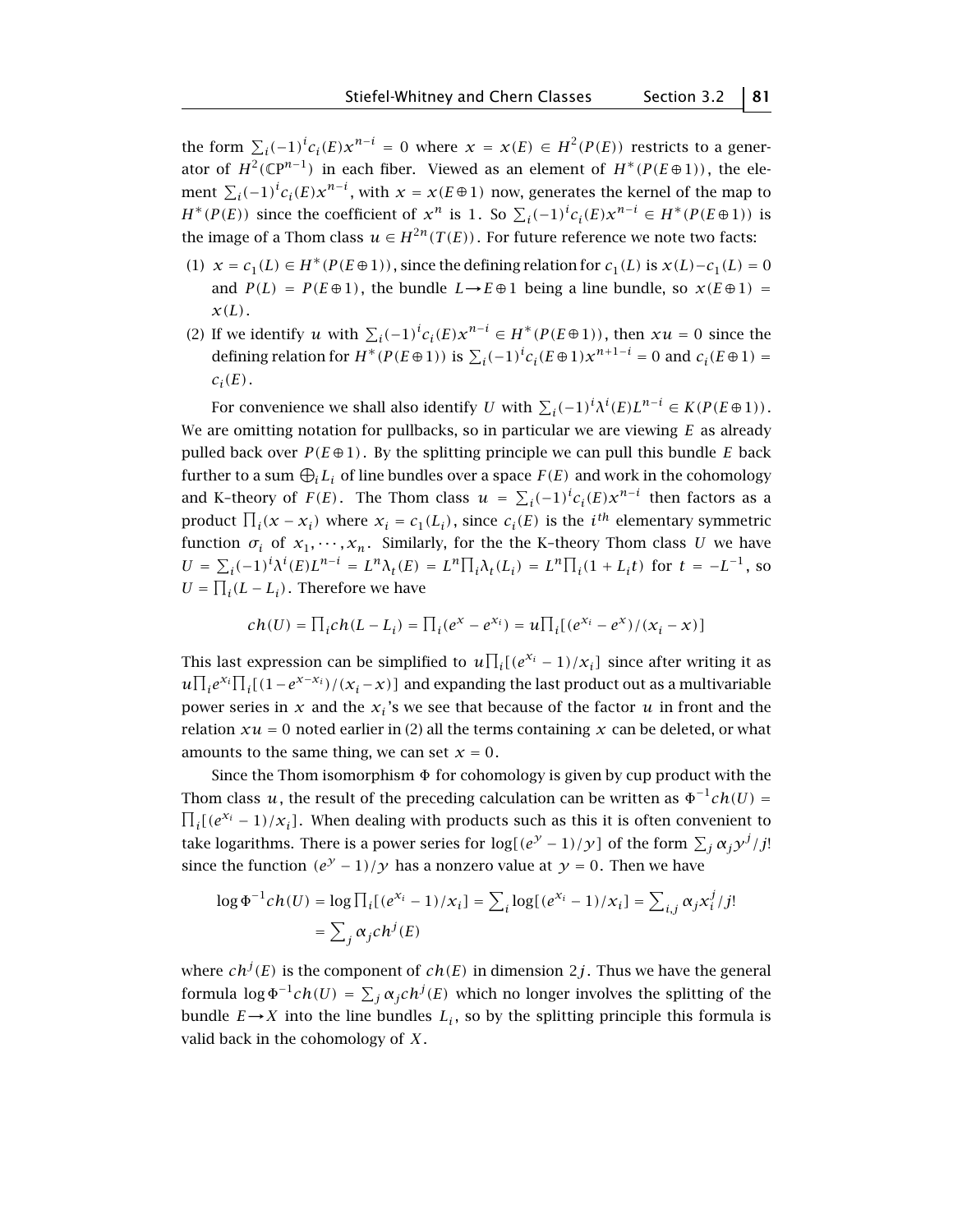the form $\sum_i (-1)^i c_i(E) x^{n-i} = 0$ where $x = x(E) \in H^2(P(E))$ restricts to a generator of $H^2(\mathbb{C}\mathrm{P}^{n-1})$ in each fiber. Viewed as an element of $H^*(P(E\oplus 1))$, the element $\sum_i (-1)^i c_i(E) x^{n-i}$, with $x = x(E\oplus 1)$ now, generates the kernel of the map to $H^*(P(E))$ since the coefficient of $x^n$ is 1. So $\sum_i (-1)^i c_i(E) x^{n-i} \in H^*(P(E\oplus 1))$ is the image of a Thom class $u \in H^{2n}(T(E))$. For future reference we note two facts:

(1) $x = c_1(L) \in H^*(P(E\oplus 1))$, since the defining relation for $c_1(L)$ is $x(L) - c_1(L) = 0$ and $P(L) = P(E\oplus 1)$, the bundle $L \to E\oplus 1$ being a line bundle, so $x(E\oplus 1) = x(L)$.

(2) If we identify $u$ with $\sum_i (-1)^i c_i(E) x^{n-i} \in H^*(P(E\oplus 1))$, then $xu = 0$ since the defining relation for $H^*(P(E\oplus 1))$ is $\sum_i (-1)^i c_i(E\oplus 1) x^{n+1-i} = 0$ and $c_i(E\oplus 1) = c_i(E)$.

For convenience we shall also identify $U$ with $\sum_i (-1)^i \lambda^i(E) L^{n-i} \in K(P(E\oplus 1))$. We are omitting notation for pullbacks, so in particular we are viewing $E$ as already pulled back over $P(E\oplus 1)$. By the splitting principle we can pull this bundle $E$ back further to a sum $\bigoplus_i L_i$ of line bundles over a space $F(E)$ and work in the cohomology and K-theory of $F(E)$. The Thom class $u = \sum_i (-1)^i c_i(E) x^{n-i}$ then factors as a product $\prod_i (x - x_i)$ where $x_i = c_1(L_i)$, since $c_i(E)$ is the $i^{th}$ elementary symmetric function $\sigma_i$ of $x_1, \cdots, x_n$. Similarly, for the the K-theory Thom class $U$ we have $U = \sum_i (-1)^i \lambda^i(E) L^{n-i} = L^n \lambda_t(E) = L^n \prod_i \lambda_t(L_i) = L^n \prod_i (1 + L_i t)$ for $t = -L^{-1}$, so $U = \prod_i (L - L_i)$. Therefore we have

$$ch(U) = \textstyle\prod_i ch(L - L_i) = \prod_i (e^x - e^{x_i}) = u \prod_i [(e^{x_i} - e^x)/(x_i - x)]$$

This last expression can be simplified to $u \prod_i [(e^{x_i} - 1)/x_i]$ since after writing it as $u \prod_i e^{x_i} \prod_i [(1 - e^{x - x_i})/(x_i - x)]$ and expanding the last product out as a multivariable power series in $x$ and the $x_i$'s we see that because of the factor $u$ in front and the relation $xu = 0$ noted earlier in (2) all the terms containing $x$ can be deleted, or what amounts to the same thing, we can set $x = 0$.

Since the Thom isomorphism $\Phi$ for cohomology is given by cup product with the Thom class $u$, the result of the preceding calculation can be written as $\Phi^{-1} ch(U) = \prod_i [(e^{x_i} - 1)/x_i]$. When dealing with products such as this it is often convenient to take logarithms. There is a power series for $\log[(e^y - 1)/y]$ of the form $\sum_j \alpha_j y^j / j!$ since the function $(e^y - 1)/y$ has a nonzero value at $y = 0$. Then we have

$$\begin{aligned}\log \Phi^{-1} ch(U) &= \log \textstyle\prod_i [(e^{x_i} - 1)/x_i] = \sum_i \log[(e^{x_i} - 1)/x_i] = \sum_{i,j} \alpha_j x_i^j / j! \\ &= \textstyle\sum_j \alpha_j ch^j(E)\end{aligned}$$

where $ch^j(E)$ is the component of $ch(E)$ in dimension $2j$. Thus we have the general formula $\log \Phi^{-1} ch(U) = \sum_j \alpha_j ch^j(E)$ which no longer involves the splitting of the bundle $E \to X$ into the line bundles $L_i$, so by the splitting principle this formula is valid back in the cohomology of $X$.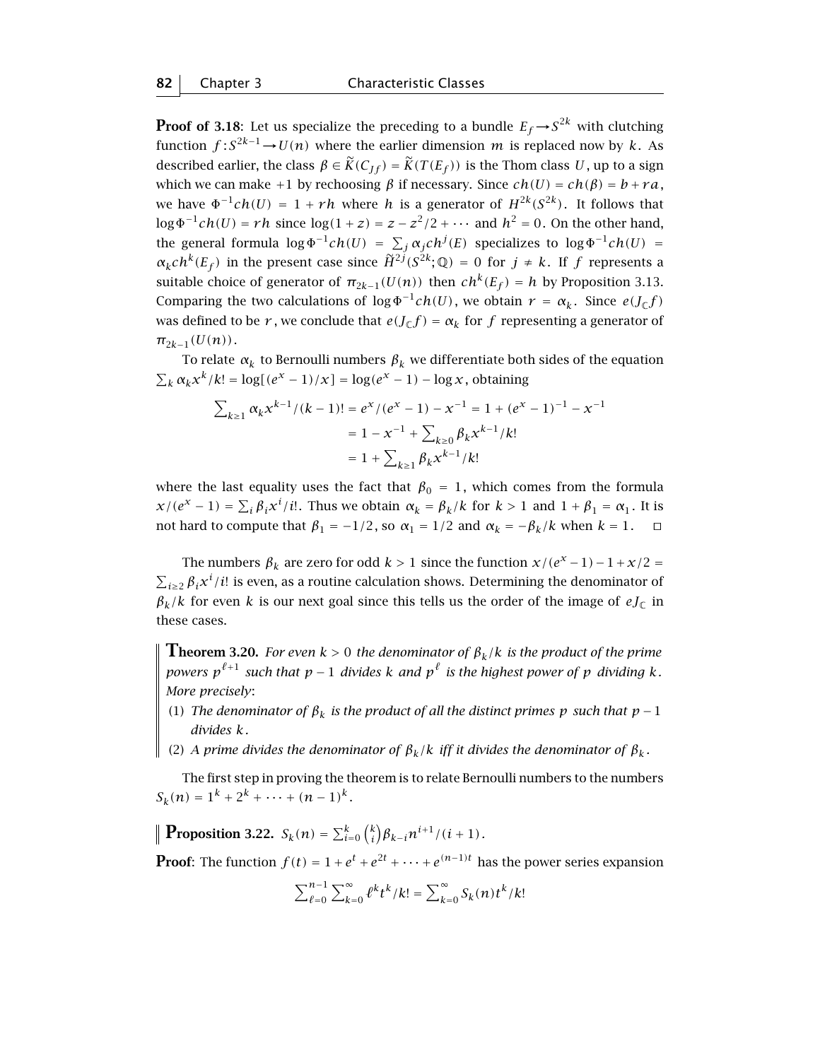**Proof of 3.18**: Let us specialize the preceding to a bundle $E_f \to S^{2k}$ with clutching function $f: S^{2k-1} \to U(n)$ where the earlier dimension $m$ is replaced now by $k$. As described earlier, the class $\beta \in \widetilde{K}(C_{Jf}) = \widetilde{K}(T(E_f))$ is the Thom class $U$, up to a sign which we can make $+1$ by rechoosing $\beta$ if necessary. Since $ch(U) = ch(\beta) = b + ra$, we have $\Phi^{-1}ch(U) = 1 + rh$ where $h$ is a generator of $H^{2k}(S^{2k})$. It follows that $\log \Phi^{-1} ch(U) = rh$ since $\log(1+z) = z - z^2/2 + \cdots$ and $h^2 = 0$. On the other hand, the general formula $\log \Phi^{-1} ch(U) = \sum_j \alpha_j ch^j(E)$ specializes to $\log \Phi^{-1} ch(U) = \alpha_k ch^k(E_f)$ in the present case since $\widetilde{H}^{2j}(S^{2k};\mathbb{Q}) = 0$ for $j \neq k$. If $f$ represents a suitable choice of generator of $\pi_{2k-1}(U(n))$ then $ch^k(E_f) = h$ by Proposition 3.13. Comparing the two calculations of $\log \Phi^{-1} ch(U)$, we obtain $r = \alpha_k$. Since $e(J_{\mathbb{C}} f)$ was defined to be $r$, we conclude that $e(J_{\mathbb{C}} f) = \alpha_k$ for $f$ representing a generator of $\pi_{2k-1}(U(n))$.

To relate $\alpha_k$ to Bernoulli numbers $\beta_k$ we differentiate both sides of the equation $\sum_k \alpha_k x^k/k! = \log[(e^x - 1)/x] = \log(e^x - 1) - \log x$, obtaining

$$\begin{aligned}
\textstyle\sum_{k\geq 1} \alpha_k x^{k-1}/(k-1)! &= e^x/(e^x - 1) - x^{-1} = 1 + (e^x-1)^{-1} - x^{-1} \\
&= 1 - x^{-1} + \textstyle\sum_{k\geq 0} \beta_k x^{k-1}/k! \\
&= 1 + \textstyle\sum_{k\geq 1} \beta_k x^{k-1}/k!
\end{aligned}$$

where the last equality uses the fact that $\beta_0 = 1$, which comes from the formula $x/(e^x - 1) = \sum_i \beta_i x^i/i!$. Thus we obtain $\alpha_k = \beta_k/k$ for $k > 1$ and $1 + \beta_1 = \alpha_1$. It is not hard to compute that $\beta_1 = -1/2$, so $\alpha_1 = 1/2$ and $\alpha_k = -\beta_k/k$ when $k = 1$. $\square$

The numbers $\beta_k$ are zero for odd $k > 1$ since the function $x/(e^x - 1) - 1 + x/2 = \sum_{i\geq 2} \beta_i x^i/i!$ is even, as a routine calculation shows. Determining the denominator of $\beta_k/k$ for even $k$ is our next goal since this tells us the order of the image of $eJ_{\mathbb{C}}$ in these cases.

**Theorem 3.20.** *For even $k > 0$ the denominator of $\beta_k/k$ is the product of the prime powers $p^{\ell+1}$ such that $p-1$ divides $k$ and $p^\ell$ is the highest power of $p$ dividing $k$. More precisely*:

1. *The denominator of $\beta_k$ is the product of all the distinct primes $p$ such that $p-1$ divides $k$.*
2. *A prime divides the denominator of $\beta_k/k$ iff it divides the denominator of $\beta_k$.*

The first step in proving the theorem is to relate Bernoulli numbers to the numbers $S_k(n) = 1^k + 2^k + \cdots + (n-1)^k$.

**Proposition 3.22.** $S_k(n) = \sum_{i=0}^{k} \binom{k}{i} \beta_{k-i} n^{i+1}/(i+1)$.

**Proof**: The function $f(t) = 1 + e^t + e^{2t} + \cdots + e^{(n-1)t}$ has the power series expansion

$$\textstyle\sum_{\ell=0}^{n-1} \sum_{k=0}^{\infty} \ell^k t^k/k! = \sum_{k=0}^{\infty} S_k(n) t^k/k!$$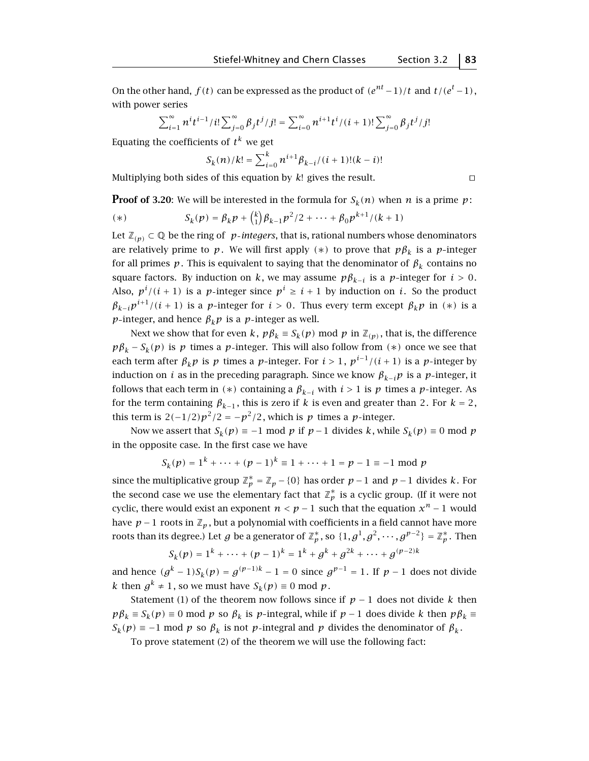On the other hand, $f(t)$ can be expressed as the product of $(e^{nt}-1)/t$ and $t/(e^t-1)$, with power series

$$\sum_{i=1}^{\infty} n^i t^{i-1}/i! \sum_{j=0}^{\infty} \beta_j t^j/j! = \sum_{i=0}^{\infty} n^{i+1} t^i/(i+1)! \sum_{j=0}^{\infty} \beta_j t^j/j!$$

Equating the coefficients of $t^k$ we get

$$S_k(n)/k! = \sum_{i=0}^{k} n^{i+1} \beta_{k-i}/(i+1)!(k-i)!$$

Multiplying both sides of this equation by $k!$ gives the result. $\square$

**Proof of 3.20**: We will be interested in the formula for $S_k(n)$ when $n$ is a prime $p$:

$$(*) \qquad S_k(p) = \beta_k p + \binom{k}{1}\beta_{k-1}p^2/2 + \cdots + \beta_0 p^{k+1}/(k+1)$$

Let $\mathbb{Z}_{(p)} \subset \mathbb{Q}$ be the ring of *p-integers*, that is, rational numbers whose denominators are relatively prime to $p$. We will first apply $(*)$ to prove that $p\beta_k$ is a $p$-integer for all primes $p$. This is equivalent to saying that the denominator of $\beta_k$ contains no square factors. By induction on $k$, we may assume $p\beta_{k-i}$ is a $p$-integer for $i > 0$. Also, $p^i/(i+1)$ is a $p$-integer since $p^i \ge i+1$ by induction on $i$. So the product $\beta_{k-i}p^{i+1}/(i+1)$ is a $p$-integer for $i > 0$. Thus every term except $\beta_k p$ in $(*)$ is a $p$-integer, and hence $\beta_k p$ is a $p$-integer as well.

Next we show that for even $k$, $p\beta_k \equiv S_k(p) \bmod p$ in $\mathbb{Z}_{(p)}$, that is, the difference $p\beta_k - S_k(p)$ is $p$ times a $p$-integer. This will also follow from $(*)$ once we see that each term after $\beta_k p$ is $p$ times a $p$-integer. For $i > 1$, $p^{i-1}/(i+1)$ is a $p$-integer by induction on $i$ as in the preceding paragraph. Since we know $\beta_{k-i}p$ is a $p$-integer, it follows that each term in $(*)$ containing a $\beta_{k-i}$ with $i > 1$ is $p$ times a $p$-integer. As for the term containing $\beta_{k-1}$, this is zero if $k$ is even and greater than 2. For $k = 2$, this term is $2(-1/2)p^2/2 = -p^2/2$, which is $p$ times a $p$-integer.

Now we assert that $S_k(p) \equiv -1 \bmod p$ if $p-1$ divides $k$, while $S_k(p) \equiv 0 \bmod p$ in the opposite case. In the first case we have

$$S_k(p) = 1^k + \cdots + (p-1)^k \equiv 1 + \cdots + 1 = p - 1 \equiv -1 \bmod p$$

since the multiplicative group $\mathbb{Z}_p^* = \mathbb{Z}_p - \{0\}$ has order $p-1$ and $p-1$ divides $k$. For the second case we use the elementary fact that $\mathbb{Z}_p^*$ is a cyclic group. (If it were not cyclic, there would exist an exponent $n < p-1$ such that the equation $x^n - 1$ would have $p-1$ roots in $\mathbb{Z}_p$, but a polynomial with coefficients in a field cannot have more roots than its degree.) Let $g$ be a generator of $\mathbb{Z}_p^*$, so $\{1, g^1, g^2, \cdots, g^{p-2}\} = \mathbb{Z}_p^*$. Then

$$S_k(p) = 1^k + \cdots + (p-1)^k = 1^k + g^k + g^{2k} + \cdots + g^{(p-2)k}$$

and hence $(g^k - 1)S_k(p) = g^{(p-1)k} - 1 = 0$ since $g^{p-1} = 1$. If $p-1$ does not divide $k$ then $g^k \ne 1$, so we must have $S_k(p) \equiv 0 \bmod p$.

Statement (1) of the theorem now follows since if $p-1$ does not divide $k$ then $p\beta_k \equiv S_k(p) \equiv 0 \bmod p$ so $\beta_k$ is $p$-integral, while if $p-1$ does divide $k$ then $p\beta_k \equiv S_k(p) \equiv -1 \bmod p$ so $\beta_k$ is not $p$-integral and $p$ divides the denominator of $\beta_k$.

To prove statement (2) of the theorem we will use the following fact: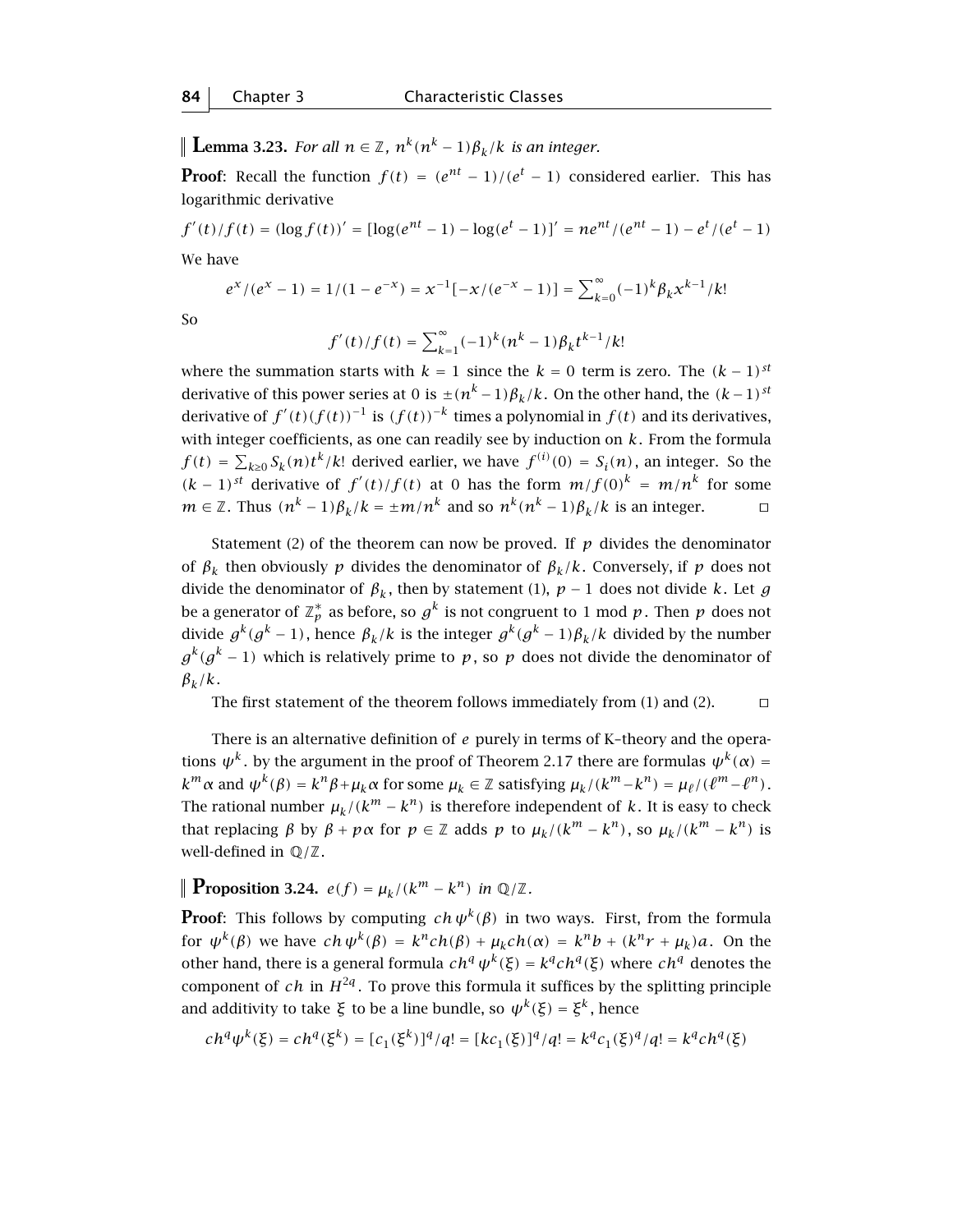**Lemma 3.23.** *For all $n \in \mathbb{Z}$, $n^k(n^k - 1)\beta_k/k$ is an integer.*

**Proof**: Recall the function $f(t) = (e^{nt} - 1)/(e^t - 1)$ considered earlier. This has logarithmic derivative

$$f'(t)/f(t) = (\log f(t))' = [\log(e^{nt} - 1) - \log(e^t - 1)]' = ne^{nt}/(e^{nt} - 1) - e^t/(e^t - 1)$$

We have

$$e^x/(e^x - 1) = 1/(1 - e^{-x}) = x^{-1}[-x/(e^{-x} - 1)] = \sum_{k=0}^{\infty}(-1)^k\beta_k x^{k-1}/k!$$

So

$$f'(t)/f(t) = \sum_{k=1}^{\infty}(-1)^k(n^k - 1)\beta_k t^{k-1}/k!$$

where the summation starts with $k = 1$ since the $k = 0$ term is zero. The $(k-1)^{st}$ derivative of this power series at 0 is $\pm(n^k - 1)\beta_k/k$. On the other hand, the $(k-1)^{st}$ derivative of $f'(t)(f(t))^{-1}$ is $(f(t))^{-k}$ times a polynomial in $f(t)$ and its derivatives, with integer coefficients, as one can readily see by induction on $k$. From the formula $f(t) = \sum_{k\geq 0} S_k(n)t^k/k!$ derived earlier, we have $f^{(i)}(0) = S_i(n)$, an integer. So the $(k-1)^{st}$ derivative of $f'(t)/f(t)$ at 0 has the form $m/f(0)^k = m/n^k$ for some $m \in \mathbb{Z}$. Thus $(n^k - 1)\beta_k/k = \pm m/n^k$ and so $n^k(n^k - 1)\beta_k/k$ is an integer. ◻

Statement (2) of the theorem can now be proved. If $p$ divides the denominator of $\beta_k$ then obviously $p$ divides the denominator of $\beta_k/k$. Conversely, if $p$ does not divide the denominator of $\beta_k$, then by statement (1), $p - 1$ does not divide $k$. Let $g$ be a generator of $\mathbb{Z}_p^*$ as before, so $g^k$ is not congruent to 1 mod $p$. Then $p$ does not divide $g^k(g^k - 1)$, hence $\beta_k/k$ is the integer $g^k(g^k - 1)\beta_k/k$ divided by the number $g^k(g^k - 1)$ which is relatively prime to $p$, so $p$ does not divide the denominator of $\beta_k/k$.

The first statement of the theorem follows immediately from (1) and (2). ◻

There is an alternative definition of $e$ purely in terms of K–theory and the operations $\psi^k$. by the argument in the proof of Theorem 2.17 there are formulas $\psi^k(\alpha) = k^m\alpha$ and $\psi^k(\beta) = k^n\beta + \mu_k\alpha$ for some $\mu_k \in \mathbb{Z}$ satisfying $\mu_k/(k^m - k^n) = \mu_\ell/(\ell^m - \ell^n)$. The rational number $\mu_k/(k^m - k^n)$ is therefore independent of $k$. It is easy to check that replacing $\beta$ by $\beta + p\alpha$ for $p \in \mathbb{Z}$ adds $p$ to $\mu_k/(k^m - k^n)$, so $\mu_k/(k^m - k^n)$ is well-defined in $\mathbb{Q}/\mathbb{Z}$.

**Proposition 3.24.** *$e(f) = \mu_k/(k^m - k^n)$ in $\mathbb{Q}/\mathbb{Z}$.*

**Proof**: This follows by computing $ch\,\psi^k(\beta)$ in two ways. First, from the formula for $\psi^k(\beta)$ we have $ch\,\psi^k(\beta) = k^n ch(\beta) + \mu_k ch(\alpha) = k^n b + (k^n r + \mu_k)a$. On the other hand, there is a general formula $ch^q\,\psi^k(\xi) = k^q ch^q(\xi)$ where $ch^q$ denotes the component of $ch$ in $H^{2q}$. To prove this formula it suffices by the splitting principle and additivity to take $\xi$ to be a line bundle, so $\psi^k(\xi) = \xi^k$, hence

$$ch^q\psi^k(\xi) = ch^q(\xi^k) = [c_1(\xi^k)]^q/q! = [kc_1(\xi)]^q/q! = k^q c_1(\xi)^q/q! = k^q ch^q(\xi)$$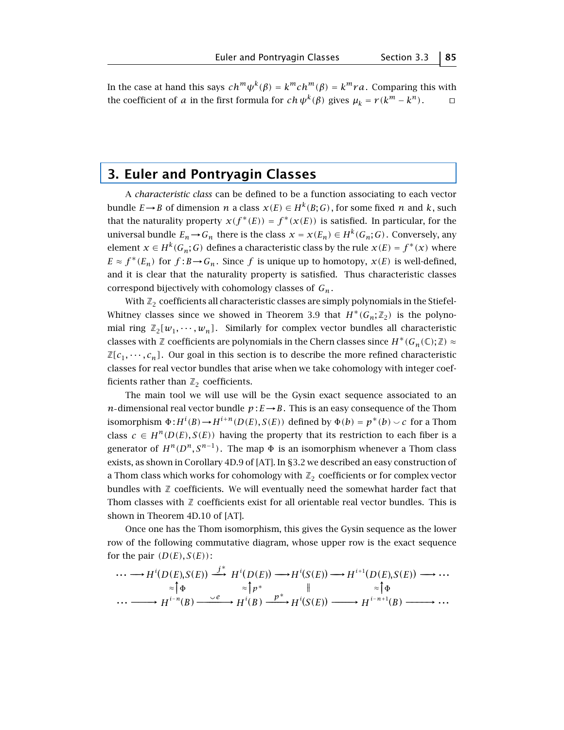In the case at hand this says $ch^m\psi^k(\beta) = k^m ch^m(\beta) = k^m ra$. Comparing this with the coefficient of $a$ in the first formula for $ch\,\psi^k(\beta)$ gives $\mu_k = r(k^m - k^n)$. □

## 3. Euler and Pontryagin Classes

A *characteristic class* can be defined to be a function associating to each vector bundle $E \to B$ of dimension $n$ a class $x(E) \in H^k(B;G)$, for some fixed $n$ and $k$, such that the naturality property $x(f^*(E)) = f^*(x(E))$ is satisfied. In particular, for the universal bundle $E_n \to G_n$ there is the class $x = x(E_n) \in H^k(G_n;G)$. Conversely, any element $x \in H^k(G_n;G)$ defines a characteristic class by the rule $x(E) = f^*(x)$ where $E \approx f^*(E_n)$ for $f: B \to G_n$. Since $f$ is unique up to homotopy, $x(E)$ is well-defined, and it is clear that the naturality property is satisfied. Thus characteristic classes correspond bijectively with cohomology classes of $G_n$.

With $\mathbb{Z}_2$ coefficients all characteristic classes are simply polynomials in the Stiefel-Whitney classes since we showed in Theorem 3.9 that $H^*(G_n;\mathbb{Z}_2)$ is the polynomial ring $\mathbb{Z}_2[w_1, \cdots, w_n]$. Similarly for complex vector bundles all characteristic classes with $\mathbb{Z}$ coefficients are polynomials in the Chern classes since $H^*(G_n(\mathbb{C});\mathbb{Z}) \approx \mathbb{Z}[c_1, \cdots, c_n]$. Our goal in this section is to describe the more refined characteristic classes for real vector bundles that arise when we take cohomology with integer coefficients rather than $\mathbb{Z}_2$ coefficients.

The main tool we will use will be the Gysin exact sequence associated to an $n$-dimensional real vector bundle $p: E \to B$. This is an easy consequence of the Thom isomorphism $\Phi: H^i(B) \to H^{i+n}(D(E), S(E))$ defined by $\Phi(b) = p^*(b) \smile c$ for a Thom class $c \in H^n(D(E), S(E))$ having the property that its restriction to each fiber is a generator of $H^n(D^n, S^{n-1})$. The map $\Phi$ is an isomorphism whenever a Thom class exists, as shown in Corollary 4D.9 of [AT]. In §3.2 we described an easy construction of a Thom class which works for cohomology with $\mathbb{Z}_2$ coefficients or for complex vector bundles with $\mathbb{Z}$ coefficients. We will eventually need the somewhat harder fact that Thom classes with $\mathbb{Z}$ coefficients exist for all orientable real vector bundles. This is shown in Theorem 4D.10 of [AT].

Once one has the Thom isomorphism, this gives the Gysin sequence as the lower row of the following commutative diagram, whose upper row is the exact sequence for the pair $(D(E), S(E))$:

$$
\begin{array}{ccccccccc}
\cdots \longrightarrow & H^i(D(E),S(E)) & \xrightarrow{j^*} & H^i(D(E)) & \longrightarrow & H^i(S(E)) & \longrightarrow & H^{i+1}(D(E),S(E)) & \longrightarrow \cdots \\
& \approx\uparrow\Phi & & \approx\uparrow p^* & & \| & & \approx\uparrow\Phi & \\
\cdots \longrightarrow & H^{i-n}(B) & \xrightarrow{\smile e} & H^i(B) & \xrightarrow{p^*} & H^i(S(E)) & \longrightarrow & H^{i-n+1}(B) & \longrightarrow \cdots
\end{array}
$$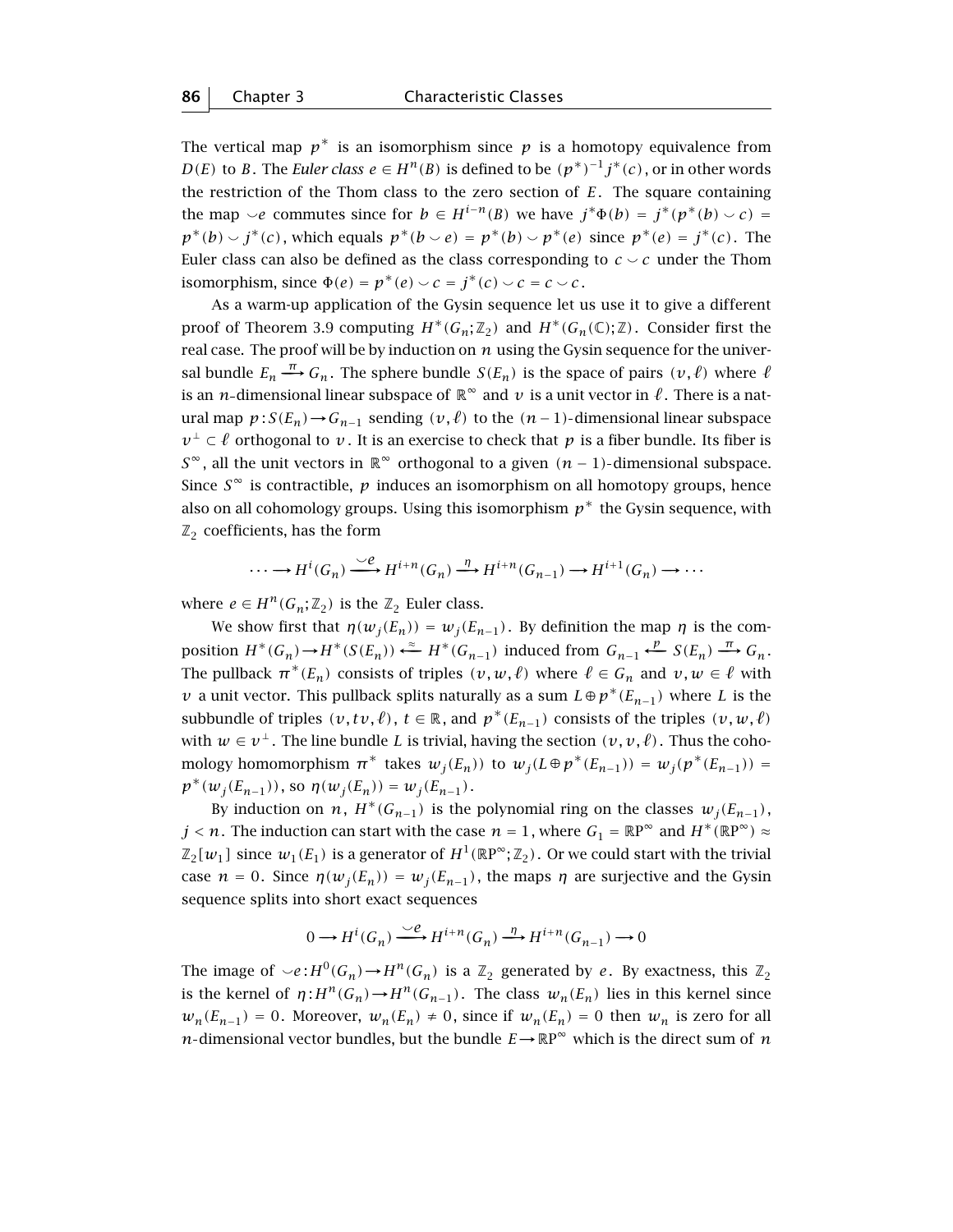The vertical map $p^*$ is an isomorphism since $p$ is a homotopy equivalence from $D(E)$ to $B$. The *Euler class* $e \in H^n(B)$ is defined to be $(p^*)^{-1}j^*(c)$, or in other words the restriction of the Thom class to the zero section of $E$. The square containing the map $\smile e$ commutes since for $b \in H^{i-n}(B)$ we have $j^*\Phi(b) = j^*(p^*(b) \smile c) = p^*(b) \smile j^*(c)$, which equals $p^*(b \smile e) = p^*(b) \smile p^*(e)$ since $p^*(e) = j^*(c)$. The Euler class can also be defined as the class corresponding to $c \smile c$ under the Thom isomorphism, since $\Phi(e) = p^*(e) \smile c = j^*(c) \smile c = c \smile c$.

As a warm-up application of the Gysin sequence let us use it to give a different proof of Theorem 3.9 computing $H^*(G_n;\mathbb{Z}_2)$ and $H^*(G_n(\mathbb{C});\mathbb{Z})$. Consider first the real case. The proof will be by induction on $n$ using the Gysin sequence for the universal bundle $E_n \xrightarrow{\pi} G_n$. The sphere bundle $S(E_n)$ is the space of pairs $(v,\ell)$ where $\ell$ is an $n$-dimensional linear subspace of $\mathbb{R}^\infty$ and $v$ is a unit vector in $\ell$. There is a natural map $p : S(E_n) \to G_{n-1}$ sending $(v,\ell)$ to the $(n-1)$-dimensional linear subspace $v^\perp \subset \ell$ orthogonal to $v$. It is an exercise to check that $p$ is a fiber bundle. Its fiber is $S^\infty$, all the unit vectors in $\mathbb{R}^\infty$ orthogonal to a given $(n-1)$-dimensional subspace. Since $S^\infty$ is contractible, $p$ induces an isomorphism on all homotopy groups, hence also on all cohomology groups. Using this isomorphism $p^*$ the Gysin sequence, with $\mathbb{Z}_2$ coefficients, has the form

$$\cdots \longrightarrow H^i(G_n) \xrightarrow{\smile e} H^{i+n}(G_n) \xrightarrow{\eta} H^{i+n}(G_{n-1}) \longrightarrow H^{i+1}(G_n) \longrightarrow \cdots$$

where $e \in H^n(G_n;\mathbb{Z}_2)$ is the $\mathbb{Z}_2$ Euler class.

We show first that $\eta(w_j(E_n)) = w_j(E_{n-1})$. By definition the map $\eta$ is the composition $H^*(G_n) \to H^*(S(E_n)) \xleftarrow{\approx} H^*(G_{n-1})$ induced from $G_{n-1} \xleftarrow{p} S(E_n) \xrightarrow{\pi} G_n$. The pullback $\pi^*(E_n)$ consists of triples $(v,w,\ell)$ where $\ell \in G_n$ and $v,w \in \ell$ with $v$ a unit vector. This pullback splits naturally as a sum $L \oplus p^*(E_{n-1})$ where $L$ is the subbundle of triples $(v,tv,\ell)$, $t \in \mathbb{R}$, and $p^*(E_{n-1})$ consists of the triples $(v,w,\ell)$ with $w \in v^\perp$. The line bundle $L$ is trivial, having the section $(v,v,\ell)$. Thus the cohomology homomorphism $\pi^*$ takes $w_j(E_n))$ to $w_j(L \oplus p^*(E_{n-1})) = w_j(p^*(E_{n-1})) = p^*(w_j(E_{n-1}))$, so $\eta(w_j(E_n)) = w_j(E_{n-1})$.

By induction on $n$, $H^*(G_{n-1})$ is the polynomial ring on the classes $w_j(E_{n-1})$, $j < n$. The induction can start with the case $n = 1$, where $G_1 = \mathbb{R}P^\infty$ and $H^*(\mathbb{R}P^\infty) \approx \mathbb{Z}_2[w_1]$ since $w_1(E_1)$ is a generator of $H^1(\mathbb{R}P^\infty;\mathbb{Z}_2)$. Or we could start with the trivial case $n = 0$. Since $\eta(w_j(E_n)) = w_j(E_{n-1})$, the maps $\eta$ are surjective and the Gysin sequence splits into short exact sequences

$$0 \longrightarrow H^i(G_n) \xrightarrow{\smile e} H^{i+n}(G_n) \xrightarrow{\eta} H^{i+n}(G_{n-1}) \longrightarrow 0$$

The image of $\smile e : H^0(G_n) \to H^n(G_n)$ is a $\mathbb{Z}_2$ generated by $e$. By exactness, this $\mathbb{Z}_2$ is the kernel of $\eta : H^n(G_n) \to H^n(G_{n-1})$. The class $w_n(E_n)$ lies in this kernel since $w_n(E_{n-1}) = 0$. Moreover, $w_n(E_n) \neq 0$, since if $w_n(E_n) = 0$ then $w_n$ is zero for all $n$-dimensional vector bundles, but the bundle $E \to \mathbb{R}P^\infty$ which is the direct sum of $n$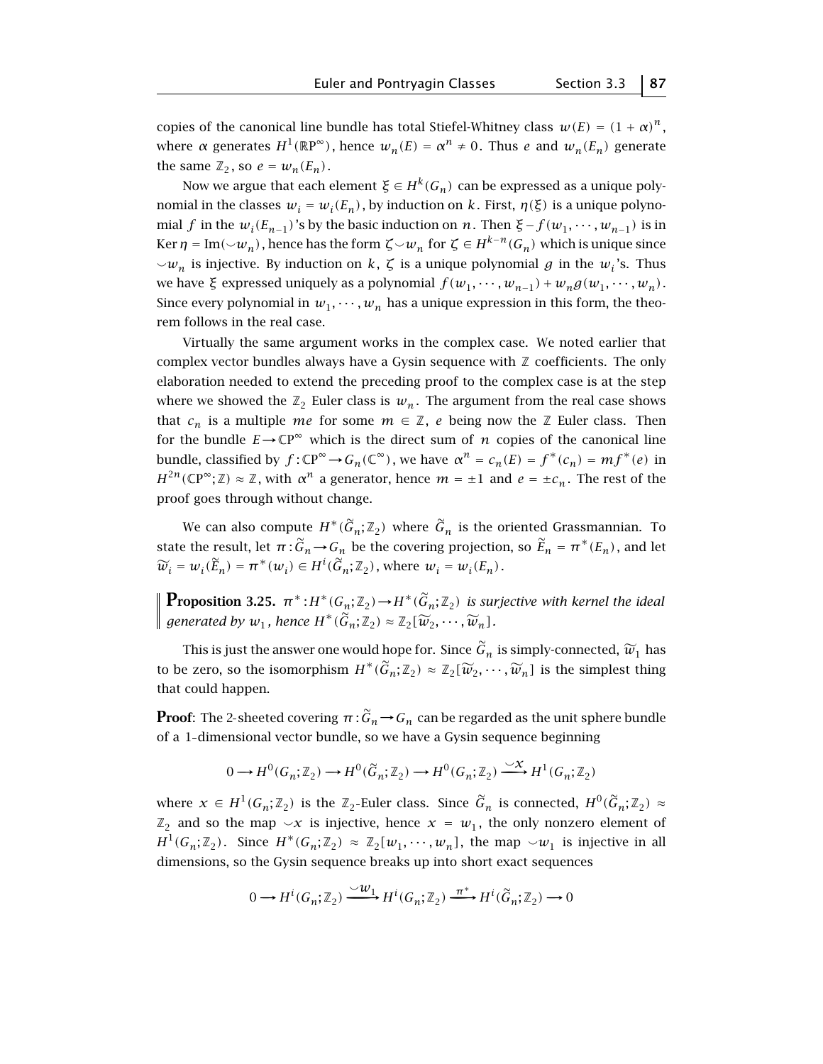copies of the canonical line bundle has total Stiefel-Whitney class $w(E) = (1+\alpha)^n$, where $\alpha$ generates $H^1(\mathbb{RP}^\infty)$, hence $w_n(E) = \alpha^n \neq 0$. Thus $e$ and $w_n(E_n)$ generate the same $\mathbb{Z}_2$, so $e = w_n(E_n)$.

Now we argue that each element $\xi \in H^k(G_n)$ can be expressed as a unique polynomial in the classes $w_i = w_i(E_n)$, by induction on $k$. First, $\eta(\xi)$ is a unique polynomial $f$ in the $w_i(E_{n-1})$'s by the basic induction on $n$. Then $\xi - f(w_1, \cdots, w_{n-1})$ is in $\operatorname{Ker}\eta = \operatorname{Im}(\smile w_n)$, hence has the form $\zeta \smile w_n$ for $\zeta \in H^{k-n}(G_n)$ which is unique since $\smile w_n$ is injective. By induction on $k$, $\zeta$ is a unique polynomial $g$ in the $w_i$'s. Thus we have $\xi$ expressed uniquely as a polynomial $f(w_1, \cdots, w_{n-1}) + w_n g(w_1, \cdots, w_n)$. Since every polynomial in $w_1, \cdots, w_n$ has a unique expression in this form, the theorem follows in the real case.

Virtually the same argument works in the complex case. We noted earlier that complex vector bundles always have a Gysin sequence with $\mathbb{Z}$ coefficients. The only elaboration needed to extend the preceding proof to the complex case is at the step where we showed the $\mathbb{Z}_2$ Euler class is $w_n$. The argument from the real case shows that $c_n$ is a multiple $me$ for some $m \in \mathbb{Z}$, $e$ being now the $\mathbb{Z}$ Euler class. Then for the bundle $E \to \mathbb{CP}^\infty$ which is the direct sum of $n$ copies of the canonical line bundle, classified by $f : \mathbb{CP}^\infty \to G_n(\mathbb{C}^\infty)$, we have $\alpha^n = c_n(E) = f^*(c_n) = mf^*(e)$ in $H^{2n}(\mathbb{CP}^\infty; \mathbb{Z}) \approx \mathbb{Z}$, with $\alpha^n$ a generator, hence $m = \pm 1$ and $e = \pm c_n$. The rest of the proof goes through without change.

We can also compute $H^*(\widetilde{G}_n; \mathbb{Z}_2)$ where $\widetilde{G}_n$ is the oriented Grassmannian. To state the result, let $\pi : \widetilde{G}_n \to G_n$ be the covering projection, so $\widetilde{E}_n = \pi^*(E_n)$, and let $\widetilde{w}_i = w_i(\widetilde{E}_n) = \pi^*(w_i) \in H^i(\widetilde{G}_n; \mathbb{Z}_2)$, where $w_i = w_i(E_n)$.

**Proposition 3.25.** *$\pi^* : H^*(G_n; \mathbb{Z}_2) \to H^*(\widetilde{G}_n; \mathbb{Z}_2)$ is surjective with kernel the ideal generated by $w_1$, hence $H^*(\widetilde{G}_n; \mathbb{Z}_2) \approx \mathbb{Z}_2[\widetilde{w}_2, \cdots, \widetilde{w}_n]$.*

This is just the answer one would hope for. Since $\widetilde{G}_n$ is simply-connected, $\widetilde{w}_1$ has to be zero, so the isomorphism $H^*(\widetilde{G}_n; \mathbb{Z}_2) \approx \mathbb{Z}_2[\widetilde{w}_2, \cdots, \widetilde{w}_n]$ is the simplest thing that could happen.

**Proof**: The 2-sheeted covering $\pi : \widetilde{G}_n \to G_n$ can be regarded as the unit sphere bundle of a 1-dimensional vector bundle, so we have a Gysin sequence beginning

$$0 \longrightarrow H^0(G_n; \mathbb{Z}_2) \longrightarrow H^0(\widetilde{G}_n; \mathbb{Z}_2) \longrightarrow H^0(G_n; \mathbb{Z}_2) \xrightarrow{\smile x} H^1(G_n; \mathbb{Z}_2)$$

where $x \in H^1(G_n; \mathbb{Z}_2)$ is the $\mathbb{Z}_2$-Euler class. Since $\widetilde{G}_n$ is connected, $H^0(\widetilde{G}_n; \mathbb{Z}_2) \approx \mathbb{Z}_2$ and so the map $\smile x$ is injective, hence $x = w_1$, the only nonzero element of $H^1(G_n; \mathbb{Z}_2)$. Since $H^*(G_n; \mathbb{Z}_2) \approx \mathbb{Z}_2[w_1, \cdots, w_n]$, the map $\smile w_1$ is injective in all dimensions, so the Gysin sequence breaks up into short exact sequences

$$0 \longrightarrow H^i(G_n; \mathbb{Z}_2) \xrightarrow{\smile w_1} H^i(G_n; \mathbb{Z}_2) \xrightarrow{\pi^*} H^i(\widetilde{G}_n; \mathbb{Z}_2) \longrightarrow 0$$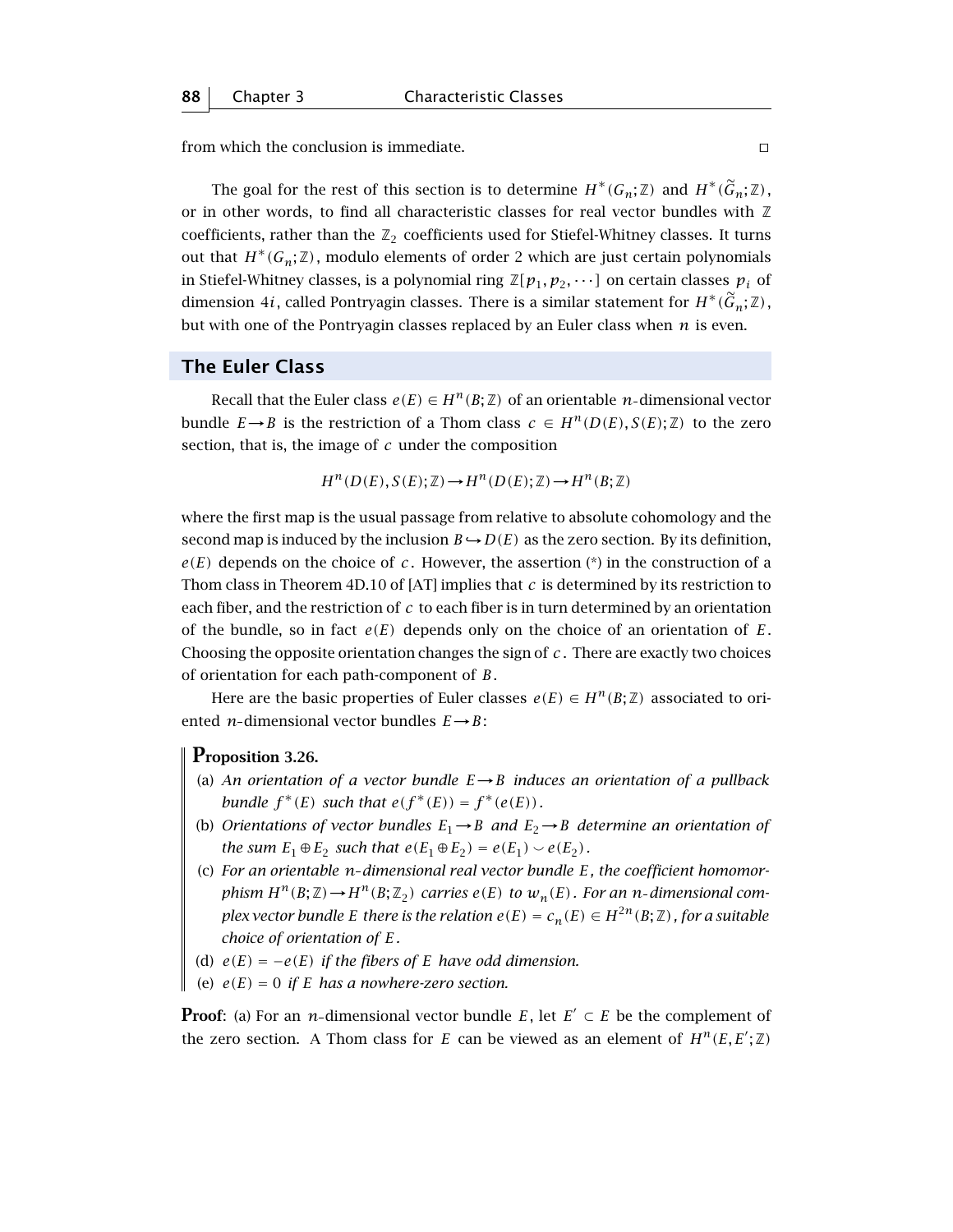from which the conclusion is immediate. □

The goal for the rest of this section is to determine $H^*(G_n;\mathbb{Z})$ and $H^*(\widetilde{G}_n;\mathbb{Z})$, or in other words, to find all characteristic classes for real vector bundles with $\mathbb{Z}$ coefficients, rather than the $\mathbb{Z}_2$ coefficients used for Stiefel-Whitney classes. It turns out that $H^*(G_n;\mathbb{Z})$, modulo elements of order 2 which are just certain polynomials in Stiefel-Whitney classes, is a polynomial ring $\mathbb{Z}[p_1, p_2, \cdots]$ on certain classes $p_i$ of dimension $4i$, called Pontryagin classes. There is a similar statement for $H^*(\widetilde{G}_n;\mathbb{Z})$, but with one of the Pontryagin classes replaced by an Euler class when $n$ is even.

## The Euler Class

Recall that the Euler class $e(E) \in H^n(B;\mathbb{Z})$ of an orientable $n$-dimensional vector bundle $E \to B$ is the restriction of a Thom class $c \in H^n(D(E), S(E);\mathbb{Z})$ to the zero section, that is, the image of $c$ under the composition

$$H^n(D(E), S(E);\mathbb{Z}) \to H^n(D(E);\mathbb{Z}) \to H^n(B;\mathbb{Z})$$

where the first map is the usual passage from relative to absolute cohomology and the second map is induced by the inclusion $B \hookrightarrow D(E)$ as the zero section. By its definition, $e(E)$ depends on the choice of $c$. However, the assertion (*) in the construction of a Thom class in Theorem 4D.10 of [AT] implies that $c$ is determined by its restriction to each fiber, and the restriction of $c$ to each fiber is in turn determined by an orientation of the bundle, so in fact $e(E)$ depends only on the choice of an orientation of $E$. Choosing the opposite orientation changes the sign of $c$. There are exactly two choices of orientation for each path-component of $B$.

Here are the basic properties of Euler classes $e(E) \in H^n(B;\mathbb{Z})$ associated to oriented $n$-dimensional vector bundles $E \to B$:

**Proposition 3.26.**

(a) *An orientation of a vector bundle $E \to B$ induces an orientation of a pullback bundle $f^*(E)$ such that $e(f^*(E)) = f^*(e(E))$.*

(b) *Orientations of vector bundles $E_1 \to B$ and $E_2 \to B$ determine an orientation of the sum $E_1 \oplus E_2$ such that $e(E_1 \oplus E_2) = e(E_1) \smile e(E_2)$.*

(c) *For an orientable $n$-dimensional real vector bundle $E$, the coefficient homomorphism $H^n(B;\mathbb{Z}) \to H^n(B;\mathbb{Z}_2)$ carries $e(E)$ to $w_n(E)$. For an $n$-dimensional complex vector bundle $E$ there is the relation $e(E) = c_n(E) \in H^{2n}(B;\mathbb{Z})$, for a suitable choice of orientation of $E$.*

(d) *$e(E) = -e(E)$ if the fibers of $E$ have odd dimension.*

(e) *$e(E) = 0$ if $E$ has a nowhere-zero section.*

**Proof**: (a) For an $n$-dimensional vector bundle $E$, let $E' \subset E$ be the complement of the zero section. A Thom class for $E$ can be viewed as an element of $H^n(E, E';\mathbb{Z})$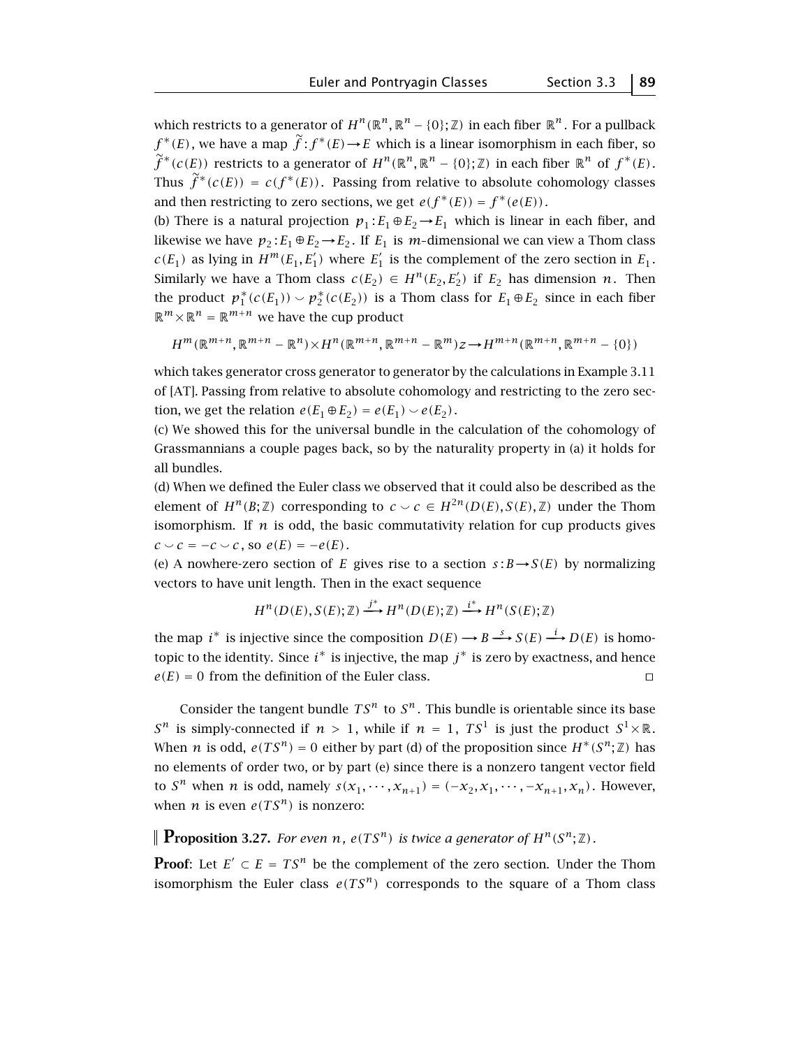which restricts to a generator of $H^n(\mathbb{R}^n, \mathbb{R}^n - \{0\}; \mathbb{Z})$ in each fiber $\mathbb{R}^n$. For a pullback $f^*(E)$, we have a map $\widetilde{f}: f^*(E) \to E$ which is a linear isomorphism in each fiber, so $\widetilde{f}^*(c(E))$ restricts to a generator of $H^n(\mathbb{R}^n, \mathbb{R}^n - \{0\}; \mathbb{Z})$ in each fiber $\mathbb{R}^n$ of $f^*(E)$. Thus $\widetilde{f}^*(c(E)) = c(f^*(E))$. Passing from relative to absolute cohomology classes and then restricting to zero sections, we get $e(f^*(E)) = f^*(e(E))$.

(b) There is a natural projection $p_1: E_1 \oplus E_2 \to E_1$ which is linear in each fiber, and likewise we have $p_2: E_1 \oplus E_2 \to E_2$. If $E_1$ is $m$-dimensional we can view a Thom class $c(E_1)$ as lying in $H^m(E_1, E_1')$ where $E_1'$ is the complement of the zero section in $E_1$. Similarly we have a Thom class $c(E_2) \in H^n(E_2, E_2')$ if $E_2$ has dimension $n$. Then the product $p_1^*(c(E_1)) \smile p_2^*(c(E_2))$ is a Thom class for $E_1 \oplus E_2$ since in each fiber $\mathbb{R}^m \times \mathbb{R}^n = \mathbb{R}^{m+n}$ we have the cup product

$$H^m(\mathbb{R}^{m+n}, \mathbb{R}^{m+n} - \mathbb{R}^n) \times H^n(\mathbb{R}^{m+n}, \mathbb{R}^{m+n} - \mathbb{R}^m)z \to H^{m+n}(\mathbb{R}^{m+n}, \mathbb{R}^{m+n} - \{0\})$$

which takes generator cross generator to generator by the calculations in Example 3.11 of [AT]. Passing from relative to absolute cohomology and restricting to the zero section, we get the relation $e(E_1 \oplus E_2) = e(E_1) \smile e(E_2)$.

(c) We showed this for the universal bundle in the calculation of the cohomology of Grassmannians a couple pages back, so by the naturality property in (a) it holds for all bundles.

(d) When we defined the Euler class we observed that it could also be described as the element of $H^n(B; \mathbb{Z})$ corresponding to $c \smile c \in H^{2n}(D(E), S(E), \mathbb{Z})$ under the Thom isomorphism. If $n$ is odd, the basic commutativity relation for cup products gives $c \smile c = -c \smile c$, so $e(E) = -e(E)$.

(e) A nowhere-zero section of $E$ gives rise to a section $s: B \to S(E)$ by normalizing vectors to have unit length. Then in the exact sequence

$$H^n(D(E), S(E); \mathbb{Z}) \xrightarrow{j^*} H^n(D(E); \mathbb{Z}) \xrightarrow{i^*} H^n(S(E); \mathbb{Z})$$

the map $i^*$ is injective since the composition $D(E) \longrightarrow B \xrightarrow{s} S(E) \xrightarrow{i} D(E)$ is homotopic to the identity. Since $i^*$ is injective, the map $j^*$ is zero by exactness, and hence $e(E) = 0$ from the definition of the Euler class. □

Consider the tangent bundle $TS^n$ to $S^n$. This bundle is orientable since its base $S^n$ is simply-connected if $n > 1$, while if $n = 1$, $TS^1$ is just the product $S^1 \times \mathbb{R}$. When $n$ is odd, $e(TS^n) = 0$ either by part (d) of the proposition since $H^*(S^n; \mathbb{Z})$ has no elements of order two, or by part (e) since there is a nonzero tangent vector field to $S^n$ when $n$ is odd, namely $s(x_1, \cdots, x_{n+1}) = (-x_2, x_1, \cdots, -x_{n+1}, x_n)$. However, when $n$ is even $e(TS^n)$ is nonzero:

**Proposition 3.27.** *For even $n$, $e(TS^n)$ is twice a generator of $H^n(S^n; \mathbb{Z})$.*

**Proof**: Let $E' \subset E = TS^n$ be the complement of the zero section. Under the Thom isomorphism the Euler class $e(TS^n)$ corresponds to the square of a Thom class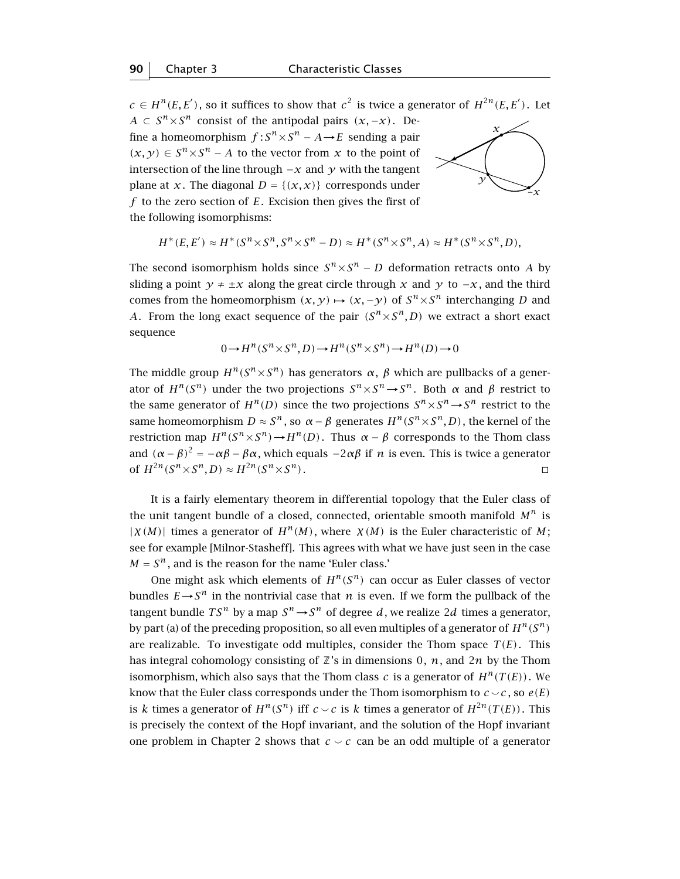$c \in H^n(E, E')$, so it suffices to show that $c^2$ is twice a generator of $H^{2n}(E, E')$. Let $A \subset S^n \times S^n$ consist of the antipodal pairs $(x, -x)$. Define a homeomorphism $f : S^n \times S^n - A \to E$ sending a pair $(x, y) \in S^n \times S^n - A$ to the vector from $x$ to the point of intersection of the line through $-x$ and $y$ with the tangent plane at $x$. The diagonal $D = \{(x, x)\}$ corresponds under $f$ to the zero section of $E$. Excision then gives the first of the following isomorphisms:

$$H^*(E, E') \approx H^*(S^n \times S^n, S^n \times S^n - D) \approx H^*(S^n \times S^n, A) \approx H^*(S^n \times S^n, D),$$

The second isomorphism holds since $S^n \times S^n - D$ deformation retracts onto $A$ by sliding a point $y \neq \pm x$ along the great circle through $x$ and $y$ to $-x$, and the third comes from the homeomorphism $(x, y) \mapsto (x, -y)$ of $S^n \times S^n$ interchanging $D$ and $A$. From the long exact sequence of the pair $(S^n \times S^n, D)$ we extract a short exact sequence

$$0 \to H^n(S^n \times S^n, D) \to H^n(S^n \times S^n) \to H^n(D) \to 0$$

The middle group $H^n(S^n \times S^n)$ has generators $\alpha$, $\beta$ which are pullbacks of a generator of $H^n(S^n)$ under the two projections $S^n \times S^n \to S^n$. Both $\alpha$ and $\beta$ restrict to the same generator of $H^n(D)$ since the two projections $S^n \times S^n \to S^n$ restrict to the same homeomorphism $D \approx S^n$, so $\alpha - \beta$ generates $H^n(S^n \times S^n, D)$, the kernel of the restriction map $H^n(S^n \times S^n) \to H^n(D)$. Thus $\alpha - \beta$ corresponds to the Thom class and $(\alpha - \beta)^2 = -\alpha\beta - \beta\alpha$, which equals $-2\alpha\beta$ if $n$ is even. This is twice a generator of $H^{2n}(S^n \times S^n, D) \approx H^{2n}(S^n \times S^n)$. ☐

It is a fairly elementary theorem in differential topology that the Euler class of the unit tangent bundle of a closed, connected, orientable smooth manifold $M^n$ is $|\chi(M)|$ times a generator of $H^n(M)$, where $\chi(M)$ is the Euler characteristic of $M$; see for example [Milnor-Stasheff]. This agrees with what we have just seen in the case $M = S^n$, and is the reason for the name 'Euler class.'

One might ask which elements of $H^n(S^n)$ can occur as Euler classes of vector bundles $E \to S^n$ in the nontrivial case that $n$ is even. If we form the pullback of the tangent bundle $TS^n$ by a map $S^n \to S^n$ of degree $d$, we realize $2d$ times a generator, by part (a) of the preceding proposition, so all even multiples of a generator of $H^n(S^n)$ are realizable. To investigate odd multiples, consider the Thom space $T(E)$. This has integral cohomology consisting of $\mathbb{Z}$'s in dimensions $0$, $n$, and $2n$ by the Thom isomorphism, which also says that the Thom class $c$ is a generator of $H^n(T(E))$. We know that the Euler class corresponds under the Thom isomorphism to $c \smile c$, so $e(E)$ is $k$ times a generator of $H^n(S^n)$ iff $c \smile c$ is $k$ times a generator of $H^{2n}(T(E))$. This is precisely the context of the Hopf invariant, and the solution of the Hopf invariant one problem in Chapter 2 shows that $c \smile c$ can be an odd multiple of a generator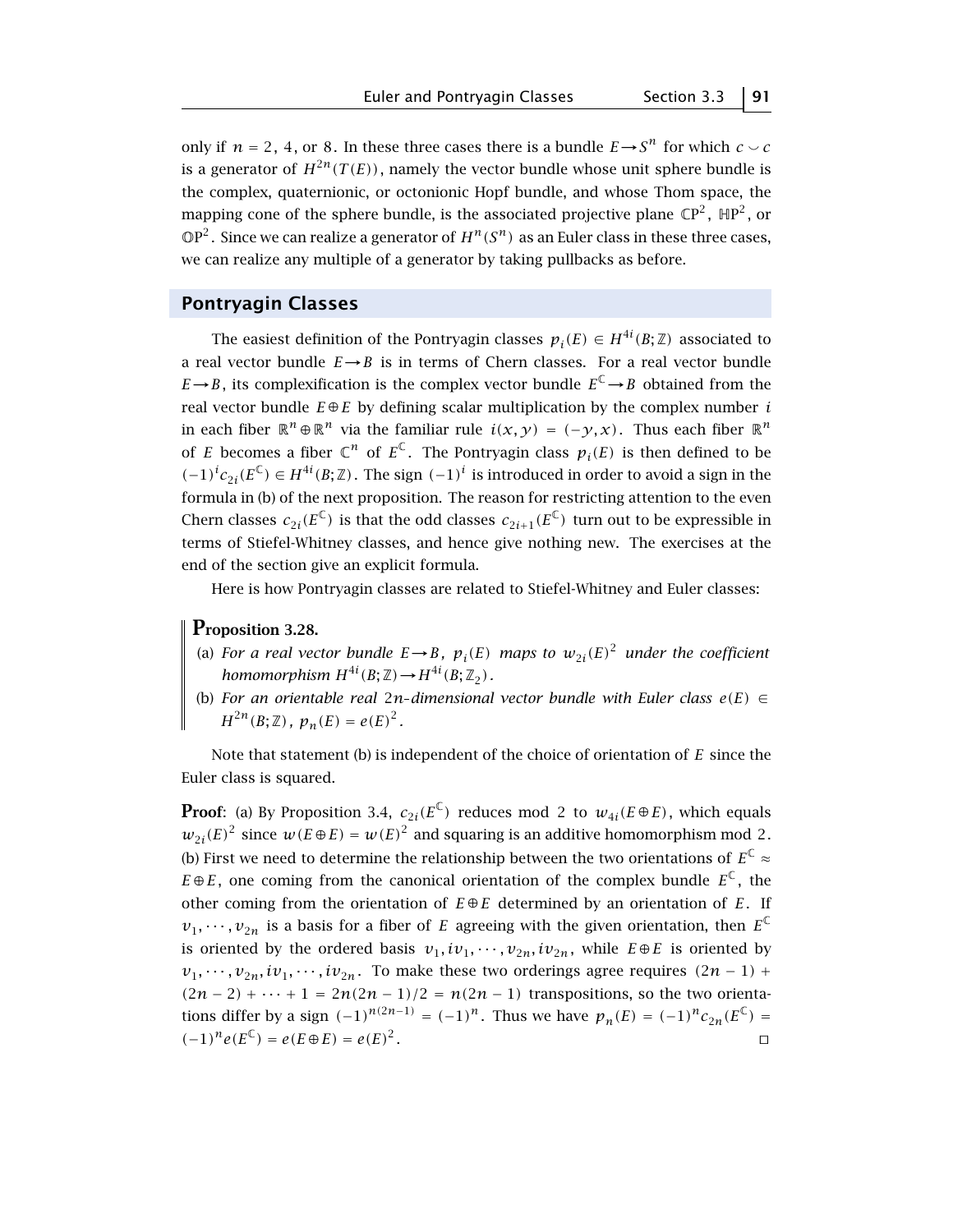only if $n = 2$, $4$, or $8$. In these three cases there is a bundle $E \to S^n$ for which $c \smile c$ is a generator of $H^{2n}(T(E))$, namely the vector bundle whose unit sphere bundle is the complex, quaternionic, or octonionic Hopf bundle, and whose Thom space, the mapping cone of the sphere bundle, is the associated projective plane $\mathbb{C}\mathrm{P}^2$, $\mathbb{H}\mathrm{P}^2$, or $\mathbb{O}\mathrm{P}^2$. Since we can realize a generator of $H^n(S^n)$ as an Euler class in these three cases, we can realize any multiple of a generator by taking pullbacks as before.

## Pontryagin Classes

The easiest definition of the Pontryagin classes $p_i(E) \in H^{4i}(B;\mathbb{Z})$ associated to a real vector bundle $E \to B$ is in terms of Chern classes. For a real vector bundle $E \to B$, its complexification is the complex vector bundle $E^{\mathbb{C}} \to B$ obtained from the real vector bundle $E \oplus E$ by defining scalar multiplication by the complex number $i$ in each fiber $\mathbb{R}^n \oplus \mathbb{R}^n$ via the familiar rule $i(x,y) = (-y,x)$. Thus each fiber $\mathbb{R}^n$ of $E$ becomes a fiber $\mathbb{C}^n$ of $E^{\mathbb{C}}$. The Pontryagin class $p_i(E)$ is then defined to be $(-1)^i c_{2i}(E^{\mathbb{C}}) \in H^{4i}(B;\mathbb{Z})$. The sign $(-1)^i$ is introduced in order to avoid a sign in the formula in (b) of the next proposition. The reason for restricting attention to the even Chern classes $c_{2i}(E^{\mathbb{C}})$ is that the odd classes $c_{2i+1}(E^{\mathbb{C}})$ turn out to be expressible in terms of Stiefel-Whitney classes, and hence give nothing new. The exercises at the end of the section give an explicit formula.

Here is how Pontryagin classes are related to Stiefel-Whitney and Euler classes:

**Proposition 3.28.**

(a) *For a real vector bundle $E \to B$, $p_i(E)$ maps to $w_{2i}(E)^2$ under the coefficient homomorphism $H^{4i}(B;\mathbb{Z}) \to H^{4i}(B;\mathbb{Z}_2)$.*

(b) *For an orientable real $2n$-dimensional vector bundle with Euler class $e(E) \in H^{2n}(B;\mathbb{Z})$, $p_n(E) = e(E)^2$.*

Note that statement (b) is independent of the choice of orientation of $E$ since the Euler class is squared.

**Proof**: (a) By Proposition 3.4, $c_{2i}(E^{\mathbb{C}})$ reduces mod 2 to $w_{4i}(E \oplus E)$, which equals $w_{2i}(E)^2$ since $w(E \oplus E) = w(E)^2$ and squaring is an additive homomorphism mod 2.

(b) First we need to determine the relationship between the two orientations of $E^{\mathbb{C}} \approx E \oplus E$, one coming from the canonical orientation of the complex bundle $E^{\mathbb{C}}$, the other coming from the orientation of $E \oplus E$ determined by an orientation of $E$. If $v_1, \cdots, v_{2n}$ is a basis for a fiber of $E$ agreeing with the given orientation, then $E^{\mathbb{C}}$ is oriented by the ordered basis $v_1, iv_1, \cdots, v_{2n}, iv_{2n}$, while $E \oplus E$ is oriented by $v_1, \cdots, v_{2n}, iv_1, \cdots, iv_{2n}$. To make these two orderings agree requires $(2n-1) + (2n-2) + \cdots + 1 = 2n(2n-1)/2 = n(2n-1)$ transpositions, so the two orientations differ by a sign $(-1)^{n(2n-1)} = (-1)^n$. Thus we have $p_n(E) = (-1)^n c_{2n}(E^{\mathbb{C}}) = (-1)^n e(E^{\mathbb{C}}) = e(E \oplus E) = e(E)^2$. $\square$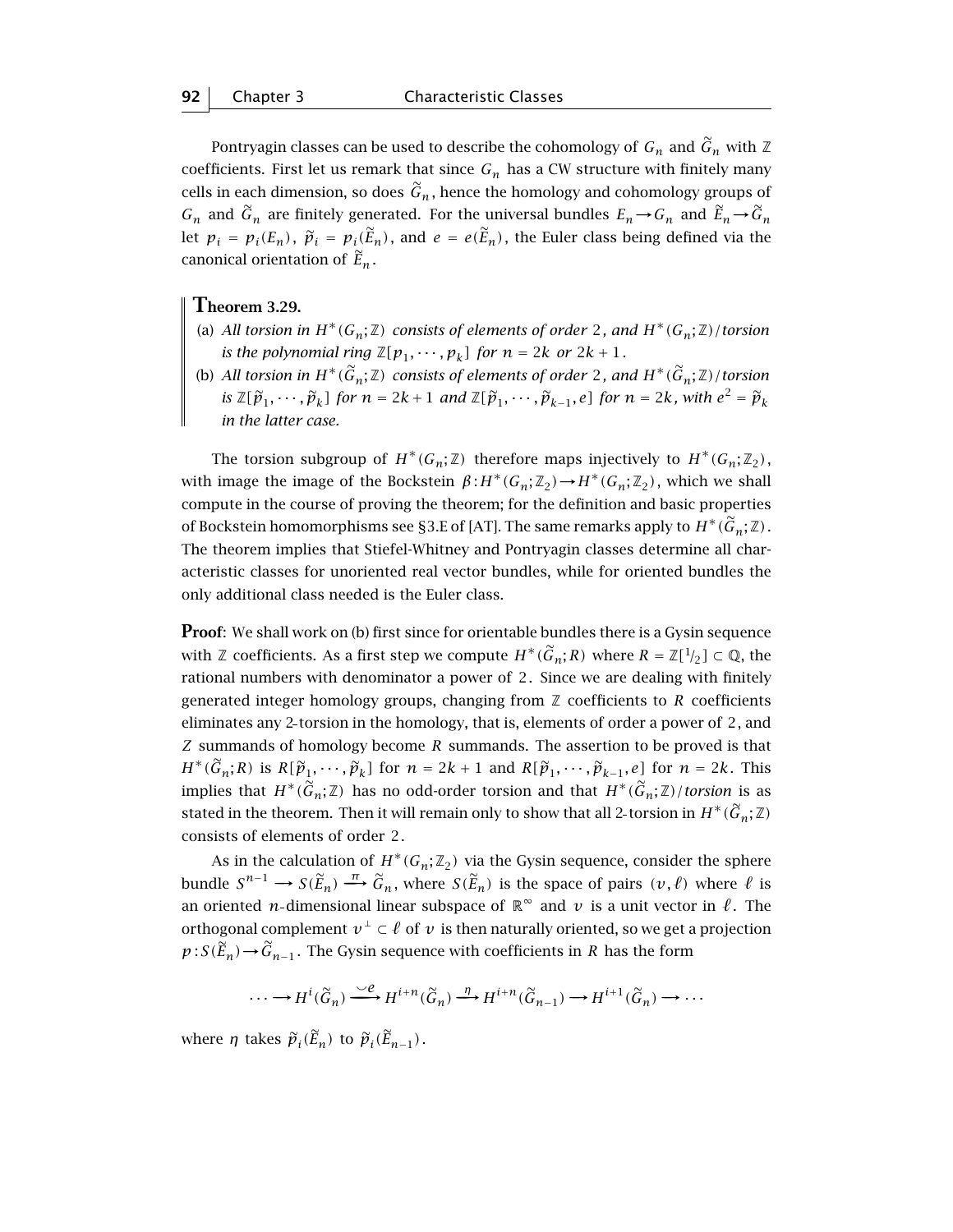Pontryagin classes can be used to describe the cohomology of $G_n$ and $\widetilde{G}_n$ with $\mathbb{Z}$ coefficients. First let us remark that since $G_n$ has a CW structure with finitely many cells in each dimension, so does $\widetilde{G}_n$, hence the homology and cohomology groups of $G_n$ and $\widetilde{G}_n$ are finitely generated. For the universal bundles $E_n \to G_n$ and $\widetilde{E}_n \to \widetilde{G}_n$ let $p_i = p_i(E_n)$, $\widetilde{p}_i = p_i(\widetilde{E}_n)$, and $e = e(\widetilde{E}_n)$, the Euler class being defined via the canonical orientation of $\widetilde{E}_n$.

**Theorem 3.29.**

(a) *All torsion in $H^*(G_n;\mathbb{Z})$ consists of elements of order 2, and $H^*(G_n;\mathbb{Z})/$torsion is the polynomial ring $\mathbb{Z}[p_1,\cdots,p_k]$ for $n = 2k$ or $2k+1$.*

(b) *All torsion in $H^*(\widetilde{G}_n;\mathbb{Z})$ consists of elements of order 2, and $H^*(\widetilde{G}_n;\mathbb{Z})/$torsion is $\mathbb{Z}[\widetilde{p}_1,\cdots,\widetilde{p}_k]$ for $n = 2k+1$ and $\mathbb{Z}[\widetilde{p}_1,\cdots,\widetilde{p}_{k-1},e]$ for $n = 2k$, with $e^2 = \widetilde{p}_k$ in the latter case.*

The torsion subgroup of $H^*(G_n;\mathbb{Z})$ therefore maps injectively to $H^*(G_n;\mathbb{Z}_2)$, with image the image of the Bockstein $\beta : H^*(G_n;\mathbb{Z}_2) \to H^*(G_n;\mathbb{Z}_2)$, which we shall compute in the course of proving the theorem; for the definition and basic properties of Bockstein homomorphisms see §3.E of [AT]. The same remarks apply to $H^*(\widetilde{G}_n;\mathbb{Z})$. The theorem implies that Stiefel-Whitney and Pontryagin classes determine all characteristic classes for unoriented real vector bundles, while for oriented bundles the only additional class needed is the Euler class.

**Proof**: We shall work on (b) first since for orientable bundles there is a Gysin sequence with $\mathbb{Z}$ coefficients. As a first step we compute $H^*(\widetilde{G}_n;R)$ where $R = \mathbb{Z}[1/2] \subset \mathbb{Q}$, the rational numbers with denominator a power of 2. Since we are dealing with finitely generated integer homology groups, changing from $\mathbb{Z}$ coefficients to $R$ coefficients eliminates any 2-torsion in the homology, that is, elements of order a power of 2, and $Z$ summands of homology become $R$ summands. The assertion to be proved is that $H^*(\widetilde{G}_n;R)$ is $R[\widetilde{p}_1,\cdots,\widetilde{p}_k]$ for $n = 2k+1$ and $R[\widetilde{p}_1,\cdots,\widetilde{p}_{k-1},e]$ for $n = 2k$. This implies that $H^*(\widetilde{G}_n;\mathbb{Z})$ has no odd-order torsion and that $H^*(\widetilde{G}_n;\mathbb{Z})/$*torsion* is as stated in the theorem. Then it will remain only to show that all 2-torsion in $H^*(\widetilde{G}_n;\mathbb{Z})$ consists of elements of order 2.

As in the calculation of $H^*(G_n;\mathbb{Z}_2)$ via the Gysin sequence, consider the sphere bundle $S^{n-1} \to S(\widetilde{E}_n) \xrightarrow{\pi} \widetilde{G}_n$, where $S(\widetilde{E}_n)$ is the space of pairs $(v,\ell)$ where $\ell$ is an oriented $n$-dimensional linear subspace of $\mathbb{R}^\infty$ and $v$ is a unit vector in $\ell$. The orthogonal complement $v^\perp \subset \ell$ of $v$ is then naturally oriented, so we get a projection $p : S(\widetilde{E}_n) \to \widetilde{G}_{n-1}$. The Gysin sequence with coefficients in $R$ has the form

$$\cdots \longrightarrow H^i(\widetilde{G}_n) \xrightarrow{\smile e} H^{i+n}(\widetilde{G}_n) \xrightarrow{\eta} H^{i+n}(\widetilde{G}_{n-1}) \longrightarrow H^{i+1}(\widetilde{G}_n) \longrightarrow \cdots$$

where $\eta$ takes $\widetilde{p}_i(\widetilde{E}_n)$ to $\widetilde{p}_i(\widetilde{E}_{n-1})$.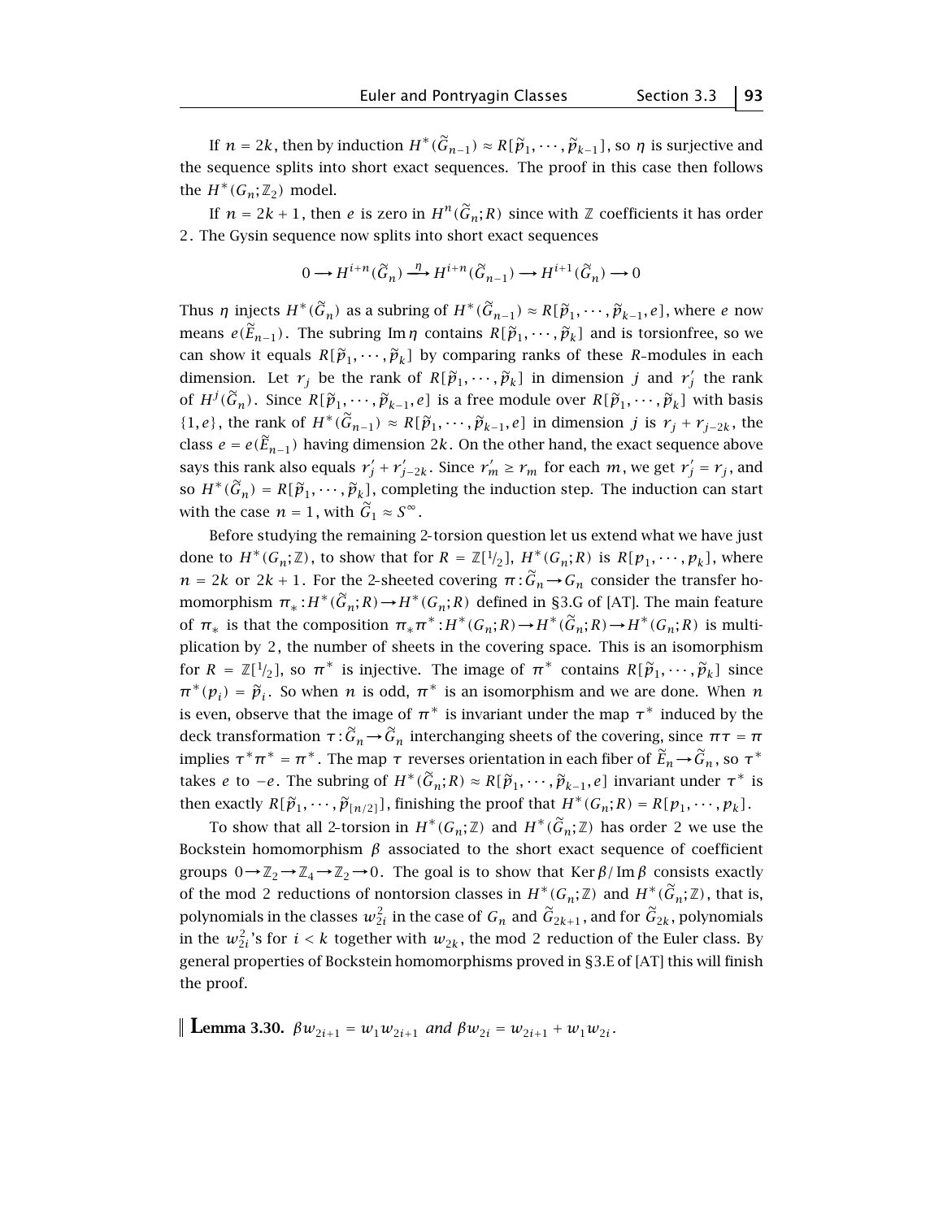If $n = 2k$, then by induction $H^*(\widetilde{G}_{n-1}) \approx R[\widetilde{p}_1, \cdots, \widetilde{p}_{k-1}]$, so $\eta$ is surjective and the sequence splits into short exact sequences. The proof in this case then follows the $H^*(G_n;\mathbb{Z}_2)$ model.

If $n = 2k+1$, then $e$ is zero in $H^n(\widetilde{G}_n;R)$ since with $\mathbb{Z}$ coefficients it has order $2$. The Gysin sequence now splits into short exact sequences

$$0 \longrightarrow H^{i+n}(\widetilde{G}_n) \xrightarrow{\ \eta\ } H^{i+n}(\widetilde{G}_{n-1}) \longrightarrow H^{i+1}(\widetilde{G}_n) \longrightarrow 0$$

Thus $\eta$ injects $H^*(\widetilde{G}_n)$ as a subring of $H^*(\widetilde{G}_{n-1}) \approx R[\widetilde{p}_1, \cdots, \widetilde{p}_{k-1}, e]$, where $e$ now means $e(\widetilde{E}_{n-1})$. The subring $\operatorname{Im}\eta$ contains $R[\widetilde{p}_1, \cdots, \widetilde{p}_k]$ and is torsionfree, so we can show it equals $R[\widetilde{p}_1, \cdots, \widetilde{p}_k]$ by comparing ranks of these $R$-modules in each dimension. Let $r_j$ be the rank of $R[\widetilde{p}_1, \cdots, \widetilde{p}_k]$ in dimension $j$ and $r'_j$ the rank of $H^j(\widetilde{G}_n)$. Since $R[\widetilde{p}_1, \cdots, \widetilde{p}_{k-1}, e]$ is a free module over $R[\widetilde{p}_1, \cdots, \widetilde{p}_k]$ with basis $\{1, e\}$, the rank of $H^*(\widetilde{G}_{n-1}) \approx R[\widetilde{p}_1, \cdots, \widetilde{p}_{k-1}, e]$ in dimension $j$ is $r_j + r_{j-2k}$, the class $e = e(\widetilde{E}_{n-1})$ having dimension $2k$. On the other hand, the exact sequence above says this rank also equals $r'_j + r'_{j-2k}$. Since $r'_m \geq r_m$ for each $m$, we get $r'_j = r_j$, and so $H^*(\widetilde{G}_n) = R[\widetilde{p}_1, \cdots, \widetilde{p}_k]$, completing the induction step. The induction can start with the case $n = 1$, with $\widetilde{G}_1 \approx S^\infty$.

Before studying the remaining 2-torsion question let us extend what we have just done to $H^*(G_n;\mathbb{Z})$, to show that for $R = \mathbb{Z}[1/2]$, $H^*(G_n;R)$ is $R[p_1, \cdots, p_k]$, where $n = 2k$ or $2k+1$. For the 2-sheeted covering $\pi : \widetilde{G}_n \to G_n$ consider the transfer homomorphism $\pi_* : H^*(\widetilde{G}_n;R) \to H^*(G_n;R)$ defined in §3.G of [AT]. The main feature of $\pi_*$ is that the composition $\pi_*\pi^* : H^*(G_n;R) \to H^*(\widetilde{G}_n;R) \to H^*(G_n;R)$ is multiplication by $2$, the number of sheets in the covering space. This is an isomorphism for $R = \mathbb{Z}[1/2]$, so $\pi^*$ is injective. The image of $\pi^*$ contains $R[\widetilde{p}_1, \cdots, \widetilde{p}_k]$ since $\pi^*(p_i) = \widetilde{p}_i$. So when $n$ is odd, $\pi^*$ is an isomorphism and we are done. When $n$ is even, observe that the image of $\pi^*$ is invariant under the map $\tau^*$ induced by the deck transformation $\tau : \widetilde{G}_n \to \widetilde{G}_n$ interchanging sheets of the covering, since $\pi\tau = \pi$ implies $\tau^*\pi^* = \pi^*$. The map $\tau$ reverses orientation in each fiber of $\widetilde{E}_n \to \widetilde{G}_n$, so $\tau^*$ takes $e$ to $-e$. The subring of $H^*(\widetilde{G}_n;R) \approx R[\widetilde{p}_1, \cdots, \widetilde{p}_{k-1}, e]$ invariant under $\tau^*$ is then exactly $R[\widetilde{p}_1, \cdots, \widetilde{p}_{[n/2]}]$, finishing the proof that $H^*(G_n;R) = R[p_1, \cdots, p_k]$.

To show that all 2-torsion in $H^*(G_n;\mathbb{Z})$ and $H^*(\widetilde{G}_n;\mathbb{Z})$ has order 2 we use the Bockstein homomorphism $\beta$ associated to the short exact sequence of coefficient groups $0 \to \mathbb{Z}_2 \to \mathbb{Z}_4 \to \mathbb{Z}_2 \to 0$. The goal is to show that $\operatorname{Ker}\beta / \operatorname{Im}\beta$ consists exactly of the mod 2 reductions of nontorsion classes in $H^*(G_n;\mathbb{Z})$ and $H^*(\widetilde{G}_n;\mathbb{Z})$, that is, polynomials in the classes $w_{2i}^2$ in the case of $G_n$ and $\widetilde{G}_{2k+1}$, and for $\widetilde{G}_{2k}$, polynomials in the $w_{2i}^2$'s for $i < k$ together with $w_{2k}$, the mod 2 reduction of the Euler class. By general properties of Bockstein homomorphisms proved in §3.E of [AT] this will finish the proof.

**Lemma 3.30.** *$\beta w_{2i+1} = w_1 w_{2i+1}$ and $\beta w_{2i} = w_{2i+1} + w_1 w_{2i}$.*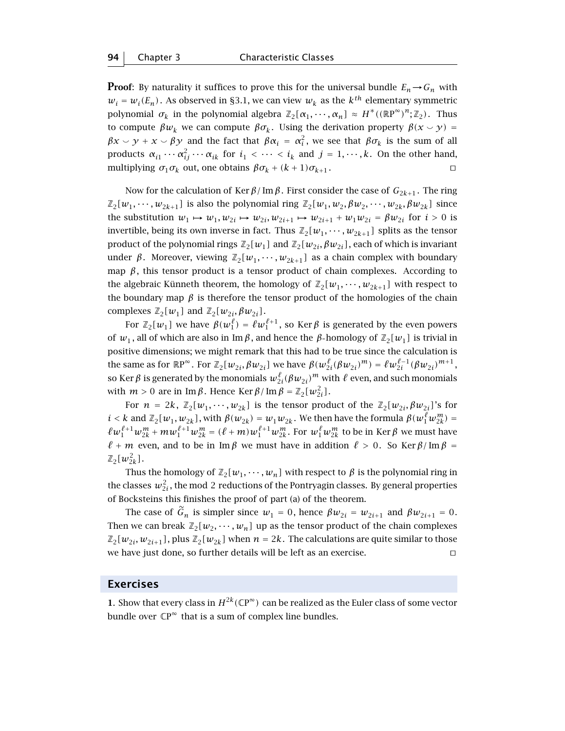**Proof**: By naturality it suffices to prove this for the universal bundle $E_n \to G_n$ with $w_i = w_i(E_n)$. As observed in §3.1, we can view $w_k$ as the $k^{th}$ elementary symmetric polynomial $\sigma_k$ in the polynomial algebra $\mathbb{Z}_2[\alpha_1, \cdots, \alpha_n] \approx H^*((\mathbb{R}P^\infty)^n; \mathbb{Z}_2)$. Thus to compute $\beta w_k$ we can compute $\beta \sigma_k$. Using the derivation property $\beta(x \smile y) = \beta x \smile y + x \smile \beta y$ and the fact that $\beta \alpha_i = \alpha_i^2$, we see that $\beta \sigma_k$ is the sum of all products $\alpha_{i1} \cdots \alpha_{ij}^2 \cdots \alpha_{ik}$ for $i_1 < \cdots < i_k$ and $j = 1, \cdots, k$. On the other hand, multiplying $\sigma_1 \sigma_k$ out, one obtains $\beta \sigma_k + (k+1)\sigma_{k+1}$. ◻

Now for the calculation of $\operatorname{Ker}\beta / \operatorname{Im}\beta$. First consider the case of $G_{2k+1}$. The ring $\mathbb{Z}_2[w_1, \cdots, w_{2k+1}]$ is also the polynomial ring $\mathbb{Z}_2[w_1, w_2, \beta w_2, \cdots, w_{2k}, \beta w_{2k}]$ since the substitution $w_1 \mapsto w_1, w_{2i} \mapsto w_{2i}, w_{2i+1} \mapsto w_{2i+1} + w_1 w_{2i} = \beta w_{2i}$ for $i > 0$ is invertible, being its own inverse in fact. Thus $\mathbb{Z}_2[w_1, \cdots, w_{2k+1}]$ splits as the tensor product of the polynomial rings $\mathbb{Z}_2[w_1]$ and $\mathbb{Z}_2[w_{2i}, \beta w_{2i}]$, each of which is invariant under $\beta$. Moreover, viewing $\mathbb{Z}_2[w_1, \cdots, w_{2k+1}]$ as a chain complex with boundary map $\beta$, this tensor product is a tensor product of chain complexes. According to the algebraic Künneth theorem, the homology of $\mathbb{Z}_2[w_1, \cdots, w_{2k+1}]$ with respect to the boundary map $\beta$ is therefore the tensor product of the homologies of the chain complexes $\mathbb{Z}_2[w_1]$ and $\mathbb{Z}_2[w_{2i}, \beta w_{2i}]$.

For $\mathbb{Z}_2[w_1]$ we have $\beta(w_1^\ell) = \ell w_1^{\ell+1}$, so $\operatorname{Ker}\beta$ is generated by the even powers of $w_1$, all of which are also in $\operatorname{Im}\beta$, and hence the $\beta$-homology of $\mathbb{Z}_2[w_1]$ is trivial in positive dimensions; we might remark that this had to be true since the calculation is the same as for $\mathbb{R}P^\infty$. For $\mathbb{Z}_2[w_{2i}, \beta w_{2i}]$ we have $\beta(w_{2i}^\ell (\beta w_{2i})^m) = \ell w_{2i}^{\ell-1} (\beta w_{2i})^{m+1}$, so $\operatorname{Ker}\beta$ is generated by the monomials $w_{2i}^\ell (\beta w_{2i})^m$ with $\ell$ even, and such monomials with $m > 0$ are in $\operatorname{Im}\beta$. Hence $\operatorname{Ker}\beta / \operatorname{Im}\beta = \mathbb{Z}_2[w_{2i}^2]$.

For $n = 2k$, $\mathbb{Z}_2[w_1, \cdots, w_{2k}]$ is the tensor product of the $\mathbb{Z}_2[w_{2i}, \beta w_{2i}]$'s for $i < k$ and $\mathbb{Z}_2[w_1, w_{2k}]$, with $\beta(w_{2k}) = w_1 w_{2k}$. We then have the formula $\beta(w_1^\ell w_{2k}^m) = \ell w_1^{\ell+1} w_{2k}^m + m w_1^{\ell+1} w_{2k}^m = (\ell + m) w_1^{\ell+1} w_{2k}^m$. For $w_1^\ell w_{2k}^m$ to be in $\operatorname{Ker}\beta$ we must have $\ell + m$ even, and to be in $\operatorname{Im}\beta$ we must have in addition $\ell > 0$. So $\operatorname{Ker}\beta / \operatorname{Im}\beta = \mathbb{Z}_2[w_{2k}^2]$.

Thus the homology of $\mathbb{Z}_2[w_1, \cdots, w_n]$ with respect to $\beta$ is the polynomial ring in the classes $w_{2i}^2$, the mod 2 reductions of the Pontryagin classes. By general properties of Bocksteins this finishes the proof of part (a) of the theorem.

The case of $\widetilde{G}_n$ is simpler since $w_1 = 0$, hence $\beta w_{2i} = w_{2i+1}$ and $\beta w_{2i+1} = 0$. Then we can break $\mathbb{Z}_2[w_2, \cdots, w_n]$ up as the tensor product of the chain complexes $\mathbb{Z}_2[w_{2i}, w_{2i+1}]$, plus $\mathbb{Z}_2[w_{2k}]$ when $n = 2k$. The calculations are quite similar to those we have just done, so further details will be left as an exercise. ◻

## Exercises

**1**. Show that every class in $H^{2k}(\mathbb{C}P^\infty)$ can be realized as the Euler class of some vector bundle over $\mathbb{C}P^\infty$ that is a sum of complex line bundles.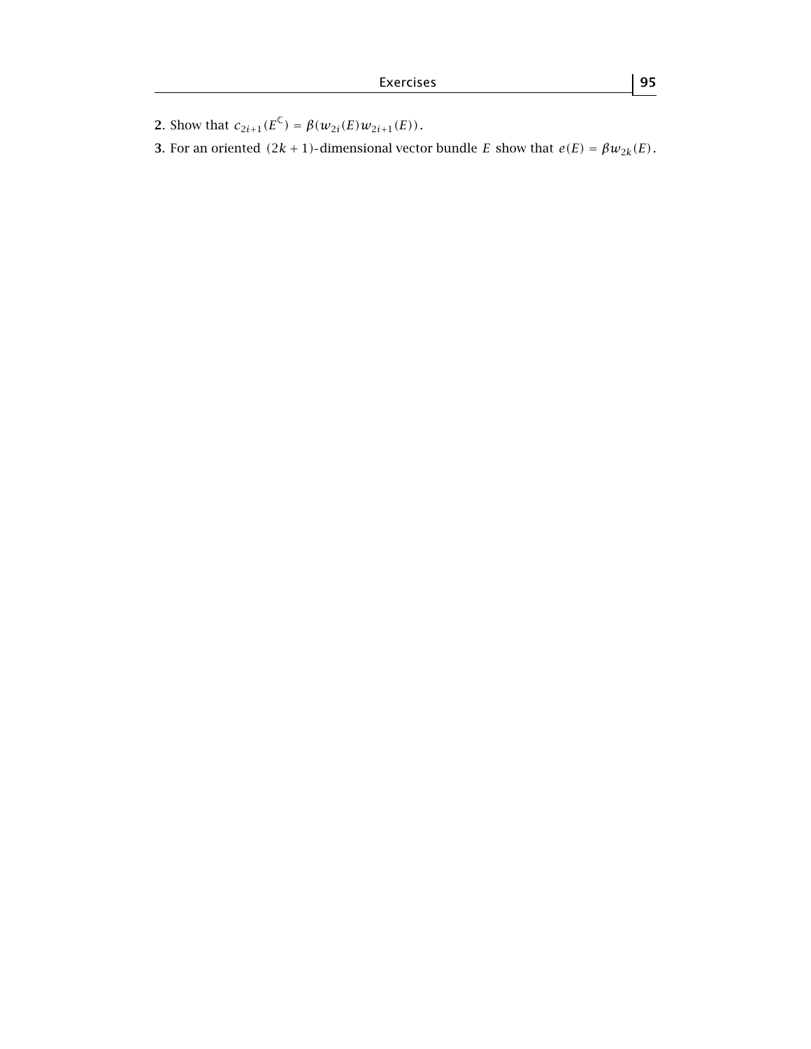**2.** Show that $c_{2i+1}(E^{\mathbb{C}}) = \beta(w_{2i}(E)w_{2i+1}(E))$.

**3.** For an oriented $(2k+1)$-dimensional vector bundle $E$ show that $e(E) = \beta w_{2k}(E)$.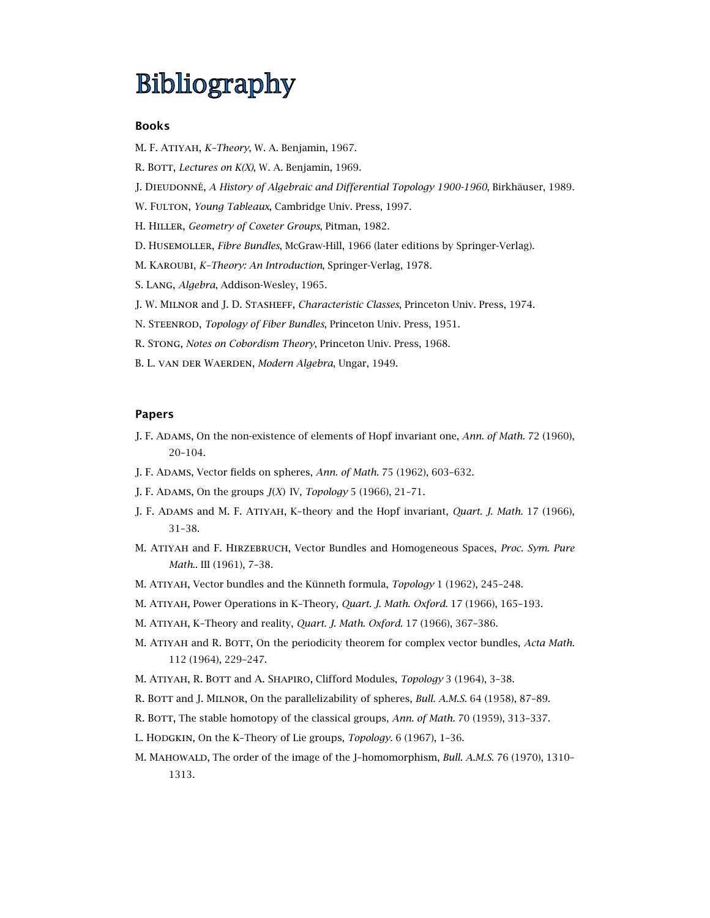# Bibliography

### Books

M. F. Atiyah, *K–Theory*, W. A. Benjamin, 1967.

R. Bott, *Lectures on K(X)*, W. A. Benjamin, 1969.

J. Dieudonné, *A History of Algebraic and Differential Topology 1900-1960*, Birkhäuser, 1989.

W. Fulton, *Young Tableaux*, Cambridge Univ. Press, 1997.

H. Hiller, *Geometry of Coxeter Groups*, Pitman, 1982.

D. Husemoller, *Fibre Bundles*, McGraw-Hill, 1966 (later editions by Springer-Verlag).

M. Karoubi, *K–Theory: An Introduction*, Springer-Verlag, 1978.

S. Lang, *Algebra*, Addison-Wesley, 1965.

J. W. Milnor and J. D. Stasheff, *Characteristic Classes*, Princeton Univ. Press, 1974.

N. Steenrod, *Topology of Fiber Bundles*, Princeton Univ. Press, 1951.

R. Stong, *Notes on Cobordism Theory*, Princeton Univ. Press, 1968.

B. L. van der Waerden, *Modern Algebra*, Ungar, 1949.

### Papers

J. F. Adams, On the non-existence of elements of Hopf invariant one, *Ann. of Math.* 72 (1960), 20–104.

J. F. Adams, Vector fields on spheres, *Ann. of Math.* 75 (1962), 603–632.

J. F. Adams, On the groups *J*(*X*) IV, *Topology* 5 (1966), 21–71.

J. F. Adams and M. F. Atiyah, K–theory and the Hopf invariant, *Quart. J. Math.* 17 (1966), 31–38.

M. Atiyah and F. Hirzebruch, Vector Bundles and Homogeneous Spaces, *Proc. Sym. Pure Math.*. III (1961), 7–38.

M. Atiyah, Vector bundles and the Künneth formula, *Topology* 1 (1962), 245–248.

M. Atiyah, Power Operations in K–Theory, *Quart. J. Math. Oxford.* 17 (1966), 165–193.

M. Atiyah, K–Theory and reality, *Quart. J. Math. Oxford.* 17 (1966), 367–386.

M. Atiyah and R. Bott, On the periodicity theorem for complex vector bundles, *Acta Math.* 112 (1964), 229–247.

M. Atiyah, R. Bott and A. Shapiro, Clifford Modules, *Topology* 3 (1964), 3–38.

R. Bott and J. Milnor, On the parallelizability of spheres, *Bull. A.M.S.* 64 (1958), 87–89.

R. Bott, The stable homotopy of the classical groups, *Ann. of Math.* 70 (1959), 313–337.

L. Hodgkin, On the K–Theory of Lie groups, *Topology.* 6 (1967), 1–36.

M. Mahowald, The order of the image of the J–homomorphism, *Bull. A.M.S.* 76 (1970), 1310–1313.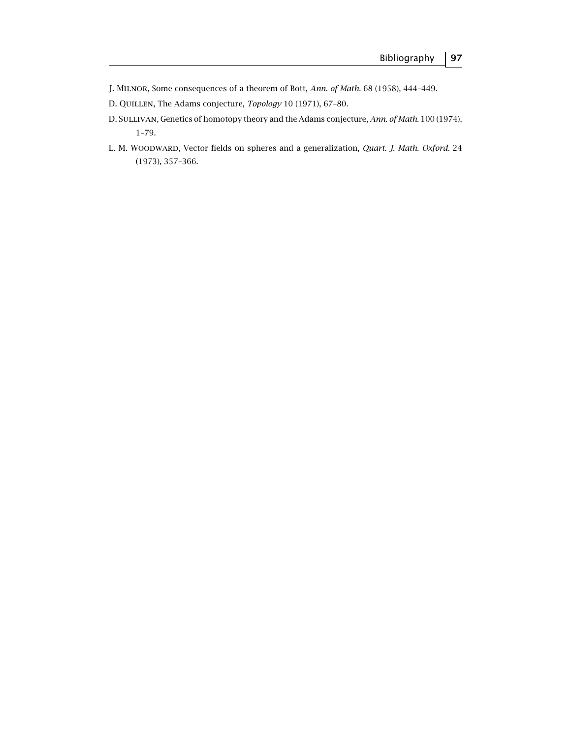J. MILNOR, Some consequences of a theorem of Bott, *Ann. of Math.* 68 (1958), 444–449.

D. QUILLEN, The Adams conjecture, *Topology* 10 (1971), 67–80.

D. SULLIVAN, Genetics of homotopy theory and the Adams conjecture, *Ann. of Math.* 100 (1974), 1–79.

L. M. WOODWARD, Vector fields on spheres and a generalization, *Quart. J. Math. Oxford.* 24 (1973), 357–366.